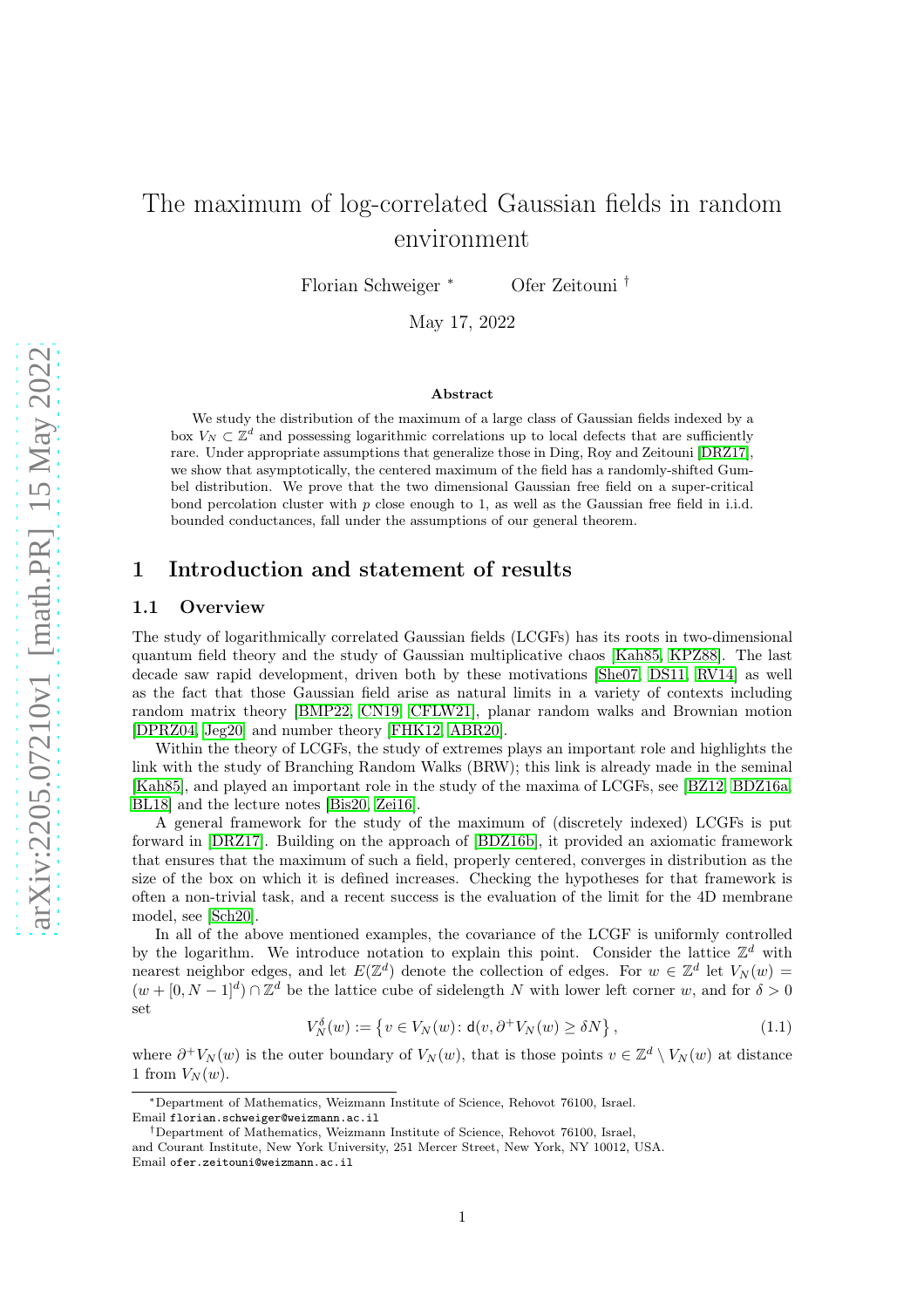# The maximum of log-correlated Gaussian fields in random environment

Florian Schweiger [*] Ofer Zeitouni [†]

May 17, 2022

**Abstract**

We study the distribution of the maximum of a large class of Gaussian fields indexed by a box $V_N \subset \mathbb{Z}^d$ and possessing logarithmic correlations up to local defects that are sufficiently rare. Under appropriate assumptions that generalize those in Ding, Roy and Zeitouni [DRZ17], we show that asymptotically, the centered maximum of the field has a randomly-shifted Gumbel distribution. We prove that the two dimensional Gaussian free field on a super-critical bond percolation cluster with $p$ close enough to 1, as well as the Gaussian free field in i.i.d. bounded conductances, fall under the assumptions of our general theorem.

## 1 Introduction and statement of results

### 1.1 Overview

The study of logarithmically correlated Gaussian fields (LCGFs) has its roots in two-dimensional quantum field theory and the study of Gaussian multiplicative chaos [Kah85, KPZ88]. The last decade saw rapid development, driven both by these motivations [She07, DS11, RV14] as well as the fact that those Gaussian field arise as natural limits in a variety of contexts including random matrix theory [BMP22, CN19, CFLW21], planar random walks and Brownian motion [DPRZ04, Jeg20] and number theory [FHK12, ABR20].

Within the theory of LCGFs, the study of extremes plays an important role and highlights the link with the study of Branching Random Walks (BRW); this link is already made in the seminal [Kah85], and played an important role in the study of the maxima of LCGFs, see [BZ12, BDZ16a, BL18] and the lecture notes [Bis20, Zei16].

A general framework for the study of the maximum of (discretely indexed) LCGFs is put forward in [DRZ17]. Building on the approach of [BDZ16b], it provided an axiomatic framework that ensures that the maximum of such a field, properly centered, converges in distribution as the size of the box on which it is defined increases. Checking the hypotheses for that framework is often a non-trivial task, and a recent success is the evaluation of the limit for the 4D membrane model, see [Sch20].

In all of the above mentioned examples, the covariance of the LCGF is uniformly controlled by the logarithm. We introduce notation to explain this point. Consider the lattice $\mathbb{Z}^d$ with nearest neighbor edges, and let $E(\mathbb{Z}^d)$ denote the collection of edges. For $w \in \mathbb{Z}^d$ let $V_N(w) = (w + [0, N-1]^d) \cap \mathbb{Z}^d$ be the lattice cube of sidelength $N$ with lower left corner $w$, and for $\delta > 0$ set

$$V_N^\delta(w) := \left\{ v \in V_N(w) \colon \mathsf{d}(v, \partial^+ V_N(w) \geq \delta N \right\}, \tag{1.1}$$

where $\partial^+ V_N(w)$ is the outer boundary of $V_N(w)$, that is those points $v \in \mathbb{Z}^d \setminus V_N(w)$ at distance 1 from $V_N(w)$.

---

[*] Department of Mathematics, Weizmann Institute of Science, Rehovot 76100, Israel. Email `florian.schweiger@weizmann.ac.il`

[†] Department of Mathematics, Weizmann Institute of Science, Rehovot 76100, Israel, and Courant Institute, New York University, 251 Mercer Street, New York, NY 10012, USA. Email `ofer.zeitouni@weizmann.ac.il`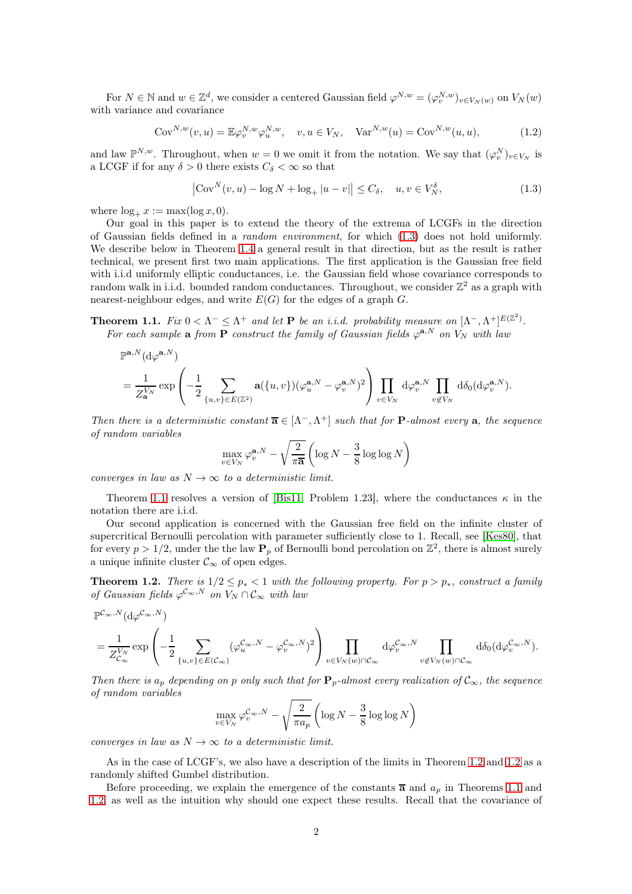For $N \in \mathbb{N}$ and $w \in \mathbb{Z}^d$, we consider a centered Gaussian field $\varphi^{N,w} = (\varphi^{N,w}_v)_{v\in V_N(w)}$ on $V_N(w)$ with variance and covariance

$$\mathrm{Cov}^{N,w}(v,u) = \mathbb{E}\varphi^{N,w}_v \varphi^{N,w}_u, \quad v,u \in V_N, \quad \mathrm{Var}^{N,w}(u) = \mathrm{Cov}^{N,w}(u,u), \tag{1.2}$$

and law $\mathbb{P}^{N,w}$. Throughout, when $w = 0$ we omit it from the notation. We say that $(\varphi^N_v)_{v\in V_N}$ is a LCGF if for any $\delta > 0$ there exists $C_\delta < \infty$ so that

$$\left|\mathrm{Cov}^N(v,u) - \log N + \log_+ |u - v|\right| \le C_\delta, \quad u, v \in V_N^\delta, \tag{1.3}$$

where $\log_+ x := \max(\log x, 0)$.

Our goal in this paper is to extend the theory of the extrema of LCGFs in the direction of Gaussian fields defined in a *random environment*, for which (1.3) does not hold uniformly. We describe below in Theorem 1.4 a general result in that direction, but as the result is rather technical, we present first two main applications. The first application is the Gaussian free field with i.i.d uniformly elliptic conductances, i.e. the Gaussian field whose covariance corresponds to random walk in i.i.d. bounded random conductances. Throughout, we consider $\mathbb{Z}^2$ as a graph with nearest-neighbour edges, and write $E(G)$ for the edges of a graph $G$.

**Theorem 1.1.** *Fix $0 < \Lambda^- \le \Lambda^+$ and let $\mathbf{P}$ be an i.i.d. probability measure on $[\Lambda^-, \Lambda^+]^{E(\mathbb{Z}^2)}$. For each sample $\mathbf{a}$ from $\mathbf{P}$ construct the family of Gaussian fields $\varphi^{\mathbf{a},N}$ on $V_N$ with law*

$$\begin{aligned}
&\mathbb{P}^{\mathbf{a},N}(\mathrm{d}\varphi^{\mathbf{a},N}) \\
&= \frac{1}{Z^{V_N}_{\mathbf{a}}} \exp\left(-\frac{1}{2}\sum_{\{u,v\}\in E(\mathbb{Z}^2)} \mathbf{a}(\{u,v\})(\varphi^{\mathbf{a},N}_u - \varphi^{\mathbf{a},N}_v)^2\right) \prod_{v\in V_N} \mathrm{d}\varphi^{\mathbf{a},N}_v \prod_{v\notin V_N} \mathrm{d}\delta_0(\mathrm{d}\varphi^{\mathbf{a},N}_v).
\end{aligned}$$

*Then there is a deterministic constant $\overline{\mathbf{a}} \in [\Lambda^-, \Lambda^+]$ such that for $\mathbf{P}$-almost every $\mathbf{a}$, the sequence of random variables*

$$\max_{v\in V_N} \varphi^{\mathbf{a},N}_v - \sqrt{\frac{2}{\pi\overline{\mathbf{a}}}}\left(\log N - \frac{3}{8}\log\log N\right)$$

*converges in law as $N \to \infty$ to a deterministic limit.*

Theorem 1.1 resolves a version of [Bis11, Problem 1.23], where the conductances $\kappa$ in the notation there are i.i.d.

Our second application is concerned with the Gaussian free field on the infinite cluster of supercritical Bernoulli percolation with parameter sufficiently close to 1. Recall, see [Kes80], that for every $p > 1/2$, under the the law $\mathbf{P}_p$ of Bernoulli bond percolation on $\mathbb{Z}^2$, there is almost surely a unique infinite cluster $\mathcal{C}_\infty$ of open edges.

**Theorem 1.2.** *There is $1/2 \le p_* < 1$ with the following property. For $p > p_*$, construct a family of Gaussian fields $\varphi^{\mathcal{C}_\infty,N}$ on $V_N \cap \mathcal{C}_\infty$ with law*

$$\begin{aligned}
&\mathbb{P}^{\mathcal{C}_\infty,N}(\mathrm{d}\varphi^{\mathcal{C}_\infty,N}) \\
&= \frac{1}{Z^{V_N}_{\mathcal{C}_\infty}} \exp\left(-\frac{1}{2}\sum_{\{u,v\}\in E(\mathcal{C}_\infty)} (\varphi^{\mathcal{C}_\infty,N}_u - \varphi^{\mathcal{C}_\infty,N}_v)^2\right) \prod_{v\in V_N(w)\cap\mathcal{C}_\infty} \mathrm{d}\varphi^{\mathcal{C}_\infty,N}_v \prod_{v\notin V_N(w)\cap\mathcal{C}_\infty} \mathrm{d}\delta_0(\mathrm{d}\varphi^{\mathcal{C}_\infty,N}_v).
\end{aligned}$$

*Then there is $a_p$ depending on $p$ only such that for $\mathbf{P}_p$-almost every realization of $\mathcal{C}_\infty$, the sequence of random variables*

$$\max_{v\in V_N} \varphi^{\mathcal{C}_\infty,N}_v - \sqrt{\frac{2}{\pi a_p}}\left(\log N - \frac{3}{8}\log\log N\right)$$

*converges in law as $N \to \infty$ to a deterministic limit.*

As in the case of LCGF's, we also have a description of the limits in Theorem 1.2 and 1.2 as a randomly shifted Gumbel distribution.

Before proceeding, we explain the emergence of the constants $\overline{\mathbf{a}}$ and $a_p$ in Theorems 1.1 and 1.2, as well as the intuition why should one expect these results. Recall that the covariance of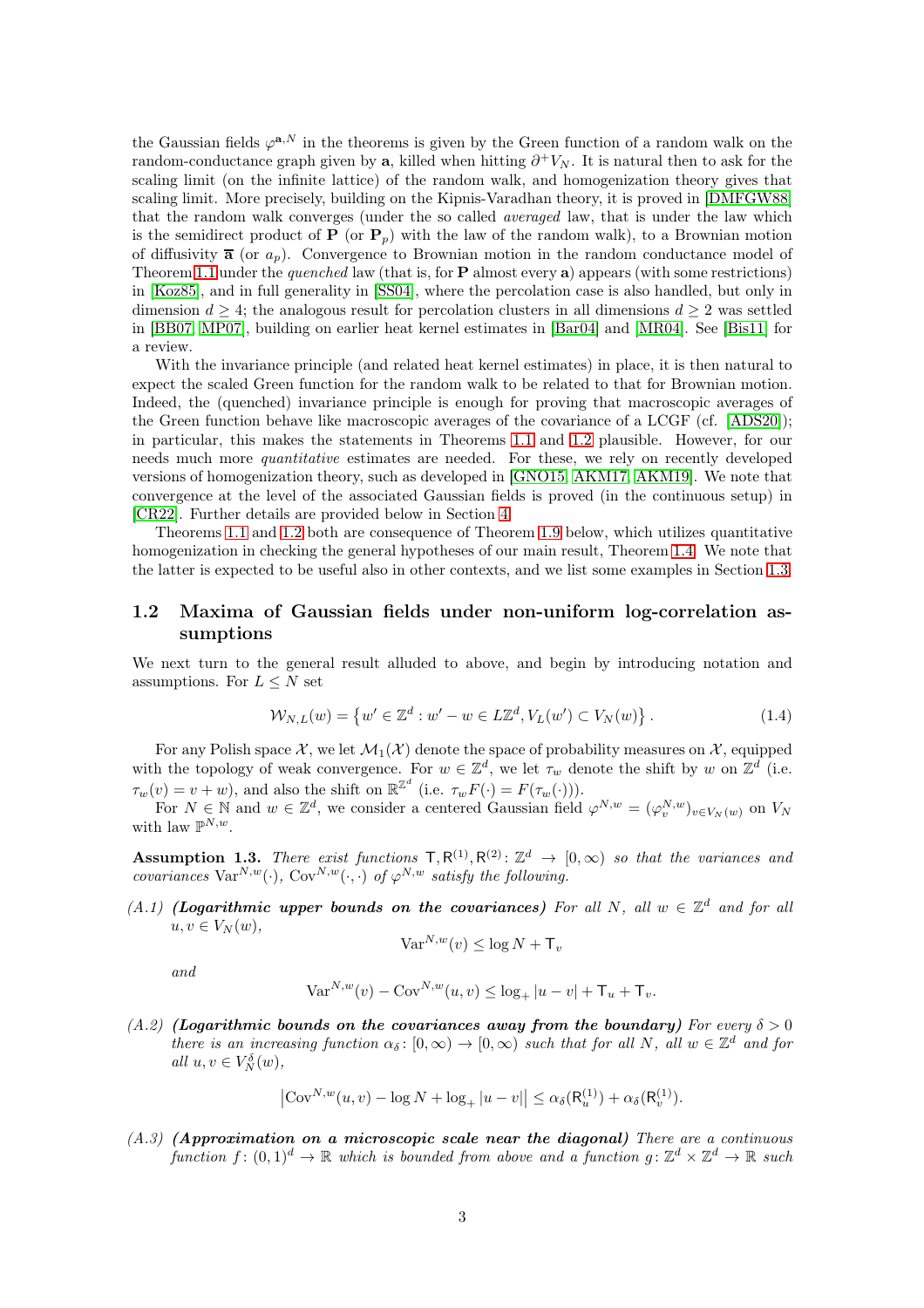the Gaussian fields $\varphi^{\mathbf{a},N}$ in the theorems is given by the Green function of a random walk on the random-conductance graph given by $\mathbf{a}$, killed when hitting $\partial^+ V_N$. It is natural then to ask for the scaling limit (on the infinite lattice) of the random walk, and homogenization theory gives that scaling limit. More precisely, building on the Kipnis-Varadhan theory, it is proved in [DMFGW88] that the random walk converges (under the so called *averaged* law, that is under the law which is the semidirect product of $\mathbf{P}$ (or $\mathbf{P}_p$) with the law of the random walk), to a Brownian motion of diffusivity $\overline{\mathbf{a}}$ (or $a_p$). Convergence to Brownian motion in the random conductance model of Theorem 1.1 under the *quenched* law (that is, for $\mathbf{P}$ almost every $\mathbf{a}$) appears (with some restrictions) in [Koz85], and in full generality in [SS04], where the percolation case is also handled, but only in dimension $d \geq 4$; the analogous result for percolation clusters in all dimensions $d \geq 2$ was settled in [BB07, MP07], building on earlier heat kernel estimates in [Bar04] and [MR04]. See [Bis11] for a review.

With the invariance principle (and related heat kernel estimates) in place, it is then natural to expect the scaled Green function for the random walk to be related to that for Brownian motion. Indeed, the (quenched) invariance principle is enough for proving that macroscopic averages of the Green function behave like macroscopic averages of the covariance of a LCGF (cf. [ADS20]); in particular, this makes the statements in Theorems 1.1 and 1.2 plausible. However, for our needs much more *quantitative* estimates are needed. For these, we rely on recently developed versions of homogenization theory, such as developed in [GNO15, AKM17, AKM19]. We note that convergence at the level of the associated Gaussian fields is proved (in the continuous setup) in [CR22]. Further details are provided below in Section 4.

Theorems 1.1 and 1.2 both are consequence of Theorem 1.9 below, which utilizes quantitative homogenization in checking the general hypotheses of our main result, Theorem 1.4. We note that the latter is expected to be useful also in other contexts, and we list some examples in Section 1.3.

## 1.2 Maxima of Gaussian fields under non-uniform log-correlation assumptions

We next turn to the general result alluded to above, and begin by introducing notation and assumptions. For $L \leq N$ set

$$\mathcal{W}_{N,L}(w) = \left\{ w' \in \mathbb{Z}^d : w' - w \in L\mathbb{Z}^d, V_L(w') \subset V_N(w) \right\}. \tag{1.4}$$

For any Polish space $\mathcal{X}$, we let $\mathcal{M}_1(\mathcal{X})$ denote the space of probability measures on $\mathcal{X}$, equipped with the topology of weak convergence. For $w \in \mathbb{Z}^d$, we let $\tau_w$ denote the shift by $w$ on $\mathbb{Z}^d$ (i.e. $\tau_w(v) = v + w$), and also the shift on $\mathbb{R}^{\mathbb{Z}^d}$ (i.e. $\tau_w F(\cdot) = F(\tau_w(\cdot))$).

For $N \in \mathbb{N}$ and $w \in \mathbb{Z}^d$, we consider a centered Gaussian field $\varphi^{N,w} = (\varphi^{N,w}_v)_{v \in V_N(w)}$ on $V_N$ with law $\mathbb{P}^{N,w}$.

**Assumption 1.3.** *There exist functions $\mathsf{T}, \mathsf{R}^{(1)}, \mathsf{R}^{(2)} \colon \mathbb{Z}^d \to [0,\infty)$ so that the variances and covariances $\mathrm{Var}^{N,w}(\cdot)$, $\mathrm{Cov}^{N,w}(\cdot,\cdot)$ of $\varphi^{N,w}$ satisfy the following.*

*(A.1)* ***(Logarithmic upper bounds on the covariances)*** *For all $N$, all $w \in \mathbb{Z}^d$ and for all $u, v \in V_N(w)$,*

$$\mathrm{Var}^{N,w}(v) \leq \log N + \mathsf{T}_v$$

*and*

$$\mathrm{Var}^{N,w}(v) - \mathrm{Cov}^{N,w}(u,v) \leq \log_+ |u - v| + \mathsf{T}_u + \mathsf{T}_v.$$

*(A.2)* ***(Logarithmic bounds on the covariances away from the boundary)*** *For every $\delta > 0$ there is an increasing function $\alpha_\delta \colon [0,\infty) \to [0,\infty)$ such that for all $N$, all $w \in \mathbb{Z}^d$ and for all $u, v \in V_N^\delta(w)$,*

$$\left| \mathrm{Cov}^{N,w}(u,v) - \log N + \log_+ |u - v| \right| \leq \alpha_\delta(\mathsf{R}^{(1)}_u) + \alpha_\delta(\mathsf{R}^{(1)}_v).$$

*(A.3)* ***(Approximation on a microscopic scale near the diagonal)*** *There are a continuous function $f \colon (0,1)^d \to \mathbb{R}$ which is bounded from above and a function $g \colon \mathbb{Z}^d \times \mathbb{Z}^d \to \mathbb{R}$ such*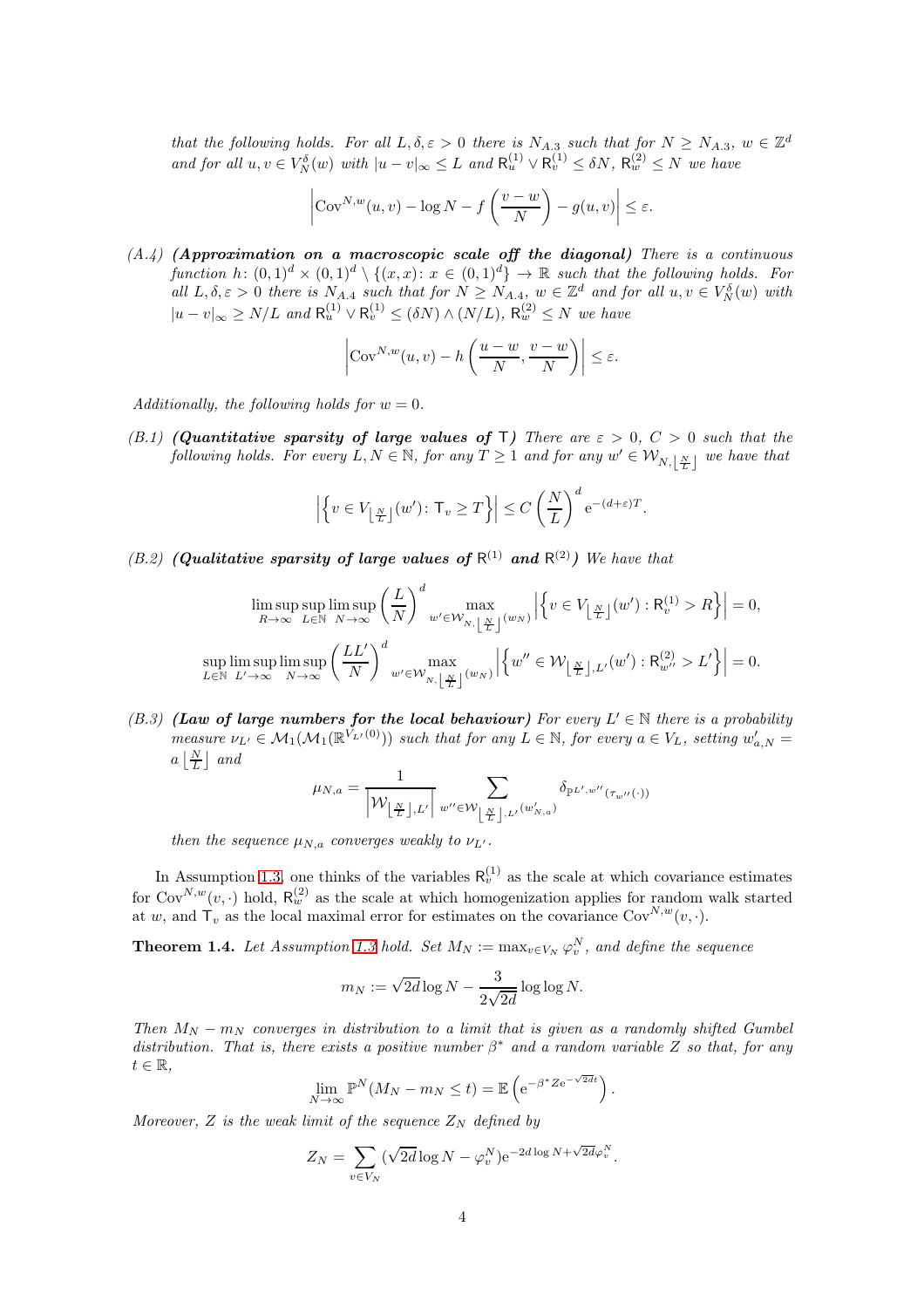*that the following holds. For all $L, \delta, \varepsilon > 0$ there is $N_{A.3}$ such that for $N \geq N_{A.3}$, $w \in \mathbb{Z}^d$ and for all $u, v \in V_N^\delta(w)$ with $|u-v|_\infty \leq L$ and $\mathsf{R}_u^{(1)} \vee \mathsf{R}_v^{(1)} \leq \delta N$, $\mathsf{R}_w^{(2)} \leq N$ we have*

$$\left| \mathrm{Cov}^{N,w}(u,v) - \log N - f\left(\frac{v-w}{N}\right) - g(u,v) \right| \leq \varepsilon.$$

*(A.4)* ***(Approximation on a macroscopic scale off the diagonal)*** *There is a continuous function $h\colon (0,1)^d \times (0,1)^d \setminus \{(x,x)\colon x \in (0,1)^d\} \to \mathbb{R}$ such that the following holds. For all $L, \delta, \varepsilon > 0$ there is $N_{A.4}$ such that for $N \geq N_{A.4}$, $w \in \mathbb{Z}^d$ and for all $u, v \in V_N^\delta(w)$ with $|u-v|_\infty \geq N/L$ and $\mathsf{R}_u^{(1)} \vee \mathsf{R}_v^{(1)} \leq (\delta N) \wedge (N/L)$, $\mathsf{R}_w^{(2)} \leq N$ we have*

$$\left| \mathrm{Cov}^{N,w}(u,v) - h\left(\frac{u-w}{N}, \frac{v-w}{N}\right) \right| \leq \varepsilon.$$

*Additionally, the following holds for $w = 0$.*

*(B.1)* ***(Quantitative sparsity of large values of $\mathsf{T}$)*** *There are $\varepsilon > 0$, $C > 0$ such that the following holds. For every $L, N \in \mathbb{N}$, for any $T \geq 1$ and for any $w' \in \mathcal{W}_{N, \lfloor \frac{N}{L} \rfloor}$ we have that*

$$\left| \left\{ v \in V_{\lfloor \frac{N}{L} \rfloor}(w') \colon \mathsf{T}_v \geq T \right\} \right| \leq C \left(\frac{N}{L}\right)^d \mathrm{e}^{-(d+\varepsilon)T}.$$

*(B.2)* ***(Qualitative sparsity of large values of $\mathsf{R}^{(1)}$ and $\mathsf{R}^{(2)}$)*** *We have that*

$$\limsup_{R \to \infty} \sup_{L \in \mathbb{N}} \limsup_{N \to \infty} \left(\frac{L}{N}\right)^d \max_{w' \in \mathcal{W}_{N, \lfloor \frac{N}{L} \rfloor}(w_N)} \left| \left\{ v \in V_{\lfloor \frac{N}{L} \rfloor}(w') : \mathsf{R}_v^{(1)} > R \right\} \right| = 0,$$

$$\sup_{L \in \mathbb{N}} \limsup_{L' \to \infty} \limsup_{N \to \infty} \left(\frac{LL'}{N}\right)^d \max_{w' \in \mathcal{W}_{N, \lfloor \frac{N}{L} \rfloor}(w_N)} \left| \left\{ w'' \in \mathcal{W}_{\lfloor \frac{N}{L} \rfloor, L'}(w') : \mathsf{R}_{w''}^{(2)} > L' \right\} \right| = 0.$$

*(B.3)* ***(Law of large numbers for the local behaviour)*** *For every $L' \in \mathbb{N}$ there is a probability measure $\nu_{L'} \in \mathcal{M}_1(\mathcal{M}_1(\mathbb{R}^{V_{L'}(0)}))$ such that for any $L \in \mathbb{N}$, for every $a \in V_L$, setting $w'_{a,N} = a \left\lfloor \frac{N}{L} \right\rfloor$ and*

$$\mu_{N,a} = \frac{1}{\left| \mathcal{W}_{\lfloor \frac{N}{L} \rfloor, L'} \right|} \sum_{w'' \in \mathcal{W}_{\lfloor \frac{N}{L} \rfloor, L'}(w'_{N,a})} \delta_{\mathbb{P}^{L', w''}(\tau_{w''}(\cdot))}$$

*then the sequence $\mu_{N,a}$ converges weakly to $\nu_{L'}$.*

In Assumption 1.3, one thinks of the variables $\mathsf{R}_v^{(1)}$ as the scale at which covariance estimates for $\mathrm{Cov}^{N,w}(v, \cdot)$ hold, $\mathsf{R}_w^{(2)}$ as the scale at which homogenization applies for random walk started at $w$, and $\mathsf{T}_v$ as the local maximal error for estimates on the covariance $\mathrm{Cov}^{N,w}(v, \cdot)$.

**Theorem 1.4.** *Let Assumption 1.3 hold. Set $M_N := \max_{v \in V_N} \varphi_v^N$, and define the sequence*

$$m_N := \sqrt{2d} \log N - \frac{3}{2\sqrt{2d}} \log\log N.$$

*Then $M_N - m_N$ converges in distribution to a limit that is given as a randomly shifted Gumbel distribution. That is, there exists a positive number $\beta^*$ and a random variable $Z$ so that, for any $t \in \mathbb{R}$,*

$$\lim_{N \to \infty} \mathbb{P}^N(M_N - m_N \leq t) = \mathbb{E}\left( \mathrm{e}^{-\beta^* Z \mathrm{e}^{-\sqrt{2d} t}} \right).$$

*Moreover, $Z$ is the weak limit of the sequence $Z_N$ defined by*

$$Z_N = \sum_{v \in V_N} (\sqrt{2d} \log N - \varphi_v^N) \mathrm{e}^{-2d \log N + \sqrt{2d} \varphi_v^N}.$$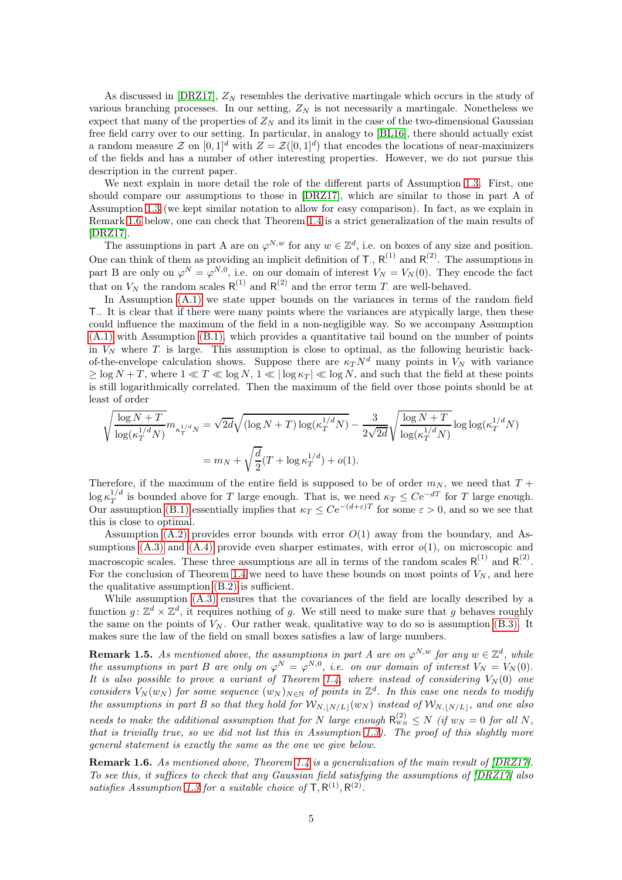As discussed in [DRZ17], $Z_N$ resembles the derivative martingale which occurs in the study of various branching processes. In our setting, $Z_N$ is not necessarily a martingale. Nonetheless we expect that many of the properties of $Z_N$ and its limit in the case of the two-dimensional Gaussian free field carry over to our setting. In particular, in analogy to [BL16], there should actually exist a random measure $\mathcal{Z}$ on $[0,1]^d$ with $Z = \mathcal{Z}([0,1]^d)$ that encodes the locations of near-maximizers of the fields and has a number of other interesting properties. However, we do not pursue this description in the current paper.

We next explain in more detail the role of the different parts of Assumption 1.3. First, one should compare our assumptions to those in [DRZ17], which are similar to those in part A of Assumption 1.3 (we kept similar notation to allow for easy comparison). In fact, as we explain in Remark 1.6 below, one can check that Theorem 1.4 is a strict generalization of the main results of [DRZ17].

The assumptions in part A are on $\varphi^{N,w}$ for any $w \in \mathbb{Z}^d$, i.e. on boxes of any size and position. One can think of them as providing an implicit definition of $\mathsf{T}_\cdot$, $\mathsf{R}_\cdot^{(1)}$ and $\mathsf{R}_\cdot^{(2)}$. The assumptions in part B are only on $\varphi^N = \varphi^{N,0}$, i.e. on our domain of interest $V_N = V_N(0)$. They encode the fact that on $V_N$ the random scales $\mathsf{R}_\cdot^{(1)}$ and $\mathsf{R}_\cdot^{(2)}$ and the error term $T_\cdot$ are well-behaved.

In Assumption (A.1) we state upper bounds on the variances in terms of the random field $\mathsf{T}_\cdot$. It is clear that if there were many points where the variances are atypically large, then these could influence the maximum of the field in a non-negligible way. So we accompany Assumption (A.1) with Assumption (B.1), which provides a quantitative tail bound on the number of points in $V_N$ where $T_\cdot$ is large. This assumption is close to optimal, as the following heuristic back-of-the-envelope calculation shows. Suppose there are $\kappa_T N^d$ many points in $V_N$ with variance $\geq \log N + T$, where $1 \ll T \ll \log N$, $1 \ll |\log \kappa_T| \ll \log N$, and such that the field at these points is still logarithmically correlated. Then the maximum of the field over those points should be at least of order

$$
\begin{aligned}
\sqrt{\frac{\log N + T}{\log(\kappa_T^{1/d} N)}}\, m_{\kappa_T^{1/d} N} &= \sqrt{2d}\sqrt{(\log N + T)\log(\kappa_T^{1/d} N)} - \frac{3}{2\sqrt{2d}}\sqrt{\frac{\log N + T}{\log(\kappa_T^{1/d} N)}}\log\log(\kappa_T^{1/d} N) \\
&= m_N + \sqrt{\frac{d}{2}}(T + \log \kappa_T^{1/d}) + o(1).
\end{aligned}
$$

Therefore, if the maximum of the entire field is supposed to be of order $m_N$, we need that $T + \log \kappa_T^{1/d}$ is bounded above for $T$ large enough. That is, we need $\kappa_T \leq C\mathrm{e}^{-dT}$ for $T$ large enough. Our assumption (B.1) essentially implies that $\kappa_T \leq C\mathrm{e}^{-(d+\varepsilon)T}$ for some $\varepsilon > 0$, and so we see that this is close to optimal.

Assumption (A.2) provides error bounds with error $O(1)$ away from the boundary, and Assumptions (A.3) and (A.4) provide even sharper estimates, with error $o(1)$, on microscopic and macroscopic scales. These three assumptions are all in terms of the random scales $\mathsf{R}_\cdot^{(1)}$ and $\mathsf{R}_\cdot^{(2)}$. For the conclusion of Theorem 1.4 we need to have these bounds on most points of $V_N$, and here the qualitative assumption (B.2) is sufficient.

While assumption (A.3) ensures that the covariances of the field are locally described by a function $g\colon \mathbb{Z}^d \times \mathbb{Z}^d$, it requires nothing of $g$. We still need to make sure that $g$ behaves roughly the same on the points of $V_N$. Our rather weak, qualitative way to do so is assumption (B.3). It makes sure the law of the field on small boxes satisfies a law of large numbers.

**Remark 1.5.** *As mentioned above, the assumptions in part A are on $\varphi^{N,w}$ for any $w \in \mathbb{Z}^d$, while the assumptions in part B are only on $\varphi^N = \varphi^{N,0}$, i.e. on our domain of interest $V_N = V_N(0)$. It is also possible to prove a variant of Theorem 1.4, where instead of considering $V_N(0)$ one considers $V_N(w_N)$ for some sequence $(w_N)_{N\in\mathbb{N}}$ of points in $\mathbb{Z}^d$. In this case one needs to modify the assumptions in part B so that they hold for $\mathcal{W}_{N,\lfloor N/L\rfloor}(w_N)$ instead of $\mathcal{W}_{N,\lfloor N/L\rfloor}$, and one also needs to make the additional assumption that for $N$ large enough $\mathsf{R}_{w_N}^{(2)} \leq N$ (if $w_N = 0$ for all $N$, that is trivially true, so we did not list this in Assumption 1.3). The proof of this slightly more general statement is exactly the same as the one we give below.*

**Remark 1.6.** *As mentioned above, Theorem 1.4 is a generalization of the main result of [DRZ17]. To see this, it suffices to check that any Gaussian field satisfying the assumptions of [DRZ17] also satisfies Assumption 1.3 for a suitable choice of $\mathsf{T}, \mathsf{R}^{(1)}, \mathsf{R}^{(2)}$.*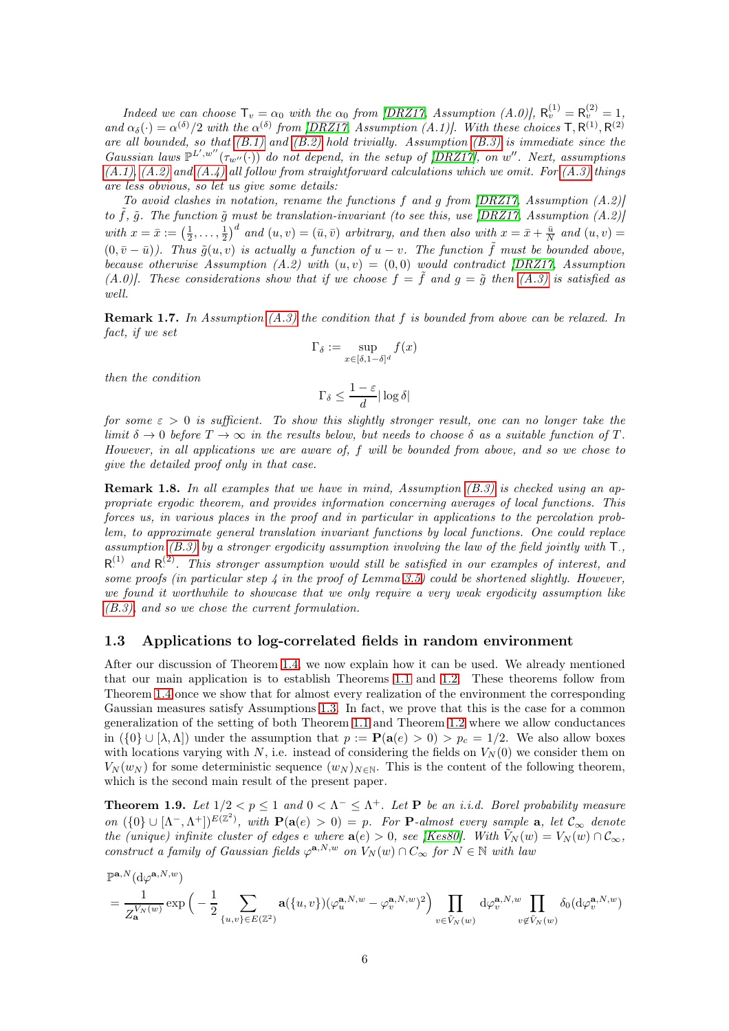*Indeed we can choose $\mathsf{T}_v = \alpha_0$ with the $\alpha_0$ from [DRZ17, Assumption (A.0)], $\mathsf{R}_v^{(1)} = \mathsf{R}_v^{(2)} = 1$, and $\alpha_\delta(\cdot) = \alpha^{(\delta)}/2$ with the $\alpha^{(\delta)}$ from [DRZ17, Assumption (A.1)]. With these choices $\mathsf{T}, \mathsf{R}^{(1)}, \mathsf{R}^{(2)}$ are all bounded, so that (B.1) and (B.2) hold trivially. Assumption (B.3) is immediate since the Gaussian laws $\mathbb{P}^{L',w''}(\tau_{w''}(\cdot))$ do not depend, in the setup of [DRZ17], on $w''$. Next, assumptions (A.1), (A.2) and (A.4) all follow from straightforward calculations which we omit. For (A.3) things are less obvious, so let us give some details:*

*To avoid clashes in notation, rename the functions $f$ and $g$ from [DRZ17, Assumption (A.2)] to $\tilde{f}$, $\tilde{g}$. The function $\tilde{g}$ must be translation-invariant (to see this, use [DRZ17, Assumption (A.2)] with $x = \bar{x} := \left(\frac{1}{2}, \ldots, \frac{1}{2}\right)^d$ and $(u,v) = (\bar{u}, \bar{v})$ arbitrary, and then also with $x = \bar{x} + \frac{\bar{u}}{N}$ and $(u,v) = (0, \bar{v} - \bar{u})$). Thus $\tilde{g}(u,v)$ is actually a function of $u - v$. The function $\tilde{f}$ must be bounded above, because otherwise Assumption (A.2) with $(u,v) = (0,0)$ would contradict [DRZ17, Assumption (A.0)]. These considerations show that if we choose $f = \tilde{f}$ and $g = \tilde{g}$ then (A.3) is satisfied as well.*

**Remark 1.7.** *In Assumption (A.3) the condition that $f$ is bounded from above can be relaxed. In fact, if we set*

$$\Gamma_\delta := \sup_{x \in [\delta, 1-\delta]^d} f(x)$$

*then the condition*

$$\Gamma_\delta \leq \frac{1-\varepsilon}{d} |\log \delta|$$

*for some $\varepsilon > 0$ is sufficient. To show this slightly stronger result, one can no longer take the limit $\delta \to 0$ before $T \to \infty$ in the results below, but needs to choose $\delta$ as a suitable function of $T$. However, in all applications we are aware of, $f$ will be bounded from above, and so we chose to give the detailed proof only in that case.*

**Remark 1.8.** *In all examples that we have in mind, Assumption (B.3) is checked using an appropriate ergodic theorem, and provides information concerning averages of local functions. This forces us, in various places in the proof and in particular in applications to the percolation problem, to approximate general translation invariant functions by local functions. One could replace assumption (B.3) by a stronger ergodicity assumption involving the law of the field jointly with $\mathsf{T}_\cdot$, $\mathsf{R}^{(1)}$ and $\mathsf{R}^{(2)}$. This stronger assumption would still be satisfied in our examples of interest, and some proofs (in particular step 4 in the proof of Lemma 3.5) could be shortened slightly. However, we found it worthwhile to showcase that we only require a very weak ergodicity assumption like (B.3), and so we chose the current formulation.*

### 1.3 Applications to log-correlated fields in random environment

After our discussion of Theorem 1.4, we now explain how it can be used. We already mentioned that our main application is to establish Theorems 1.1 and 1.2. These theorems follow from Theorem 1.4 once we show that for almost every realization of the environment the corresponding Gaussian measures satisfy Assumptions 1.3. In fact, we prove that this is the case for a common generalization of the setting of both Theorem 1.1 and Theorem 1.2 where we allow conductances in $(\{0\} \cup [\lambda, \Lambda])$ under the assumption that $p := \mathbf{P}(\mathbf{a}(e) > 0) > p_c = 1/2$. We also allow boxes with locations varying with $N$, i.e. instead of considering the fields on $V_N(0)$ we consider them on $V_N(w_N)$ for some deterministic sequence $(w_N)_{N \in \mathbb{N}}$. This is the content of the following theorem, which is the second main result of the present paper.

**Theorem 1.9.** *Let $1/2 < p \leq 1$ and $0 < \Lambda^- \leq \Lambda^+$. Let $\mathbf{P}$ be an i.i.d. Borel probability measure on $(\{0\} \cup [\Lambda^-, \Lambda^+])^{E(\mathbb{Z}^2)}$, with $\mathbf{P}(\mathbf{a}(e) > 0) = p$. For $\mathbf{P}$-almost every sample $\mathbf{a}$, let $\mathcal{C}_\infty$ denote the (unique) infinite cluster of edges $e$ where $\mathbf{a}(e) > 0$, see [Kes80]. With $\tilde{V}_N(w) = V_N(w) \cap \mathcal{C}_\infty$, construct a family of Gaussian fields $\varphi^{\mathbf{a},N,w}$ on $V_N(w) \cap \mathcal{C}_\infty$ for $N \in \mathbb{N}$ with law*

$$\begin{aligned}
&\mathbb{P}^{\mathbf{a},N}(\mathrm{d}\varphi^{\mathbf{a},N,w}) \\
&= \frac{1}{Z_{\mathbf{a}}^{V_N(w)}} \exp\Big(-\frac{1}{2} \sum_{\{u,v\} \in E(\mathbb{Z}^2)} \mathbf{a}(\{u,v\})(\varphi_u^{\mathbf{a},N,w} - \varphi_v^{\mathbf{a},N,w})^2\Big) \prod_{v \in \tilde{V}_N(w)} \mathrm{d}\varphi_v^{\mathbf{a},N,w} \prod_{v \notin \tilde{V}_N(w)} \delta_0(\mathrm{d}\varphi_v^{\mathbf{a},N,w})
\end{aligned}$$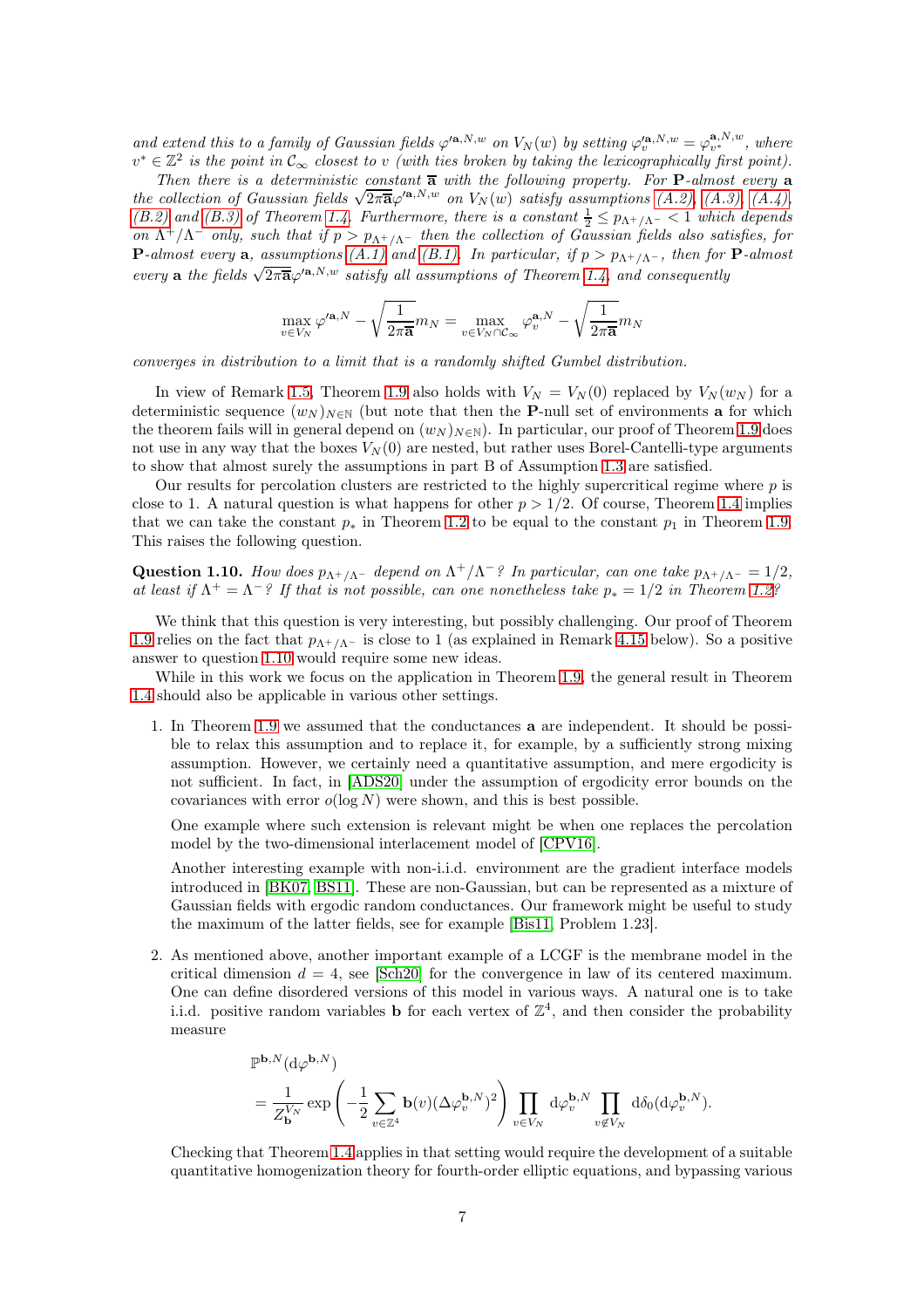*and extend this to a family of Gaussian fields $\varphi'^{\mathbf{a},N,w}$ on $V_N(w)$ by setting $\varphi'^{\mathbf{a},N,w}_v = \varphi^{\mathbf{a},N,w}_{v^*}$, where $v^* \in \mathbb{Z}^2$ is the point in $\mathcal{C}_\infty$ closest to $v$ (with ties broken by taking the lexicographically first point).*

*Then there is a deterministic constant $\overline{\mathbf{a}}$ with the following property. For $\mathbf{P}$-almost every $\mathbf{a}$ the collection of Gaussian fields $\sqrt{2\pi\overline{\mathbf{a}}}\varphi'^{\mathbf{a},N,w}$ on $V_N(w)$ satisfy assumptions (A.2), (A.3), (A.4), (B.2) and (B.3) of Theorem 1.4. Furthermore, there is a constant $\frac{1}{2} \leq p_{\Lambda^+/\Lambda^-} < 1$ which depends on $\Lambda^+/\Lambda^-$ only, such that if $p > p_{\Lambda^+/\Lambda^-}$ then the collection of Gaussian fields also satisfies, for $\mathbf{P}$-almost every $\mathbf{a}$, assumptions (A.1) and (B.1). In particular, if $p > p_{\Lambda^+/\Lambda^-}$, then for $\mathbf{P}$-almost every $\mathbf{a}$ the fields $\sqrt{2\pi\overline{\mathbf{a}}}\varphi'^{\mathbf{a},N,w}$ satisfy all assumptions of Theorem 1.4, and consequently*

$$\max_{v \in V_N} \varphi'^{\mathbf{a},N} - \sqrt{\frac{1}{2\pi\overline{\mathbf{a}}}} m_N = \max_{v \in V_N \cap \mathcal{C}_\infty} \varphi^{\mathbf{a},N}_v - \sqrt{\frac{1}{2\pi\overline{\mathbf{a}}}} m_N$$

*converges in distribution to a limit that is a randomly shifted Gumbel distribution.*

In view of Remark 1.5, Theorem 1.9 also holds with $V_N = V_N(0)$ replaced by $V_N(w_N)$ for a deterministic sequence $(w_N)_{N\in\mathbb{N}}$ (but note that then the $\mathbf{P}$-null set of environments $\mathbf{a}$ for which the theorem fails will in general depend on $(w_N)_{N\in\mathbb{N}}$). In particular, our proof of Theorem 1.9 does not use in any way that the boxes $V_N(0)$ are nested, but rather uses Borel-Cantelli-type arguments to show that almost surely the assumptions in part B of Assumption 1.3 are satisfied.

Our results for percolation clusters are restricted to the highly supercritical regime where $p$ is close to 1. A natural question is what happens for other $p > 1/2$. Of course, Theorem 1.4 implies that we can take the constant $p_*$ in Theorem 1.2 to be equal to the constant $p_1$ in Theorem 1.9. This raises the following question.

**Question 1.10.** *How does $p_{\Lambda^+/\Lambda^-}$ depend on $\Lambda^+/\Lambda^-$? In particular, can one take $p_{\Lambda^+/\Lambda^-} = 1/2$, at least if $\Lambda^+ = \Lambda^-$? If that is not possible, can one nonetheless take $p_* = 1/2$ in Theorem 1.2?*

We think that this question is very interesting, but possibly challenging. Our proof of Theorem 1.9 relies on the fact that $p_{\Lambda^+/\Lambda^-}$ is close to 1 (as explained in Remark 4.15 below). So a positive answer to question 1.10 would require some new ideas.

While in this work we focus on the application in Theorem 1.9, the general result in Theorem 1.4 should also be applicable in various other settings.

1. In Theorem 1.9 we assumed that the conductances $\mathbf{a}$ are independent. It should be possible to relax this assumption and to replace it, for example, by a sufficiently strong mixing assumption. However, we certainly need a quantitative assumption, and mere ergodicity is not sufficient. In fact, in [ADS20] under the assumption of ergodicity error bounds on the covariances with error $o(\log N)$ were shown, and this is best possible.

   One example where such extension is relevant might be when one replaces the percolation model by the two-dimensional interlacement model of [CPV16].

   Another interesting example with non-i.i.d. environment are the gradient interface models introduced in [BK07, BS11]. These are non-Gaussian, but can be represented as a mixture of Gaussian fields with ergodic random conductances. Our framework might be useful to study the maximum of the latter fields, see for example [Bis11, Problem 1.23].

2. As mentioned above, another important example of a LCGF is the membrane model in the critical dimension $d = 4$, see [Sch20] for the convergence in law of its centered maximum. One can define disordered versions of this model in various ways. A natural one is to take i.i.d. positive random variables $\mathbf{b}$ for each vertex of $\mathbb{Z}^4$, and then consider the probability measure

$$\begin{aligned}
&\mathbb{P}^{\mathbf{b},N}(\mathrm{d}\varphi^{\mathbf{b},N}) \\
&= \frac{1}{Z_{\mathbf{b}}^{V_N}} \exp\left(-\frac{1}{2}\sum_{v\in\mathbb{Z}^4} \mathbf{b}(v)(\Delta\varphi_v^{\mathbf{b},N})^2\right) \prod_{v\in V_N} \mathrm{d}\varphi_v^{\mathbf{b},N} \prod_{v\notin V_N} \mathrm{d}\delta_0(\mathrm{d}\varphi_v^{\mathbf{b},N}).
\end{aligned}$$

   Checking that Theorem 1.4 applies in that setting would require the development of a suitable quantitative homogenization theory for fourth-order elliptic equations, and bypassing various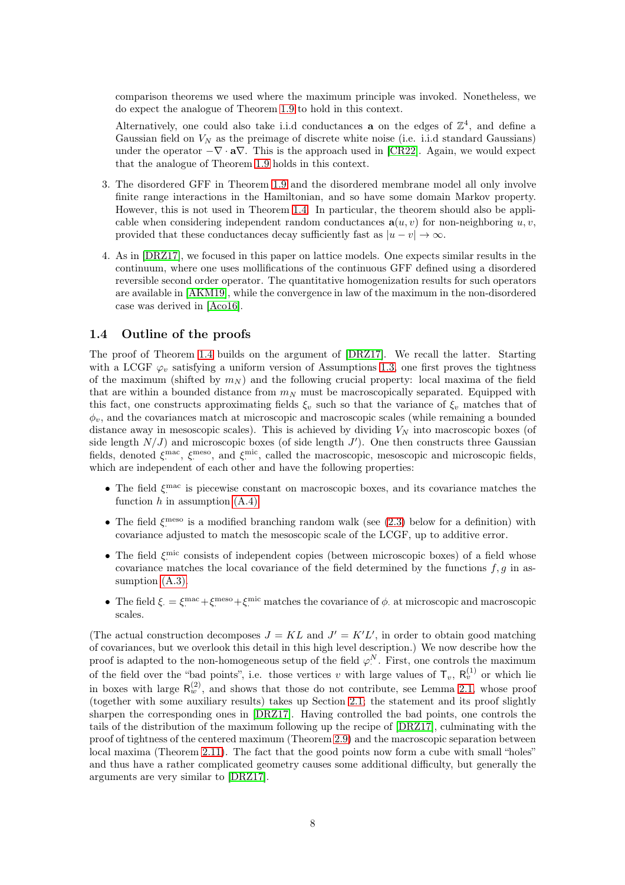comparison theorems we used where the maximum principle was invoked. Nonetheless, we do expect the analogue of Theorem 1.9 to hold in this context.

Alternatively, one could also take i.i.d conductances $\mathbf{a}$ on the edges of $\mathbb{Z}^4$, and define a Gaussian field on $V_N$ as the preimage of discrete white noise (i.e. i.i.d standard Gaussians) under the operator $-\nabla \cdot \mathbf{a} \nabla$. This is the approach used in [CR22]. Again, we would expect that the analogue of Theorem 1.9 holds in this context.

3. The disordered GFF in Theorem 1.9 and the disordered membrane model all only involve finite range interactions in the Hamiltonian, and so have some domain Markov property. However, this is not used in Theorem 1.4. In particular, the theorem should also be applicable when considering independent random conductances $\mathbf{a}(u, v)$ for non-neighboring $u, v$, provided that these conductances decay sufficiently fast as $|u - v| \to \infty$.

4. As in [DRZ17], we focused in this paper on lattice models. One expects similar results in the continuum, where one uses mollifications of the continuous GFF defined using a disordered reversible second order operator. The quantitative homogenization results for such operators are available in [AKM19], while the convergence in law of the maximum in the non-disordered case was derived in [Aco16].

## 1.4 Outline of the proofs

The proof of Theorem 1.4 builds on the argument of [DRZ17]. We recall the latter. Starting with a LCGF $\varphi_v$ satisfying a uniform version of Assumptions 1.3, one first proves the tightness of the maximum (shifted by $m_N$) and the following crucial property: local maxima of the field that are within a bounded distance from $m_N$ must be macroscopically separated. Equipped with this fact, one constructs approximating fields $\xi_v$ such so that the variance of $\xi_v$ matches that of $\phi_v$, and the covariances match at microscopic and macroscopic scales (while remaining a bounded distance away in mesoscopic scales). This is achieved by dividing $V_N$ into macroscopic boxes (of side length $N/J$) and microscopic boxes (of side length $J'$). One then constructs three Gaussian fields, denoted $\xi_\cdot^{\mathrm{mac}}$, $\xi_\cdot^{\mathrm{meso}}$, and $\xi_\cdot^{\mathrm{mic}}$, called the macroscopic, mesoscopic and microscopic fields, which are independent of each other and have the following properties:

- The field $\xi_\cdot^{\mathrm{mac}}$ is piecewise constant on macroscopic boxes, and its covariance matches the function $h$ in assumption (A.4).
- The field $\xi_\cdot^{\mathrm{meso}}$ is a modified branching random walk (see (2.3) below for a definition) with covariance adjusted to match the mesoscopic scale of the LCGF, up to additive error.
- The field $\xi_\cdot^{\mathrm{mic}}$ consists of independent copies (between microscopic boxes) of a field whose covariance matches the local covariance of the field determined by the functions $f, g$ in assumption (A.3).
- The field $\xi_\cdot = \xi_\cdot^{\mathrm{mac}} + \xi_\cdot^{\mathrm{meso}} + \xi_\cdot^{\mathrm{mic}}$ matches the covariance of $\phi_\cdot$ at microscopic and macroscopic scales.

(The actual construction decomposes $J = KL$ and $J' = K'L'$, in order to obtain good matching of covariances, but we overlook this detail in this high level description.) We now describe how the proof is adapted to the non-homogeneous setup of the field $\varphi_\cdot^N$. First, one controls the maximum of the field over the "bad points", i.e. those vertices $v$ with large values of $\mathsf{T}_v$, $\mathsf{R}_v^{(1)}$ or which lie in boxes with large $\mathsf{R}_w^{(2)}$, and shows that those do not contribute, see Lemma 2.1, whose proof (together with some auxiliary results) takes up Section 2.1; the statement and its proof slightly sharpen the corresponding ones in [DRZ17]. Having controlled the bad points, one controls the tails of the distribution of the maximum following up the recipe of [DRZ17], culminating with the proof of tightness of the centered maximum (Theorem 2.9) and the macroscopic separation between local maxima (Theorem 2.11). The fact that the good points now form a cube with small "holes" and thus have a rather complicated geometry causes some additional difficulty, but generally the arguments are very similar to [DRZ17].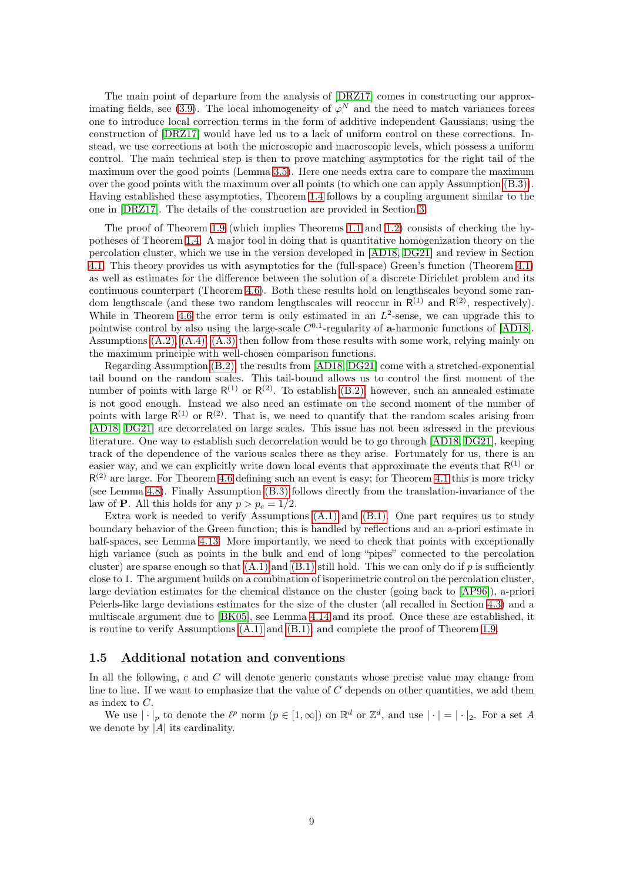The main point of departure from the analysis of [DRZ17] comes in constructing our approximating fields, see (3.9). The local inhomogeneity of $\varphi^N$ and the need to match variances forces one to introduce local correction terms in the form of additive independent Gaussians; using the construction of [DRZ17] would have led us to a lack of uniform control on these corrections. Instead, we use corrections at both the microscopic and macroscopic levels, which possess a uniform control. The main technical step is then to prove matching asymptotics for the right tail of the maximum over the good points (Lemma 3.5). Here one needs extra care to compare the maximum over the good points with the maximum over all points (to which one can apply Assumption (B.3)). Having established these asymptotics, Theorem 1.4 follows by a coupling argument similar to the one in [DRZ17]. The details of the construction are provided in Section 3.

The proof of Theorem 1.9 (which implies Theorems 1.1 and 1.2) consists of checking the hypotheses of Theorem 1.4. A major tool in doing that is quantitative homogenization theory on the percolation cluster, which we use in the version developed in [AD18, DG21] and review in Section 4.1. This theory provides us with asymptotics for the (full-space) Green's function (Theorem 4.1) as well as estimates for the difference between the solution of a discrete Dirichlet problem and its continuous counterpart (Theorem 4.6). Both these results hold on lengthscales beyond some random lengthscale (and these two random lengthscales will reoccur in $\mathsf{R}^{(1)}$ and $\mathsf{R}^{(2)}$, respectively). While in Theorem 4.6 the error term is only estimated in an $L^2$-sense, we can upgrade this to pointwise control by also using the large-scale $C^{0,1}$-regularity of $\mathbf{a}$-harmonic functions of [AD18]. Assumptions (A.2), (A.4), (A.3) then follow from these results with some work, relying mainly on the maximum principle with well-chosen comparison functions.

Regarding Assumption (B.2), the results from [AD18, DG21] come with a stretched-exponential tail bound on the random scales. This tail-bound allows us to control the first moment of the number of points with large $\mathsf{R}^{(1)}$ or $\mathsf{R}^{(2)}$. To establish (B.2), however, such an annealed estimate is not good enough. Instead we also need an estimate on the second moment of the number of points with large $\mathsf{R}^{(1)}$ or $\mathsf{R}^{(2)}$. That is, we need to quantify that the random scales arising from [AD18, DG21] are decorrelated on large scales. This issue has not been adressed in the previous literature. One way to establish such decorrelation would be to go through [AD18, DG21], keeping track of the dependence of the various scales there as they arise. Fortunately for us, there is an easier way, and we can explicitly write down local events that approximate the events that $\mathsf{R}^{(1)}$ or $\mathsf{R}^{(2)}$ are large. For Theorem 4.6 defining such an event is easy; for Theorem 4.1 this is more tricky (see Lemma 4.8). Finally Assumption (B.3) follows directly from the translation-invariance of the law of $\mathbf{P}$. All this holds for any $p > p_c = 1/2$.

Extra work is needed to verify Assumptions (A.1) and (B.1). One part requires us to study boundary behavior of the Green function; this is handled by reflections and an a-priori estimate in half-spaces, see Lemma 4.13. More importantly, we need to check that points with exceptionally high variance (such as points in the bulk and end of long "pipes" connected to the percolation cluster) are sparse enough so that (A.1) and (B.1) still hold. This we can only do if $p$ is sufficiently close to 1. The argument builds on a combination of isoperimetric control on the percolation cluster, large deviation estimates for the chemical distance on the cluster (going back to [AP96]), a-priori Peierls-like large deviations estimates for the size of the cluster (all recalled in Section 4.3) and a multiscale argument due to [BK05], see Lemma 4.14 and its proof. Once these are established, it is routine to verify Assumptions (A.1) and (B.1), and complete the proof of Theorem 1.9.

### 1.5 Additional notation and conventions

In all the following, $c$ and $C$ will denote generic constants whose precise value may change from line to line. If we want to emphasize that the value of $C$ depends on other quantities, we add them as index to $C$.

We use $|\cdot|_p$ to denote the $\ell^p$ norm ($p \in [1, \infty]$) on $\mathbb{R}^d$ or $\mathbb{Z}^d$, and use $|\cdot| = |\cdot|_2$. For a set $A$ we denote by $|A|$ its cardinality.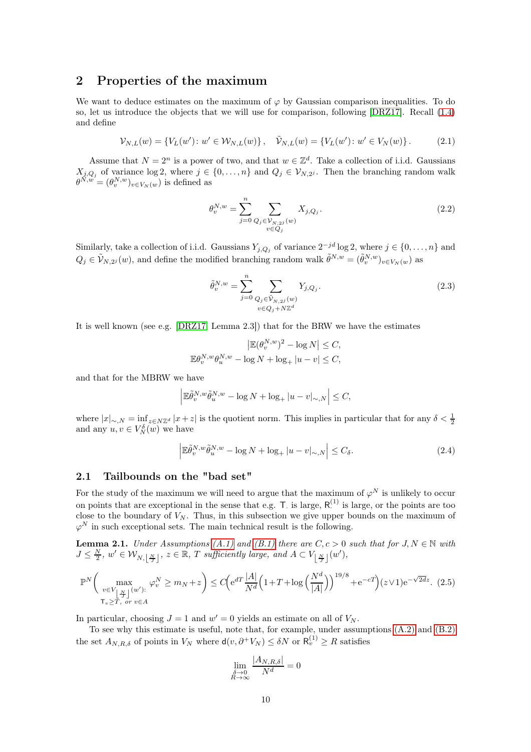## 2 Properties of the maximum

We want to deduce estimates on the maximum of $\varphi$ by Gaussian comparison inequalities. To do so, let us introduce the objects that we will use for comparison, following [DRZ17]. Recall (1.4) and define

$$\mathcal{V}_{N,L}(w) = \{V_L(w') \colon w' \in \mathcal{W}_{N,L}(w)\}, \quad \tilde{\mathcal{V}}_{N,L}(w) = \{V_L(w') \colon w' \in V_N(w)\}. \tag{2.1}$$

Assume that $N = 2^n$ is a power of two, and that $w \in \mathbb{Z}^d$. Take a collection of i.i.d. Gaussians $X_{j,Q_j}$ of variance $\log 2$, where $j \in \{0, \dots, n\}$ and $Q_j \in \mathcal{V}_{N,2^j}$. Then the branching random walk $\theta^{N,w} = (\theta^{N,w}_v)_{v \in V_N(w)}$ is defined as

$$\theta^{N,w}_v = \sum_{j=0}^{n} \sum_{\substack{Q_j \in \mathcal{V}_{N,2^j}(w) \\ v \in Q_j}} X_{j,Q_j}. \tag{2.2}$$

Similarly, take a collection of i.i.d. Gaussians $Y_{j,Q_j}$ of variance $2^{-jd}\log 2$, where $j \in \{0, \dots, n\}$ and $Q_j \in \tilde{\mathcal{V}}_{N,2^j}(w)$, and define the modified branching random walk $\tilde{\theta}^{N,w} = (\tilde{\theta}^{N,w}_v)_{v \in V_N(w)}$ as

$$\tilde{\theta}^{N,w}_v = \sum_{j=0}^{n} \sum_{\substack{Q_j \in \tilde{\mathcal{V}}_{N,2^j}(w) \\ v \in Q_j + N\mathbb{Z}^d}} Y_{j,Q_j}. \tag{2.3}$$

It is well known (see e.g. [DRZ17, Lemma 2.3]) that for the BRW we have the estimates

$$\begin{aligned} \left|\mathbb{E}(\theta^{N,w}_v)^2 - \log N\right| &\le C, \\ \mathbb{E}\theta^{N,w}_v \theta^{N,w}_u - \log N + \log_+|u-v| &\le C, \end{aligned}$$

and that for the MBRW we have

$$\left|\mathbb{E}\tilde{\theta}^{N,w}_v \tilde{\theta}^{N,w}_u - \log N + \log_+|u-v|_{\sim,N}\right| \le C,$$

where $|x|_{\sim,N} = \inf_{z \in N\mathbb{Z}^d} |x+z|$ is the quotient norm. This implies in particular that for any $\delta < \frac{1}{2}$ and any $u, v \in V^\delta_N(w)$ we have

$$\left|\mathbb{E}\tilde{\theta}^{N,w}_v \tilde{\theta}^{N,w}_u - \log N + \log_+|u-v|_{\sim,N}\right| \le C_\delta. \tag{2.4}$$

### 2.1 Tailbounds on the "bad set"

For the study of the maximum we will need to argue that the maximum of $\varphi^N$ is unlikely to occur on points that are exceptional in the sense that e.g. $\mathsf{T}_\cdot$ is large, $\mathsf{R}^{(1)}_\cdot$ is large, or the points are too close to the boundary of $V_N$. Thus, in this subsection we give upper bounds on the maximum of $\varphi^N$ in such exceptional sets. The main technical result is the following.

**Lemma 2.1.** *Under Assumptions (A.1) and (B.1) there are $C, c > 0$ such that for $J, N \in \mathbb{N}$ with $J \le \frac{N}{2}$, $w' \in \mathcal{W}_{N,\lfloor \frac{N}{J} \rfloor}$, $z \in \mathbb{R}$, $T$ sufficiently large, and $A \subset V_{\lfloor \frac{N}{J} \rfloor}(w')$,*

$$\mathbb{P}^N\Bigg(\max_{\substack{v \in V_{\lfloor \frac{N}{J} \rfloor}(w') \colon \\ \mathsf{T}_v \ge T, \text{ or } v \in A}} \varphi^N_v \ge m_N + z\Bigg) \le C\Bigg(\mathrm{e}^{dT}\frac{|A|}{N^d}\Big(1 + T + \log\Big(\frac{N^d}{|A|}\Big)\Big)^{19/8} + \mathrm{e}^{-cT}\Bigg)(z \vee 1)\mathrm{e}^{-\sqrt{2d}z}. \tag{2.5}$$

In particular, choosing $J = 1$ and $w' = 0$ yields an estimate on all of $V_N$.

To see why this estimate is useful, note that, for example, under assumptions (A.2) and (B.2) the set $A_{N,R,\delta}$ of points in $V_N$ where $\mathsf{d}(v, \partial^+ V_N) \le \delta N$ or $\mathsf{R}^{(1)}_v \ge R$ satisfies

$$\lim_{\substack{\delta \to 0 \\ R \to \infty}} \frac{|A_{N,R,\delta}|}{N^d} = 0$$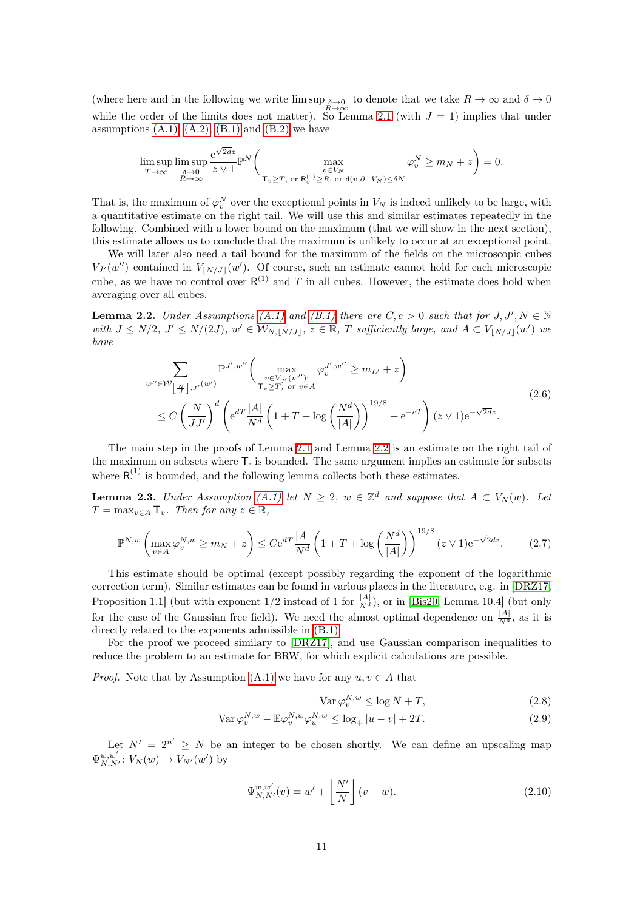(where here and in the following we write $\limsup_{\substack{\delta\to 0\\ R\to\infty}}$ to denote that we take $R\to\infty$ and $\delta\to 0$ while the order of the limits does not matter). So Lemma 2.1 (with $J=1$) implies that under assumptions (A.1), (A.2), (B.1) and (B.2) we have

$$\limsup_{T\to\infty}\limsup_{\substack{\delta\to 0\\ R\to\infty}}\frac{\mathrm{e}^{\sqrt{2d}z}}{z\vee 1}\mathbb{P}^N\left(\max_{\substack{v\in V_N\\ \mathsf{T}_v\geq T,\text{ or } \mathsf{R}^{(1)}_v\geq R,\text{ or } \mathsf{d}(v,\partial^+V_N)\leq\delta N}}\varphi^N_v\geq m_N+z\right)=0.$$

That is, the maximum of $\varphi^N_v$ over the exceptional points in $V_N$ is indeed unlikely to be large, with a quantitative estimate on the right tail. We will use this and similar estimates repeatedly in the following. Combined with a lower bound on the maximum (that we will show in the next section), this estimate allows us to conclude that the maximum is unlikely to occur at an exceptional point.

We will later also need a tail bound for the maximum of the fields on the microscopic cubes $V_{J'}(w'')$ contained in $V_{\lfloor N/J\rfloor}(w')$. Of course, such an estimate cannot hold for each microscopic cube, as we have no control over $\mathsf{R}^{(1)}$ and $T$ in all cubes. However, the estimate does hold when averaging over all cubes.

**Lemma 2.2.** *Under Assumptions (A.1) and (B.1) there are $C,c>0$ such that for $J,J',N\in\mathbb{N}$ with $J\leq N/2$, $J'\leq N/(2J)$, $w'\in\mathcal{W}_{N,\lfloor N/J\rfloor}$, $z\in\mathbb{R}$, $T$ sufficiently large, and $A\subset V_{\lfloor N/J\rfloor}(w')$ we have*

$$\begin{aligned}\sum_{w''\in\mathcal{W}_{\lfloor\frac{N}{J}\rfloor,J'}(w')}&\mathbb{P}^{J',w''}\left(\max_{\substack{v\in V_{J'}(w''):\\ \mathsf{T}_v\geq T,\text{ or } v\in A}}\varphi^{J',w''}_v\geq m_{L'}+z\right)\\&\leq C\left(\frac{N}{JJ'}\right)^d\left(\mathrm{e}^{dT}\frac{|A|}{N^d}\left(1+T+\log\left(\frac{N^d}{|A|}\right)\right)^{19/8}+\mathrm{e}^{-cT}\right)(z\vee 1)\mathrm{e}^{-\sqrt{2d}z}.\end{aligned}\tag{2.6}$$

The main step in the proofs of Lemma 2.1 and Lemma 2.2 is an estimate on the right tail of the maximum on subsets where $\mathsf{T}_\cdot$ is bounded. The same argument implies an estimate for subsets where $\mathsf{R}^{(1)}_\cdot$ is bounded, and the following lemma collects both these estimates.

**Lemma 2.3.** *Under Assumption (A.1) let $N\geq 2$, $w\in\mathbb{Z}^d$ and suppose that $A\subset V_N(w)$. Let $T=\max_{v\in A}\mathsf{T}_v$. Then for any $z\in\mathbb{R}$,*

$$\mathbb{P}^{N,w}\left(\max_{v\in A}\varphi^{N,w}_v\geq m_N+z\right)\leq C\mathrm{e}^{dT}\frac{|A|}{N^d}\left(1+T+\log\left(\frac{N^d}{|A|}\right)\right)^{19/8}(z\vee 1)\mathrm{e}^{-\sqrt{2d}z}.\tag{2.7}$$

This estimate should be optimal (except possibly regarding the exponent of the logarithmic correction term). Similar estimates can be found in various places in the literature, e.g. in [DRZ17, Proposition 1.1] (but with exponent 1/2 instead of 1 for $\frac{|A|}{N^d}$), or in [Bis20, Lemma 10.4] (but only for the case of the Gaussian free field). We need the almost optimal dependence on $\frac{|A|}{N^d}$, as it is directly related to the exponents admissible in (B.1).

For the proof we proceed similary to [DRZ17], and use Gaussian comparison inequalities to reduce the problem to an estimate for BRW, for which explicit calculations are possible.

*Proof.* Note that by Assumption (A.1) we have for any $u,v\in A$ that

$$\operatorname{Var}\varphi^{N,w}_v\leq\log N+T,\tag{2.8}$$

$$\operatorname{Var}\varphi^{N,w}_v-\mathbb{E}\varphi^{N,w}_v\varphi^{N,w}_u\leq\log_+|u-v|+2T.\tag{2.9}$$

Let $N'=2^{n'}\geq N$ be an integer to be chosen shortly. We can define an upscaling map $\Psi^{w,w'}_{N,N'}\colon V_N(w)\to V_{N'}(w')$ by

$$\Psi^{w,w'}_{N,N'}(v)=w'+\left\lfloor\frac{N'}{N}\right\rfloor(v-w).\tag{2.10}$$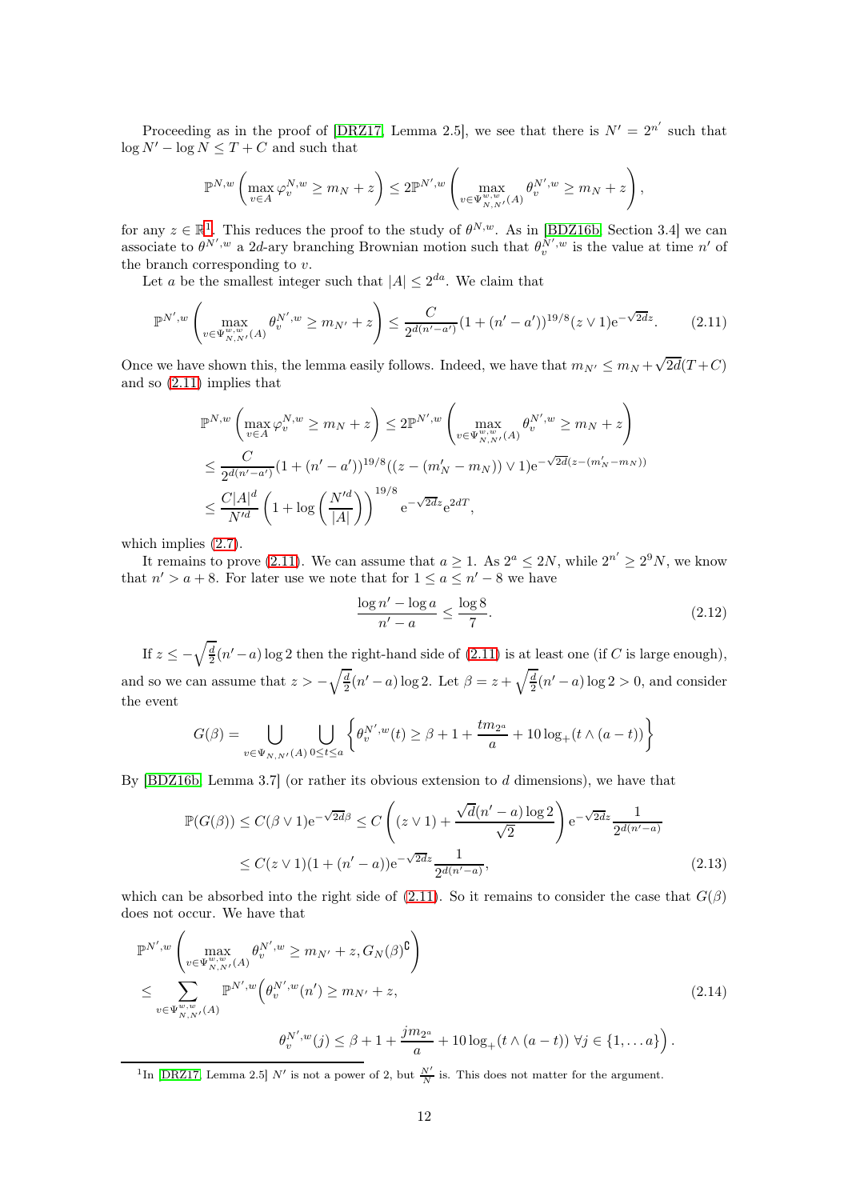Proceeding as in the proof of [DRZ17, Lemma 2.5], we see that there is $N' = 2^{n'}$ such that $\log N' - \log N \le T + C$ and such that

$$\mathbb{P}^{N,w}\left(\max_{v\in A}\varphi_v^{N,w} \ge m_N + z\right) \le 2\mathbb{P}^{N',w}\left(\max_{v\in\Psi^{w,w}_{N,N'}(A)}\theta_v^{N',w} \ge m_N + z\right),$$

for any $z \in \mathbb{R}$[1]. This reduces the proof to the study of $\theta^{N,w}$. As in [BDZ16b, Section 3.4] we can associate to $\theta^{N',w}$ a $2d$-ary branching Brownian motion such that $\theta_v^{N',w}$ is the value at time $n'$ of the branch corresponding to $v$.

Let $a$ be the smallest integer such that $|A| \le 2^{da}$. We claim that

$$\mathbb{P}^{N',w}\left(\max_{v\in\Psi^{w,w}_{N,N'}(A)}\theta_v^{N',w} \ge m_{N'} + z\right) \le \frac{C}{2^{d(n'-a')}}(1+(n'-a'))^{19/8}(z\vee 1)\mathrm{e}^{-\sqrt{2d}z}. \tag{2.11}$$

Once we have shown this, the lemma easily follows. Indeed, we have that $m_{N'} \le m_N + \sqrt{2d}(T+C)$ and so (2.11) implies that

$$\begin{aligned}
\mathbb{P}^{N,w}\left(\max_{v\in A}\varphi_v^{N,w} \ge m_N + z\right) &\le 2\mathbb{P}^{N',w}\left(\max_{v\in\Psi^{w,w}_{N,N'}(A)}\theta_v^{N',w} \ge m_N + z\right)\\
&\le \frac{C}{2^{d(n'-a')}}(1+(n'-a'))^{19/8}((z-(m'_N-m_N))\vee 1)\mathrm{e}^{-\sqrt{2d}(z-(m'_N-m_N))}\\
&\le \frac{C|A|^d}{N'^d}\left(1+\log\left(\frac{N'^d}{|A|}\right)\right)^{19/8}\mathrm{e}^{-\sqrt{2d}z}\mathrm{e}^{2dT},
\end{aligned}$$

which implies (2.7).

It remains to prove (2.11). We can assume that $a \ge 1$. As $2^a \le 2N$, while $2^{n'} \ge 2^9 N$, we know that $n' > a + 8$. For later use we note that for $1 \le a \le n' - 8$ we have

$$\frac{\log n' - \log a}{n' - a} \le \frac{\log 8}{7}. \tag{2.12}$$

If $z \le -\sqrt{\frac{d}{2}}(n'-a)\log 2$ then the right-hand side of (2.11) is at least one (if $C$ is large enough), and so we can assume that $z > -\sqrt{\frac{d}{2}}(n'-a)\log 2$. Let $\beta = z + \sqrt{\frac{d}{2}}(n'-a)\log 2 > 0$, and consider the event

$$G(\beta) = \bigcup_{v\in\Psi_{N,N'}(A)}\bigcup_{0\le t\le a}\left\{\theta_v^{N',w}(t) \ge \beta + 1 + \frac{tm_{2^a}}{a} + 10\log_+(t\wedge(a-t))\right\}$$

By [BDZ16b, Lemma 3.7] (or rather its obvious extension to $d$ dimensions), we have that

$$\begin{aligned}
\mathbb{P}(G(\beta)) \le C(\beta\vee 1)\mathrm{e}^{-\sqrt{2d}\beta} &\le C\left((z\vee 1) + \frac{\sqrt{d}(n'-a)\log 2}{\sqrt{2}}\right)\mathrm{e}^{-\sqrt{2d}z}\frac{1}{2^{d(n'-a)}}\\
&\le C(z\vee 1)(1+(n'-a))\mathrm{e}^{-\sqrt{2d}z}\frac{1}{2^{d(n'-a)}},
\end{aligned} \tag{2.13}$$

which can be absorbed into the right side of (2.11). So it remains to consider the case that $G(\beta)$ does not occur. We have that

$$\begin{aligned}
&\mathbb{P}^{N',w}\left(\max_{v\in\Psi^{w,w}_{N,N'}(A)}\theta_v^{N',w} \ge m_{N'} + z, G_N(\beta)^\complement\right)\\
&\le \sum_{v\in\Psi^{w,w}_{N,N'}(A)}\mathbb{P}^{N',w}\Big(\theta_v^{N',w}(n') \ge m_{N'} + z,\\
&\qquad\qquad \theta_v^{N',w}(j) \le \beta + 1 + \frac{jm_{2^a}}{a} + 10\log_+(t\wedge(a-t))\ \forall j\in\{1,\dots a\}\Big).
\end{aligned} \tag{2.14}$$

---

[1] In [DRZ17, Lemma 2.5] $N'$ is not a power of 2, but $\frac{N'}{N}$ is. This does not matter for the argument.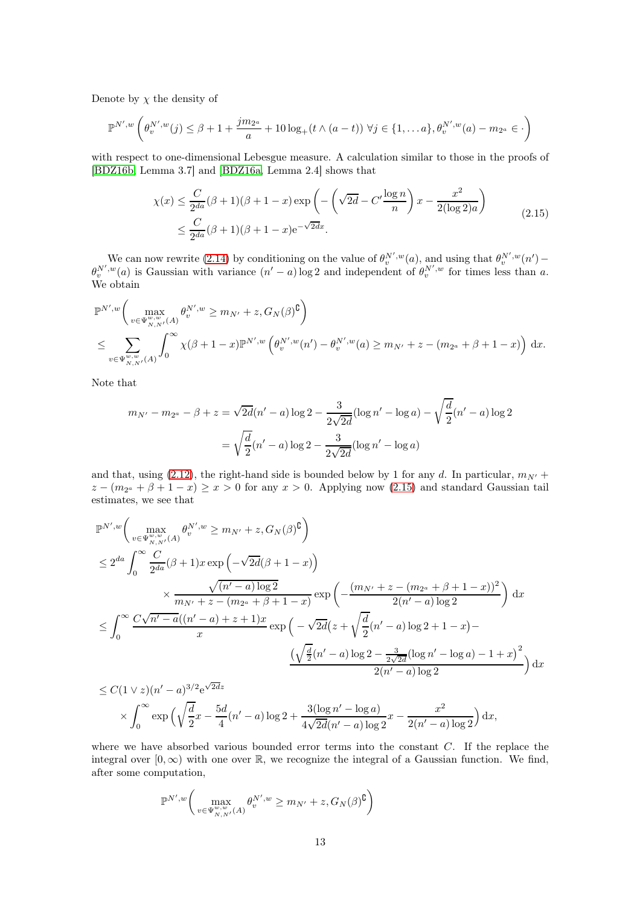Denote by $\chi$ the density of

$$\mathbb{P}^{N',w}\left(\theta_v^{N',w}(j) \le \beta + 1 + \frac{jm_{2^a}}{a} + 10\log_+(t \wedge (a-t))\ \forall j \in \{1,\dots a\}, \theta_v^{N',w}(a) - m_{2^a} \in \cdot\right)$$

with respect to one-dimensional Lebesgue measure. A calculation similar to those in the proofs of [BDZ16b, Lemma 3.7] and [BDZ16a, Lemma 2.4] shows that

$$\begin{aligned} \chi(x) &\le \frac{C}{2^{da}}(\beta+1)(\beta+1-x)\exp\left(-\left(\sqrt{2d} - C'\frac{\log n}{n}\right)x - \frac{x^2}{2(\log 2)a}\right) \\ &\le \frac{C}{2^{da}}(\beta+1)(\beta+1-x)\mathrm{e}^{-\sqrt{2d}x}. \end{aligned} \tag{2.15}$$

We can now rewrite (2.14) by conditioning on the value of $\theta_v^{N',w}(a)$, and using that $\theta_v^{N',w}(n') - \theta_v^{N',w}(a)$ is Gaussian with variance $(n'-a)\log 2$ and independent of $\theta_v^{N',w}$ for times less than $a$. We obtain

$$\begin{aligned} &\mathbb{P}^{N',w}\bigg(\max_{v\in\Psi^{w,w}_{N,N'}(A)} \theta_v^{N',w} \ge m_{N'} + z, G_N(\beta)^{\complement}\bigg) \\ &\le \sum_{v\in\Psi^{w,w}_{N,N'}(A)} \int_0^\infty \chi(\beta+1-x)\mathbb{P}^{N',w}\left(\theta_v^{N',w}(n') - \theta_v^{N',w}(a) \ge m_{N'} + z - (m_{2^a} + \beta + 1 - x)\right)\mathrm{d}x. \end{aligned}$$

Note that

$$\begin{aligned} m_{N'} - m_{2^a} - \beta + z &= \sqrt{2d}(n'-a)\log 2 - \frac{3}{2\sqrt{2d}}(\log n' - \log a) - \sqrt{\frac{d}{2}}(n'-a)\log 2 \\ &= \sqrt{\frac{d}{2}}(n'-a)\log 2 - \frac{3}{2\sqrt{2d}}(\log n' - \log a) \end{aligned}$$

and that, using (2.12), the right-hand side is bounded below by 1 for any $d$. In particular, $m_{N'} + z - (m_{2^a} + \beta + 1 - x) \ge x > 0$ for any $x > 0$. Applying now (2.15) and standard Gaussian tail estimates, we see that

$$\begin{aligned} &\mathbb{P}^{N',w}\bigg(\max_{v\in\Psi^{w,w}_{N,N'}(A)} \theta_v^{N',w} \ge m_{N'} + z, G_N(\beta)^{\complement}\bigg) \\ &\le 2^{da}\int_0^\infty \frac{C}{2^{da}}(\beta+1)x\exp\left(-\sqrt{2d}(\beta+1-x)\right) \\ &\qquad\times \frac{\sqrt{(n'-a)\log 2}}{m_{N'} + z - (m_{2^a} + \beta + 1 - x)}\exp\left(-\frac{(m_{N'} + z - (m_{2^a} + \beta + 1 - x))^2}{2(n'-a)\log 2}\right)\mathrm{d}x \\ &\le \int_0^\infty \frac{C\sqrt{n'-a}((n'-a)+z+1)x}{x}\exp\Big(-\sqrt{2d}\big(z + \sqrt{\frac{d}{2}}(n'-a)\log 2 + 1 - x\big) - \\ &\qquad\qquad \frac{\left(\sqrt{\frac{d}{2}}(n'-a)\log 2 - \frac{3}{2\sqrt{2d}}(\log n' - \log a) - 1 + x\right)^2}{2(n'-a)\log 2}\Big)\mathrm{d}x \\ &\le C(1\vee z)(n'-a)^{3/2}\mathrm{e}^{\sqrt{2d}z} \\ &\qquad\times \int_0^\infty \exp\Big(\sqrt{\frac{d}{2}}x - \frac{5d}{4}(n'-a)\log 2 + \frac{3(\log n' - \log a)}{4\sqrt{2d}(n'-a)\log 2}x - \frac{x^2}{2(n'-a)\log 2}\Big)\mathrm{d}x, \end{aligned}$$

where we have absorbed various bounded error terms into the constant $C$. If the replace the integral over $[0,\infty)$ with one over $\mathbb{R}$, we recognize the integral of a Gaussian function. We find, after some computation,

$$\mathbb{P}^{N',w}\bigg(\max_{v\in\Psi^{w,w}_{N,N'}(A)} \theta_v^{N',w} \ge m_{N'} + z, G_N(\beta)^{\complement}\bigg)$$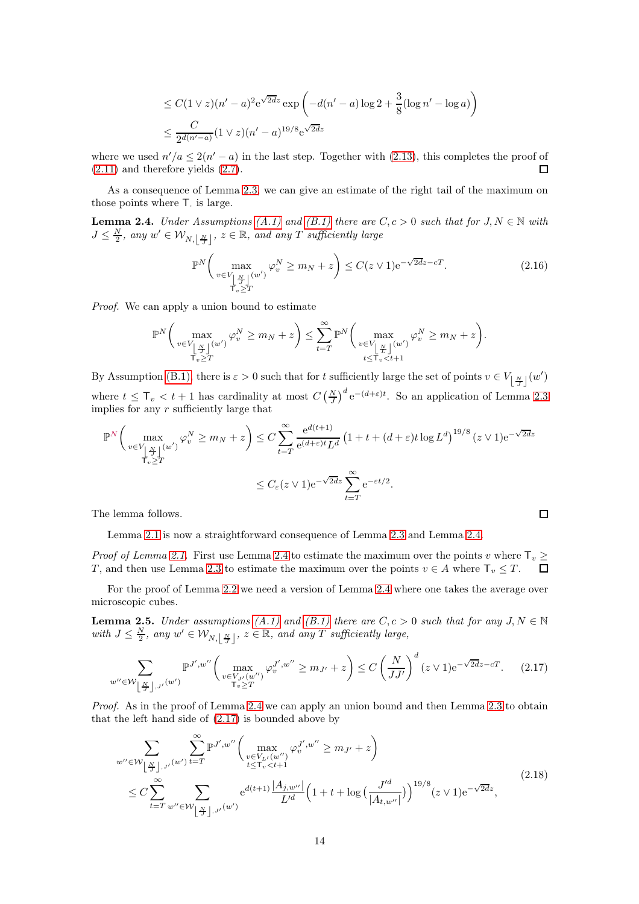$$
\begin{aligned}
&\leq C(1 \vee z)(n'-a)^2 \mathrm{e}^{\sqrt{2d}z} \exp\left(-d(n'-a)\log 2 + \frac{3}{8}(\log n' - \log a)\right) \\
&\leq \frac{C}{2^{d(n'-a)}}(1 \vee z)(n'-a)^{19/8}\mathrm{e}^{\sqrt{2d}z}
\end{aligned}
$$

where we used $n'/a \leq 2(n'-a)$ in the last step. Together with (2.13), this completes the proof of (2.11) and therefore yields (2.7). ◻

As a consequence of Lemma 2.3, we can give an estimate of the right tail of the maximum on those points where $\mathsf{T}_\cdot$ is large.

**Lemma 2.4.** *Under Assumptions (A.1) and (B.1) there are $C, c > 0$ such that for $J, N \in \mathbb{N}$ with $J \leq \frac{N}{2}$, any $w' \in \mathcal{W}_{N,\lfloor \frac{N}{J} \rfloor}$, $z \in \mathbb{R}$, and any $T$ sufficiently large*

$$
\mathbb{P}^N\Bigg(\max_{\substack{v \in V_{\lfloor \frac{N}{J} \rfloor}(w') \\ \mathsf{T}_v \geq T}} \varphi_v^N \geq m_N + z\Bigg) \leq C(z \vee 1)\mathrm{e}^{-\sqrt{2d}z - cT}. \tag{2.16}
$$

*Proof.* We can apply a union bound to estimate

$$
\mathbb{P}^N\Bigg(\max_{\substack{v \in V_{\lfloor \frac{N}{J} \rfloor}(w') \\ \mathsf{T}_v \geq T}} \varphi_v^N \geq m_N + z\Bigg) \leq \sum_{t=T}^{\infty} \mathbb{P}^N\Bigg(\max_{\substack{v \in V_{\lfloor \frac{N}{L} \rfloor}(w') \\ t \leq \mathsf{T}_v < t+1}} \varphi_v^N \geq m_N + z\Bigg).
$$

By Assumption (B.1), there is $\varepsilon > 0$ such that for $t$ sufficiently large the set of points $v \in V_{\lfloor \frac{N}{J} \rfloor}(w')$ where $t \leq \mathsf{T}_v < t+1$ has cardinality at most $C\left(\frac{N}{J}\right)^d \mathrm{e}^{-(d+\varepsilon)t}$. So an application of Lemma 2.3 implies for any $r$ sufficiently large that

$$
\begin{aligned}
\mathbb{P}^N\Bigg(\max_{\substack{v \in V_{\lfloor \frac{N}{J} \rfloor}(w') \\ \mathsf{T}_v \geq T}} \varphi_v^N \geq m_N + z\Bigg) &\leq C\sum_{t=T}^{\infty} \frac{\mathrm{e}^{d(t+1)}}{\mathrm{e}^{(d+\varepsilon)t}L^d}\left(1 + t + (d+\varepsilon)t\log L^d\right)^{19/8}(z \vee 1)\mathrm{e}^{-\sqrt{2d}z} \\
&\leq C_\varepsilon (z \vee 1)\mathrm{e}^{-\sqrt{2d}z}\sum_{t=T}^{\infty}\mathrm{e}^{-\varepsilon t/2}.
\end{aligned}
$$

The lemma follows. ◻

Lemma 2.1 is now a straightforward consequence of Lemma 2.3 and Lemma 2.4.

*Proof of Lemma 2.1.* First use Lemma 2.4 to estimate the maximum over the points $v$ where $\mathsf{T}_v \geq T$, and then use Lemma 2.3 to estimate the maximum over the points $v \in A$ where $\mathsf{T}_v \leq T$. ◻

For the proof of Lemma 2.2 we need a version of Lemma 2.4 where one takes the average over microscopic cubes.

**Lemma 2.5.** *Under assumptions (A.1) and (B.1) there are $C, c > 0$ such that for any $J, N \in \mathbb{N}$ with $J \leq \frac{N}{2}$, any $w' \in \mathcal{W}_{N,\lfloor \frac{N}{J} \rfloor}$, $z \in \mathbb{R}$, and any $T$ sufficiently large,*

$$
\sum_{w'' \in \mathcal{W}_{\lfloor \frac{N}{J} \rfloor, J'}(w')} \mathbb{P}^{J',w''}\Bigg(\max_{\substack{v \in V_{J'}(w'') \\ \mathsf{T}_v \geq T}} \varphi_v^{J',w''} \geq m_{J'} + z\Bigg) \leq C\left(\frac{N}{JJ'}\right)^d (z \vee 1)\mathrm{e}^{-\sqrt{2d}z - cT}. \tag{2.17}
$$

*Proof.* As in the proof of Lemma 2.4 we can apply an union bound and then Lemma 2.3 to obtain that the left hand side of (2.17) is bounded above by

$$
\begin{aligned}
&\sum_{w'' \in \mathcal{W}_{\lfloor \frac{N}{J} \rfloor, J'}(w')} \sum_{t=T}^{\infty} \mathbb{P}^{J',w''}\Bigg(\max_{\substack{v \in V_{L'}(w'') \\ t \leq \mathsf{T}_v < t+1}} \varphi_v^{J',w''} \geq m_{J'} + z\Bigg) \\
&\leq C\sum_{t=T}^{\infty} \sum_{w'' \in \mathcal{W}_{\lfloor \frac{N}{J} \rfloor, J'}(w')} \mathrm{e}^{d(t+1)}\frac{|A_{j,w''}|}{L'^d}\Big(1 + t + \log\big(\frac{J'^d}{|A_{t,w''}|}\big)\Big)^{19/8}(z \vee 1)\mathrm{e}^{-\sqrt{2d}z},
\end{aligned} \tag{2.18}
$$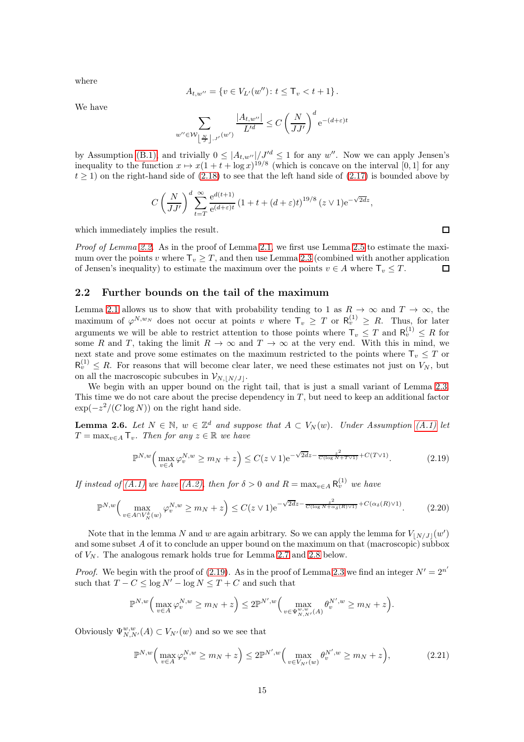where

$$A_{t,w''} = \{v \in V_{L'}(w'') \colon t \le \mathsf{T}_v < t+1\}.$$

We have

$$\sum_{w'' \in \mathcal{W}_{\lfloor \frac{N}{J} \rfloor, J'}(w')} \frac{|A_{t,w''}|}{L'^d} \le C\left(\frac{N}{JJ'}\right)^d \mathrm{e}^{-(d+\varepsilon)t}$$

by Assumption (B.1), and trivially $0 \le |A_{t,w''}|/J'^d \le 1$ for any $w''$. Now we can apply Jensen's inequality to the function $x \mapsto x(1+t+\log x)^{19/8}$ (which is concave on the interval $[0,1]$ for any $t \ge 1$) on the right-hand side of (2.18) to see that the left hand side of (2.17) is bounded above by

$$C\left(\frac{N}{JJ'}\right)^d \sum_{t=T}^{\infty} \frac{\mathrm{e}^{d(t+1)}}{\mathrm{e}^{(d+\varepsilon)t}}(1+t+(d+\varepsilon)t)^{19/8}(z \vee 1)\mathrm{e}^{-\sqrt{2d}z},$$

which immediately implies the result. □

*Proof of Lemma 2.2.* As in the proof of Lemma 2.1, we first use Lemma 2.5 to estimate the maximum over the points $v$ where $\mathsf{T}_v \ge T$, and then use Lemma 2.3 (combined with another application of Jensen's inequality) to estimate the maximum over the points $v \in A$ where $\mathsf{T}_v \le T$. □

## 2.2 Further bounds on the tail of the maximum

Lemma 2.1 allows us to show that with probability tending to 1 as $R \to \infty$ and $T \to \infty$, the maximum of $\varphi^{N,w_N}$ does not occur at points $v$ where $\mathsf{T}_v \ge T$ or $\mathsf{R}^{(1)}_v \ge R$. Thus, for later arguments we will be able to restrict attention to those points where $\mathsf{T}_v \le T$ and $\mathsf{R}^{(1)}_v \le R$ for some $R$ and $T$, taking the limit $R \to \infty$ and $T \to \infty$ at the very end. With this in mind, we next state and prove some estimates on the maximum restricted to the points where $\mathsf{T}_v \le T$ or $\mathsf{R}^{(1)}_v \le R$. For reasons that will become clear later, we need these estimates not just on $V_N$, but on all the macroscopic subcubes in $\mathcal{V}_{N,\lfloor N/J \rfloor}$.

We begin with an upper bound on the right tail, that is just a small variant of Lemma 2.3. This time we do not care about the precise dependency in $T$, but need to keep an additional factor $\exp(-z^2/(C\log N))$ on the right hand side.

**Lemma 2.6.** *Let $N \in \mathbb{N}$, $w \in \mathbb{Z}^d$ and suppose that $A \subset V_N(w)$. Under Assumption (A.1) let $T = \max_{v \in A} \mathsf{T}_v$. Then for any $z \in \mathbb{R}$ we have*

$$\mathbb{P}^{N,w}\Big(\max_{v \in A} \varphi^{N,w}_v \ge m_N + z\Big) \le C(z \vee 1)\mathrm{e}^{-\sqrt{2d}z - \frac{z^2}{C(\log N + T \vee 1)} + C(T \vee 1)}. \tag{2.19}$$

*If instead of (A.1) we have (A.2), then for $\delta > 0$ and $R = \max_{v \in A} \mathsf{R}^{(1)}_v$ we have*

$$\mathbb{P}^{N,w}\Big(\max_{v \in A \cap V^\delta_N(w)} \varphi^{N,w}_v \ge m_N + z\Big) \le C(z \vee 1)\mathrm{e}^{-\sqrt{2d}z - \frac{z^2}{C(\log N + \alpha_\delta(R) \vee 1)} + C(\alpha_\delta(R) \vee 1)}. \tag{2.20}$$

Note that in the lemma $N$ and $w$ are again arbitrary. So we can apply the lemma for $V_{\lfloor N/J \rfloor}(w')$ and some subset $A$ of it to conclude an upper bound on the maximum on that (macroscopic) subbox of $V_N$. The analogous remark holds true for Lemma 2.7 and 2.8 below.

*Proof.* We begin with the proof of (2.19). As in the proof of Lemma 2.3 we find an integer $N' = 2^{n'}$ such that $T - C \le \log N' - \log N \le T + C$ and such that

$$\mathbb{P}^{N,w}\Big(\max_{v \in A} \varphi^{N,w}_v \ge m_N + z\Big) \le 2\mathbb{P}^{N',w}\Big(\max_{v \in \Psi^{w,w}_{N,N'}(A)} \theta^{N',w}_v \ge m_N + z\Big).$$

Obviously $\Psi^{w,w}_{N,N'}(A) \subset V_{N'}(w)$ and so we see that

$$\mathbb{P}^{N,w}\Big(\max_{v \in A} \varphi^{N,w}_v \ge m_N + z\Big) \le 2\mathbb{P}^{N',w}\Big(\max_{v \in V_{N'}(w)} \theta^{N',w}_v \ge m_N + z\Big), \tag{2.21}$$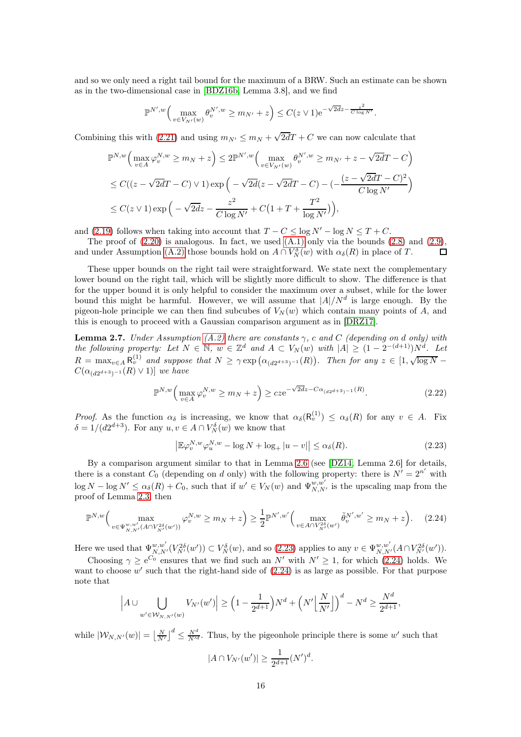and so we only need a right tail bound for the maximum of a BRW. Such an estimate can be shown as in the two-dimensional case in [BDZ16b, Lemma 3.8], and we find

$$\mathbb{P}^{N',w}\Big(\max_{v\in V_{N'}(w)}\theta_v^{N',w}\geq m_{N'}+z\Big)\leq C(z\vee 1)\mathrm{e}^{-\sqrt{2d}z-\frac{z^2}{C\log N'}}.$$

Combining this with (2.21) and using $m_{N'}\leq m_N+\sqrt{2d}T+C$ we can now calculate that

$$\begin{aligned}
\mathbb{P}^{N,w}\Big(\max_{v\in A}\varphi_v^{N,w}\geq m_N+z\Big)&\leq 2\mathbb{P}^{N',w}\Big(\max_{v\in V_{N'}(w)}\theta_v^{N',w}\geq m_{N'}+z-\sqrt{2d}T-C\Big)\\
&\leq C((z-\sqrt{2d}T-C)\vee 1)\exp\Big(-\sqrt{2d}(z-\sqrt{2d}T-C)-(-\frac{(z-\sqrt{2d}T-C)^2}{C\log N'}\Big)\\
&\leq C(z\vee 1)\exp\Big(-\sqrt{2d}z-\frac{z^2}{C\log N'}+C\big(1+T+\frac{T^2}{\log N'}\big)\Big),
\end{aligned}$$

and (2.19) follows when taking into account that $T-C\leq\log N'-\log N\leq T+C$.

The proof of (2.20) is analogous. In fact, we used (A.1) only via the bounds (2.8) and (2.9), and under Assumption (A.2) those bounds hold on $A\cap V_N^\delta(w)$ with $\alpha_\delta(R)$ in place of $T$. $\square$

These upper bounds on the right tail were straightforward. We state next the complementary lower bound on the right tail, which will be slightly more difficult to show. The difference is that for the upper bound it is only helpful to consider the maximum over a subset, while for the lower bound this might be harmful. However, we will assume that $|A|/N^d$ is large enough. By the pigeon-hole principle we can then find subcubes of $V_N(w)$ which contain many points of $A$, and this is enough to proceed with a Gaussian comparison argument as in [DRZ17].

**Lemma 2.7.** *Under Assumption (A.2) there are constants $\gamma$, $c$ and $C$ (depending on $d$ only) with the following property: Let $N\in\mathbb{N}$, $w\in\mathbb{Z}^d$ and $A\subset V_N(w)$ with $|A|\geq(1-2^{-(d+1)})N^d$. Let $R=\max_{v\in A}\mathsf{R}_v^{(1)}$ and suppose that $N\geq\gamma\exp\big(\alpha_{(d2^{d+3})^{-1}}(R)\big)$. Then for any $z\in[1,\sqrt{\log N}-C(\alpha_{(d2^{d+3})^{-1}}(R)\vee 1)]$ we have*

$$\mathbb{P}^{N,w}\Big(\max_{v\in A}\varphi_v^{N,w}\geq m_N+z\Big)\geq cz\mathrm{e}^{-\sqrt{2d}z-C\alpha_{(d2^{d+3})^{-1}}(R)}.\tag{2.22}$$

*Proof.* As the function $\alpha_\delta$ is increasing, we know that $\alpha_\delta(\mathsf{R}_v^{(1)})\leq\alpha_\delta(R)$ for any $v\in A$. Fix $\delta=1/(d2^{d+3})$. For any $u,v\in A\cap V_N^\delta(w)$ we know that

$$\big|\mathbb{E}\varphi_v^{N,w}\varphi_u^{N,w}-\log N+\log_+|u-v|\big|\leq\alpha_\delta(R).\tag{2.23}$$

By a comparison argument similar to that in Lemma 2.6 (see [DZ14, Lemma 2.6] for details, there is a constant $C_0$ (depending on $d$ only) with the following property: there is $N'=2^{n'}$ with $\log N-\log N'\leq\alpha_\delta(R)+C_0$, such that if $w'\in V_N(w)$ and $\Psi_{N,N'}^{w,w'}$ is the upscaling map from the proof of Lemma 2.3, then

$$\mathbb{P}^{N,w}\Big(\max_{v\in\Psi_{N,N'}^{w,w'}(A\cap V_{N'}^{2\delta}(w'))}\varphi_v^{N,w}\geq m_N+z\Big)\geq\frac{1}{2}\mathbb{P}^{N',w'}\Big(\max_{v\in A\cap V_{N'}^{2\delta}(w')}\tilde\theta_v^{N',w'}\geq m_N+z\Big).\tag{2.24}$$

Here we used that $\Psi_{N,N'}^{w,w'}(V_{N'}^{2\delta}(w'))\subset V_N^\delta(w)$, and so (2.23) applies to any $v\in\Psi_{N,N'}^{w,w'}(A\cap V_{N'}^{2\delta}(w'))$.

Choosing $\gamma\geq\mathrm{e}^{C_0}$ ensures that we find such an $N'$ with $N'\geq 1$, for which (2.24) holds. We want to choose $w'$ such that the right-hand side of (2.24) is as large as possible. For that purpose note that

$$\Big|A\cup\bigcup_{w'\in\mathcal{W}_{N,N'}(w)}V_{N'}(w')\Big|\geq\Big(1-\frac{1}{2^{d+1}}\Big)N^d+\Big(N'\Big\lfloor\frac{N}{N'}\Big\rfloor\Big)^d-N^d\geq\frac{N^d}{2^{d+1}},$$

while $|\mathcal{W}_{N,N'}(w)|=\big\lfloor\frac{N}{N'}\big\rfloor^d\leq\frac{N^d}{N'^d}$. Thus, by the pigeonhole principle there is some $w'$ such that

$$|A\cap V_{N'}(w')|\geq\frac{1}{2^{d+1}}(N')^d.$$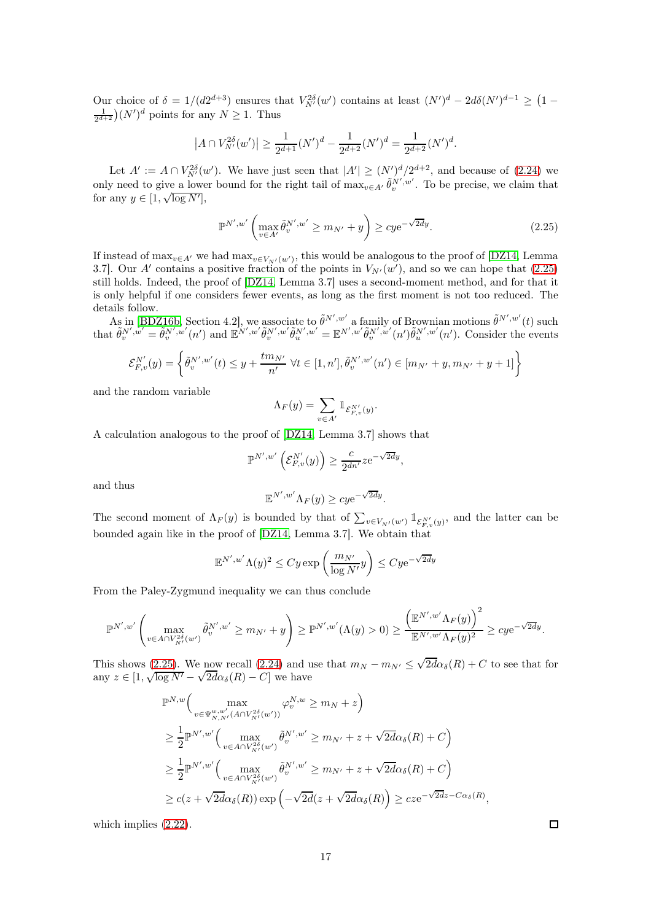Our choice of $\delta = 1/(d2^{d+3})$ ensures that $V_{N'}^{2\delta}(w')$ contains at least $(N')^d - 2d\delta(N')^{d-1} \geq \big(1 - \frac{1}{2^{d+2}}\big)(N')^d$ points for any $N \geq 1$. Thus

$$\left|A \cap V_{N'}^{2\delta}(w')\right| \geq \frac{1}{2^{d+1}}(N')^d - \frac{1}{2^{d+2}}(N')^d = \frac{1}{2^{d+2}}(N')^d.$$

Let $A' := A \cap V_{N'}^{2\delta}(w')$. We have just seen that $|A'| \geq (N')^d/2^{d+2}$, and because of (2.24) we only need to give a lower bound for the right tail of $\max_{v\in A'} \tilde\theta_v^{N',w'}$. To be precise, we claim that for any $y \in [1, \sqrt{\log N'}]$,

$$\mathbb{P}^{N',w'}\left(\max_{v\in A'} \tilde\theta_v^{N',w'} \geq m_{N'} + y\right) \geq cy\mathrm{e}^{-\sqrt{2d}y}. \tag{2.25}$$

If instead of $\max_{v\in A'}$ we had $\max_{v\in V_{N'}(w')}$, this would be analogous to the proof of [DZ14, Lemma 3.7]. Our $A'$ contains a positive fraction of the points in $V_{N'}(w')$, and so we can hope that (2.25) still holds. Indeed, the proof of [DZ14, Lemma 3.7] uses a second-moment method, and for that it is only helpful if one considers fewer events, as long as the first moment is not too reduced. The details follow.

As in [BDZ16b, Section 4.2], we associate to $\tilde\theta^{N',w'}$ a family of Brownian motions $\tilde\theta^{N',w'}(t)$ such that $\tilde\theta_v^{N',w'} = \tilde\theta_v^{N',w'}(n')$ and $\mathbb{E}^{N',w'}\tilde\theta_v^{N',w'}\tilde\theta_u^{N',w'} = \mathbb{E}^{N',w'}\tilde\theta_v^{N',w'}(n')\tilde\theta_u^{N',w'}(n')$. Consider the events

$$\mathcal{E}_{F,v}^{N'}(y) = \left\{\tilde\theta_v^{N',w'}(t) \leq y + \frac{tm_{N'}}{n'}\ \forall t \in [1,n'], \tilde\theta_v^{N',w'}(n') \in [m_{N'}+y, m_{N'}+y+1]\right\}$$

and the random variable

$$\Lambda_F(y) = \sum_{v\in A'} \mathbb{1}_{\mathcal{E}_{F,v}^{N'}(y)}.$$

A calculation analogous to the proof of [DZ14, Lemma 3.7] shows that

$$\mathbb{P}^{N',w'}\left(\mathcal{E}_{F,v}^{N'}(y)\right) \geq \frac{c}{2^{dn'}}z\mathrm{e}^{-\sqrt{2d}y},$$

and thus

$$\mathbb{E}^{N',w'}\Lambda_F(y) \geq cy\mathrm{e}^{-\sqrt{2d}y}.$$

The second moment of $\Lambda_F(y)$ is bounded by that of $\sum_{v\in V_{N'}(w')} \mathbb{1}_{\mathcal{E}_{F,v}^{N'}(y)}$, and the latter can be bounded again like in the proof of [DZ14, Lemma 3.7]. We obtain that

$$\mathbb{E}^{N',w'}\Lambda(y)^2 \leq Cy\exp\left(\frac{m_{N'}}{\log N'}y\right) \leq Cy\mathrm{e}^{-\sqrt{2d}y}$$

From the Paley-Zygmund inequality we can thus conclude

$$\mathbb{P}^{N',w'}\left(\max_{v\in A\cap V_{N'}^{2\delta}(w')} \tilde\theta_v^{N',w'} \geq m_{N'} + y\right) \geq \mathbb{P}^{N',w'}(\Lambda(y) > 0) \geq \frac{\left(\mathbb{E}^{N',w'}\Lambda_F(y)\right)^2}{\mathbb{E}^{N',w'}\Lambda_F(y)^2} \geq cy\mathrm{e}^{-\sqrt{2d}y}.$$

This shows (2.25). We now recall (2.24) and use that $m_N - m_{N'} \leq \sqrt{2d}\alpha_\delta(R) + C$ to see that for any $z \in [1, \sqrt{\log N'} - \sqrt{2d}\alpha_\delta(R) - C]$ we have

$$\begin{aligned}
&\mathbb{P}^{N,w}\Big(\max_{v\in\Psi_{N,N'}^{w,w'}(A\cap V_{N'}^{2\delta}(w'))} \varphi_v^{N,w} \geq m_N + z\Big)\\
&\geq \frac{1}{2}\mathbb{P}^{N',w'}\Big(\max_{v\in A\cap V_{N'}^{2\delta}(w')} \tilde\theta_v^{N',w'} \geq m_{N'} + z + \sqrt{2d}\alpha_\delta(R) + C\Big)\\
&\geq \frac{1}{2}\mathbb{P}^{N',w'}\Big(\max_{v\in A\cap V_{N'}^{2\delta}(w')} \tilde\theta_v^{N',w'} \geq m_{N'} + z + \sqrt{2d}\alpha_\delta(R) + C\Big)\\
&\geq c(z + \sqrt{2d}\alpha_\delta(R))\exp\Big(-\sqrt{2d}(z + \sqrt{2d}\alpha_\delta(R)\Big) \geq cz\mathrm{e}^{-\sqrt{2d}z - C\alpha_\delta(R)},
\end{aligned}$$

which implies (2.22). ☐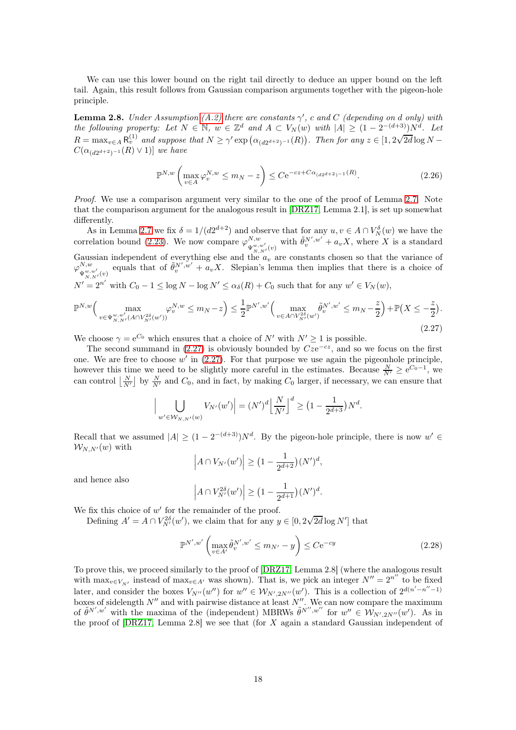We can use this lower bound on the right tail directly to deduce an upper bound on the left tail. Again, this result follows from Gaussian comparison arguments together with the pigeon-hole principle.

**Lemma 2.8.** *Under Assumption (A.2) there are constants $\gamma'$, $c$ and $C$ (depending on $d$ only) with the following property: Let $N \in \mathbb{N}$, $w \in \mathbb{Z}^d$ and $A \subset V_N(w)$ with $|A| \geq (1-2^{-(d+3)})N^d$. Let $R = \max_{v\in A} \mathsf{R}_v^{(1)}$ and suppose that $N \geq \gamma' \exp\left(\alpha_{(d2^{d+2})^{-1}}(R)\right)$. Then for any $z \in [1, 2\sqrt{2d}\log N - C(\alpha_{(d2^{d+2})^{-1}}(R) \vee 1)]$ we have*

$$\mathbb{P}^{N,w}\left(\max_{v\in A} \varphi_v^{N,w} \leq m_N - z\right) \leq C\mathrm{e}^{-cz + C\alpha_{(d2^{d+2})^{-1}}(R)}. \tag{2.26}$$

*Proof.* We use a comparison argument very similar to the one of the proof of Lemma 2.7. Note that the comparison argument for the analogous result in [DRZ17, Lemma 2.1], is set up somewhat differently.

As in Lemma 2.7 we fix $\delta = 1/(d2^{d+2})$ and observe that for any $u, v \in A \cap V_N^\delta(w)$ we have the correlation bound (2.23). We now compare $\varphi^{N,w}_{\Psi^{w,w'}_{N,N'}(v)}$ with $\tilde\theta_v^{N',w'} + a_v X$, where $X$ is a standard Gaussian independent of everything else and the $a_v$ are constants chosen so that the variance of $\varphi^{N,w}_{\Psi^{w,w'}_{N,N'}(v)}$ equals that of $\tilde\theta_v^{N',w'} + a_v X$. Slepian's lemma then implies that there is a choice of $N' = 2^{n'}$ with $C_0 - 1 \leq \log N - \log N' \leq \alpha_\delta(R) + C_0$ such that for any $w' \in V_N(w)$,

$$\mathbb{P}^{N,w}\Big(\max_{v\in\Psi^{w,w'}_{N,N'}(A\cap V^{2\delta}_{N'}(w'))} \varphi_v^{N,w} \leq m_N - z\Big) \leq \frac{1}{2}\mathbb{P}^{N',w'}\Big(\max_{v\in A\cap V^{2\delta}_{N'}(w')} \tilde\theta_v^{N',w'} \leq m_N - \frac{z}{2}\Big) + \mathbb{P}\big(X \leq -\frac{z}{2}\big). \tag{2.27}$$

We choose $\gamma = \mathrm{e}^{C_0}$ which ensures that a choice of $N'$ with $N' \geq 1$ is possible.

The second summand in (2.27) is obviously bounded by $Cz\mathrm{e}^{-cz}$, and so we focus on the first one. We are free to choose $w'$ in (2.27). For that purpose we use again the pigeonhole principle, however this time we need to be slightly more careful in the estimates. Because $\frac{N}{N'} \geq \mathrm{e}^{C_0-1}$, we can control $\lfloor \frac{N}{N'} \rfloor$ by $\frac{N}{N'}$ and $C_0$, and in fact, by making $C_0$ larger, if necessary, we can ensure that

$$\Big|\bigcup_{w'\in\mathcal{W}_{N,N'}(w)} V_{N'}(w')\Big| = (N')^d \Big\lfloor \frac{N}{N'} \Big\rfloor^d \geq \big(1 - \frac{1}{2^{d+3}}\big)N^d.$$

Recall that we assumed $|A| \geq (1-2^{-(d+3)})N^d$. By the pigeon-hole principle, there is now $w' \in \mathcal{W}_{N,N'}(w)$ with

$$\Big|A \cap V_{N'}(w')\Big| \geq \big(1 - \frac{1}{2^{d+2}}\big)(N')^d,$$

and hence also

$$\Big|A \cap V^{2\delta}_{N'}(w')\Big| \geq \big(1 - \frac{1}{2^{d+1}}\big)(N')^d.$$

We fix this choice of $w'$ for the remainder of the proof.

Defining $A' = A \cap V^{2\delta}_{N'}(w')$, we claim that for any $y \in [0, 2\sqrt{2d}\log N']$ that

$$\mathbb{P}^{N',w'}\left(\max_{v\in A'} \tilde\theta_v^{N',w'} \leq m_{N'} - y\right) \leq C\mathrm{e}^{-cy} \tag{2.28}$$

To prove this, we proceed similarly to the proof of [DRZ17, Lemma 2.8] (where the analogous result with $\max_{v\in V_{N'}}$ instead of $\max_{v\in A'}$ was shown). That is, we pick an integer $N'' = 2^{n''}$ to be fixed later, and consider the boxes $V_{N''}(w'')$ for $w'' \in \mathcal{W}_{N',2N''}(w')$. This is a collection of $2^{d(n'-n''-1)}$ boxes of sidelength $N''$ and with pairwise distance at least $N''$. We can now compare the maximum of $\tilde\theta^{N',w'}$ with the maxima of the (independent) MBRWs $\tilde\theta^{N'',w''}$ for $w'' \in \mathcal{W}_{N',2N''}(w')$. As in the proof of [DRZ17, Lemma 2.8] we see that (for $X$ again a standard Gaussian independent of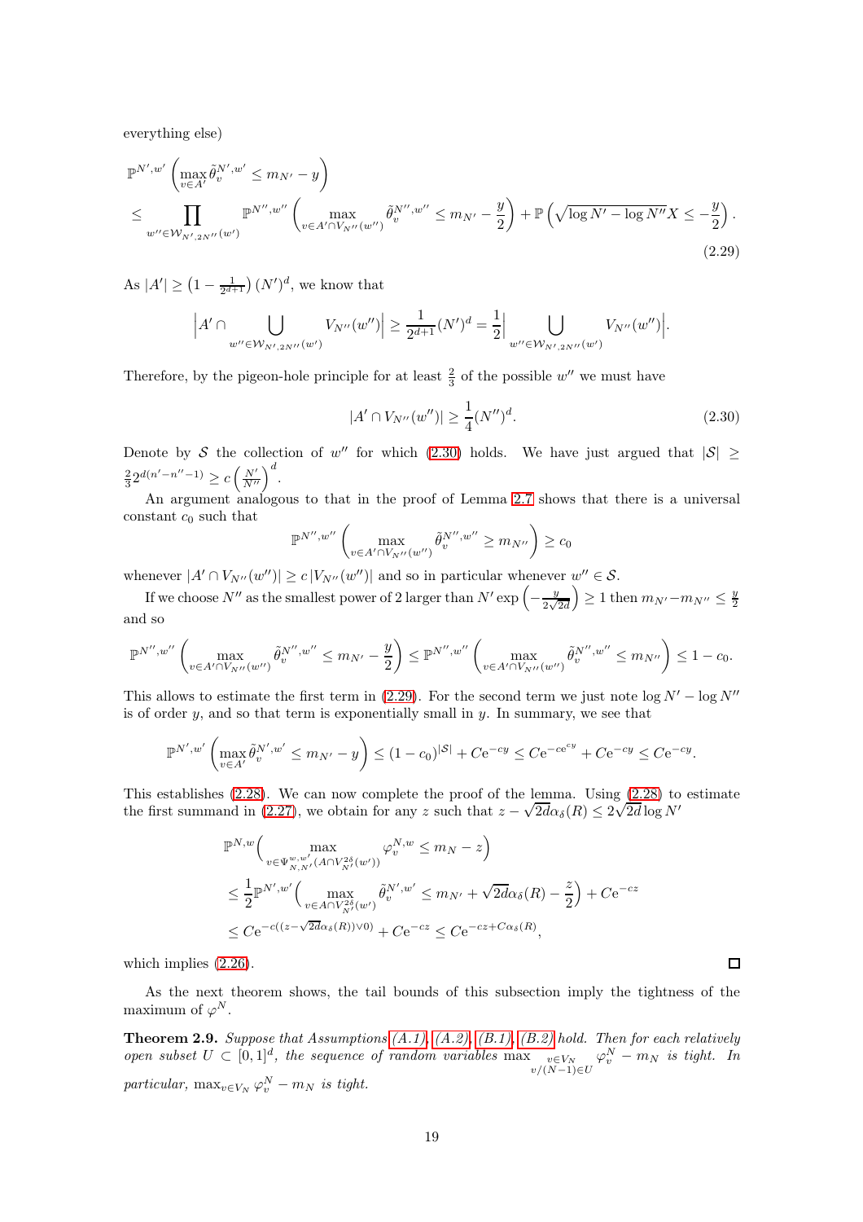everything else)

$$
\begin{aligned}
&\mathbb{P}^{N',w'}\left(\max_{v\in A'}\tilde{\theta}_v^{N',w'}\le m_{N'}-y\right)\\
&\le \prod_{w''\in\mathcal{W}_{N',2N''}(w')}\mathbb{P}^{N'',w''}\left(\max_{v\in A'\cap V_{N''}(w'')}\tilde{\theta}_v^{N'',w''}\le m_{N'}-\frac{y}{2}\right)+\mathbb{P}\left(\sqrt{\log N'-\log N''}X\le -\frac{y}{2}\right).
\end{aligned}
\tag{2.29}
$$

As $|A'|\ge\left(1-\frac{1}{2^{d+1}}\right)(N')^d$, we know that

$$
\Big|A'\cap\bigcup_{w''\in\mathcal{W}_{N',2N''}(w')}V_{N''}(w'')\Big|\ge\frac{1}{2^{d+1}}(N')^d=\frac{1}{2}\Big|\bigcup_{w''\in\mathcal{W}_{N',2N''}(w')}V_{N''}(w'')\Big|.
$$

Therefore, by the pigeon-hole principle for at least $\frac{2}{3}$ of the possible $w''$ we must have

$$
|A'\cap V_{N''}(w'')|\ge\frac{1}{4}(N'')^d. \tag{2.30}
$$

Denote by $\mathcal{S}$ the collection of $w''$ for which (2.30) holds. We have just argued that $|\mathcal{S}|\ge\frac{2}{3}2^{d(n'-n''-1)}\ge c\left(\frac{N'}{N''}\right)^d$.

An argument analogous to that in the proof of Lemma 2.7 shows that there is a universal constant $c_0$ such that

$$
\mathbb{P}^{N'',w''}\left(\max_{v\in A'\cap V_{N''}(w'')}\tilde{\theta}_v^{N'',w''}\ge m_{N''}\right)\ge c_0
$$

whenever $|A'\cap V_{N''}(w'')|\ge c\,|V_{N''}(w'')|$ and so in particular whenever $w''\in\mathcal{S}$.

If we choose $N''$ as the smallest power of 2 larger than $N'\exp\left(-\frac{y}{2\sqrt{2d}}\right)\ge 1$ then $m_{N'}-m_{N''}\le\frac{y}{2}$ and so

$$
\mathbb{P}^{N'',w''}\left(\max_{v\in A'\cap V_{N''}(w'')}\tilde{\theta}_v^{N'',w''}\le m_{N'}-\frac{y}{2}\right)\le\mathbb{P}^{N'',w''}\left(\max_{v\in A'\cap V_{N''}(w'')}\tilde{\theta}_v^{N'',w''}\le m_{N''}\right)\le 1-c_0.
$$

This allows to estimate the first term in (2.29). For the second term we just note $\log N'-\log N''$ is of order $y$, and so that term is exponentially small in $y$. In summary, we see that

$$
\mathbb{P}^{N',w'}\left(\max_{v\in A'}\tilde{\theta}_v^{N',w'}\le m_{N'}-y\right)\le(1-c_0)^{|\mathcal{S}|}+C\mathrm{e}^{-cy}\le C\mathrm{e}^{-c\mathrm{e}^{cy}}+C\mathrm{e}^{-cy}\le C\mathrm{e}^{-cy}.
$$

This establishes (2.28). We can now complete the proof of the lemma. Using (2.28) to estimate the first summand in (2.27), we obtain for any $z$ such that $z-\sqrt{2d}\alpha_\delta(R)\le 2\sqrt{2d}\log N'$

$$
\begin{aligned}
&\mathbb{P}^{N,w}\Big(\max_{v\in\Psi_{N,N'}^{w,w'}(A\cap V_{N'}^{2\delta}(w'))}\varphi_v^{N,w}\le m_N-z\Big)\\
&\le\frac{1}{2}\mathbb{P}^{N',w'}\Big(\max_{v\in A\cap V_{N'}^{2\delta}(w')}\tilde{\theta}_v^{N',w'}\le m_{N'}+\sqrt{2d}\alpha_\delta(R)-\frac{z}{2}\Big)+C\mathrm{e}^{-cz}\\
&\le C\mathrm{e}^{-c((z-\sqrt{2d}\alpha_\delta(R))\vee 0)}+C\mathrm{e}^{-cz}\le C\mathrm{e}^{-cz+C\alpha_\delta(R)},
\end{aligned}
$$

which implies (2.26). $\square$

As the next theorem shows, the tail bounds of this subsection imply the tightness of the maximum of $\varphi^N$.

**Theorem 2.9.** *Suppose that Assumptions (A.1), (A.2), (B.1), (B.2) hold. Then for each relatively open subset $U\subset[0,1]^d$, the sequence of random variables $\max_{\substack{v\in V_N\\ v/(N-1)\in U}}\varphi_v^N-m_N$ is tight. In particular, $\max_{v\in V_N}\varphi_v^N-m_N$ is tight.*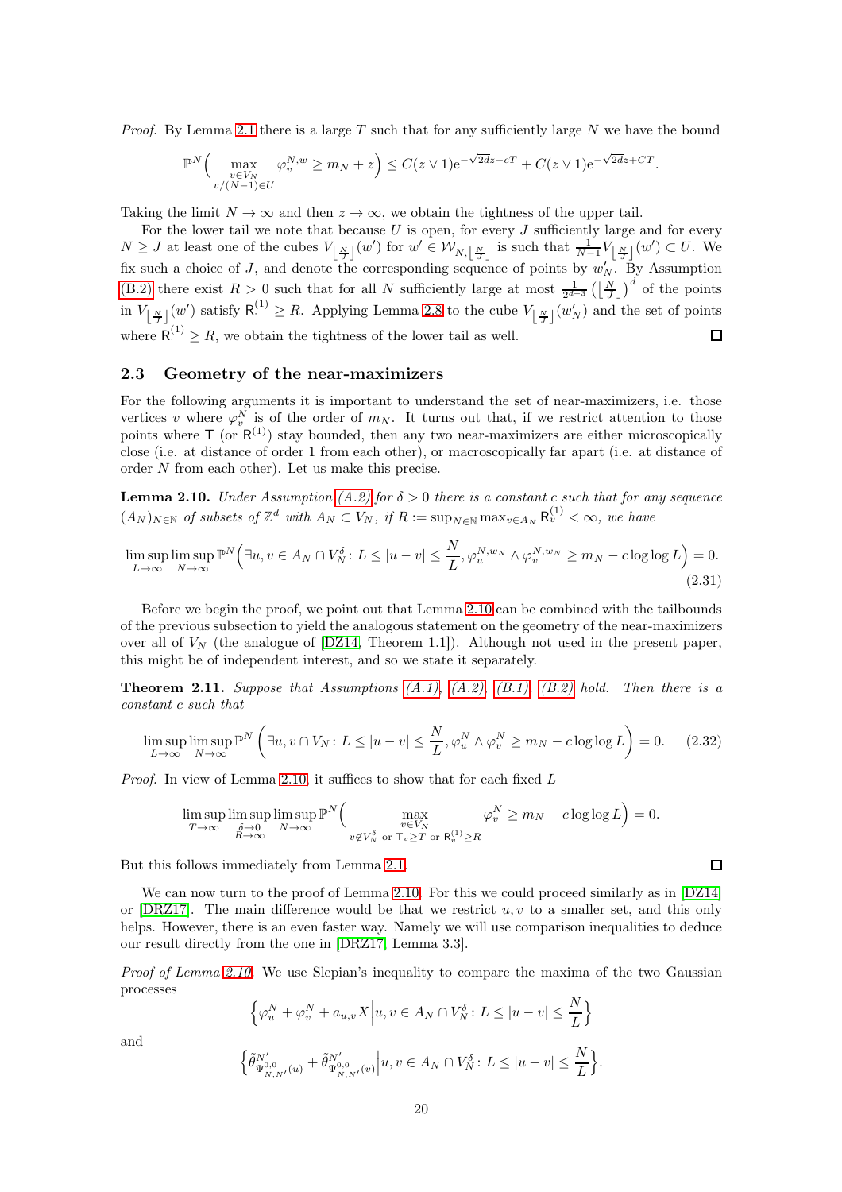*Proof.* By Lemma 2.1 there is a large $T$ such that for any sufficiently large $N$ we have the bound

$$\mathbb{P}^N\Big(\max_{\substack{v\in V_N\\ v/(N-1)\in U}} \varphi_v^{N,w} \geq m_N + z\Big) \leq C(z\vee 1)\mathrm{e}^{-\sqrt{2d}z-cT} + C(z\vee 1)\mathrm{e}^{-\sqrt{2d}z+CT}.$$

Taking the limit $N\to\infty$ and then $z\to\infty$, we obtain the tightness of the upper tail.

For the lower tail we note that because $U$ is open, for every $J$ sufficiently large and for every $N\geq J$ at least one of the cubes $V_{\lfloor \frac{N}{J}\rfloor}(w')$ for $w'\in \mathcal{W}_{N,\lfloor \frac{N}{J}\rfloor}$ is such that $\frac{1}{N-1}V_{\lfloor \frac{N}{J}\rfloor}(w')\subset U$. We fix such a choice of $J$, and denote the corresponding sequence of points by $w'_N$. By Assumption (B.2) there exist $R>0$ such that for all $N$ sufficiently large at most $\frac{1}{2^{d+3}}\left(\lfloor \frac{N}{J}\rfloor\right)^d$ of the points in $V_{\lfloor \frac{N}{J}\rfloor}(w')$ satisfy $\mathsf{R}^{(1)}_\cdot\geq R$. Applying Lemma 2.8 to the cube $V_{\lfloor \frac{N}{J}\rfloor}(w'_N)$ and the set of points where $\mathsf{R}^{(1)}_\cdot\geq R$, we obtain the tightness of the lower tail as well. $\square$

### 2.3 Geometry of the near-maximizers

For the following arguments it is important to understand the set of near-maximizers, i.e. those vertices $v$ where $\varphi_v^N$ is of the order of $m_N$. It turns out that, if we restrict attention to those points where $\mathsf{T}$ (or $\mathsf{R}^{(1)}$) stay bounded, then any two near-maximizers are either microscopically close (i.e. at distance of order 1 from each other), or macroscopically far apart (i.e. at distance of order $N$ from each other). Let us make this precise.

**Lemma 2.10.** *Under Assumption (A.2) for $\delta>0$ there is a constant $c$ such that for any sequence $(A_N)_{N\in\mathbb{N}}$ of subsets of $\mathbb{Z}^d$ with $A_N\subset V_N$, if $R:=\sup_{N\in\mathbb{N}}\max_{v\in A_N}\mathsf{R}^{(1)}_v<\infty$, we have*

$$\limsup_{L\to\infty}\limsup_{N\to\infty}\mathbb{P}^N\Big(\exists u,v\in A_N\cap V_N^\delta\colon L\leq |u-v|\leq \frac{N}{L}, \varphi_u^{N,w_N}\wedge\varphi_v^{N,w_N}\geq m_N - c\log\log L\Big)=0. \tag{2.31}$$

Before we begin the proof, we point out that Lemma 2.10 can be combined with the tailbounds of the previous subsection to yield the analogous statement on the geometry of the near-maximizers over all of $V_N$ (the analogue of [DZ14, Theorem 1.1]). Although not used in the present paper, this might be of independent interest, and so we state it separately.

**Theorem 2.11.** *Suppose that Assumptions (A.1), (A.2), (B.1), (B.2) hold. Then there is a constant $c$ such that*

$$\limsup_{L\to\infty}\limsup_{N\to\infty}\mathbb{P}^N\left(\exists u,v\cap V_N\colon L\leq |u-v|\leq \frac{N}{L}, \varphi_u^N\wedge\varphi_v^N\geq m_N - c\log\log L\right)=0. \tag{2.32}$$

*Proof.* In view of Lemma 2.10, it suffices to show that for each fixed $L$

$$\limsup_{T\to\infty}\limsup_{\substack{\delta\to 0\\ R\to\infty}}\limsup_{N\to\infty}\mathbb{P}^N\Big(\max_{\substack{v\in V_N\\ v\notin V_N^\delta \text{ or } \mathsf{T}_v\geq T \text{ or } \mathsf{R}^{(1)}_v\geq R}}\varphi_v^N\geq m_N - c\log\log L\Big)=0.$$

But this follows immediately from Lemma 2.1. $\square$

We can now turn to the proof of Lemma 2.10. For this we could proceed similarly as in [DZ14] or [DRZ17]. The main difference would be that we restrict $u,v$ to a smaller set, and this only helps. However, there is an even faster way. Namely we will use comparison inequalities to deduce our result directly from the one in [DRZ17, Lemma 3.3].

*Proof of Lemma 2.10.* We use Slepian's inequality to compare the maxima of the two Gaussian processes

$$\Big\{\varphi_u^N+\varphi_v^N+a_{u,v}X\Big|u,v\in A_N\cap V_N^\delta\colon L\leq|u-v|\leq\frac{N}{L}\Big\}$$

and

$$\Big\{\tilde\theta^{N'}_{\Psi^{0,0}_{N,N'}(u)}+\tilde\theta^{N'}_{\Psi^{0,0}_{N,N'}(v)}\Big|u,v\in A_N\cap V_N^\delta\colon L\leq|u-v|\leq\frac{N}{L}\Big\}.$$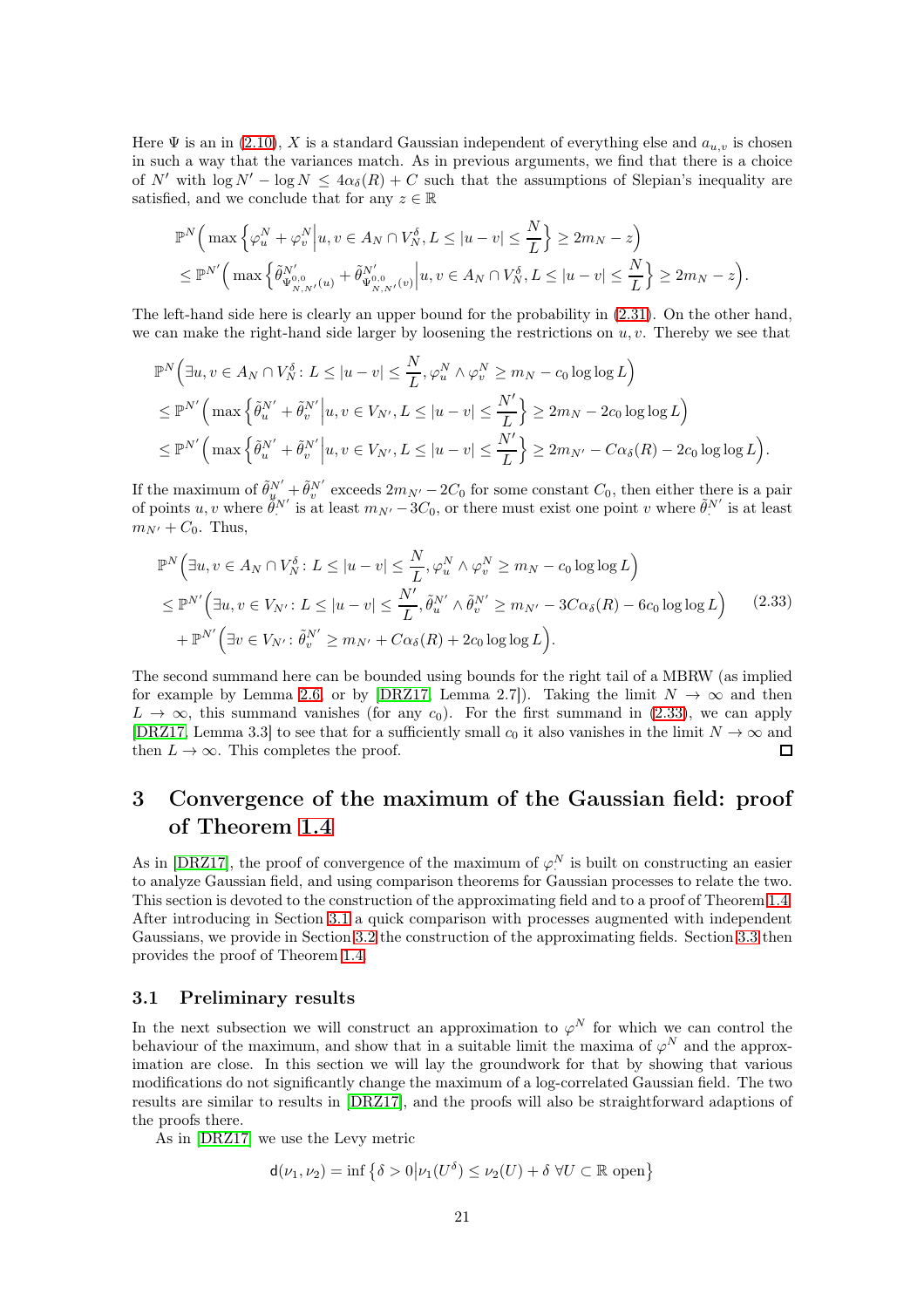Here $\Psi$ is an in (2.10), $X$ is a standard Gaussian independent of everything else and $a_{u,v}$ is chosen in such a way that the variances match. As in previous arguments, we find that there is a choice of $N'$ with $\log N' - \log N \leq 4\alpha_\delta(R) + C$ such that the assumptions of Slepian's inequality are satisfied, and we conclude that for any $z \in \mathbb{R}$

$$
\begin{aligned}
&\mathbb{P}^N\Big( \max\Big\{\varphi_u^N + \varphi_v^N \Big| u,v \in A_N \cap V_N^\delta, L \leq |u-v| \leq \frac{N}{L}\Big\} \geq 2m_N - z\Big) \\
&\leq \mathbb{P}^{N'}\Big( \max\Big\{\tilde\theta^{N'}_{\Psi^{0,0}_{N,N'}(u)} + \tilde\theta^{N'}_{\Psi^{0,0}_{N,N'}(v)} \Big| u,v \in A_N \cap V_N^\delta, L \leq |u-v| \leq \frac{N}{L}\Big\} \geq 2m_N - z\Big).
\end{aligned}
$$

The left-hand side here is clearly an upper bound for the probability in (2.31). On the other hand, we can make the right-hand side larger by loosening the restrictions on $u, v$. Thereby we see that

$$
\begin{aligned}
&\mathbb{P}^N\Big(\exists u,v \in A_N \cap V_N^\delta \colon L \leq |u-v| \leq \frac{N}{L}, \varphi_u^N \wedge \varphi_v^N \geq m_N - c_0 \log\log L\Big) \\
&\leq \mathbb{P}^{N'}\Big( \max\Big\{\tilde\theta_u^{N'} + \tilde\theta_v^{N'} \Big| u,v \in V_{N'}, L \leq |u-v| \leq \frac{N'}{L}\Big\} \geq 2m_N - 2c_0 \log\log L\Big) \\
&\leq \mathbb{P}^{N'}\Big( \max\Big\{\tilde\theta_u^{N'} + \tilde\theta_v^{N'} \Big| u,v \in V_{N'}, L \leq |u-v| \leq \frac{N'}{L}\Big\} \geq 2m_{N'} - C\alpha_\delta(R) - 2c_0 \log\log L\Big).
\end{aligned}
$$

If the maximum of $\tilde\theta_u^{N'} + \tilde\theta_v^{N'}$ exceeds $2m_{N'} - 2C_0$ for some constant $C_0$, then either there is a pair of points $u, v$ where $\tilde\theta_\cdot^{N'}$ is at least $m_{N'} - 3C_0$, or there must exist one point $v$ where $\tilde\theta_\cdot^{N'}$ is at least $m_{N'} + C_0$. Thus,

$$
\begin{aligned}
&\mathbb{P}^N\Big(\exists u,v \in A_N \cap V_N^\delta \colon L \leq |u-v| \leq \frac{N}{L}, \varphi_u^N \wedge \varphi_v^N \geq m_N - c_0 \log\log L\Big) \\
&\leq \mathbb{P}^{N'}\Big(\exists u,v \in V_{N'} \colon L \leq |u-v| \leq \frac{N'}{L}, \tilde\theta_u^{N'} \wedge \tilde\theta_v^{N'} \geq m_{N'} - 3C\alpha_\delta(R) - 6c_0 \log\log L\Big) \\
&\quad + \mathbb{P}^{N'}\Big(\exists v \in V_{N'} \colon \tilde\theta_v^{N'} \geq m_{N'} + C\alpha_\delta(R) + 2c_0 \log\log L\Big).
\end{aligned}
\tag{2.33}
$$

The second summand here can be bounded using bounds for the right tail of a MBRW (as implied for example by Lemma 2.6, or by [DRZ17, Lemma 2.7]). Taking the limit $N \to \infty$ and then $L \to \infty$, this summand vanishes (for any $c_0$). For the first summand in (2.33), we can apply [DRZ17, Lemma 3.3] to see that for a sufficiently small $c_0$ it also vanishes in the limit $N \to \infty$ and then $L \to \infty$. This completes the proof. ∎

# 3 Convergence of the maximum of the Gaussian field: proof of Theorem 1.4

As in [DRZ17], the proof of convergence of the maximum of $\varphi_\cdot^N$ is built on constructing an easier to analyze Gaussian field, and using comparison theorems for Gaussian processes to relate the two. This section is devoted to the construction of the approximating field and to a proof of Theorem 1.4. After introducing in Section 3.1 a quick comparison with processes augmented with independent Gaussians, we provide in Section 3.2 the construction of the approximating fields. Section 3.3 then provides the proof of Theorem 1.4.

## 3.1 Preliminary results

In the next subsection we will construct an approximation to $\varphi^N$ for which we can control the behaviour of the maximum, and show that in a suitable limit the maxima of $\varphi^N$ and the approximation are close. In this section we will lay the groundwork for that by showing that various modifications do not significantly change the maximum of a log-correlated Gaussian field. The two results are similar to results in [DRZ17], and the proofs will also be straightforward adaptions of the proofs there.

As in [DRZ17] we use the Levy metric

$$
\mathsf{d}(\nu_1, \nu_2) = \inf\big\{\delta > 0 \big| \nu_1(U^\delta) \leq \nu_2(U) + \delta \ \forall U \subset \mathbb{R} \text{ open}\big\}
$$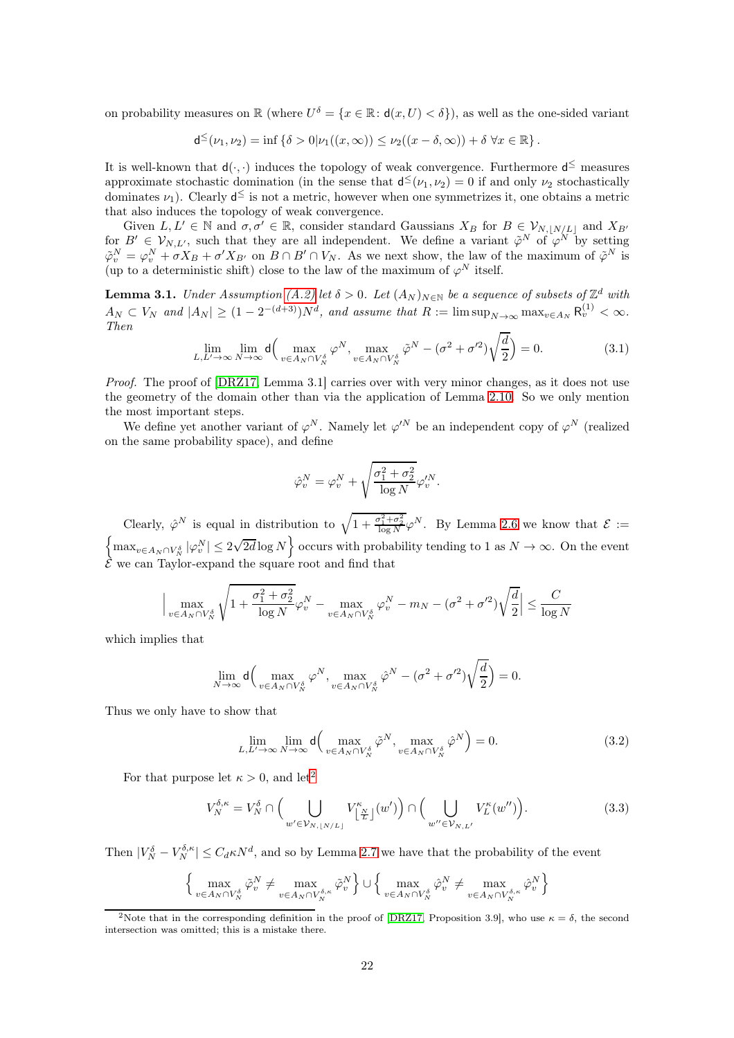on probability measures on $\mathbb{R}$ (where $U^\delta = \{x \in \mathbb{R} \colon \mathsf{d}(x, U) < \delta\}$), as well as the one-sided variant

$$\mathsf{d}^{\leq}(\nu_1, \nu_2) = \inf\left\{\delta > 0 | \nu_1((x, \infty)) \leq \nu_2((x - \delta, \infty)) + \delta \ \forall x \in \mathbb{R}\right\}.$$

It is well-known that $\mathsf{d}(\cdot, \cdot)$ induces the topology of weak convergence. Furthermore $\mathsf{d}^{\leq}$ measures approximate stochastic domination (in the sense that $\mathsf{d}^{\leq}(\nu_1, \nu_2) = 0$ if and only $\nu_2$ stochastically dominates $\nu_1$). Clearly $\mathsf{d}^{\leq}$ is not a metric, however when one symmetrizes it, one obtains a metric that also induces the topology of weak convergence.

Given $L, L' \in \mathbb{N}$ and $\sigma, \sigma' \in \mathbb{R}$, consider standard Gaussians $X_B$ for $B \in \mathcal{V}_{N, \lfloor N/L \rfloor}$ and $X_{B'}$ for $B' \in \mathcal{V}_{N,L'}$, such that they are all independent. We define a variant $\tilde{\varphi}^N$ of $\varphi^N$ by setting $\tilde{\varphi}^N_v = \varphi^N_v + \sigma X_B + \sigma' X_{B'}$ on $B \cap B' \cap V_N$. As we next show, the law of the maximum of $\tilde{\varphi}^N$ is (up to a deterministic shift) close to the law of the maximum of $\varphi^N$ itself.

**Lemma 3.1.** *Under Assumption (A.2) let $\delta > 0$. Let $(A_N)_{N \in \mathbb{N}}$ be a sequence of subsets of $\mathbb{Z}^d$ with $A_N \subset V_N$ and $|A_N| \geq (1 - 2^{-(d+3)}) N^d$, and assume that $R := \limsup_{N\to\infty} \max_{v \in A_N} \mathsf{R}^{(1)}_v < \infty$. Then*

$$\lim_{L, L' \to \infty} \lim_{N \to \infty} \mathsf{d}\Big(\max_{v \in A_N \cap V_N^\delta} \varphi^N, \max_{v \in A_N \cap V_N^\delta} \tilde{\varphi}^N - (\sigma^2 + \sigma'^2)\sqrt{\frac{d}{2}}\Big) = 0. \tag{3.1}$$

*Proof.* The proof of [DRZ17, Lemma 3.1] carries over with very minor changes, as it does not use the geometry of the domain other than via the application of Lemma 2.10. So we only mention the most important steps.

We define yet another variant of $\varphi^N$. Namely let $\varphi'^N$ be an independent copy of $\varphi^N$ (realized on the same probability space), and define

$$\hat{\varphi}^N_v = \varphi^N_v + \sqrt{\frac{\sigma_1^2 + \sigma_2^2}{\log N}} \varphi'^N_v.$$

Clearly, $\hat{\varphi}^N$ is equal in distribution to $\sqrt{1 + \frac{\sigma_1^2 + \sigma_2^2}{\log N}} \varphi^N$. By Lemma 2.6 we know that $\mathcal{E} := \left\{\max_{v \in A_N \cap V_N^\delta} |\varphi^N_v| \leq 2\sqrt{2d} \log N\right\}$ occurs with probability tending to 1 as $N \to \infty$. On the event $\mathcal{E}$ we can Taylor-expand the square root and find that

$$\Big|\max_{v \in A_N \cap V_N^\delta} \sqrt{1 + \frac{\sigma_1^2 + \sigma_2^2}{\log N}} \varphi^N_v - \max_{v \in A_N \cap V_N^\delta} \varphi^N_v - m_N - (\sigma^2 + \sigma'^2)\sqrt{\frac{d}{2}}\Big| \leq \frac{C}{\log N}$$

which implies that

$$\lim_{N \to \infty} \mathsf{d}\Big(\max_{v \in A_N \cap V_N^\delta} \varphi^N, \max_{v \in A_N \cap V_N^\delta} \hat{\varphi}^N - (\sigma^2 + \sigma'^2)\sqrt{\frac{d}{2}}\Big) = 0.$$

Thus we only have to show that

$$\lim_{L, L' \to \infty} \lim_{N \to \infty} \mathsf{d}\Big(\max_{v \in A_N \cap V_N^\delta} \tilde{\varphi}^N, \max_{v \in A_N \cap V_N^\delta} \hat{\varphi}^N\Big) = 0. \tag{3.2}$$

For that purpose let $\kappa > 0$, and let[2]

$$V_N^{\delta, \kappa} = V_N^\delta \cap \Big(\bigcup_{w' \in \mathcal{V}_{N, \lfloor N/L \rfloor}} V^\kappa_{\lfloor \frac{N}{L} \rfloor}(w')\Big) \cap \Big(\bigcup_{w'' \in \mathcal{V}_{N,L'}} V^\kappa_L(w'')\Big). \tag{3.3}$$

Then $|V_N^\delta - V_N^{\delta, \kappa}| \leq C_d \kappa N^d$, and so by Lemma 2.7 we have that the probability of the event

$$\Big\{\max_{v \in A_N \cap V_N^\delta} \tilde{\varphi}^N_v \neq \max_{v \in A_N \cap V_N^{\delta, \kappa}} \tilde{\varphi}^N_v\Big\} \cup \Big\{\max_{v \in A_N \cap V_N^\delta} \hat{\varphi}^N_v \neq \max_{v \in A_N \cap V_N^{\delta, \kappa}} \hat{\varphi}^N_v\Big\}$$

---

[2] Note that in the corresponding definition in the proof of [DRZ17, Proposition 3.9], who use $\kappa = \delta$, the second intersection was omitted; this is a mistake there.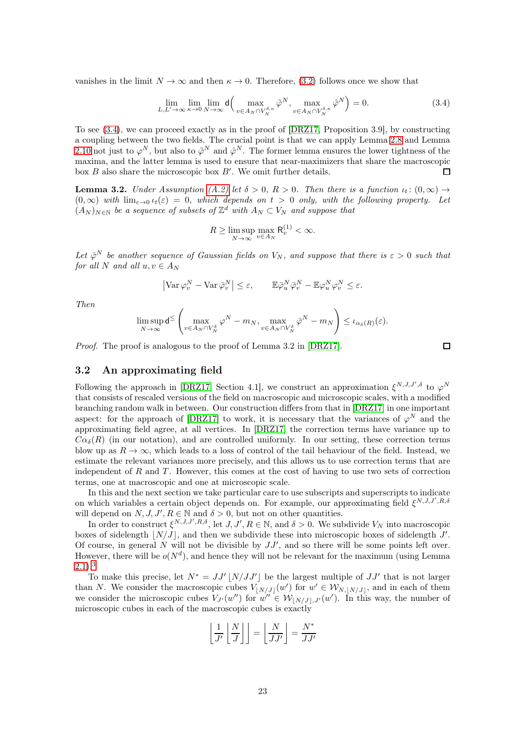vanishes in the limit $N \to \infty$ and then $\kappa \to 0$. Therefore, (3.2) follows once we show that

$$\lim_{L,L' \to \infty} \lim_{\kappa \to 0} \lim_{N \to \infty} \mathsf{d}\Big( \max_{v \in A_N \cap V_N^{\delta,\kappa}} \tilde{\varphi}^N, \max_{v \in A_N \cap V_N^{\delta,\kappa}} \hat{\varphi}^N \Big) = 0. \tag{3.4}$$

To see (3.4), we can proceed exactly as in the proof of [DRZ17, Proposition 3.9], by constructing a coupling between the two fields. The crucial point is that we can apply Lemma 2.8 and Lemma 2.10 not just to $\varphi^N$, but also to $\tilde{\varphi}^N$ and $\hat{\varphi}^N$. The former lemma ensures the lower tightness of the maxima, and the latter lemma is used to ensure that near-maximizers that share the macroscopic box $B$ also share the microscopic box $B'$. We omit further details. ◻

**Lemma 3.2.** *Under Assumption (A.2) let $\delta > 0$, $R > 0$. Then there is a function $\iota_t \colon (0, \infty) \to (0, \infty)$ with $\lim_{\varepsilon \to 0} \iota_t(\varepsilon) = 0$, which depends on $t > 0$ only, with the following property. Let $(A_N)_{N \in \mathbb{N}}$ be a sequence of subsets of $\mathbb{Z}^d$ with $A_N \subset V_N$ and suppose that*

$$R \geq \limsup_{N \to \infty} \max_{v \in A_N} \mathsf{R}_v^{(1)} < \infty.$$

*Let $\bar{\varphi}^N$ be another sequence of Gaussian fields on $V_N$, and suppose that there is $\varepsilon > 0$ such that for all $N$ and all $u, v \in A_N$*

$$\left| \operatorname{Var} \varphi_v^N - \operatorname{Var} \bar{\varphi}_v^N \right| \leq \varepsilon, \qquad \mathbb{E} \bar{\varphi}_u^N \bar{\varphi}_v^N - \mathbb{E} \varphi_u^N \varphi_v^N \leq \varepsilon.$$

*Then*

$$\limsup_{N \to \infty} \mathsf{d}^{\leq} \left( \max_{v \in A_N \cap V_N^\delta} \varphi^N - m_N, \max_{v \in A_N \cap V_N^\delta} \bar{\varphi}^N - m_N \right) \leq \iota_{\alpha_\delta(R)}(\varepsilon).$$

*Proof.* The proof is analogous to the proof of Lemma 3.2 in [DRZ17]. ◻

## 3.2 An approximating field

Following the approach in [DRZ17, Section 4.1], we construct an approximation $\xi^{N,J,J',\delta}$ to $\varphi^N$ that consists of rescaled versions of the field on macroscopic and microscopic scales, with a modified branching random walk in between. Our construction differs from that in [DRZ17] in one important aspect: for the approach of [DRZ17] to work, it is necessary that the variances of $\varphi^N$ and the approximating field agree, at all vertices. In [DRZ17] the correction terms have variance up to $C\alpha_\delta(R)$ (in our notation), and are controlled uniformly. In our setting, these correction terms blow up as $R \to \infty$, which leads to a loss of control of the tail behaviour of the field. Instead, we estimate the relevant variances more precisely, and this allows us to use correction terms that are independent of $R$ and $T$. However, this comes at the cost of having to use two sets of correction terms, one at macroscopic and one at microscopic scale.

In this and the next section we take particular care to use subscripts and superscripts to indicate on which variables a certain object depends on. For example, our approximating field $\xi^{N,J,J',R,\delta}$ will depend on $N, J, J', R \in \mathbb{N}$ and $\delta > 0$, but not on other quantities.

In order to construct $\xi^{N,J,J',R,\delta}$, let $J, J', R \in \mathbb{N}$, and $\delta > 0$. We subdivide $V_N$ into macroscopic boxes of sidelength $\lfloor N/J \rfloor$, and then we subdivide these into microscopic boxes of sidelength $J'$. Of course, in general $N$ will not be divisible by $JJ'$, and so there will be some points left over. However, there will be $o(N^d)$, and hence they will not be relevant for the maximum (using Lemma 2.1).[3]

To make this precise, let $N^* = JJ' \lfloor N/JJ' \rfloor$ be the largest multiple of $JJ'$ that is not larger than $N$. We consider the macroscopic cubes $V_{\lfloor N/J \rfloor}(w')$ for $w' \in \mathcal{W}_{N, \lfloor N/J \rfloor}$, and in each of them we consider the microscopic cubes $V_{J'}(w'')$ for $w'' \in \mathcal{W}_{\lfloor N/J \rfloor, J'}(w')$. In this way, the number of microscopic cubes in each of the macroscopic cubes is exactly

$$\left\lfloor \frac{1}{J'} \left\lfloor \frac{N}{J} \right\rfloor \right\rfloor = \left\lfloor \frac{N}{JJ'} \right\rfloor = \frac{N^*}{JJ'}$$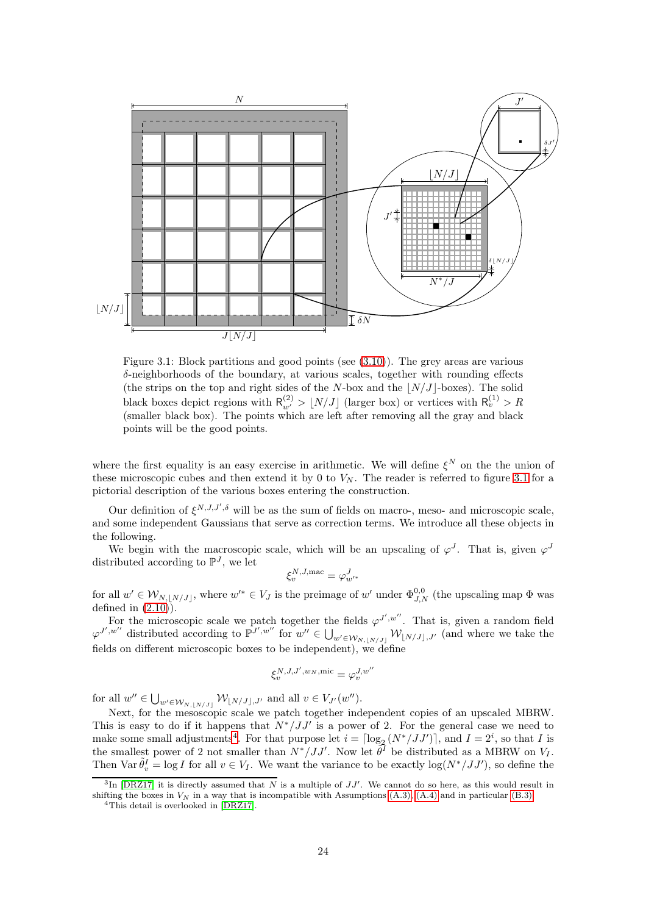Figure 3.1: Block partitions and good points (see (3.10)). The grey areas are various $\delta$-neighborhoods of the boundary, at various scales, together with rounding effects (the strips on the top and right sides of the $N$-box and the $\lfloor N/J \rfloor$-boxes). The solid black boxes depict regions with $\mathsf{R}^{(2)}_{w'} > \lfloor N/J \rfloor$ (larger box) or vertices with $\mathsf{R}^{(1)}_v > R$ (smaller black box). The points which are left after removing all the gray and black points will be the good points.

where the first equality is an easy exercise in arithmetic. We will define $\xi^N$ on the the union of these microscopic cubes and then extend it by 0 to $V_N$. The reader is referred to figure 3.1 for a pictorial description of the various boxes entering the construction.

Our definition of $\xi^{N,J,J',\delta}$ will be as the sum of fields on macro-, meso- and microscopic scale, and some independent Gaussians that serve as correction terms. We introduce all these objects in the following.

We begin with the macroscopic scale, which will be an upscaling of $\varphi^J$. That is, given $\varphi^J$ distributed according to $\mathbb{P}^J$, we let

$$\xi^{N,J,\mathrm{mac}}_v = \varphi^J_{w'^*}$$

for all $w' \in \mathcal{W}_{N,\lfloor N/J \rfloor}$, where $w'^* \in V_J$ is the preimage of $w'$ under $\Phi^{0,0}_{J,N}$ (the upscaling map $\Phi$ was defined in (2.10)).

For the microscopic scale we patch together the fields $\varphi^{J',w''}$. That is, given a random field $\varphi^{J',w''}$ distributed according to $\mathbb{P}^{J',w''}$ for $w'' \in \bigcup_{w' \in \mathcal{W}_{N,\lfloor N/J \rfloor}} \mathcal{W}_{\lfloor N/J \rfloor, J'}$ (and where we take the fields on different microscopic boxes to be independent), we define

$$\xi^{N,J,J',w_N,\mathrm{mic}}_v = \varphi^{J,w''}_v$$

for all $w'' \in \bigcup_{w' \in \mathcal{W}_{N,\lfloor N/J \rfloor}} \mathcal{W}_{\lfloor N/J \rfloor, J'}$ and all $v \in V_{J'}(w'')$.

Next, for the mesoscopic scale we patch together independent copies of an upscaled MBRW. This is easy to do if it happens that $N^*/JJ'$ is a power of 2. For the general case we need to make some small adjustments[4]. For that purpose let $i = \lceil \log_2 (N^*/JJ') \rceil$, and $I = 2^i$, so that $I$ is the smallest power of 2 not smaller than $N^*/JJ'$. Now let $\tilde{\theta}^I$ be distributed as a MBRW on $V_I$. Then $\operatorname{Var} \tilde{\theta}^I_v = \log I$ for all $v \in V_I$. We want the variance to be exactly $\log(N^*/JJ')$, so define the

[3] In [DRZ17] it is directly assumed that $N$ is a multiple of $JJ'$. We cannot do so here, as this would result in shifting the boxes in $V_N$ in a way that is incompatible with Assumptions (A.3), (A.4) and in particular (B.3).

[4] This detail is overlooked in [DRZ17].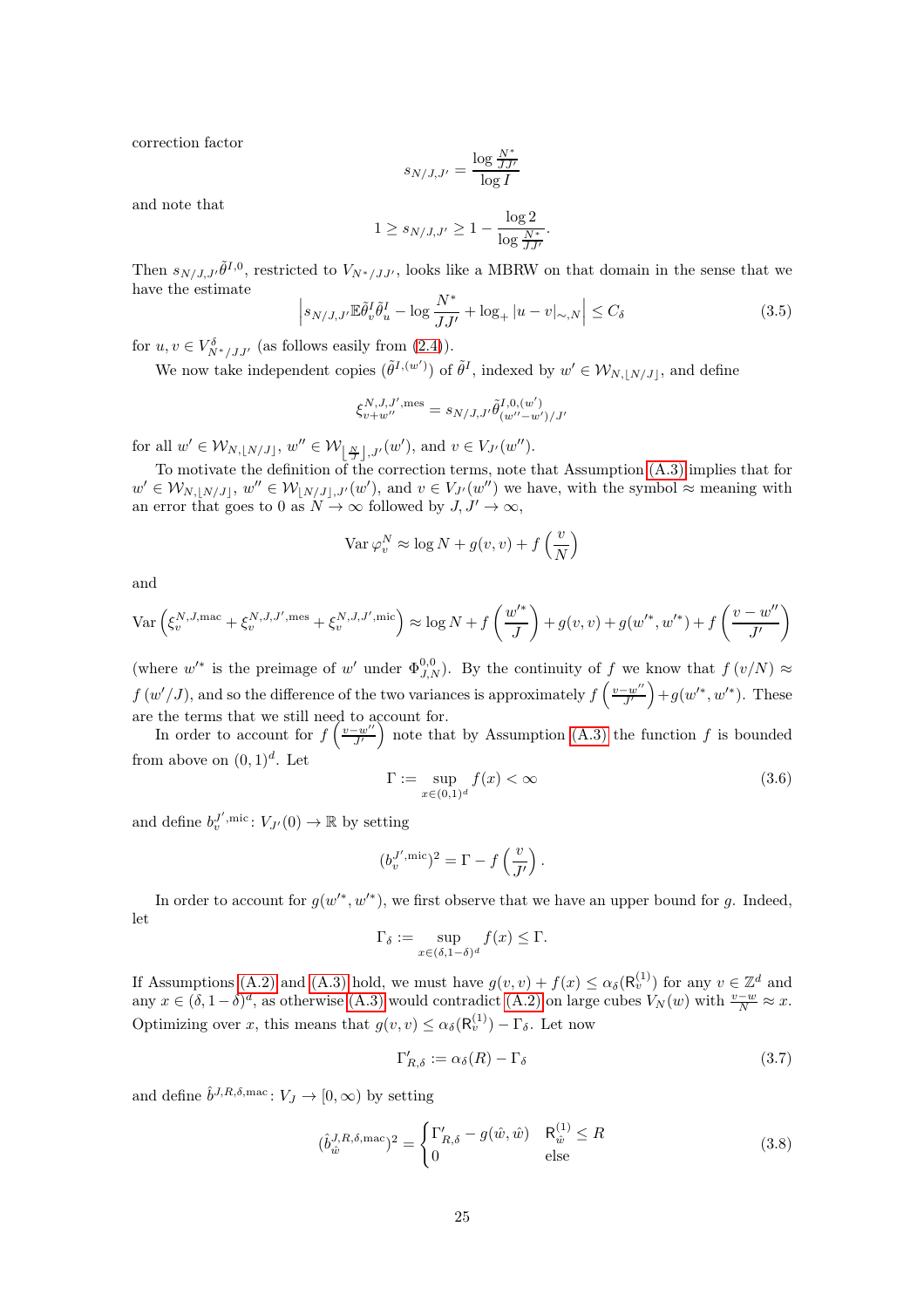correction factor

$$s_{N/J,J'} = \frac{\log \frac{N^*}{JJ'}}{\log I}$$

and note that

$$1 \geq s_{N/J,J'} \geq 1 - \frac{\log 2}{\log \frac{N^*}{JJ'}}.$$

Then $s_{N/J,J'}\tilde{\theta}^{I,0}$, restricted to $V_{N^*/JJ'}$, looks like a MBRW on that domain in the sense that we have the estimate

$$\left| s_{N/J,J'} \mathbb{E}\tilde{\theta}^I_v \tilde{\theta}^I_u - \log \frac{N^*}{JJ'} + \log_+ |u-v|_{\sim,N} \right| \leq C_\delta \tag{3.5}$$

for $u, v \in V^\delta_{N^*/JJ'}$ (as follows easily from (2.4)).

We now take independent copies $(\tilde{\theta}^{I,(w')})$ of $\tilde{\theta}^I$, indexed by $w' \in \mathcal{W}_{N,\lfloor N/J \rfloor}$, and define

$$\xi^{N,J,J',\text{mes}}_{v+w''} = s_{N/J,J'}\tilde{\theta}^{I,0,(w')}_{(w''-w')/J'}$$

for all $w' \in \mathcal{W}_{N,\lfloor N/J \rfloor}$, $w'' \in \mathcal{W}_{\lfloor \frac{N}{J} \rfloor, J'}(w')$, and $v \in V_{J'}(w'')$.

To motivate the definition of the correction terms, note that Assumption (A.3) implies that for $w' \in \mathcal{W}_{N,\lfloor N/J \rfloor}$, $w'' \in \mathcal{W}_{\lfloor N/J \rfloor, J'}(w')$, and $v \in V_{J'}(w'')$ we have, with the symbol $\approx$ meaning with an error that goes to 0 as $N \to \infty$ followed by $J, J' \to \infty$,

$$\operatorname{Var} \varphi^N_v \approx \log N + g(v,v) + f\left(\frac{v}{N}\right)$$

and

$$\operatorname{Var}\left(\xi^{N,J,\text{mac}}_v + \xi^{N,J,J',\text{mes}}_v + \xi^{N,J,J',\text{mic}}_v\right) \approx \log N + f\left(\frac{w'^*}{J}\right) + g(v,v) + g(w'^*, w'^*) + f\left(\frac{v-w''}{J'}\right)$$

(where $w'^*$ is the preimage of $w'$ under $\Phi^{0,0}_{J,N}$). By the continuity of $f$ we know that $f(v/N) \approx f(w'/J)$, and so the difference of the two variances is approximately $f\left(\frac{v-w''}{J'}\right) + g(w'^*, w'^*)$. These are the terms that we still need to account for.

In order to account for $f\left(\frac{v-w''}{J'}\right)$ note that by Assumption (A.3) the function $f$ is bounded from above on $(0,1)^d$. Let

$$\Gamma := \sup_{x \in (0,1)^d} f(x) < \infty \tag{3.6}$$

and define $b^{J',\text{mic}}_v \colon V_{J'}(0) \to \mathbb{R}$ by setting

$$(b^{J',\text{mic}}_v)^2 = \Gamma - f\left(\frac{v}{J'}\right).$$

In order to account for $g(w'^*, w'^*)$, we first observe that we have an upper bound for $g$. Indeed, let

$$\Gamma_\delta := \sup_{x \in (\delta, 1-\delta)^d} f(x) \leq \Gamma.$$

If Assumptions (A.2) and (A.3) hold, we must have $g(v,v) + f(x) \leq \alpha_\delta(\mathsf{R}^{(1)}_v)$ for any $v \in \mathbb{Z}^d$ and any $x \in (\delta, 1-\delta)^d$, as otherwise (A.3) would contradict (A.2) on large cubes $V_N(w)$ with $\frac{v-w}{N} \approx x$. Optimizing over $x$, this means that $g(v,v) \leq \alpha_\delta(\mathsf{R}^{(1)}_v) - \Gamma_\delta$. Let now

$$\Gamma'_{R,\delta} := \alpha_\delta(R) - \Gamma_\delta \tag{3.7}$$

and define $\hat{b}^{J,R,\delta,\text{mac}} \colon V_J \to [0,\infty)$ by setting

$$(\hat{b}^{J,R,\delta,\text{mac}}_{\hat{w}})^2 = \begin{cases} \Gamma'_{R,\delta} - g(\hat{w}, \hat{w}) & \mathsf{R}^{(1)}_{\hat{w}} \leq R \\ 0 & \text{else} \end{cases} \tag{3.8}$$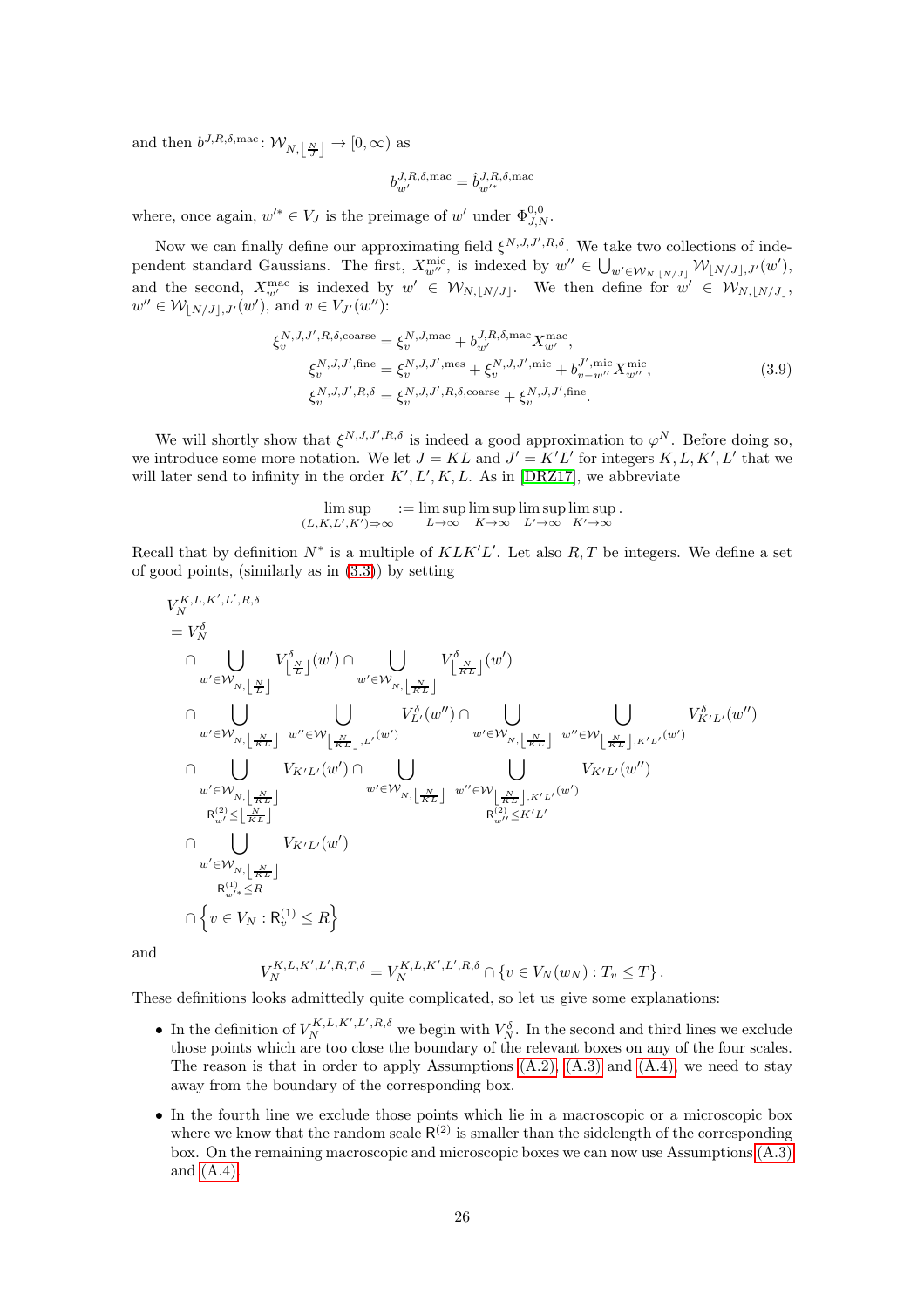and then $b^{J,R,\delta,\mathrm{mac}}\colon \mathcal{W}_{N,\lfloor \frac{N}{J}\rfloor} \to [0,\infty)$ as

$$b^{J,R,\delta,\mathrm{mac}}_{w'} = \hat{b}^{J,R,\delta,\mathrm{mac}}_{w'^*}$$

where, once again, $w'^* \in V_J$ is the preimage of $w'$ under $\Phi^{0,0}_{J,N}$.

Now we can finally define our approximating field $\xi^{N,J,J',R,\delta}$. We take two collections of independent standard Gaussians. The first, $X^{\mathrm{mic}}_{w''}$, is indexed by $w'' \in \bigcup_{w' \in \mathcal{W}_{N,\lfloor N/J\rfloor}} \mathcal{W}_{\lfloor N/J\rfloor, J'}(w')$, and the second, $X^{\mathrm{mac}}_{w'}$ is indexed by $w' \in \mathcal{W}_{N,\lfloor N/J\rfloor}$. We then define for $w' \in \mathcal{W}_{N,\lfloor N/J\rfloor}$, $w'' \in \mathcal{W}_{\lfloor N/J\rfloor, J'}(w')$, and $v \in V_{J'}(w'')$:

$$\begin{aligned}
\xi^{N,J,J',R,\delta,\mathrm{coarse}}_v &= \xi^{N,J,\mathrm{mac}}_v + b^{J,R,\delta,\mathrm{mac}}_{w'} X^{\mathrm{mac}}_{w'},\\
\xi^{N,J,J',\mathrm{fine}}_v &= \xi^{N,J,J',\mathrm{mes}}_v + \xi^{N,J,J',\mathrm{mic}}_v + b^{J',\mathrm{mic}}_{v-w''} X^{\mathrm{mic}}_{w''},\\
\xi^{N,J,J',R,\delta}_v &= \xi^{N,J,J',R,\delta,\mathrm{coarse}}_v + \xi^{N,J,J',\mathrm{fine}}_v.
\end{aligned} \tag{3.9}$$

We will shortly show that $\xi^{N,J,J',R,\delta}$ is indeed a good approximation to $\varphi^N$. Before doing so, we introduce some more notation. We let $J = KL$ and $J' = K'L'$ for integers $K, L, K', L'$ that we will later send to infinity in the order $K', L', K, L$. As in [DRZ17], we abbreviate

$$\limsup_{(L,K,L',K')\Rightarrow\infty} := \limsup_{L\to\infty} \limsup_{K\to\infty} \limsup_{L'\to\infty} \limsup_{K'\to\infty}.$$

Recall that by definition $N^*$ is a multiple of $KLK'L'$. Let also $R, T$ be integers. We define a set of good points, (similarly as in (3.3)) by setting

$$\begin{aligned}
&V_N^{K,L,K',L',R,\delta}\\
&= V_N^\delta\\
&\quad \cap \bigcup_{w' \in \mathcal{W}_{N,\lfloor \frac{N}{L}\rfloor}} V^\delta_{\lfloor \frac{N}{L}\rfloor}(w') \cap \bigcup_{w' \in \mathcal{W}_{N,\lfloor \frac{N}{KL}\rfloor}} V^\delta_{\lfloor \frac{N}{KL}\rfloor}(w')\\
&\quad \cap \bigcup_{w' \in \mathcal{W}_{N,\lfloor \frac{N}{KL}\rfloor}} \ \bigcup_{w'' \in \mathcal{W}_{\lfloor \frac{N}{KL}\rfloor, L'}(w')} V^\delta_{L'}(w'') \cap \bigcup_{w' \in \mathcal{W}_{N,\lfloor \frac{N}{KL}\rfloor}} \ \bigcup_{w'' \in \mathcal{W}_{\lfloor \frac{N}{KL}\rfloor, K'L'}(w')} V^\delta_{K'L'}(w'')\\
&\quad \cap \bigcup_{\substack{w' \in \mathcal{W}_{N,\lfloor \frac{N}{KL}\rfloor}\\ \mathsf{R}^{(2)}_{w'} \le \lfloor \frac{N}{KL}\rfloor}} V_{K'L'}(w') \cap \bigcup_{w' \in \mathcal{W}_{N,\lfloor \frac{N}{KL}\rfloor}} \ \bigcup_{\substack{w'' \in \mathcal{W}_{\lfloor \frac{N}{KL}\rfloor, K'L'}(w')\\ \mathsf{R}^{(2)}_{w''} \le K'L'}} V_{K'L'}(w'')\\
&\quad \cap \bigcup_{\substack{w' \in \mathcal{W}_{N,\lfloor \frac{N}{KL}\rfloor}\\ \mathsf{R}^{(1)}_{w'^*} \le R}} V_{K'L'}(w')\\
&\quad \cap \left\{ v \in V_N : \mathsf{R}^{(1)}_v \le R \right\}
\end{aligned}$$

and

$$V_N^{K,L,K',L',R,T,\delta} = V_N^{K,L,K',L',R,\delta} \cap \{v \in V_N(w_N) : T_v \le T\}.$$

These definitions looks admittedly quite complicated, so let us give some explanations:

- In the definition of $V_N^{K,L,K',L',R,\delta}$ we begin with $V_N^\delta$. In the second and third lines we exclude those points which are too close the boundary of the relevant boxes on any of the four scales. The reason is that in order to apply Assumptions (A.2), (A.3) and (A.4), we need to stay away from the boundary of the corresponding box.
- In the fourth line we exclude those points which lie in a macroscopic or a microscopic box where we know that the random scale $\mathsf{R}^{(2)}$ is smaller than the sidelength of the corresponding box. On the remaining macroscopic and microscopic boxes we can now use Assumptions (A.3) and (A.4).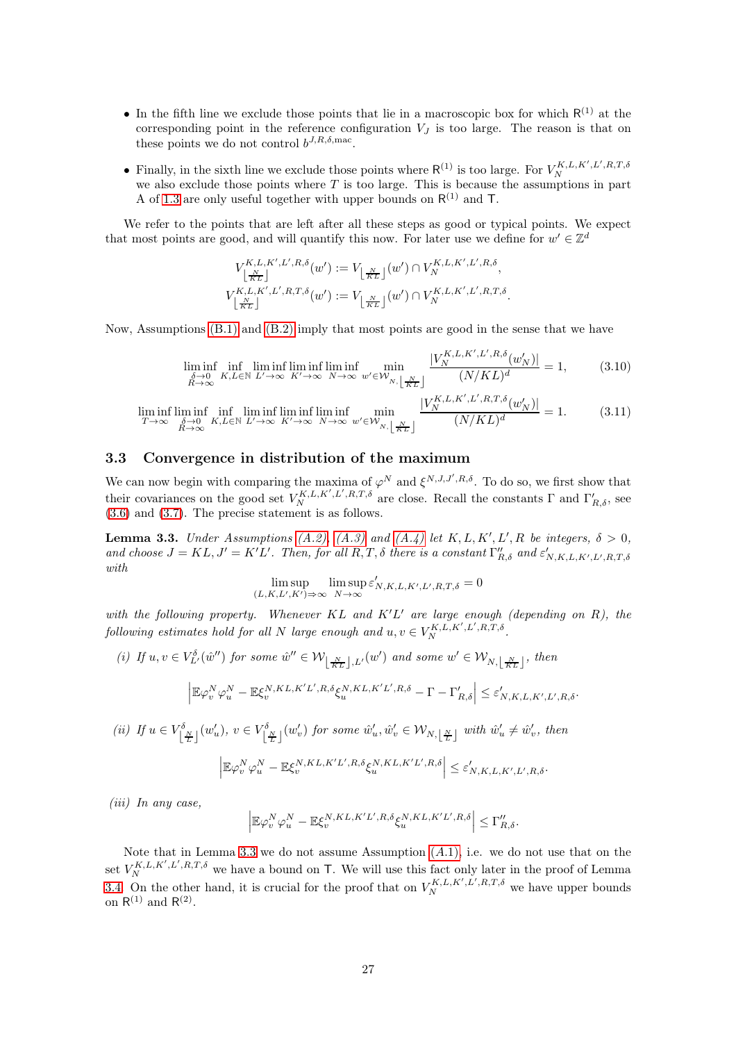- In the fifth line we exclude those points that lie in a macroscopic box for which $\mathsf{R}^{(1)}$ at the corresponding point in the reference configuration $V_J$ is too large. The reason is that on these points we do not control $b^{J,R,\delta,\mathrm{mac}}$.
- Finally, in the sixth line we exclude those points where $\mathsf{R}^{(1)}$ is too large. For $V_N^{K,L,K',L',R,T,\delta}$ we also exclude those points where $T$ is too large. This is because the assumptions in part A of 1.3 are only useful together with upper bounds on $\mathsf{R}^{(1)}$ and $\mathsf{T}$.

We refer to the points that are left after all these steps as good or typical points. We expect that most points are good, and will quantify this now. For later use we define for $w' \in \mathbb{Z}^d$

$$
\begin{aligned}
V^{K,L,K',L',R,\delta}_{\lfloor \frac{N}{KL} \rfloor}(w') &:= V_{\lfloor \frac{N}{KL} \rfloor}(w') \cap V_N^{K,L,K',L',R,\delta},\\
V^{K,L,K',L',R,T,\delta}_{\lfloor \frac{N}{KL} \rfloor}(w') &:= V_{\lfloor \frac{N}{KL} \rfloor}(w') \cap V_N^{K,L,K',L',R,T,\delta}.
\end{aligned}
$$

Now, Assumptions (B.1) and (B.2) imply that most points are good in the sense that we have

$$
\liminf_{\substack{\delta\to 0\\ R\to\infty}} \inf_{K,L\in\mathbb{N}} \liminf_{L'\to\infty} \liminf_{K'\to\infty} \liminf_{N\to\infty} \min_{w'\in\mathcal{W}_{N,\lfloor \frac{N}{KL}\rfloor}} \frac{|V_N^{K,L,K',L',R,\delta}(w'_N)|}{(N/KL)^d} = 1, \tag{3.10}
$$

$$
\liminf_{T\to\infty} \liminf_{\substack{\delta\to 0\\ R\to\infty}} \inf_{K,L\in\mathbb{N}} \liminf_{L'\to\infty} \liminf_{K'\to\infty} \liminf_{N\to\infty} \min_{w'\in\mathcal{W}_{N,\lfloor \frac{N}{KL}\rfloor}} \frac{|V_N^{K,L,K',L',R,T,\delta}(w'_N)|}{(N/KL)^d} = 1. \tag{3.11}
$$

### 3.3 Convergence in distribution of the maximum

We can now begin with comparing the maxima of $\varphi^N$ and $\xi^{N,J,J',R,\delta}$. To do so, we first show that their covariances on the good set $V_N^{K,L,K',L',R,T,\delta}$ are close. Recall the constants $\Gamma$ and $\Gamma'_{R,\delta}$, see (3.6) and (3.7). The precise statement is as follows.

**Lemma 3.3.** *Under Assumptions (A.2), (A.3) and (A.4) let $K, L, K', L', R$ be integers, $\delta > 0$, and choose $J = KL$, $J' = K'L'$. Then, for all $R, T, \delta$ there is a constant $\Gamma''_{R,\delta}$ and $\varepsilon'_{N,K,L,K',L',R,T,\delta}$ with*

$$
\limsup_{(L,K,L',K')\Rightarrow\infty} \limsup_{N\to\infty} \varepsilon'_{N,K,L,K',L',R,T,\delta} = 0
$$

*with the following property. Whenever $KL$ and $K'L'$ are large enough (depending on $R$), the following estimates hold for all $N$ large enough and $u, v \in V_N^{K,L,K',L',R,T,\delta}$.*

*(i) If $u, v \in V^\delta_{L'}(\hat{w}'')$ for some $\hat{w}'' \in \mathcal{W}_{\lfloor \frac{N}{KL}\rfloor, L'}(w')$ and some $w' \in \mathcal{W}_{N,\lfloor \frac{N}{KL}\rfloor}$, then*

$$
\left| \mathbb{E}\varphi^N_v\varphi^N_u - \mathbb{E}\xi^{N,KL,K'L',R,\delta}_v \xi^{N,KL,K'L',R,\delta}_u - \Gamma - \Gamma'_{R,\delta} \right| \le \varepsilon'_{N,K,L,K',L',R,\delta}.
$$

*(ii) If $u \in V^\delta_{\lfloor \frac{N}{L}\rfloor}(w'_u)$, $v \in V^\delta_{\lfloor \frac{N}{L}\rfloor}(w'_v)$ for some $\hat{w}'_u, \hat{w}'_v \in \mathcal{W}_{N,\lfloor \frac{N}{L}\rfloor}$ with $\hat{w}'_u \neq \hat{w}'_v$, then*

$$
\left| \mathbb{E}\varphi^N_v\varphi^N_u - \mathbb{E}\xi^{N,KL,K'L',R,\delta}_v \xi^{N,KL,K'L',R,\delta}_u \right| \le \varepsilon'_{N,K,L,K',L',R,\delta}.
$$

*(iii) In any case,*

$$
\left| \mathbb{E}\varphi^N_v\varphi^N_u - \mathbb{E}\xi^{N,KL,K'L',R,\delta}_v \xi^{N,KL,K'L',R,\delta}_u \right| \le \Gamma''_{R,\delta}.
$$

Note that in Lemma 3.3 we do not assume Assumption (A.1), i.e. we do not use that on the set $V_N^{K,L,K',L',R,T,\delta}$ we have a bound on $\mathsf{T}$. We will use this fact only later in the proof of Lemma 3.4. On the other hand, it is crucial for the proof that on $V_N^{K,L,K',L',R,T,\delta}$ we have upper bounds on $\mathsf{R}^{(1)}$ and $\mathsf{R}^{(2)}$.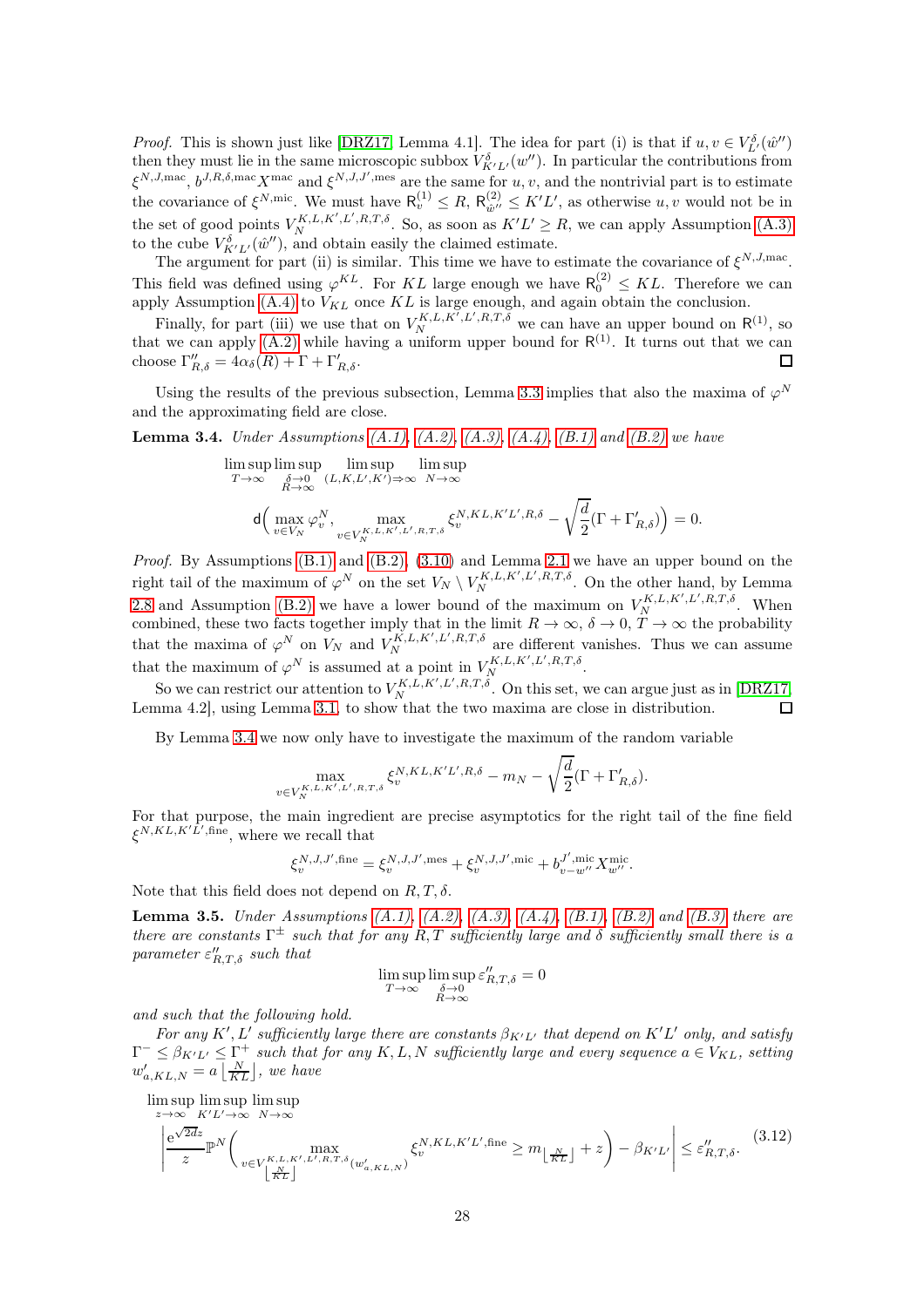*Proof.* This is shown just like [DRZ17, Lemma 4.1]. The idea for part (i) is that if $u, v \in V^{\delta}_{L'}(\hat{w}'')$ then they must lie in the same microscopic subbox $V^{\delta}_{K'L'}(w'')$. In particular the contributions from $\xi^{N,J,\mathrm{mac}}$, $b^{J,R,\delta,\mathrm{mac}}X^{\mathrm{mac}}$ and $\xi^{N,J,J',\mathrm{mes}}$ are the same for $u, v$, and the nontrivial part is to estimate the covariance of $\xi^{N,\mathrm{mic}}$. We must have $\mathsf{R}^{(1)}_v \le R$, $\mathsf{R}^{(2)}_{\hat{w}''} \le K'L'$, as otherwise $u, v$ would not be in the set of good points $V^{K,L,K',L',R,T,\delta}_N$. So, as soon as $K'L' \ge R$, we can apply Assumption (A.3) to the cube $V^{\delta}_{K'L'}(\hat{w}'')$, and obtain easily the claimed estimate.

The argument for part (ii) is similar. This time we have to estimate the covariance of $\xi^{N,J,\mathrm{mac}}$. This field was defined using $\varphi^{KL}$. For $KL$ large enough we have $\mathsf{R}^{(2)}_0 \le KL$. Therefore we can apply Assumption (A.4) to $V_{KL}$ once $KL$ is large enough, and again obtain the conclusion.

Finally, for part (iii) we use that on $V^{K,L,K',L',R,T,\delta}_N$ we can have an upper bound on $\mathsf{R}^{(1)}$, so that we can apply (A.2) while having a uniform upper bound for $\mathsf{R}^{(1)}$. It turns out that we can choose $\Gamma''_{R,\delta} = 4\alpha_\delta(R) + \Gamma + \Gamma'_{R,\delta}$. $\square$

Using the results of the previous subsection, Lemma 3.3 implies that also the maxima of $\varphi^N$ and the approximating field are close.

**Lemma 3.4.** *Under Assumptions (A.1), (A.2), (A.3), (A.4), (B.1) and (B.2) we have*

$$\limsup_{T\to\infty} \limsup_{\substack{\delta\to 0\\ R\to\infty}} \limsup_{(L,K,L',K')\Rightarrow\infty} \limsup_{N\to\infty}$$
$$\mathsf{d}\Big(\max_{v\in V_N} \varphi^N_v, \max_{v\in V^{K,L,K',L',R,T,\delta}_N} \xi^{N,KL,K'L',R,\delta}_v - \sqrt{\frac{d}{2}}(\Gamma + \Gamma'_{R,\delta})\Big) = 0.$$

*Proof.* By Assumptions (B.1) and (B.2), (3.10) and Lemma 2.1 we have an upper bound on the right tail of the maximum of $\varphi^N$ on the set $V_N \setminus V^{K,L,K',L',R,T,\delta}_N$. On the other hand, by Lemma 2.8 and Assumption (B.2) we have a lower bound of the maximum on $V^{K,L,K',L',R,T,\delta}_N$. When combined, these two facts together imply that in the limit $R\to\infty$, $\delta\to 0$, $T\to\infty$ the probability that the maxima of $\varphi^N$ on $V_N$ and $V^{K,L,K',L',R,T,\delta}_N$ are different vanishes. Thus we can assume that the maximum of $\varphi^N$ is assumed at a point in $V^{K,L,K',L',R,T,\delta}_N$.

So we can restrict our attention to $V^{K,L,K',L',R,T,\delta}_N$. On this set, we can argue just as in [DRZ17, Lemma 4.2], using Lemma 3.1, to show that the two maxima are close in distribution. $\square$

By Lemma 3.4 we now only have to investigate the maximum of the random variable

$$\max_{v\in V^{K,L,K',L',R,T,\delta}_N} \xi^{N,KL,K'L',R,\delta}_v - m_N - \sqrt{\frac{d}{2}}(\Gamma + \Gamma'_{R,\delta}).$$

For that purpose, the main ingredient are precise asymptotics for the right tail of the fine field $\xi^{N,KL,K'L',\mathrm{fine}}$, where we recall that

$$\xi^{N,J,J',\mathrm{fine}}_v = \xi^{N,J,J',\mathrm{mes}}_v + \xi^{N,J,J',\mathrm{mic}}_v + b^{J',\mathrm{mic}}_{v-w''} X^{\mathrm{mic}}_{w''}.$$

Note that this field does not depend on $R, T, \delta$.

**Lemma 3.5.** *Under Assumptions (A.1), (A.2), (A.3), (A.4), (B.1), (B.2) and (B.3) there are there are constants $\Gamma^{\pm}$ such that for any $R, T$ sufficiently large and $\delta$ sufficiently small there is a parameter $\varepsilon''_{R,T,\delta}$ such that*

$$\limsup_{T\to\infty} \limsup_{\substack{\delta\to 0\\ R\to\infty}} \varepsilon''_{R,T,\delta} = 0$$

*and such that the following hold.*

*For any $K', L'$ sufficiently large there are constants $\beta_{K'L'}$ that depend on $K'L'$ only, and satisfy $\Gamma^- \le \beta_{K'L'} \le \Gamma^+$ such that for any $K, L, N$ sufficiently large and every sequence $a \in V_{KL}$, setting $w'_{a,KL,N} = a\left\lfloor \frac{N}{KL}\right\rfloor$, we have*

$$\limsup_{z\to\infty} \limsup_{K'L'\to\infty} \limsup_{N\to\infty} \left|\frac{\mathrm{e}^{\sqrt{2d}z}}{z}\mathbb{P}^N\Big(\max_{v\in V^{K,L,K',L',R,T,\delta}_{\lfloor \frac{N}{KL}\rfloor}(w'_{a,KL,N})} \xi^{N,KL,K'L',\mathrm{fine}}_v \ge m_{\lfloor \frac{N}{KL}\rfloor} + z\Big) - \beta_{K'L'}\right| \le \varepsilon''_{R,T,\delta}. \tag{3.12}$$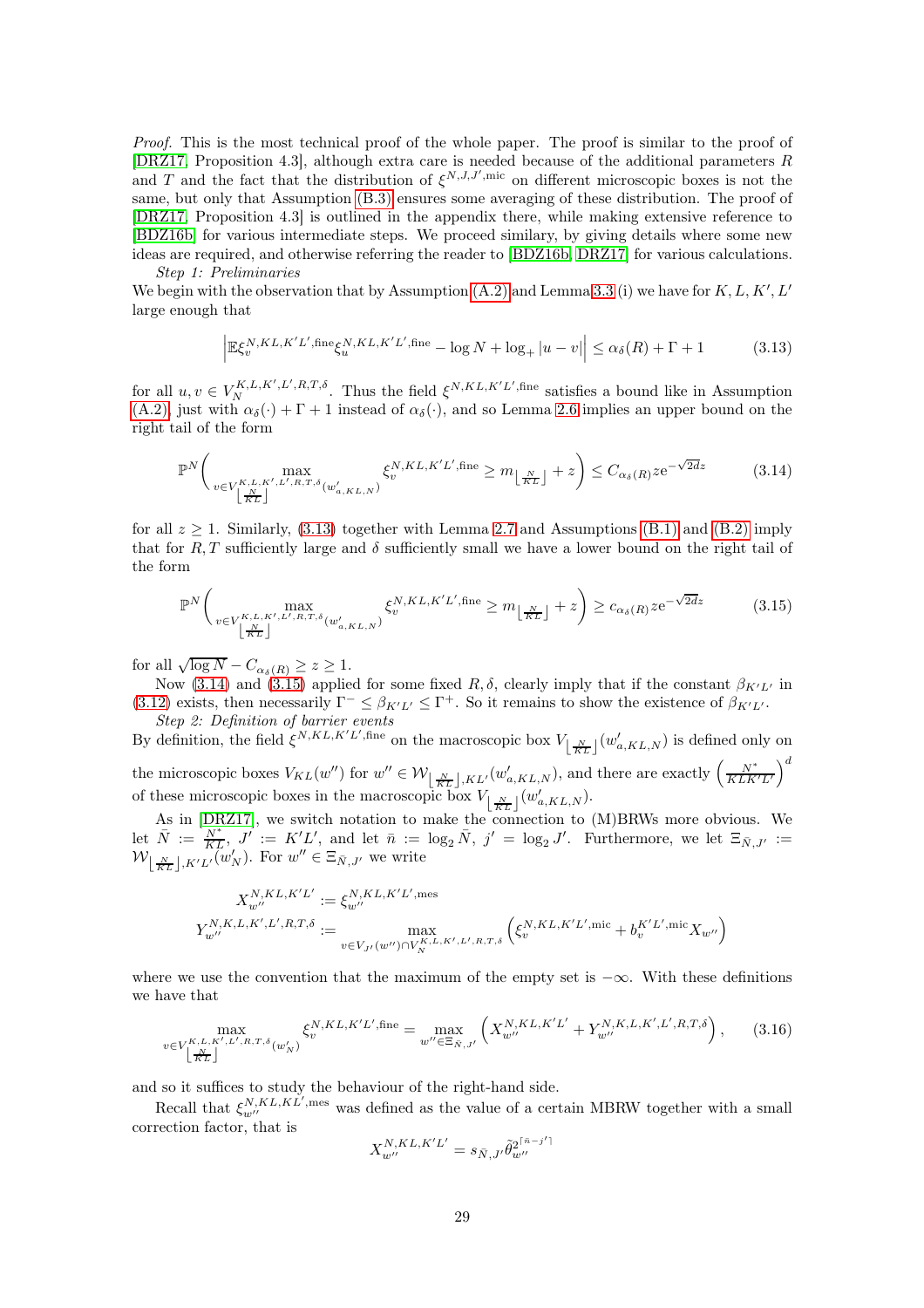*Proof.* This is the most technical proof of the whole paper. The proof is similar to the proof of [DRZ17, Proposition 4.3], although extra care is needed because of the additional parameters $R$ and $T$ and the fact that the distribution of $\xi^{N,J,J',\mathrm{mic}}$ on different microscopic boxes is not the same, but only that Assumption (B.3) ensures some averaging of these distribution. The proof of [DRZ17, Proposition 4.3] is outlined in the appendix there, while making extensive reference to [BDZ16b] for various intermediate steps. We proceed similary, by giving details where some new ideas are required, and otherwise referring the reader to [BDZ16b, DRZ17] for various calculations.

*Step 1: Preliminaries*

We begin with the observation that by Assumption (A.2) and Lemma 3.3 (i) we have for $K, L, K', L'$ large enough that

$$\left|\mathbb{E}\xi_v^{N,KL,K'L',\mathrm{fine}}\xi_u^{N,KL,K'L',\mathrm{fine}} - \log N + \log_+|u-v|\right| \le \alpha_\delta(R) + \Gamma + 1 \tag{3.13}$$

for all $u, v \in V_N^{K,L,K',L',R,T,\delta}$. Thus the field $\xi^{N,KL,K'L',\mathrm{fine}}$ satisfies a bound like in Assumption (A.2), just with $\alpha_\delta(\cdot) + \Gamma + 1$ instead of $\alpha_\delta(\cdot)$, and so Lemma 2.6 implies an upper bound on the right tail of the form

$$\mathbb{P}^N\left(\max_{v\in V^{K,L,K',L',R,T,\delta}_{\lfloor\frac{N}{KL}\rfloor}(w'_{a,KL,N})}\xi_v^{N,KL,K'L',\mathrm{fine}} \ge m_{\lfloor\frac{N}{KL}\rfloor} + z\right) \le C_{\alpha_\delta(R)}z\mathrm{e}^{-\sqrt{2d}z} \tag{3.14}$$

for all $z \ge 1$. Similarly, (3.13) together with Lemma 2.7 and Assumptions (B.1) and (B.2) imply that for $R, T$ sufficiently large and $\delta$ sufficiently small we have a lower bound on the right tail of the form

$$\mathbb{P}^N\left(\max_{v\in V^{K,L,K',L',R,T,\delta}_{\lfloor\frac{N}{KL}\rfloor}(w'_{a,KL,N})}\xi_v^{N,KL,K'L',\mathrm{fine}} \ge m_{\lfloor\frac{N}{KL}\rfloor} + z\right) \ge c_{\alpha_\delta(R)}z\mathrm{e}^{-\sqrt{2d}z} \tag{3.15}$$

for all $\sqrt{\log N} - C_{\alpha_\delta(R)} \ge z \ge 1$.

Now (3.14) and (3.15) applied for some fixed $R, \delta$, clearly imply that if the constant $\beta_{K'L'}$ in (3.12) exists, then necessarily $\Gamma^- \le \beta_{K'L'} \le \Gamma^+$. So it remains to show the existence of $\beta_{K'L'}$.

*Step 2: Definition of barrier events*

By definition, the field $\xi^{N,KL,K'L',\mathrm{fine}}$ on the macroscopic box $V_{\lfloor\frac{N}{KL}\rfloor}(w'_{a,KL,N})$ is defined only on the microscopic boxes $V_{KL}(w'')$ for $w'' \in \mathcal{W}_{\lfloor\frac{N}{KL}\rfloor,KL'}(w'_{a,KL,N})$, and there are exactly $\left(\frac{N^*}{KLK'L'}\right)^d$ of these microscopic boxes in the macroscopic box $V_{\lfloor\frac{N}{KL}\rfloor}(w'_{a,KL,N})$.

As in [DRZ17], we switch notation to make the connection to (M)BRWs more obvious. We let $\bar N := \frac{N^*}{KL}$, $J' := K'L'$, and let $\bar n := \log_2 \bar N$, $j' = \log_2 J'$. Furthermore, we let $\Xi_{\bar N,J'} := \mathcal{W}_{\lfloor\frac{N}{KL}\rfloor,K'L'}(w'_N)$. For $w'' \in \Xi_{\bar N,J'}$ we write

$$X_{w''}^{N,KL,K'L'} := \xi_{w''}^{N,KL,K'L',\mathrm{mes}}$$
$$Y_{w''}^{N,K,L,K',L',R,T,\delta} := \max_{v\in V_{J'}(w'')\cap V_N^{K,L,K',L',R,T,\delta}}\left(\xi_v^{N,KL,K'L',\mathrm{mic}} + b_v^{K'L',\mathrm{mic}}X_{w''}\right)$$

where we use the convention that the maximum of the empty set is $-\infty$. With these definitions we have that

$$\max_{v\in V^{K,L,K',L',R,T,\delta}_{\lfloor\frac{N}{KL}\rfloor}(w'_N)}\xi_v^{N,KL,K'L',\mathrm{fine}} = \max_{w''\in\Xi_{\bar N,J'}}\left(X_{w''}^{N,KL,K'L'} + Y_{w''}^{N,K,L,K',L',R,T,\delta}\right), \tag{3.16}$$

and so it suffices to study the behaviour of the right-hand side.

Recall that $\xi_{w''}^{N,KL,KL',\mathrm{mes}}$ was defined as the value of a certain MBRW together with a small correction factor, that is

$$X_{w''}^{N,KL,K'L'} = s_{\bar N,J'}\tilde\theta_{w''}^{2^{\lceil \bar n - j'\rceil}}$$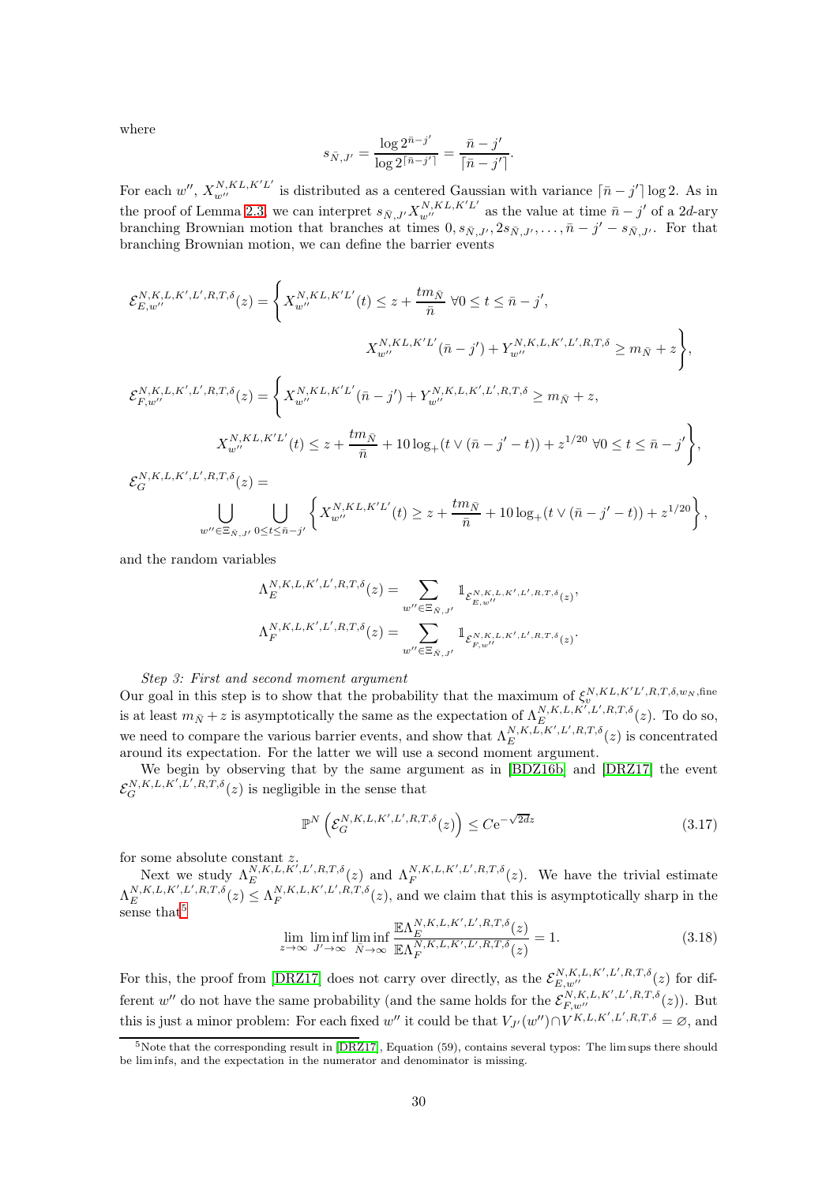where

$$s_{\bar{N},J'} = \frac{\log 2^{\bar{n}-j'}}{\log 2^{\lceil \bar{n}-j' \rceil}} = \frac{\bar{n}-j'}{\lceil \bar{n}-j' \rceil}.$$

For each $w''$, $X_{w''}^{N,KL,K'L'}$ is distributed as a centered Gaussian with variance $\lceil \bar{n}-j' \rceil \log 2$. As in the proof of Lemma 2.3, we can interpret $s_{\bar{N},J'} X_{w''}^{N,KL,K'L'}$ as the value at time $\bar{n}-j'$ of a $2d$-ary branching Brownian motion that branches at times $0, s_{\bar{N},J'}, 2s_{\bar{N},J'}, \ldots, \bar{n}-j'-s_{\bar{N},J'}$. For that branching Brownian motion, we can define the barrier events

$$\mathcal{E}_{E,w''}^{N,K,L,K',L',R,T,\delta}(z) = \Bigg\{ X_{w''}^{N,KL,K'L'}(t) \le z + \frac{t m_{\bar{N}}}{\bar{n}} \ \forall 0 \le t \le \bar{n}-j', \\ X_{w''}^{N,KL,K'L'}(\bar{n}-j') + Y_{w''}^{N,K,L,K',L',R,T,\delta} \ge m_{\bar{N}} + z \Bigg\},$$

$$\mathcal{E}_{F,w''}^{N,K,L,K',L',R,T,\delta}(z) = \Bigg\{ X_{w''}^{N,KL,K'L'}(\bar{n}-j') + Y_{w''}^{N,K,L,K',L',R,T,\delta} \ge m_{\bar{N}} + z, \\ X_{w''}^{N,KL,K'L'}(t) \le z + \frac{t m_{\bar{N}}}{\bar{n}} + 10 \log_+(t \vee (\bar{n}-j'-t)) + z^{1/20} \ \forall 0 \le t \le \bar{n}-j' \Bigg\},$$

$$\mathcal{E}_{G}^{N,K,L,K',L',R,T,\delta}(z) = \\ \bigcup_{w'' \in \Xi_{\bar{N},J'}} \bigcup_{0 \le t \le \bar{n}-j'} \left\{ X_{w''}^{N,KL,K'L'}(t) \ge z + \frac{t m_{\bar{N}}}{\bar{n}} + 10 \log_+(t \vee (\bar{n}-j'-t)) + z^{1/20} \right\},$$

and the random variables

$$\Lambda_E^{N,K,L,K',L',R,T,\delta}(z) = \sum_{w'' \in \Xi_{\bar{N},J'}} \mathbb{1}_{\mathcal{E}_{E,w''}^{N,K,L,K',L',R,T,\delta}(z)},$$

$$\Lambda_F^{N,K,L,K',L',R,T,\delta}(z) = \sum_{w'' \in \Xi_{\bar{N},J'}} \mathbb{1}_{\mathcal{E}_{F,w''}^{N,K,L,K',L',R,T,\delta}(z)}.$$

*Step 3: First and second moment argument*

Our goal in this step is to show that the probability that the maximum of $\xi_v^{N,KL,K'L',R,T,\delta,w_N,\mathrm{fine}}$ is at least $m_{\bar{N}} + z$ is asymptotically the same as the expectation of $\Lambda_E^{N,K,L,K',L',R,T,\delta}(z)$. To do so, we need to compare the various barrier events, and show that $\Lambda_E^{N,K,L,K',L',R,T,\delta}(z)$ is concentrated around its expectation. For the latter we will use a second moment argument.

We begin by observing that by the same argument as in [BDZ16b] and [DRZ17] the event $\mathcal{E}_G^{N,K,L,K',L',R,T,\delta}(z)$ is negligible in the sense that

$$\mathbb{P}^N\left(\mathcal{E}_G^{N,K,L,K',L',R,T,\delta}(z)\right) \le C \mathrm{e}^{-\sqrt{2d}z} \tag{3.17}$$

for some absolute constant $z$.

Next we study $\Lambda_E^{N,K,L,K',L',R,T,\delta}(z)$ and $\Lambda_F^{N,K,L,K',L',R,T,\delta}(z)$. We have the trivial estimate $\Lambda_E^{N,K,L,K',L',R,T,\delta}(z) \le \Lambda_F^{N,K,L,K',L',R,T,\delta}(z)$, and we claim that this is asymptotically sharp in the sense that[5]

$$\lim_{z\to\infty} \liminf_{J'\to\infty} \liminf_{\bar{N}\to\infty} \frac{\mathbb{E}\Lambda_E^{N,K,L,K',L',R,T,\delta}(z)}{\mathbb{E}\Lambda_F^{N,K,L,K',L',R,T,\delta}(z)} = 1. \tag{3.18}$$

For this, the proof from [DRZ17] does not carry over directly, as the $\mathcal{E}_{E,w''}^{N,K,L,K',L',R,T,\delta}(z)$ for different $w''$ do not have the same probability (and the same holds for the $\mathcal{E}_{F,w''}^{N,K,L,K',L',R,T,\delta}(z)$). But this is just a minor problem: For each fixed $w''$ it could be that $V_{J'}(w'') \cap V^{K,L,K',L',R,T,\delta} = \varnothing$, and

[5] Note that the corresponding result in [DRZ17], Equation (59), contains several typos: The lim sups there should be lim infs, and the expectation in the numerator and denominator is missing.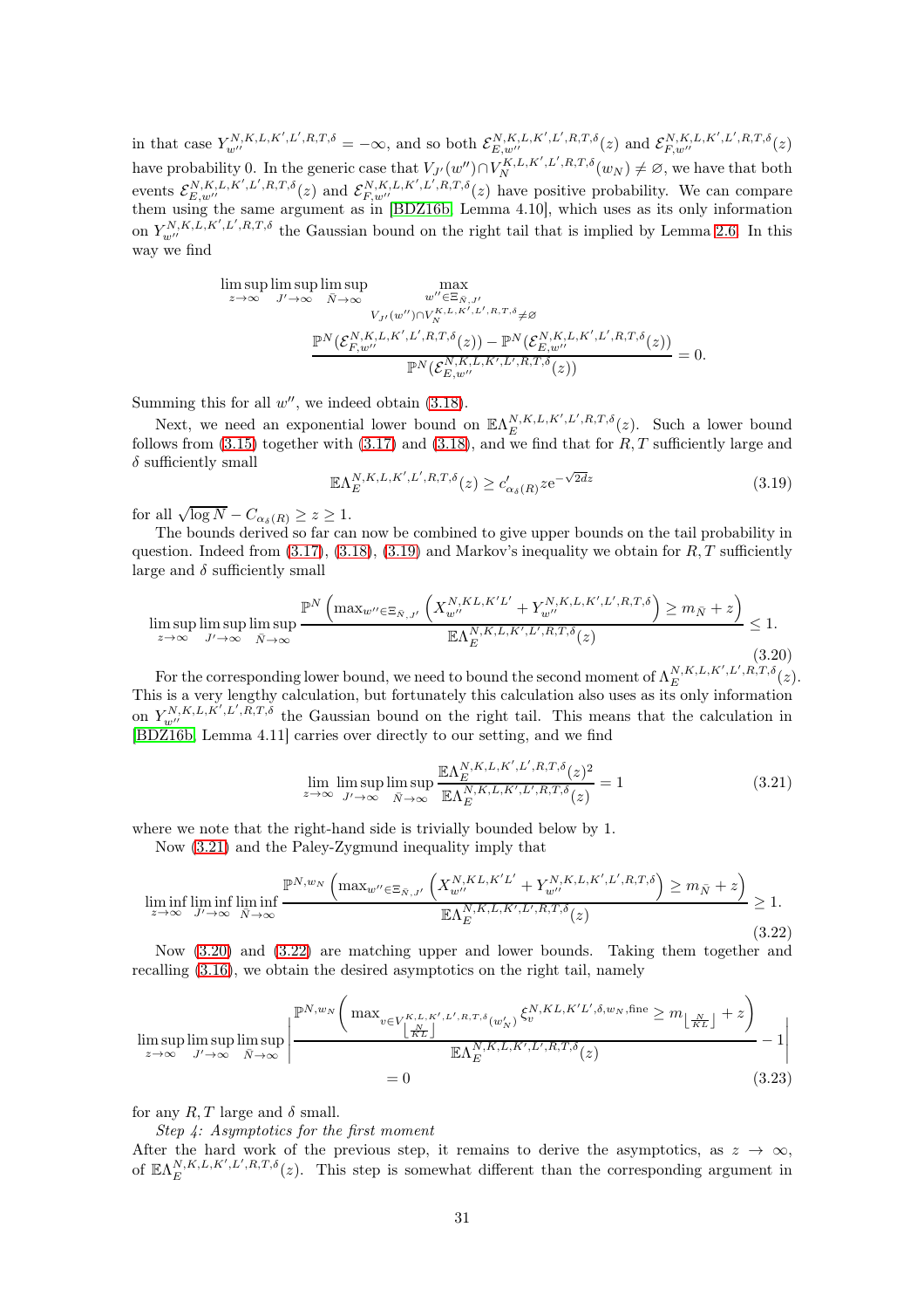in that case $Y_{w''}^{N,K,L,K',L',R,T,\delta} = -\infty$, and so both $\mathcal{E}_{E,w''}^{N,K,L,K',L',R,T,\delta}(z)$ and $\mathcal{E}_{F,w''}^{N,K,L,K',L',R,T,\delta}(z)$ have probability 0. In the generic case that $V_{J'}(w'') \cap V_N^{K,L,K',L',R,T,\delta}(w_N) \neq \varnothing$, we have that both events $\mathcal{E}_{E,w''}^{N,K,L,K',L',R,T,\delta}(z)$ and $\mathcal{E}_{F,w''}^{N,K,L,K',L',R,T,\delta}(z)$ have positive probability. We can compare them using the same argument as in [BDZ16b, Lemma 4.10], which uses as its only information on $Y_{w''}^{N,K,L,K',L',R,T,\delta}$ the Gaussian bound on the right tail that is implied by Lemma 2.6. In this way we find

$$
\limsup_{z\to\infty}\limsup_{J'\to\infty}\limsup_{\bar{N}\to\infty} \max_{\substack{w''\in\Xi_{\bar{N},J'}\\ V_{J'}(w'')\cap V_N^{K,L,K',L',R,T,\delta}\neq\varnothing}} \frac{\mathbb{P}^N(\mathcal{E}_{F,w''}^{N,K,L,K',L',R,T,\delta}(z)) - \mathbb{P}^N(\mathcal{E}_{E,w''}^{N,K,L,K',L',R,T,\delta}(z))}{\mathbb{P}^N(\mathcal{E}_{E,w''}^{N,K,L,K',L',R,T,\delta}(z))} = 0.
$$

Summing this for all $w''$, we indeed obtain (3.18).

Next, we need an exponential lower bound on $\mathbb{E}\Lambda_E^{N,K,L,K',L',R,T,\delta}(z)$. Such a lower bound follows from (3.15) together with (3.17) and (3.18), and we find that for $R,T$ sufficiently large and $\delta$ sufficiently small

$$
\mathbb{E}\Lambda_E^{N,K,L,K',L',R,T,\delta}(z) \geq c'_{\alpha_\delta(R)} z e^{-\sqrt{2d}z} \tag{3.19}
$$

for all $\sqrt{\log N} - C_{\alpha_\delta(R)} \geq z \geq 1$.

The bounds derived so far can now be combined to give upper bounds on the tail probability in question. Indeed from (3.17), (3.18), (3.19) and Markov's inequality we obtain for $R,T$ sufficiently large and $\delta$ sufficiently small

$$
\limsup_{z\to\infty}\limsup_{J'\to\infty}\limsup_{\bar{N}\to\infty} \frac{\mathbb{P}^N\left(\max_{w''\in\Xi_{\bar{N},J'}}\left(X_{w''}^{N,KL,K'L'} + Y_{w''}^{N,K,L,K',L',R,T,\delta}\right) \geq m_{\bar{N}} + z\right)}{\mathbb{E}\Lambda_E^{N,K,L,K',L',R,T,\delta}(z)} \leq 1. \tag{3.20}
$$

For the corresponding lower bound, we need to bound the second moment of $\Lambda_E^{N,K,L,K',L',R,T,\delta}(z)$. This is a very lengthy calculation, but fortunately this calculation also uses as its only information on $Y_{w''}^{N,K,L,K',L',R,T,\delta}$ the Gaussian bound on the right tail. This means that the calculation in [BDZ16b, Lemma 4.11] carries over directly to our setting, and we find

$$
\lim_{z\to\infty}\limsup_{J'\to\infty}\limsup_{\bar{N}\to\infty} \frac{\mathbb{E}\Lambda_E^{N,K,L,K',L',R,T,\delta}(z)^2}{\mathbb{E}\Lambda_E^{N,K,L,K',L',R,T,\delta}(z)} = 1 \tag{3.21}
$$

where we note that the right-hand side is trivially bounded below by 1.

Now (3.21) and the Paley-Zygmund inequality imply that

$$
\liminf_{z\to\infty}\liminf_{J'\to\infty}\liminf_{\bar{N}\to\infty} \frac{\mathbb{P}^{N,w_N}\left(\max_{w''\in\Xi_{\bar{N},J'}}\left(X_{w''}^{N,KL,K'L'} + Y_{w''}^{N,K,L,K',L',R,T,\delta}\right) \geq m_{\bar{N}} + z\right)}{\mathbb{E}\Lambda_E^{N,K,L,K',L',R,T,\delta}(z)} \geq 1. \tag{3.22}
$$

Now (3.20) and (3.22) are matching upper and lower bounds. Taking them together and recalling (3.16), we obtain the desired asymptotics on the right tail, namely

$$
\limsup_{z\to\infty}\limsup_{J'\to\infty}\limsup_{\bar{N}\to\infty} \left| \frac{\mathbb{P}^{N,w_N}\left(\max_{v\in V_{\lfloor \frac{N}{KL}\rfloor}^{K,L,K',L',R,T,\delta}(w'_N)} \xi_v^{N,KL,K'L',\delta,w_N,\mathrm{fine}} \geq m_{\lfloor \frac{N}{KL}\rfloor} + z\right)}{\mathbb{E}\Lambda_E^{N,K,L,K',L',R,T,\delta}(z)} - 1 \right| = 0 \tag{3.23}
$$

for any $R,T$ large and $\delta$ small.

*Step 4: Asymptotics for the first moment*
After the hard work of the previous step, it remains to derive the asymptotics, as $z\to\infty$, of $\mathbb{E}\Lambda_E^{N,K,L,K',L',R,T,\delta}(z)$. This step is somewhat different than the corresponding argument in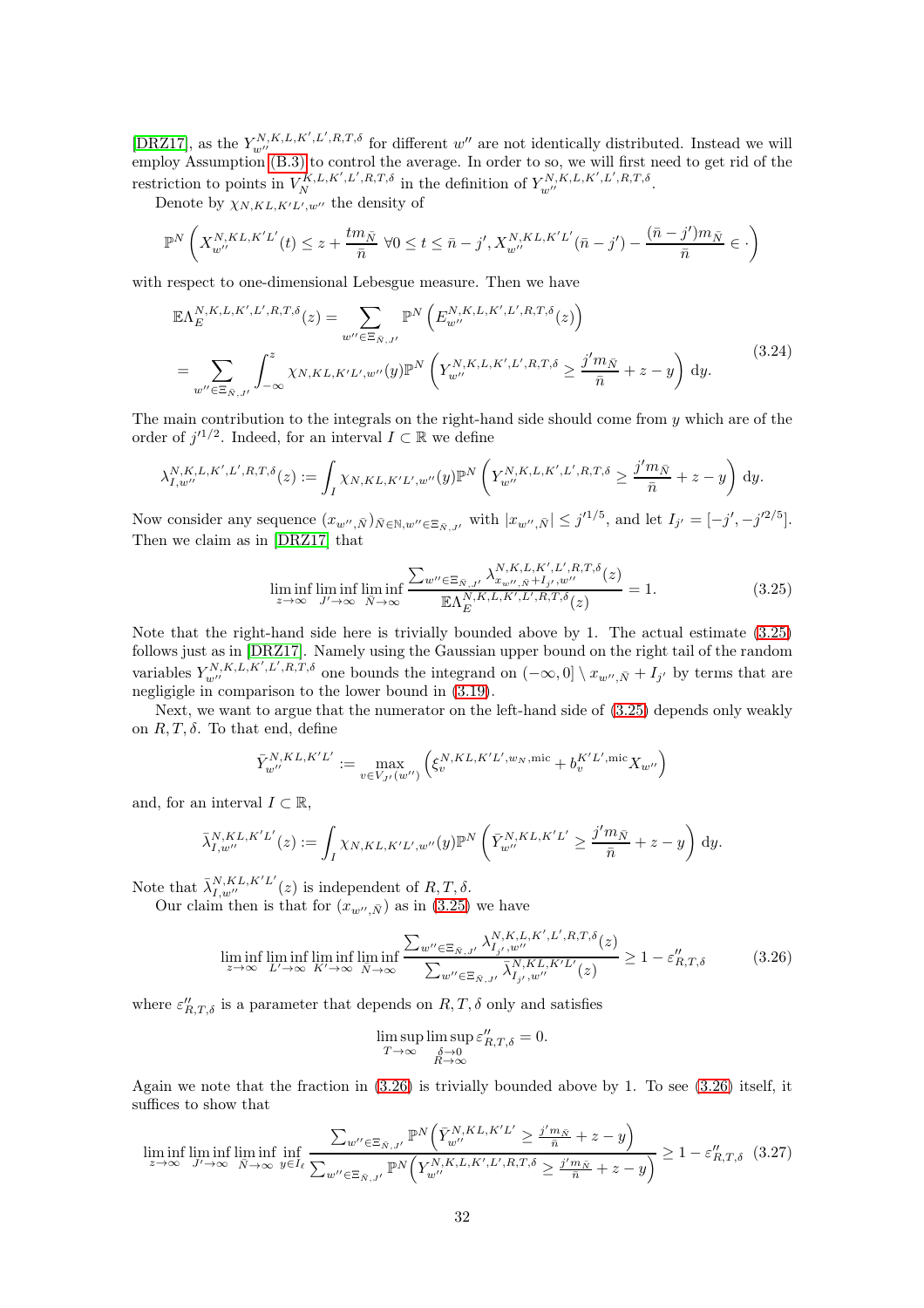[DRZ17], as the $Y_{w''}^{N,K,L,K',L',R,T,\delta}$ for different $w''$ are not identically distributed. Instead we will employ Assumption (B.3) to control the average. In order to so, we will first need to get rid of the restriction to points in $V_N^{K,L,K',L',R,T,\delta}$ in the definition of $Y_{w''}^{N,K,L,K',L',R,T,\delta}$.

Denote by $\chi_{N,KL,K'L',w''}$ the density of

$$
\mathbb{P}^N\left(X_{w''}^{N,KL,K'L'}(t) \le z + \frac{tm_{\bar{N}}}{\bar{n}}\ \forall 0 \le t \le \bar{n}-j',\, X_{w''}^{N,KL,K'L'}(\bar{n}-j') - \frac{(\bar{n}-j')m_{\bar{N}}}{\bar{n}} \in \cdot\right)
$$

with respect to one-dimensional Lebesgue measure. Then we have

$$
\begin{aligned}
\mathbb{E}\Lambda_E^{N,K,L,K',L',R,T,\delta}(z) &= \sum_{w''\in\Xi_{\bar{N},J'}} \mathbb{P}^N\left(E_{w''}^{N,K,L,K',L',R,T,\delta}(z)\right) \\
&= \sum_{w''\in\Xi_{\bar{N},J'}} \int_{-\infty}^{z} \chi_{N,KL,K'L',w''}(y)\mathbb{P}^N\left(Y_{w''}^{N,K,L,K',L',R,T,\delta} \ge \frac{j'm_{\bar{N}}}{\bar{n}} + z - y\right) \mathrm{d}y.
\end{aligned}
\tag{3.24}
$$

The main contribution to the integrals on the right-hand side should come from $y$ which are of the order of $j'^{1/2}$. Indeed, for an interval $I \subset \mathbb{R}$ we define

$$
\lambda_{I,w''}^{N,K,L,K',L',R,T,\delta}(z) := \int_I \chi_{N,KL,K'L',w''}(y)\mathbb{P}^N\left(Y_{w''}^{N,K,L,K',L',R,T,\delta} \ge \frac{j'm_{\bar{N}}}{\bar{n}} + z - y\right) \mathrm{d}y.
$$

Now consider any sequence $(x_{w'',\bar{N}})_{\bar{N}\in\mathbb{N},w''\in\Xi_{\bar{N},J'}}$ with $|x_{w'',\bar{N}}| \le j'^{1/5}$, and let $I_{j'} = [-j', -j'^{2/5}]$. Then we claim as in [DRZ17] that

$$
\liminf_{z\to\infty} \liminf_{J'\to\infty} \liminf_{\bar{N}\to\infty} \frac{\sum_{w''\in\Xi_{\bar{N},J'}} \lambda_{x_{w'',\bar{N}}+I_{j'},w''}^{N,K,L,K',L',R,T,\delta}(z)}{\mathbb{E}\Lambda_E^{N,K,L,K',L',R,T,\delta}(z)} = 1.
\tag{3.25}
$$

Note that the right-hand side here is trivially bounded above by 1. The actual estimate (3.25) follows just as in [DRZ17]. Namely using the Gaussian upper bound on the right tail of the random variables $Y_{w''}^{N,K,L,K',L',R,T,\delta}$ one bounds the integrand on $(-\infty, 0] \setminus x_{w'',\bar{N}} + I_{j'}$ by terms that are negligigle in comparison to the lower bound in (3.19).

Next, we want to argue that the numerator on the left-hand side of (3.25) depends only weakly on $R, T, \delta$. To that end, define

$$
\bar{Y}_{w''}^{N,KL,K'L'} := \max_{v\in V_{J'}(w'')} \left(\xi_v^{N,KL,K'L',w_N,\mathrm{mic}} + b_v^{K'L',\mathrm{mic}} X_{w''}\right)
$$

and, for an interval $I \subset \mathbb{R}$,

$$
\bar{\lambda}_{I,w''}^{N,KL,K'L'}(z) := \int_I \chi_{N,KL,K'L',w''}(y)\mathbb{P}^N\left(\bar{Y}_{w''}^{N,KL,K'L'} \ge \frac{j'm_{\bar{N}}}{\bar{n}} + z - y\right) \mathrm{d}y.
$$

Note that $\bar{\lambda}_{I,w''}^{N,KL,K'L'}(z)$ is independent of $R, T, \delta$.

Our claim then is that for $(x_{w'',\bar{N}})$ as in (3.25) we have

$$
\liminf_{z\to\infty} \liminf_{L'\to\infty} \liminf_{K'\to\infty} \liminf_{\bar{N}\to\infty} \frac{\sum_{w''\in\Xi_{\bar{N},J'}} \lambda_{I_{j'},w''}^{N,K,L,K',L',R,T,\delta}(z)}{\sum_{w''\in\Xi_{\bar{N},J'}} \bar{\lambda}_{I_{j'},w''}^{N,KL,K'L'}(z)} \ge 1 - \varepsilon''_{R,T,\delta}
\tag{3.26}
$$

where $\varepsilon''_{R,T,\delta}$ is a parameter that depends on $R, T, \delta$ only and satisfies

$$
\limsup_{T\to\infty} \limsup_{\substack{\delta\to 0\\ R\to\infty}} \varepsilon''_{R,T,\delta} = 0.
$$

Again we note that the fraction in (3.26) is trivially bounded above by 1. To see (3.26) itself, it suffices to show that

$$
\liminf_{z\to\infty} \liminf_{J'\to\infty} \liminf_{\bar{N}\to\infty} \inf_{y\in I_\ell} \frac{\sum_{w''\in\Xi_{\bar{N},J'}} \mathbb{P}^N\left(\bar{Y}_{w''}^{N,KL,K'L'} \ge \frac{j'm_{\bar{N}}}{\bar{n}} + z - y\right)}{\sum_{w''\in\Xi_{\bar{N},J'}} \mathbb{P}^N\left(Y_{w''}^{N,K,L,K',L',R,T,\delta} \ge \frac{j'm_{\bar{N}}}{\bar{n}} + z - y\right)} \ge 1 - \varepsilon''_{R,T,\delta}
\tag{3.27}
$$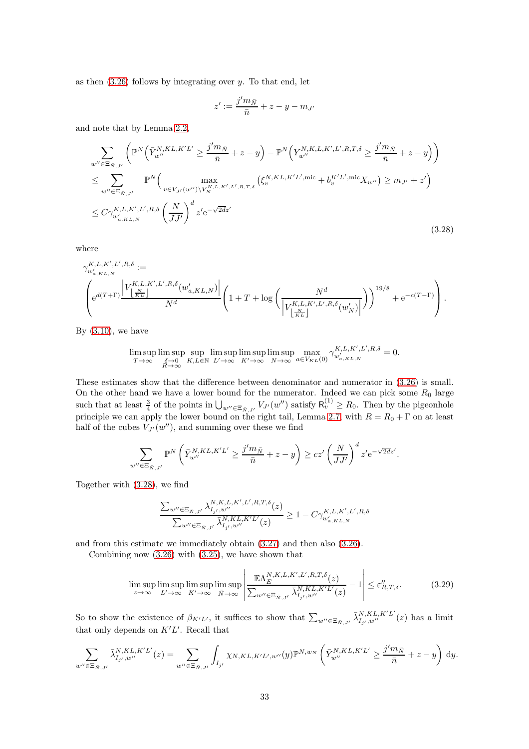as then (3.26) follows by integrating over $y$. To that end, let

$$z' := \frac{j' m_{\bar{N}}}{\bar{n}} + z - y - m_{J'}$$

and note that by Lemma 2.2,

$$\begin{aligned}
&\sum_{w'' \in \Xi_{\bar{N},J'}} \left( \mathbb{P}^N \Big( \bar{Y}^{N,KL,K'L'}_{w''} \geq \frac{j' m_{\bar{N}}}{\bar{n}} + z - y \Big) - \mathbb{P}^N \Big( Y^{N,K,L,K',L',R,T,\delta}_{w''} \geq \frac{j' m_{\bar{N}}}{\bar{n}} + z - y \Big) \right) \\
&\leq \sum_{w'' \in \Xi_{\bar{N},J'}} \mathbb{P}^N \Big( \max_{v \in V_{J'}(w'') \setminus V_N^{K,L,K',L',R,T,\delta}} \big( \xi_v^{N,KL,K'L',\mathrm{mic}} + b_v^{K'L',\mathrm{mic}} X_{w''} \big) \geq m_{J'} + z' \Big) \\
&\leq C \gamma^{K,L,K',L',R,\delta}_{w'_{a,KL,N}} \left( \frac{N}{JJ'} \right)^d z' \mathrm{e}^{-\sqrt{2d} z'}
\end{aligned} \tag{3.28}$$

where

$$\gamma^{K,L,K',L',R,\delta}_{w'_{a,KL,N}} := \left( \mathrm{e}^{d(T+\Gamma)} \frac{\left| V^{K,L,K',L',R,\delta}_{\lfloor \frac{N}{KL} \rfloor}(w'_{a,KL,N}) \right|}{N^d} \left( 1 + T + \log \left( \frac{N^d}{\left| V^{K,L,K',L',R,\delta}_{\lfloor \frac{N}{KL} \rfloor}(w'_N) \right|} \right) \right)^{19/8} + \mathrm{e}^{-c(T-\Gamma)} \right).$$

By (3.10), we have

$$\limsup_{T \to \infty} \limsup_{\substack{\delta \to 0 \\ R \to \infty}} \sup_{K,L \in \mathbb{N}} \limsup_{L' \to \infty} \limsup_{K' \to \infty} \limsup_{N \to \infty} \max_{a \in V_{KL}(0)} \gamma^{K,L,K',L',R,\delta}_{w'_{a,KL,N}} = 0.$$

These estimates show that the difference between denominator and numerator in (3.26) is small. On the other hand we have a lower bound for the numerator. Indeed we can pick some $R_0$ large such that at least $\frac{3}{4}$ of the points in $\bigcup_{w'' \in \Xi_{\bar{N},J'}} V_{J'}(w'')$ satisfy $\mathsf{R}_v^{(1)} \geq R_0$. Then by the pigeonhole principle we can apply the lower bound on the right tail, Lemma 2.7 with $R = R_0 + \Gamma$ on at least half of the cubes $V_{J'}(w'')$, and summing over these we find

$$\sum_{w'' \in \Xi_{\bar{N},J'}} \mathbb{P}^N \left( \bar{Y}^{N,KL,K'L'}_{w''} \geq \frac{j' m_{\bar{N}}}{\bar{n}} + z - y \right) \geq c z' \left( \frac{N}{JJ'} \right)^d z' \mathrm{e}^{-\sqrt{2d} z'}.$$

Together with (3.28), we find

$$\frac{\sum_{w'' \in \Xi_{\bar{N},J'}} \lambda^{N,K,L,K',L',R,T,\delta}_{I_{j'},w''}(z)}{\sum_{w'' \in \Xi_{\bar{N},J'}} \bar{\lambda}^{N,KL,K'L'}_{I_{j'},w''}(z)} \geq 1 - C \gamma^{K,L,K',L',R,\delta}_{w'_{a,KL,N}}$$

and from this estimate we immediately obtain (3.27) and then also (3.26).

Combining now (3.26) with (3.25), we have shown that

$$\limsup_{z \to \infty} \limsup_{L' \to \infty} \limsup_{K' \to \infty} \limsup_{\bar{N} \to \infty} \left| \frac{\mathbb{E} \Lambda_E^{N,K,L,K',L',R,T,\delta}(z)}{\sum_{w'' \in \Xi_{\bar{N},J'}} \bar{\lambda}^{N,KL,K'L'}_{I_{j'},w''}(z)} - 1 \right| \leq \varepsilon''_{R,T,\delta}. \tag{3.29}$$

So to show the existence of $\beta_{K'L'}$, it suffices to show that $\sum_{w'' \in \Xi_{\bar{N},J'}} \bar{\lambda}^{N,KL,K'L'}_{I_{j'},w''}(z)$ has a limit that only depends on $K'L'$. Recall that

$$\sum_{w'' \in \Xi_{\bar{N},J'}} \bar{\lambda}^{N,KL,K'L'}_{I_{j'},w''}(z) = \sum_{w'' \in \Xi_{\bar{N},J'}} \int_{I_{j'}} \chi_{N,KL,K'L',w''}(y) \mathbb{P}^{N,w_N} \left( \bar{Y}^{N,KL,K'L'}_{w''} \geq \frac{j' m_{\bar{N}}}{\bar{n}} + z - y \right) \mathrm{d}y.$$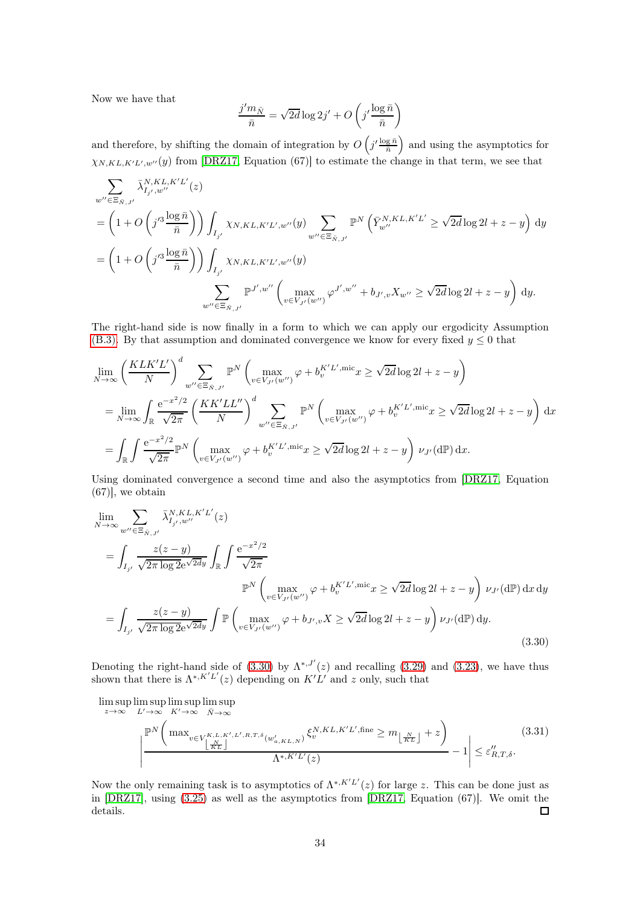Now we have that

$$\frac{j' m_{\bar{N}}}{\bar{n}} = \sqrt{2d}\log 2j' + O\left(j'\frac{\log \bar{n}}{\bar{n}}\right)$$

and therefore, by shifting the domain of integration by $O\left(j'\frac{\log \bar{n}}{\bar{n}}\right)$ and using the asymptotics for $\chi_{N,KL,K'L',w''}(y)$ from [DRZ17, Equation (67)] to estimate the change in that term, we see that

$$\begin{aligned}
&\sum_{w'' \in \Xi_{\bar{N},J'}} \bar{\lambda}^{N,KL,K'L'}_{I_{j'},w''}(z) \\
&= \left(1 + O\left(j'^3 \frac{\log \bar{n}}{\bar{n}}\right)\right) \int_{I_{j'}} \chi_{N,KL,K'L',w''}(y) \sum_{w'' \in \Xi_{\bar{N},J'}} \mathbb{P}^N\left(\bar{Y}^{N,KL,K'L'}_{w''} \geq \sqrt{2d}\log 2l + z - y\right) \mathrm{d}y \\
&= \left(1 + O\left(j'^3 \frac{\log \bar{n}}{\bar{n}}\right)\right) \int_{I_{j'}} \chi_{N,KL,K'L',w''}(y) \\
&\qquad\qquad \sum_{w'' \in \Xi_{\bar{N},J'}} \mathbb{P}^{J',w''}\left(\max_{v \in V_{J'}(w'')} \varphi^{J',w''} + b_{J',v} X_{w''} \geq \sqrt{2d}\log 2l + z - y\right) \mathrm{d}y.
\end{aligned}$$

The right-hand side is now finally in a form to which we can apply our ergodicity Assumption (B.3). By that assumption and dominated convergence we know for every fixed $y \leq 0$ that

$$\begin{aligned}
&\lim_{N\to\infty} \left(\frac{KLK'L'}{N}\right)^d \sum_{w'' \in \Xi_{\bar{N},J'}} \mathbb{P}^N\left(\max_{v \in V_{J'}(w'')} \varphi + b_v^{K'L',\mathrm{mic}} x \geq \sqrt{2d}\log 2l + z - y\right) \\
&= \lim_{N\to\infty} \int_{\mathbb{R}} \frac{\mathrm{e}^{-x^2/2}}{\sqrt{2\pi}} \left(\frac{KK'LL''}{N}\right)^d \sum_{w'' \in \Xi_{\bar{N},J'}} \mathbb{P}^N\left(\max_{v \in V_{J'}(w'')} \varphi + b_v^{K'L',\mathrm{mic}} x \geq \sqrt{2d}\log 2l + z - y\right) \mathrm{d}x \\
&= \int_{\mathbb{R}} \int \frac{\mathrm{e}^{-x^2/2}}{\sqrt{2\pi}} \mathbb{P}^N\left(\max_{v \in V_{J'}(w'')} \varphi + b_v^{K'L',\mathrm{mic}} x \geq \sqrt{2d}\log 2l + z - y\right) \nu_{J'}(\mathrm{d}\mathbb{P})\,\mathrm{d}x.
\end{aligned}$$

Using dominated convergence a second time and also the asymptotics from [DRZ17, Equation (67)], we obtain

$$\begin{aligned}
&\lim_{N\to\infty} \sum_{w'' \in \Xi_{\bar{N},J'}} \bar{\lambda}^{N,KL,K'L'}_{I_{j'},w''}(z) \\
&= \int_{I_{j'}} \frac{z(z-y)}{\sqrt{2\pi}\log 2\mathrm{e}^{\sqrt{2d}y}} \int_{\mathbb{R}} \int \frac{\mathrm{e}^{-x^2/2}}{\sqrt{2\pi}} \\
&\qquad\qquad \mathbb{P}^N\left(\max_{v \in V_{J'}(w'')} \varphi + b_v^{K'L',\mathrm{mic}} x \geq \sqrt{2d}\log 2l + z - y\right) \nu_{J'}(\mathrm{d}\mathbb{P})\,\mathrm{d}x\,\mathrm{d}y \\
&= \int_{I_{j'}} \frac{z(z-y)}{\sqrt{2\pi}\log 2\mathrm{e}^{\sqrt{2d}y}} \int \mathbb{P}\left(\max_{v \in V_{J'}(w'')} \varphi + b_{J',v} X \geq \sqrt{2d}\log 2l + z - y\right) \nu_{J'}(\mathrm{d}\mathbb{P})\,\mathrm{d}y.
\end{aligned} \tag{3.30}$$

Denoting the right-hand side of (3.30) by $\Lambda^{*,J'}(z)$ and recalling (3.29) and (3.23), we have thus shown that there is $\Lambda^{*,K'L'}(z)$ depending on $K'L'$ and $z$ only, such that

$$\limsup_{z\to\infty} \limsup_{L'\to\infty} \limsup_{K'\to\infty} \limsup_{\bar{N}\to\infty} \left|\frac{\mathbb{P}^N\left(\max_{v \in V^{K,L,K',L',R,T,\delta}_{\lfloor \frac{N}{KL} \rfloor}(w'_{a,KL,N})} \xi_v^{N,KL,K'L',\mathrm{fine}} \geq m_{\lfloor \frac{N}{KL} \rfloor} + z\right)}{\Lambda^{*,K'L'}(z)} - 1\right| \leq \varepsilon''_{R,T,\delta}. \tag{3.31}$$

Now the only remaining task is to asymptotics of $\Lambda^{*,K'L'}(z)$ for large $z$. This can be done just as in [DRZ17], using (3.25) as well as the asymptotics from [DRZ17, Equation (67)]. We omit the details. $\square$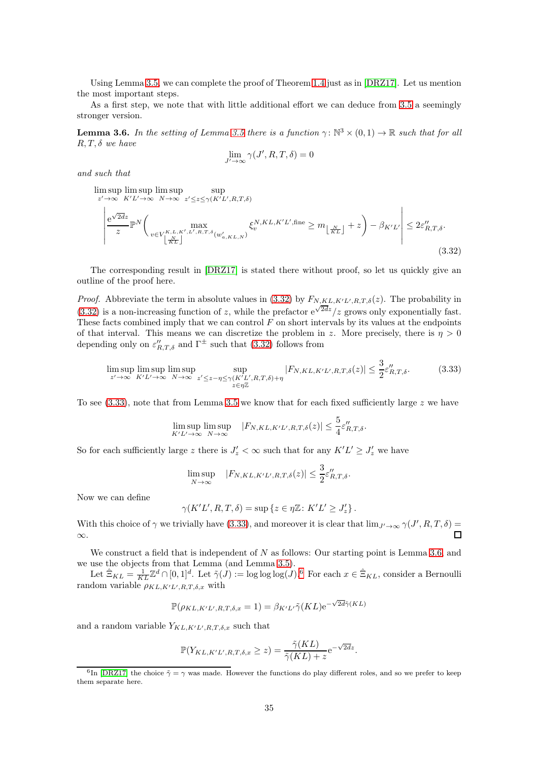Using Lemma 3.5, we can complete the proof of Theorem 1.4 just as in [DRZ17]. Let us mention the most important steps.

As a first step, we note that with little additional effort we can deduce from 3.5 a seemingly stronger version.

**Lemma 3.6.** *In the setting of Lemma 3.5 there is a function $\gamma\colon \mathbb{N}^3\times(0,1)\to\mathbb{R}$ such that for all $R,T,\delta$ we have*

$$\lim_{J'\to\infty}\gamma(J',R,T,\delta)=0$$

*and such that*

$$\limsup_{z'\to\infty}\limsup_{K'L'\to\infty}\limsup_{N\to\infty}\sup_{z'\le z\le\gamma(K'L',R,T,\delta)}$$
$$\left|\frac{\mathrm{e}^{\sqrt{2d}z}}{z}\mathbb{P}^N\left(\max_{v\in V^{K,L,K',L',R,T,\delta}_{\lfloor\frac{N}{KL}\rfloor}(w'_{a,KL,N})}\xi_v^{N,KL,K'L',\mathrm{fine}}\ge m_{\lfloor\frac{N}{KL}\rfloor}+z\right)-\beta_{K'L'}\right|\le 2\varepsilon''_{R,T,\delta}. \tag{3.32}$$

The corresponding result in [DRZ17] is stated there without proof, so let us quickly give an outline of the proof here.

*Proof.* Abbreviate the term in absolute values in (3.32) by $F_{N,KL,K'L',R,T,\delta}(z)$. The probability in (3.32) is a non-increasing function of $z$, while the prefactor $\mathrm{e}^{\sqrt{2d}z}/z$ grows only exponentially fast. These facts combined imply that we can control $F$ on short intervals by its values at the endpoints of that interval. This means we can discretize the problem in $z$. More precisely, there is $\eta>0$ depending only on $\varepsilon''_{R,T,\delta}$ and $\Gamma^\pm$ such that (3.32) follows from

$$\limsup_{z'\to\infty}\limsup_{K'L'\to\infty}\limsup_{N\to\infty}\sup_{\substack{z'\le z-\eta\le\gamma(K'L',R,T,\delta)+\eta\\ z\in\eta\mathbb{Z}}}|F_{N,KL,K'L',R,T,\delta}(z)|\le\frac{3}{2}\varepsilon''_{R,T,\delta}. \tag{3.33}$$

To see (3.33), note that from Lemma 3.5 we know that for each fixed sufficiently large $z$ we have

$$\limsup_{K'L'\to\infty}\limsup_{N\to\infty}\quad|F_{N,KL,K'L',R,T,\delta}(z)|\le\frac{5}{4}\varepsilon''_{R,T,\delta}.$$

So for each sufficiently large $z$ there is $J'_z<\infty$ such that for any $K'L'\ge J'_z$ we have

$$\limsup_{N\to\infty}\quad|F_{N,KL,K'L',R,T,\delta}(z)|\le\frac{3}{2}\varepsilon''_{R,T,\delta}.$$

Now we can define

$$\gamma(K'L',R,T,\delta)=\sup\{z\in\eta\mathbb{Z}\colon K'L'\ge J'_z\}.$$

With this choice of $\gamma$ we trivially have (3.33), and moreover it is clear that $\lim_{J'\to\infty}\gamma(J',R,T,\delta)=\infty$. ◻

We construct a field that is independent of $N$ as follows: Our starting point is Lemma 3.6, and we use the objects from that Lemma (and Lemma 3.5).

Let $\hat{\Xi}_{KL}=\frac{1}{KL}\mathbb{Z}^d\cap[0,1]^d$. Let $\tilde{\gamma}(J):=\log\log\log(J)$.[6] For each $x\in\hat{\Xi}_{KL}$, consider a Bernoulli random variable $\rho_{KL,K'L',R,T,\delta,x}$ with

$$\mathbb{P}(\rho_{KL,K'L',R,T,\delta,x}=1)=\beta_{K'L'}\tilde{\gamma}(KL)\mathrm{e}^{-\sqrt{2d}\tilde{\gamma}(KL)}$$

and a random variable $Y_{KL,K'L',R,T,\delta,x}$ such that

$$\mathbb{P}(Y_{KL,K'L',R,T,\delta,x}\ge z)=\frac{\tilde{\gamma}(KL)}{\tilde{\gamma}(KL)+z}\mathrm{e}^{-\sqrt{2d}z}.$$

[6] In [DRZ17] the choice $\tilde{\gamma}=\gamma$ was made. However the functions do play different roles, and so we prefer to keep them separate here.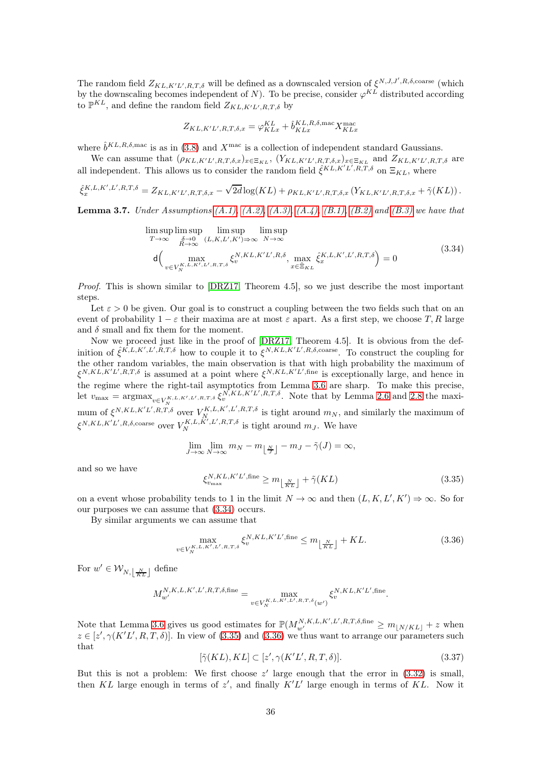The random field $Z_{KL,K'L',R,T,\delta}$ will be defined as a downscaled version of $\xi^{N,J,J',R,\delta,\text{coarse}}$ (which by the downscaling becomes independent of $N$). To be precise, consider $\varphi^{KL}$ distributed according to $\mathbb{P}^{KL}$, and define the random field $Z_{KL,K'L',R,T,\delta}$ by

$$Z_{KL,K'L',R,T,\delta,x} = \varphi^{KL}_{KLx} + \hat{b}^{KL,R,\delta,\text{mac}}_{KLx} X^{\text{mac}}_{KLx}$$

where $\hat{b}^{KL,R,\delta,\text{mac}}$ is as in (3.8) and $X^{\text{mac}}$ is a collection of independent standard Gaussians.

We can assume that $(\rho_{KL,K'L',R,T,\delta,x})_{x\in\Xi_{KL}}$, $(Y_{KL,K'L',R,T,\delta,x})_{x\in\Xi_{KL}}$ and $Z_{KL,K'L',R,T,\delta}$ are all independent. This allows us to consider the random field $\hat{\xi}^{KL,K'L',R,T,\delta}$ on $\Xi_{KL}$, where

$$\hat{\xi}^{K,L,K',L',R,T,\delta}_x = Z_{KL,K'L',R,T,\delta,x} - \sqrt{2d}\log(KL) + \rho_{KL,K'L',R,T,\delta,x}\left(Y_{KL,K'L',R,T,\delta,x} + \tilde{\gamma}(KL)\right).$$

**Lemma 3.7.** *Under Assumptions (A.1), (A.2), (A.3), (A.4), (B.1), (B.2) and (B.3) we have that*

$$\limsup_{T\to\infty} \limsup_{\substack{\delta\to 0\\ R\to\infty}} \limsup_{(L,K,L',K')\Rightarrow\infty} \limsup_{N\to\infty} \mathsf{d}\Big(\max_{v\in V_N^{K,L,K',L',R,T,\delta}} \xi_v^{N,KL,K'L',R,\delta}, \max_{x\in\hat{\Xi}_{KL}} \hat{\xi}_x^{K,L,K',L',R,T,\delta}\Big) = 0 \tag{3.34}$$

*Proof.* This is shown similar to [DRZ17, Theorem 4.5], so we just describe the most important steps.

Let $\varepsilon > 0$ be given. Our goal is to construct a coupling between the two fields such that on an event of probability $1-\varepsilon$ their maxima are at most $\varepsilon$ apart. As a first step, we choose $T, R$ large and $\delta$ small and fix them for the moment.

Now we proceed just like in the proof of [DRZ17, Theorem 4.5]. It is obvious from the definition of $\hat{\xi}^{K,L,K',L',R,T,\delta}$ how to couple it to $\xi^{N,KL,K'L',R,\delta,\text{coarse}}$. To construct the coupling for the other random variables, the main observation is that with high probability the maximum of $\xi^{N,KL,K'L',R,T,\delta}$ is assumed at a point where $\xi^{N,KL,K'L',\text{fine}}$ is exceptionally large, and hence in the regime where the right-tail asymptotics from Lemma 3.6 are sharp. To make this precise, let $v_{\max} = \operatorname{argmax}_{v\in V_N^{K,L,K',L',R,T,\delta}} \xi_v^{N,KL,K'L',R,T,\delta}$. Note that by Lemma 2.6 and 2.8 the maximum of $\xi^{N,KL,K'L',R,T,\delta}$ over $V_N^{K,L,K',L',R,T,\delta}$ is tight around $m_N$, and similarly the maximum of $\xi^{N,KL,K'L',R,\delta,\text{coarse}}$ over $V_N^{K,L,K',L',R,T,\delta}$ is tight around $m_J$. We have

$$\lim_{J\to\infty}\lim_{N\to\infty} m_N - m_{\lfloor \frac{N}{J}\rfloor} - m_J - \tilde{\gamma}(J) = \infty,$$

and so we have

$$\xi^{N,KL,K'L',\text{fine}}_{v_{\max}} \geq m_{\lfloor \frac{N}{KL}\rfloor} + \tilde{\gamma}(KL) \tag{3.35}$$

on a event whose probability tends to 1 in the limit $N\to\infty$ and then $(L,K,L',K')\Rightarrow\infty$. So for our purposes we can assume that (3.34) occurs.

By similar arguments we can assume that

$$\max_{v\in V_N^{K,L,K',L',R,T,\delta}} \xi_v^{N,KL,K'L',\text{fine}} \leq m_{\lfloor \frac{N}{KL}\rfloor} + KL. \tag{3.36}$$

For $w' \in \mathcal{W}_{N,\lfloor \frac{N}{KL}\rfloor}$ define

$$M_{w'}^{N,K,L,K',L',R,T,\delta,\text{fine}} = \max_{v\in V_N^{K,L,K',L',R,T,\delta}(w')} \xi_v^{N,KL,K'L',\text{fine}}.$$

Note that Lemma 3.6 gives us good estimates for $\mathbb{P}(M_{w'}^{N,K,L,K',L',R,T,\delta,\text{fine}} \geq m_{\lfloor N/KL\rfloor} + z$ when $z\in[z',\gamma(K'L',R,T,\delta)]$. In view of (3.35) and (3.36) we thus want to arrange our parameters such that

$$[\tilde{\gamma}(KL), KL] \subset [z', \gamma(K'L',R,T,\delta)]. \tag{3.37}$$

But this is not a problem: We first choose $z'$ large enough that the error in (3.32) is small, then $KL$ large enough in terms of $z'$, and finally $K'L'$ large enough in terms of $KL$. Now it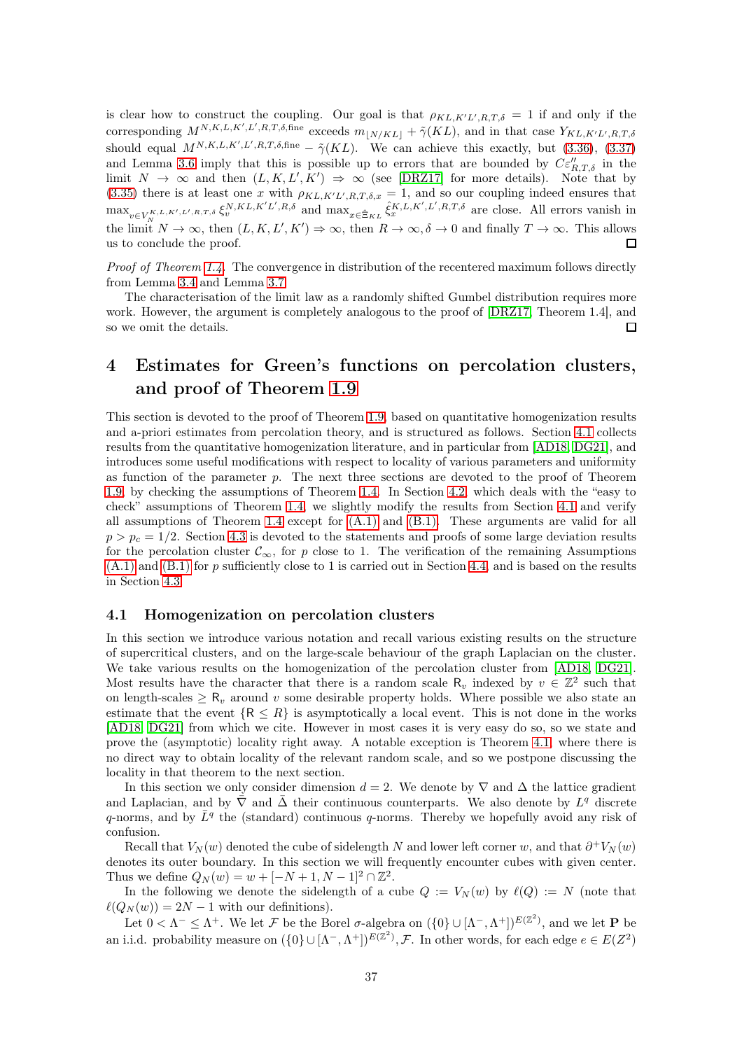is clear how to construct the coupling. Our goal is that $\rho_{KL,K'L',R,T,\delta} = 1$ if and only if the corresponding $M^{N,K,L,K',L',R,T,\delta,\text{fine}}$ exceeds $m_{\lfloor N/KL \rfloor} + \tilde{\gamma}(KL)$, and in that case $Y_{KL,K'L',R,T,\delta}$ should equal $M^{N,K,L,K',L',R,T,\delta,\text{fine}} - \tilde{\gamma}(KL)$. We can achieve this exactly, but (3.36), (3.37) and Lemma 3.6 imply that this is possible up to errors that are bounded by $C\varepsilon''_{R,T,\delta}$ in the limit $N \to \infty$ and then $(L, K, L', K') \Rightarrow \infty$ (see [DRZ17] for more details). Note that by (3.35) there is at least one $x$ with $\rho_{KL,K'L',R,T,\delta,x} = 1$, and so our coupling indeed ensures that $\max_{v \in V_N^{K,L,K',L',R,T,\delta}} \xi_v^{N,KL,K'L',R,\delta}$ and $\max_{x \in \hat{\Xi}_{KL}} \hat{\xi}_x^{K,L,K',L',R,T,\delta}$ are close. All errors vanish in the limit $N \to \infty$, then $(L, K, L', K') \Rightarrow \infty$, then $R \to \infty, \delta \to 0$ and finally $T \to \infty$. This allows us to conclude the proof. □

*Proof of Theorem 1.4.* The convergence in distribution of the recentered maximum follows directly from Lemma 3.4 and Lemma 3.7.

The characterisation of the limit law as a randomly shifted Gumbel distribution requires more work. However, the argument is completely analogous to the proof of [DRZ17, Theorem 1.4], and so we omit the details. □

# 4 Estimates for Green's functions on percolation clusters, and proof of Theorem 1.9

This section is devoted to the proof of Theorem 1.9, based on quantitative homogenization results and a-priori estimates from percolation theory, and is structured as follows. Section 4.1 collects results from the quantitative homogenization literature, and in particular from [AD18, DG21], and introduces some useful modifications with respect to locality of various parameters and uniformity as function of the parameter $p$. The next three sections are devoted to the proof of Theorem 1.9, by checking the assumptions of Theorem 1.4. In Section 4.2, which deals with the "easy to check" assumptions of Theorem 1.4, we slightly modify the results from Section 4.1 and verify all assumptions of Theorem 1.4 except for (A.1) and (B.1). These arguments are valid for all $p > p_c = 1/2$. Section 4.3 is devoted to the statements and proofs of some large deviation results for the percolation cluster $\mathcal{C}_\infty$, for $p$ close to 1. The verification of the remaining Assumptions (A.1) and (B.1) for $p$ sufficiently close to 1 is carried out in Section 4.4, and is based on the results in Section 4.3.

## 4.1 Homogenization on percolation clusters

In this section we introduce various notation and recall various existing results on the structure of supercritical clusters, and on the large-scale behaviour of the graph Laplacian on the cluster. We take various results on the homogenization of the percolation cluster from [AD18, DG21]. Most results have the character that there is a random scale $\mathsf{R}_v$ indexed by $v \in \mathbb{Z}^2$ such that on length-scales $\geq \mathsf{R}_v$ around $v$ some desirable property holds. Where possible we also state an estimate that the event $\{\mathsf{R} \leq R\}$ is asymptotically a local event. This is not done in the works [AD18, DG21] from which we cite. However in most cases it is very easy do so, so we state and prove the (asymptotic) locality right away. A notable exception is Theorem 4.1, where there is no direct way to obtain locality of the relevant random scale, and so we postpone discussing the locality in that theorem to the next section.

In this section we only consider dimension $d = 2$. We denote by $\nabla$ and $\Delta$ the lattice gradient and Laplacian, and by $\bar{\nabla}$ and $\bar{\Delta}$ their continuous counterparts. We also denote by $L^q$ discrete $q$-norms, and by $\bar{L}^q$ the (standard) continuous $q$-norms. Thereby we hopefully avoid any risk of confusion.

Recall that $V_N(w)$ denoted the cube of sidelength $N$ and lower left corner $w$, and that $\partial^+ V_N(w)$ denotes its outer boundary. In this section we will frequently encounter cubes with given center. Thus we define $Q_N(w) = w + [-N+1, N-1]^2 \cap \mathbb{Z}^2$.

In the following we denote the sidelength of a cube $Q := V_N(w)$ by $\ell(Q) := N$ (note that $\ell(Q_N(w)) = 2N - 1$ with our definitions).

Let $0 < \Lambda^- \leq \Lambda^+$. We let $\mathcal{F}$ be the Borel $\sigma$-algebra on $(\{0\} \cup [\Lambda^-, \Lambda^+])^{E(\mathbb{Z}^2)}$, and we let $\mathbf{P}$ be an i.i.d. probability measure on $(\{0\} \cup [\Lambda^-, \Lambda^+])^{E(\mathbb{Z}^2)}, \mathcal{F}$. In other words, for each edge $e \in E(Z^2)$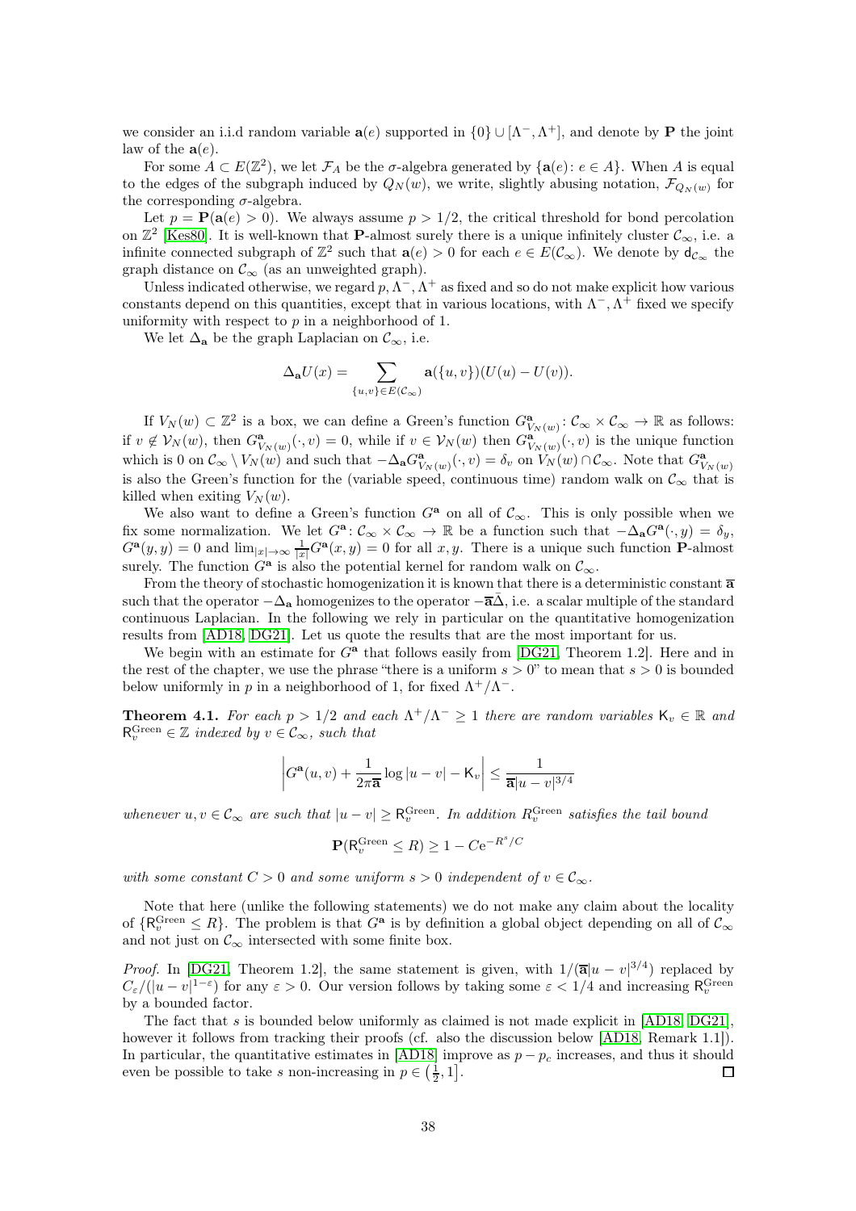we consider an i.i.d random variable $\mathbf{a}(e)$ supported in $\{0\} \cup [\Lambda^-, \Lambda^+]$, and denote by $\mathbf{P}$ the joint law of the $\mathbf{a}(e)$.

For some $A \subset E(\mathbb{Z}^2)$, we let $\mathcal{F}_A$ be the $\sigma$-algebra generated by $\{\mathbf{a}(e) : e \in A\}$. When $A$ is equal to the edges of the subgraph induced by $Q_N(w)$, we write, slightly abusing notation, $\mathcal{F}_{Q_N(w)}$ for the corresponding $\sigma$-algebra.

Let $p = \mathbf{P}(\mathbf{a}(e) > 0)$. We always assume $p > 1/2$, the critical threshold for bond percolation on $\mathbb{Z}^2$ [Kes80]. It is well-known that $\mathbf{P}$-almost surely there is a unique infinitely cluster $\mathcal{C}_\infty$, i.e. a infinite connected subgraph of $\mathbb{Z}^2$ such that $\mathbf{a}(e) > 0$ for each $e \in E(\mathcal{C}_\infty)$. We denote by $\mathsf{d}_{\mathcal{C}_\infty}$ the graph distance on $\mathcal{C}_\infty$ (as an unweighted graph).

Unless indicated otherwise, we regard $p, \Lambda^-, \Lambda^+$ as fixed and so do not make explicit how various constants depend on this quantities, except that in various locations, with $\Lambda^-, \Lambda^+$ fixed we specify uniformity with respect to $p$ in a neighborhood of 1.

We let $\Delta_{\mathbf{a}}$ be the graph Laplacian on $\mathcal{C}_\infty$, i.e.

$$\Delta_{\mathbf{a}} U(x) = \sum_{\{u,v\} \in E(\mathcal{C}_\infty)} \mathbf{a}(\{u,v\})(U(u) - U(v)).$$

If $V_N(w) \subset \mathbb{Z}^2$ is a box, we can define a Green's function $G^{\mathbf{a}}_{V_N(w)} : \mathcal{C}_\infty \times \mathcal{C}_\infty \to \mathbb{R}$ as follows: if $v \notin \mathcal{V}_N(w)$, then $G^{\mathbf{a}}_{V_N(w)}(\cdot, v) = 0$, while if $v \in \mathcal{V}_N(w)$ then $G^{\mathbf{a}}_{V_N(w)}(\cdot, v)$ is the unique function which is 0 on $\mathcal{C}_\infty \setminus V_N(w)$ and such that $-\Delta_{\mathbf{a}} G^{\mathbf{a}}_{V_N(w)}(\cdot, v) = \delta_v$ on $V_N(w) \cap \mathcal{C}_\infty$. Note that $G^{\mathbf{a}}_{V_N(w)}$ is also the Green's function for the (variable speed, continuous time) random walk on $\mathcal{C}_\infty$ that is killed when exiting $V_N(w)$.

We also want to define a Green's function $G^{\mathbf{a}}$ on all of $\mathcal{C}_\infty$. This is only possible when we fix some normalization. We let $G^{\mathbf{a}} : \mathcal{C}_\infty \times \mathcal{C}_\infty \to \mathbb{R}$ be a function such that $-\Delta_{\mathbf{a}} G^{\mathbf{a}}(\cdot, y) = \delta_y$, $G^{\mathbf{a}}(y, y) = 0$ and $\lim_{|x| \to \infty} \frac{1}{|x|} G^{\mathbf{a}}(x, y) = 0$ for all $x, y$. There is a unique such function $\mathbf{P}$-almost surely. The function $G^{\mathbf{a}}$ is also the potential kernel for random walk on $\mathcal{C}_\infty$.

From the theory of stochastic homogenization it is known that there is a deterministic constant $\overline{\mathbf{a}}$ such that the operator $-\Delta_{\mathbf{a}}$ homogenizes to the operator $-\overline{\mathbf{a}}\bar{\Delta}$, i.e. a scalar multiple of the standard continuous Laplacian. In the following we rely in particular on the quantitative homogenization results from [AD18, DG21]. Let us quote the results that are the most important for us.

We begin with an estimate for $G^{\mathbf{a}}$ that follows easily from [DG21, Theorem 1.2]. Here and in the rest of the chapter, we use the phrase "there is a uniform $s > 0$" to mean that $s > 0$ is bounded below uniformly in $p$ in a neighborhood of 1, for fixed $\Lambda^+/\Lambda^-$.

**Theorem 4.1.** *For each $p > 1/2$ and each $\Lambda^+/\Lambda^- \geq 1$ there are random variables $\mathsf{K}_v \in \mathbb{R}$ and $\mathsf{R}^{\mathrm{Green}}_v \in \mathbb{Z}$ indexed by $v \in \mathcal{C}_\infty$, such that*

$$\left| G^{\mathbf{a}}(u, v) + \frac{1}{2\pi\overline{\mathbf{a}}} \log|u - v| - \mathsf{K}_v \right| \leq \frac{1}{\overline{\mathbf{a}}|u - v|^{3/4}}$$

*whenever $u, v \in \mathcal{C}_\infty$ are such that $|u - v| \geq \mathsf{R}^{\mathrm{Green}}_v$. In addition $R^{\mathrm{Green}}_v$ satisfies the tail bound*

$$\mathbf{P}(\mathsf{R}^{\mathrm{Green}}_v \leq R) \geq 1 - C\mathrm{e}^{-R^s/C}$$

*with some constant $C > 0$ and some uniform $s > 0$ independent of $v \in \mathcal{C}_\infty$.*

Note that here (unlike the following statements) we do not make any claim about the locality of $\{\mathsf{R}^{\mathrm{Green}}_v \leq R\}$. The problem is that $G^{\mathbf{a}}$ is by definition a global object depending on all of $\mathcal{C}_\infty$ and not just on $\mathcal{C}_\infty$ intersected with some finite box.

*Proof.* In [DG21, Theorem 1.2], the same statement is given, with $1/(\overline{\mathbf{a}}|u - v|^{3/4})$ replaced by $C_\varepsilon/(|u - v|^{1-\varepsilon})$ for any $\varepsilon > 0$. Our version follows by taking some $\varepsilon < 1/4$ and increasing $\mathsf{R}^{\mathrm{Green}}_v$ by a bounded factor.

The fact that $s$ is bounded below uniformly as claimed is not made explicit in [AD18, DG21], however it follows from tracking their proofs (cf. also the discussion below [AD18, Remark 1.1]). In particular, the quantitative estimates in [AD18] improve as $p - p_c$ increases, and thus it should even be possible to take $s$ non-increasing in $p \in \left(\frac{1}{2}, 1\right]$. $\square$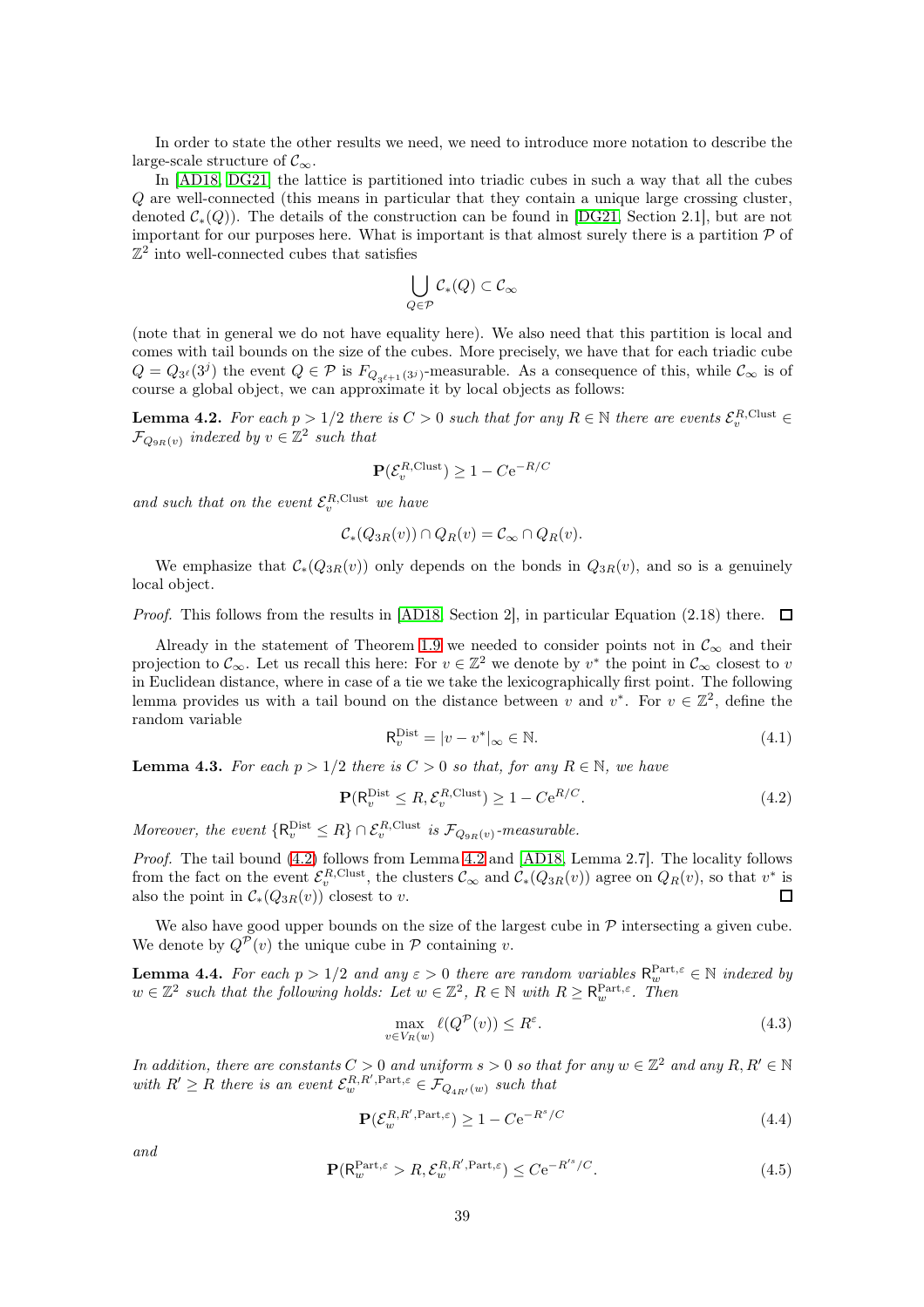In order to state the other results we need, we need to introduce more notation to describe the large-scale structure of $\mathcal{C}_\infty$.

In [AD18, DG21] the lattice is partitioned into triadic cubes in such a way that all the cubes $Q$ are well-connected (this means in particular that they contain a unique large crossing cluster, denoted $\mathcal{C}_*(Q)$). The details of the construction can be found in [DG21, Section 2.1], but are not important for our purposes here. What is important is that almost surely there is a partition $\mathcal{P}$ of $\mathbb{Z}^2$ into well-connected cubes that satisfies

$$\bigcup_{Q\in\mathcal{P}} \mathcal{C}_*(Q) \subset \mathcal{C}_\infty$$

(note that in general we do not have equality here). We also need that this partition is local and comes with tail bounds on the size of the cubes. More precisely, we have that for each triadic cube $Q = Q_{3^\ell}(3^j)$ the event $Q \in \mathcal{P}$ is $F_{Q_{3^{\ell+1}}(3^j)}$-measurable. As a consequence of this, while $\mathcal{C}_\infty$ is of course a global object, we can approximate it by local objects as follows:

**Lemma 4.2.** *For each $p > 1/2$ there is $C > 0$ such that for any $R \in \mathbb{N}$ there are events $\mathcal{E}_v^{R,\mathrm{Clust}} \in \mathcal{F}_{Q_{9R}(v)}$ indexed by $v \in \mathbb{Z}^2$ such that*

$$\mathbf{P}(\mathcal{E}_v^{R,\mathrm{Clust}}) \geq 1 - C\mathrm{e}^{-R/C}$$

*and such that on the event $\mathcal{E}_v^{R,\mathrm{Clust}}$ we have*

$$\mathcal{C}_*(Q_{3R}(v)) \cap Q_R(v) = \mathcal{C}_\infty \cap Q_R(v).$$

We emphasize that $\mathcal{C}_*(Q_{3R}(v))$ only depends on the bonds in $Q_{3R}(v)$, and so is a genuinely local object.

*Proof.* This follows from the results in [AD18, Section 2], in particular Equation (2.18) there. $\square$

Already in the statement of Theorem 1.9 we needed to consider points not in $\mathcal{C}_\infty$ and their projection to $\mathcal{C}_\infty$. Let us recall this here: For $v \in \mathbb{Z}^2$ we denote by $v^*$ the point in $\mathcal{C}_\infty$ closest to $v$ in Euclidean distance, where in case of a tie we take the lexicographically first point. The following lemma provides us with a tail bound on the distance between $v$ and $v^*$. For $v \in \mathbb{Z}^2$, define the random variable

$$\mathsf{R}_v^{\mathrm{Dist}} = |v - v^*|_\infty \in \mathbb{N}. \tag{4.1}$$

**Lemma 4.3.** *For each $p > 1/2$ there is $C > 0$ so that, for any $R \in \mathbb{N}$, we have*

$$\mathbf{P}(\mathsf{R}_v^{\mathrm{Dist}} \leq R, \mathcal{E}_v^{R,\mathrm{Clust}}) \geq 1 - C\mathrm{e}^{R/C}. \tag{4.2}$$

*Moreover, the event $\{\mathsf{R}_v^{\mathrm{Dist}} \leq R\} \cap \mathcal{E}_v^{R,\mathrm{Clust}}$ is $\mathcal{F}_{Q_{9R}(v)}$-measurable.*

*Proof.* The tail bound (4.2) follows from Lemma 4.2 and [AD18, Lemma 2.7]. The locality follows from the fact on the event $\mathcal{E}_v^{R,\mathrm{Clust}}$, the clusters $\mathcal{C}_\infty$ and $\mathcal{C}_*(Q_{3R}(v))$ agree on $Q_R(v)$, so that $v^*$ is also the point in $\mathcal{C}_*(Q_{3R}(v))$ closest to $v$. $\square$

We also have good upper bounds on the size of the largest cube in $\mathcal{P}$ intersecting a given cube. We denote by $Q^{\mathcal{P}}(v)$ the unique cube in $\mathcal{P}$ containing $v$.

**Lemma 4.4.** *For each $p > 1/2$ and any $\varepsilon > 0$ there are random variables $\mathsf{R}_w^{\mathrm{Part},\varepsilon} \in \mathbb{N}$ indexed by $w \in \mathbb{Z}^2$ such that the following holds: Let $w \in \mathbb{Z}^2$, $R \in \mathbb{N}$ with $R \geq \mathsf{R}_w^{\mathrm{Part},\varepsilon}$. Then*

$$\max_{v\in V_R(w)} \ell(Q^{\mathcal{P}}(v)) \leq R^\varepsilon. \tag{4.3}$$

*In addition, there are constants $C > 0$ and uniform $s > 0$ so that for any $w \in \mathbb{Z}^2$ and any $R, R' \in \mathbb{N}$ with $R' \geq R$ there is an event $\mathcal{E}_w^{R,R',\mathrm{Part},\varepsilon} \in \mathcal{F}_{Q_{4R'}(w)}$ such that*

$$\mathbf{P}(\mathcal{E}_w^{R,R',\mathrm{Part},\varepsilon}) \geq 1 - C\mathrm{e}^{-R^s/C} \tag{4.4}$$

*and*

$$\mathbf{P}(\mathsf{R}_w^{\mathrm{Part},\varepsilon} > R, \mathcal{E}_w^{R,R',\mathrm{Part},\varepsilon}) \leq C\mathrm{e}^{-R'^s/C}. \tag{4.5}$$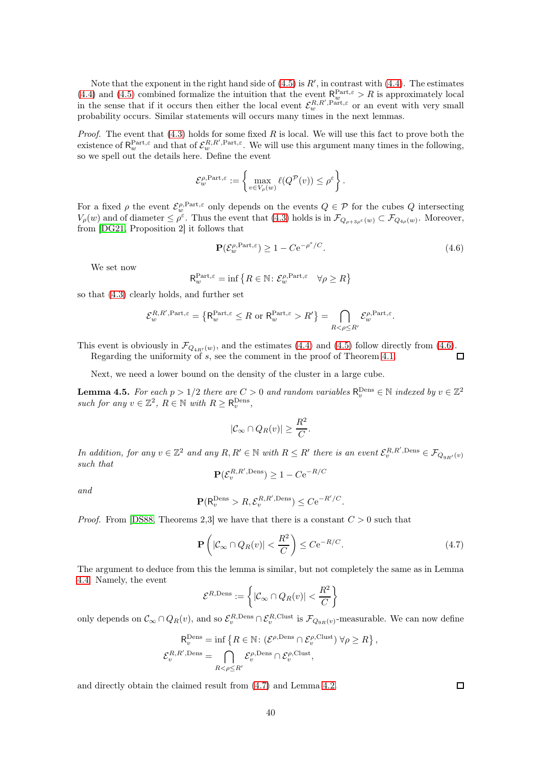Note that the exponent in the right hand side of (4.5) is $R'$, in contrast with (4.4). The estimates (4.4) and (4.5) combined formalize the intuition that the event $\mathsf{R}_w^{\mathrm{Part},\varepsilon} > R$ is approximately local in the sense that if it occurs then either the local event $\mathcal{E}_w^{R,R',\mathrm{Part},\varepsilon}$ or an event with very small probability occurs. Similar statements will occurs many times in the next lemmas.

*Proof.* The event that (4.3) holds for some fixed $R$ is local. We will use this fact to prove both the existence of $\mathsf{R}_w^{\mathrm{Part},\varepsilon}$ and that of $\mathcal{E}_w^{R,R',\mathrm{Part},\varepsilon}$. We will use this argument many times in the following, so we spell out the details here. Define the event

$$\mathcal{E}_w^{\rho,\mathrm{Part},\varepsilon} := \left\{ \max_{v\in V_\rho(w)} \ell(Q^{\mathcal{P}}(v)) \le \rho^\varepsilon \right\}.$$

For a fixed $\rho$ the event $\mathcal{E}_w^{\rho,\mathrm{Part},\varepsilon}$ only depends on the events $Q \in \mathcal{P}$ for the cubes $Q$ intersecting $V_\rho(w)$ and of diameter $\le \rho^\varepsilon$. Thus the event that (4.3) holds is in $\mathcal{F}_{Q_{\rho+3\rho^\varepsilon}(w)} \subset \mathcal{F}_{Q_{4\rho}(w)}$. Moreover, from [DG21, Proposition 2] it follows that

$$\mathbf{P}(\mathcal{E}_w^{\rho,\mathrm{Part},\varepsilon}) \ge 1 - C\mathrm{e}^{-\rho^s/C}. \tag{4.6}$$

We set now

$$\mathsf{R}_w^{\mathrm{Part},\varepsilon} = \inf\left\{R \in \mathbb{N}\colon \mathcal{E}_w^{\rho,\mathrm{Part},\varepsilon} \quad \forall \rho \ge R\right\}$$

so that (4.3) clearly holds, and further set

$$\mathcal{E}_w^{R,R',\mathrm{Part},\varepsilon} = \left\{\mathsf{R}_w^{\mathrm{Part},\varepsilon} \le R \text{ or } \mathsf{R}_w^{\mathrm{Part},\varepsilon} > R'\right\} = \bigcap_{R<\rho\le R'} \mathcal{E}_w^{\rho,\mathrm{Part},\varepsilon}.$$

This event is obviously in $\mathcal{F}_{Q_{4R'}(w)}$, and the estimates (4.4) and (4.5) follow directly from (4.6). Regarding the uniformity of $s$, see the comment in the proof of Theorem 4.1. $\square$

Next, we need a lower bound on the density of the cluster in a large cube.

**Lemma 4.5.** *For each $p > 1/2$ there are $C > 0$ and random variables $\mathsf{R}_v^{\mathrm{Dens}} \in \mathbb{N}$ indexed by $v \in \mathbb{Z}^2$ such for any $v \in \mathbb{Z}^2$, $R \in \mathbb{N}$ with $R \ge \mathsf{R}_v^{\mathrm{Dens}}$,*

$$|\mathcal{C}_\infty \cap Q_R(v)| \ge \frac{R^2}{C}.$$

*In addition, for any $v \in \mathbb{Z}^2$ and any $R, R' \in \mathbb{N}$ with $R \le R'$ there is an event $\mathcal{E}_v^{R,R',\mathrm{Dens}} \in \mathcal{F}_{Q_{9R'}(v)}$ such that*

$$\mathbf{P}(\mathcal{E}_v^{R,R',\mathrm{Dens}}) \ge 1 - C\mathrm{e}^{-R/C}$$

*and*

$$\mathbf{P}(\mathsf{R}_v^{\mathrm{Dens}} > R, \mathcal{E}_v^{R,R',\mathrm{Dens}}) \le C\mathrm{e}^{-R'/C}.$$

*Proof.* From [DS88, Theorems 2,3] we have that there is a constant $C > 0$ such that

$$\mathbf{P}\left(|\mathcal{C}_\infty \cap Q_R(v)| < \frac{R^2}{C}\right) \le C\mathrm{e}^{-R/C}. \tag{4.7}$$

The argument to deduce from this the lemma is similar, but not completely the same as in Lemma 4.4. Namely, the event

$$\mathcal{E}^{R,\mathrm{Dens}} := \left\{|\mathcal{C}_\infty \cap Q_R(v)| < \frac{R^2}{C}\right\}$$

only depends on $\mathcal{C}_\infty \cap Q_R(v)$, and so $\mathcal{E}_v^{R,\mathrm{Dens}} \cap \mathcal{E}_v^{R,\mathrm{Clust}}$ is $\mathcal{F}_{Q_{9R}(v)}$-measurable. We can now define

$$\mathsf{R}_v^{\mathrm{Dens}} = \inf\left\{R \in \mathbb{N}\colon (\mathcal{E}^{\rho,\mathrm{Dens}} \cap \mathcal{E}_v^{\rho,\mathrm{Clust}})\ \forall \rho \ge R\right\},$$
$$\mathcal{E}_v^{R,R',\mathrm{Dens}} = \bigcap_{R<\rho\le R'} \mathcal{E}_v^{\rho,\mathrm{Dens}} \cap \mathcal{E}_v^{\rho,\mathrm{Clust}},$$

and directly obtain the claimed result from (4.7) and Lemma 4.2. $\square$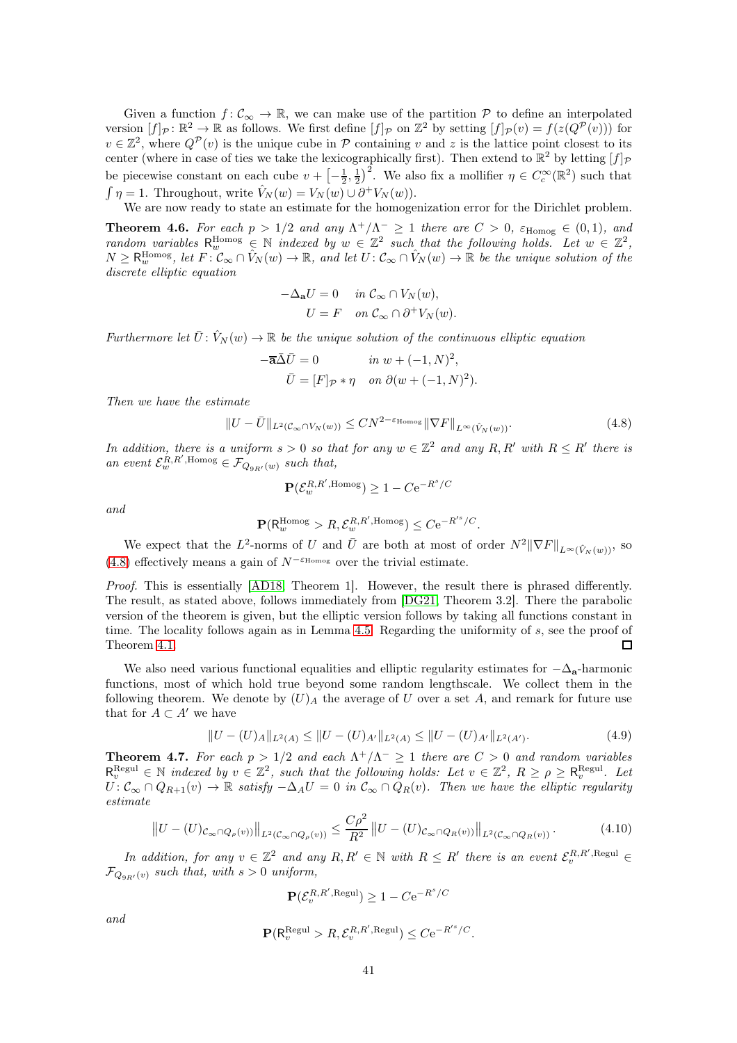Given a function $f: \mathcal{C}_\infty \to \mathbb{R}$, we can make use of the partition $\mathcal{P}$ to define an interpolated version $[f]_\mathcal{P}: \mathbb{R}^2 \to \mathbb{R}$ as follows. We first define $[f]_\mathcal{P}$ on $\mathbb{Z}^2$ by setting $[f]_\mathcal{P}(v) = f(z(Q^\mathcal{P}(v)))$ for $v \in \mathbb{Z}^2$, where $Q^\mathcal{P}(v)$ is the unique cube in $\mathcal{P}$ containing $v$ and $z$ is the lattice point closest to its center (where in case of ties we take the lexicographically first). Then extend to $\mathbb{R}^2$ by letting $[f]_\mathcal{P}$ be piecewise constant on each cube $v + \left[-\frac{1}{2}, \frac{1}{2}\right)^2$. We also fix a mollifier $\eta \in C_c^\infty(\mathbb{R}^2)$ such that $\int \eta = 1$. Throughout, write $\hat{V}_N(w) = V_N(w) \cup \partial^+ V_N(w))$.

We are now ready to state an estimate for the homogenization error for the Dirichlet problem.

**Theorem 4.6.** *For each $p > 1/2$ and any $\Lambda^+/\Lambda^- \geq 1$ there are $C > 0$, $\varepsilon_{\mathrm{Homog}} \in (0,1)$, and random variables $\mathsf{R}_w^{\mathrm{Homog}} \in \mathbb{N}$ indexed by $w \in \mathbb{Z}^2$ such that the following holds. Let $w \in \mathbb{Z}^2$, $N \geq \mathsf{R}_w^{\mathrm{Homog}}$, let $F: \mathcal{C}_\infty \cap \hat{V}_N(w) \to \mathbb{R}$, and let $U: \mathcal{C}_\infty \cap \hat{V}_N(w) \to \mathbb{R}$ be the unique solution of the discrete elliptic equation*

$$
\begin{aligned}
-\Delta_{\mathbf{a}} U &= 0 \quad \text{in } \mathcal{C}_\infty \cap V_N(w), \\
U &= F \quad \text{on } \mathcal{C}_\infty \cap \partial^+ V_N(w).
\end{aligned}
$$

*Furthermore let $\bar{U}: \hat{V}_N(w) \to \mathbb{R}$ be the unique solution of the continuous elliptic equation*

$$
\begin{aligned}
-\bar{\mathbf{a}}\bar{\Delta}\bar{U} &= 0 \qquad \text{in } w + (-1, N)^2, \\
\bar{U} &= [F]_\mathcal{P} * \eta \quad \text{on } \partial(w + (-1, N)^2).
\end{aligned}
$$

*Then we have the estimate*

$$
\|U - \bar{U}\|_{L^2(\mathcal{C}_\infty \cap V_N(w))} \leq C N^{2 - \varepsilon_{\mathrm{Homog}}} \|\nabla F\|_{L^\infty(\hat{V}_N(w))}. \tag{4.8}
$$

*In addition, there is a uniform $s > 0$ so that for any $w \in \mathbb{Z}^2$ and any $R, R'$ with $R \leq R'$ there is an event $\mathcal{E}_w^{R,R',\mathrm{Homog}} \in \mathcal{F}_{Q_{9R'}(w)}$ such that,*

$$
\mathbf{P}(\mathcal{E}_w^{R,R',\mathrm{Homog}}) \geq 1 - C\mathrm{e}^{-R^s/C}
$$

*and*

$$
\mathbf{P}(\mathsf{R}_w^{\mathrm{Homog}} > R, \mathcal{E}_w^{R,R',\mathrm{Homog}}) \leq C\mathrm{e}^{-R'^s/C}.
$$

We expect that the $L^2$-norms of $U$ and $\bar{U}$ are both at most of order $N^2 \|\nabla F\|_{L^\infty(\hat{V}_N(w))}$, so (4.8) effectively means a gain of $N^{-\varepsilon_{\mathrm{Homog}}}$ over the trivial estimate.

*Proof.* This is essentially [AD18, Theorem 1]. However, the result there is phrased differently. The result, as stated above, follows immediately from [DG21, Theorem 3.2]. There the parabolic version of the theorem is given, but the elliptic version follows by taking all functions constant in time. The locality follows again as in Lemma 4.5. Regarding the uniformity of $s$, see the proof of Theorem 4.1. □

We also need various functional equalities and elliptic regularity estimates for $-\Delta_{\mathbf{a}}$-harmonic functions, most of which hold true beyond some random lengthscale. We collect them in the following theorem. We denote by $(U)_A$ the average of $U$ over a set $A$, and remark for future use that for $A \subset A'$ we have

$$
\|U - (U)_A\|_{L^2(A)} \leq \|U - (U)_{A'}\|_{L^2(A)} \leq \|U - (U)_{A'}\|_{L^2(A')}. \tag{4.9}
$$

**Theorem 4.7.** *For each $p > 1/2$ and each $\Lambda^+/\Lambda^- \geq 1$ there are $C > 0$ and random variables $\mathsf{R}_v^{\mathrm{Regul}} \in \mathbb{N}$ indexed by $v \in \mathbb{Z}^2$, such that the following holds: Let $v \in \mathbb{Z}^2$, $R \geq \rho \geq \mathsf{R}_v^{\mathrm{Regul}}$. Let $U: \mathcal{C}_\infty \cap Q_{R+1}(v) \to \mathbb{R}$ satisfy $-\Delta_A U = 0$ in $\mathcal{C}_\infty \cap Q_R(v)$. Then we have the elliptic regularity estimate*

$$
\left\|U - (U)_{\mathcal{C}_\infty \cap Q_\rho(v)}\right\|_{L^2(\mathcal{C}_\infty \cap Q_\rho(v))} \leq \frac{C\rho^2}{R^2} \left\|U - (U)_{\mathcal{C}_\infty \cap Q_R(v)}\right\|_{L^2(\mathcal{C}_\infty \cap Q_R(v))}. \tag{4.10}
$$

*In addition, for any $v \in \mathbb{Z}^2$ and any $R, R' \in \mathbb{N}$ with $R \leq R'$ there is an event $\mathcal{E}_v^{R,R',\mathrm{Regul}} \in \mathcal{F}_{Q_{9R'}(v)}$ such that, with $s > 0$ uniform,*

$$
\mathbf{P}(\mathcal{E}_v^{R,R',\mathrm{Regul}}) \geq 1 - C\mathrm{e}^{-R^s/C}
$$

*and*

$$
\mathbf{P}(\mathsf{R}_v^{\mathrm{Regul}} > R, \mathcal{E}_v^{R,R',\mathrm{Regul}}) \leq C\mathrm{e}^{-R'^s/C}.
$$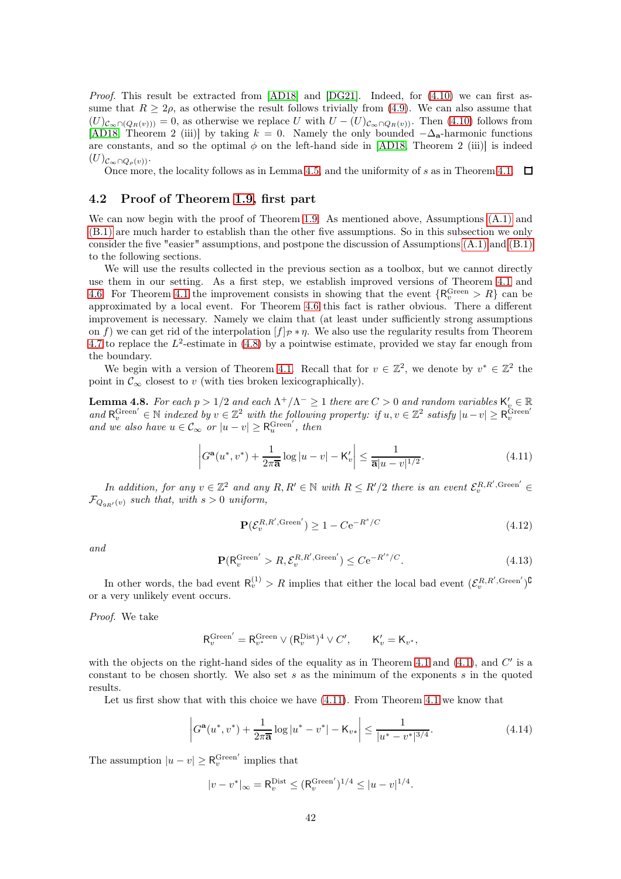*Proof.* This result be extracted from [AD18] and [DG21]. Indeed, for (4.10) we can first assume that $R \geq 2\rho$, as otherwise the result follows trivially from (4.9). We can also assume that $(U)_{\mathcal{C}_\infty \cap (Q_R(v)))} = 0$, as otherwise we replace $U$ with $U - (U)_{\mathcal{C}_\infty \cap Q_R(v))}$. Then (4.10) follows from [AD18, Theorem 2 (iii)] by taking $k = 0$. Namely the only bounded $-\Delta_{\mathbf{a}}$-harmonic functions are constants, and so the optimal $\phi$ on the left-hand side in [AD18, Theorem 2 (iii)] is indeed $(U)_{\mathcal{C}_\infty \cap Q_\rho(v))}$.

Once more, the locality follows as in Lemma 4.5, and the uniformity of $s$ as in Theorem 4.1. □

## 4.2 Proof of Theorem 1.9, first part

We can now begin with the proof of Theorem 1.9. As mentioned above, Assumptions (A.1) and (B.1) are much harder to establish than the other five assumptions. So in this subsection we only consider the five "easier" assumptions, and postpone the discussion of Assumptions (A.1) and (B.1) to the following sections.

We will use the results collected in the previous section as a toolbox, but we cannot directly use them in our setting. As a first step, we establish improved versions of Theorem 4.1 and 4.6. For Theorem 4.1 the improvement consists in showing that the event $\{\mathsf{R}_v^{\mathrm{Green}} > R\}$ can be approximated by a local event. For Theorem 4.6 this fact is rather obvious. There a different improvement is necessary. Namely we claim that (at least under sufficiently strong assumptions on $f$) we can get rid of the interpolation $[f]_{\mathcal{P}} * \eta$. We also use the regularity results from Theorem 4.7 to replace the $L^2$-estimate in (4.8) by a pointwise estimate, provided we stay far enough from the boundary.

We begin with a version of Theorem 4.1. Recall that for $v \in \mathbb{Z}^2$, we denote by $v^* \in \mathbb{Z}^2$ the point in $\mathcal{C}_\infty$ closest to $v$ (with ties broken lexicographically).

**Lemma 4.8.** *For each $p > 1/2$ and each $\Lambda^+/\Lambda^- \geq 1$ there are $C > 0$ and random variables $\mathsf{K}_v' \in \mathbb{R}$ and $\mathsf{R}_v^{\mathrm{Green}'} \in \mathbb{N}$ indexed by $v \in \mathbb{Z}^2$ with the following property: if $u, v \in \mathbb{Z}^2$ satisfy $|u-v| \geq \mathsf{R}_v^{\mathrm{Green}'}$ and we also have $u \in \mathcal{C}_\infty$ or $|u-v| \geq \mathsf{R}_u^{\mathrm{Green}'}$, then*

$$\left| G^{\mathbf{a}}(u^*, v^*) + \frac{1}{2\pi\bar{\mathbf{a}}} \log|u-v| - \mathsf{K}_v' \right| \leq \frac{1}{\bar{\mathbf{a}}|u-v|^{1/2}}. \tag{4.11}$$

*In addition, for any $v \in \mathbb{Z}^2$ and any $R, R' \in \mathbb{N}$ with $R \leq R'/2$ there is an event $\mathcal{E}_v^{R,R',\mathrm{Green}'} \in \mathcal{F}_{Q_{9R'}(v)}$ such that, with $s > 0$ uniform,*

$$\mathbf{P}(\mathcal{E}_v^{R,R',\mathrm{Green}'}) \geq 1 - C\mathrm{e}^{-R^s/C} \tag{4.12}$$

*and*

$$\mathbf{P}(\mathsf{R}_v^{\mathrm{Green}'} > R, \mathcal{E}_v^{R,R',\mathrm{Green}'}) \leq C\mathrm{e}^{-R'^s/C}. \tag{4.13}$$

In other words, the bad event $\mathsf{R}_v^{(1)} > R$ implies that either the local bad event $(\mathcal{E}_v^{R,R',\mathrm{Green}'})^\complement$ or a very unlikely event occurs.

*Proof.* We take

$$\mathsf{R}_v^{\mathrm{Green}'} = \mathsf{R}_{v^*}^{\mathrm{Green}} \vee (\mathsf{R}_v^{\mathrm{Dist}})^4 \vee C', \qquad \mathsf{K}_v' = \mathsf{K}_{v^*},$$

with the objects on the right-hand sides of the equality as in Theorem 4.1 and (4.1), and $C'$ is a constant to be chosen shortly. We also set $s$ as the minimum of the exponents $s$ in the quoted results.

Let us first show that with this choice we have (4.11). From Theorem 4.1 we know that

$$\left| G^{\mathbf{a}}(u^*, v^*) + \frac{1}{2\pi\bar{\mathbf{a}}} \log|u^*-v^*| - \mathsf{K}_{v^*} \right| \leq \frac{1}{|u^*-v^*|^{3/4}}. \tag{4.14}$$

The assumption $|u-v| \geq \mathsf{R}_v^{\mathrm{Green}'}$ implies that

$$|v - v^*|_\infty = \mathsf{R}_v^{\mathrm{Dist}} \leq (\mathsf{R}_v^{\mathrm{Green}'})^{1/4} \leq |u-v|^{1/4}.$$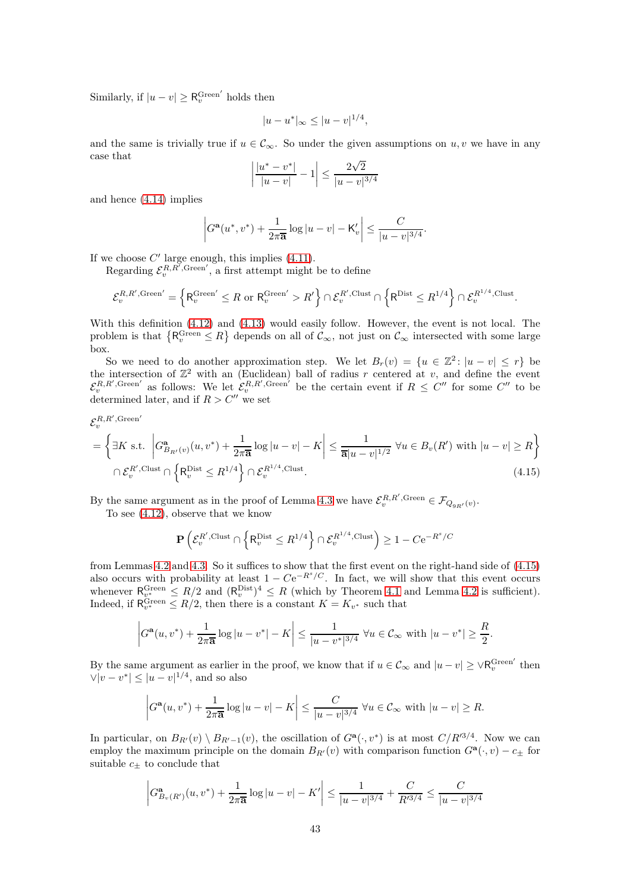Similarly, if $|u-v| \geq \mathsf{R}_v^{\mathrm{Green}'}$ holds then

$$|u-u^*|_\infty \leq |u-v|^{1/4},$$

and the same is trivially true if $u \in \mathcal{C}_\infty$. So under the given assumptions on $u, v$ we have in any case that

$$\left|\frac{|u^*-v^*|}{|u-v|} - 1\right| \leq \frac{2\sqrt{2}}{|u-v|^{3/4}}$$

and hence (4.14) implies

$$\left|G^{\mathbf{a}}(u^*,v^*) + \frac{1}{2\pi\bar{\mathbf{a}}}\log|u-v| - \mathsf{K}_v'\right| \leq \frac{C}{|u-v|^{3/4}}.$$

If we choose $C'$ large enough, this implies (4.11).

Regarding $\mathcal{E}_v^{R,R',\mathrm{Green}'}$, a first attempt might be to define

$$\mathcal{E}_v^{R,R',\mathrm{Green}'} = \left\{\mathsf{R}_v^{\mathrm{Green}'} \leq R \text{ or } \mathsf{R}_v^{\mathrm{Green}'} > R'\right\} \cap \mathcal{E}_v^{R',\mathrm{Clust}} \cap \left\{\mathsf{R}_v^{\mathrm{Dist}} \leq R^{1/4}\right\} \cap \mathcal{E}_v^{R^{1/4},\mathrm{Clust}}.$$

With this definition (4.12) and (4.13) would easily follow. However, the event is not local. The problem is that $\left\{\mathsf{R}_v^{\mathrm{Green}} \leq R\right\}$ depends on all of $\mathcal{C}_\infty$, not just on $\mathcal{C}_\infty$ intersected with some large box.

So we need to do another approximation step. We let $B_r(v) = \{u \in \mathbb{Z}^2 \colon |u-v| \leq r\}$ be the intersection of $\mathbb{Z}^2$ with an (Euclidean) ball of radius $r$ centered at $v$, and define the event $\mathcal{E}_v^{R,R',\mathrm{Green}'}$ as follows: We let $\mathcal{E}_v^{R,R',\mathrm{Green}'}$ be the certain event if $R \leq C''$ for some $C''$ to be determined later, and if $R > C''$ we set

$$\begin{aligned}
&\mathcal{E}_v^{R,R',\mathrm{Green}'} \\
&= \left\{\exists K \text{ s.t. } \left|G^{\mathbf{a}}_{B_{R'}(v)}(u,v^*) + \frac{1}{2\pi\bar{\mathbf{a}}}\log|u-v| - K\right| \leq \frac{1}{\bar{\mathbf{a}}|u-v|^{1/2}} \ \forall u \in B_v(R') \text{ with } |u-v| \geq R\right\} \\
&\quad \cap \mathcal{E}_v^{R',\mathrm{Clust}} \cap \left\{\mathsf{R}_v^{\mathrm{Dist}} \leq R^{1/4}\right\} \cap \mathcal{E}_v^{R^{1/4},\mathrm{Clust}}.
\end{aligned} \tag{4.15}$$

By the same argument as in the proof of Lemma 4.3 we have $\mathcal{E}_v^{R,R',\mathrm{Green}} \in \mathcal{F}_{Q_{9R'}(v)}$.

To see (4.12), observe that we know

$$\mathbf{P}\left(\mathcal{E}_v^{R',\mathrm{Clust}} \cap \left\{\mathsf{R}_v^{\mathrm{Dist}} \leq R^{1/4}\right\} \cap \mathcal{E}_v^{R^{1/4},\mathrm{Clust}}\right) \geq 1 - C\mathrm{e}^{-R^s/C}$$

from Lemmas 4.2 and 4.3. So it suffices to show that the first event on the right-hand side of (4.15) also occurs with probability at least $1 - C\mathrm{e}^{-R^s/C}$. In fact, we will show that this event occurs whenever $\mathsf{R}_{v^*}^{\mathrm{Green}} \leq R/2$ and $(\mathsf{R}_v^{\mathrm{Dist}})^4 \leq R$ (which by Theorem 4.1 and Lemma 4.2 is sufficient). Indeed, if $\mathsf{R}_{v^*}^{\mathrm{Green}} \leq R/2$, then there is a constant $K = K_{v^*}$ such that

$$\left|G^{\mathbf{a}}(u,v^*) + \frac{1}{2\pi\bar{\mathbf{a}}}\log|u-v^*| - K\right| \leq \frac{1}{|u-v^*|^{3/4}} \ \forall u \in \mathcal{C}_\infty \text{ with } |u-v^*| \geq \frac{R}{2}.$$

By the same argument as earlier in the proof, we know that if $u \in \mathcal{C}_\infty$ and $|u-v| \geq \vee \mathsf{R}_v^{\mathrm{Green}'}$ then $\vee|v-v^*| \leq |u-v|^{1/4}$, and so also

$$\left|G^{\mathbf{a}}(u,v^*) + \frac{1}{2\pi\bar{\mathbf{a}}}\log|u-v| - K\right| \leq \frac{C}{|u-v|^{3/4}} \ \forall u \in \mathcal{C}_\infty \text{ with } |u-v| \geq R.$$

In particular, on $B_{R'}(v) \setminus B_{R'-1}(v)$, the oscillation of $G^{\mathbf{a}}(\cdot,v^*)$ is at most $C/R'^{3/4}$. Now we can employ the maximum principle on the domain $B_{R'}(v)$ with comparison function $G^{\mathbf{a}}(\cdot,v) - c_\pm$ for suitable $c_\pm$ to conclude that

$$\left|G^{\mathbf{a}}_{B_v(R')}(u,v^*) + \frac{1}{2\pi\bar{\mathbf{a}}}\log|u-v| - K'\right| \leq \frac{1}{|u-v|^{3/4}} + \frac{C}{R'^{3/4}} \leq \frac{C}{|u-v|^{3/4}}$$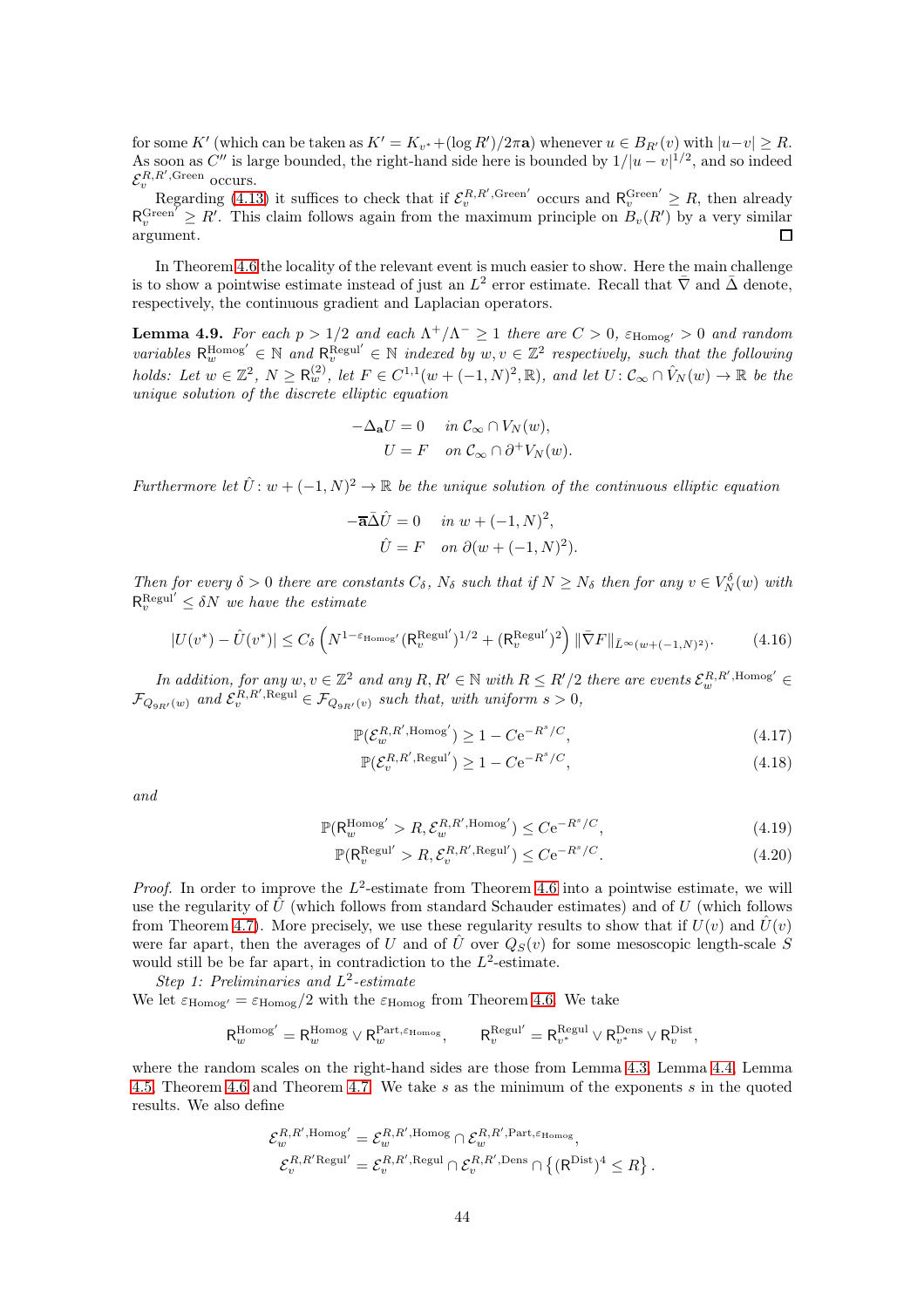for some $K'$ (which can be taken as $K' = K_{v^*} + (\log R')/2\pi\mathbf{a}$) whenever $u \in B_{R'}(v)$ with $|u - v| \geq R$. As soon as $C''$ is large bounded, the right-hand side here is bounded by $1/|u-v|^{1/2}$, and so indeed $\mathcal{E}_v^{R,R',\mathrm{Green}}$ occurs.

Regarding (4.13) it suffices to check that if $\mathcal{E}_v^{R,R',\mathrm{Green}'}$ occurs and $\mathsf{R}_v^{\mathrm{Green}'} \geq R$, then already $\mathsf{R}_v^{\mathrm{Green}'} \geq R'$. This claim follows again from the maximum principle on $B_v(R')$ by a very similar argument. ☐

In Theorem 4.6 the locality of the relevant event is much easier to show. Here the main challenge is to show a pointwise estimate instead of just an $L^2$ error estimate. Recall that $\bar\nabla$ and $\bar\Delta$ denote, respectively, the continuous gradient and Laplacian operators.

**Lemma 4.9.** *For each $p > 1/2$ and each $\Lambda^+/\Lambda^- \geq 1$ there are $C > 0$, $\varepsilon_{\mathrm{Homog}'} > 0$ and random variables $\mathsf{R}_w^{\mathrm{Homog}'} \in \mathbb{N}$ and $\mathsf{R}_v^{\mathrm{Regul}'} \in \mathbb{N}$ indexed by $w, v \in \mathbb{Z}^2$ respectively, such that the following holds: Let $w \in \mathbb{Z}^2$, $N \geq \mathsf{R}_w^{(2)}$, let $F \in C^{1,1}(w + (-1,N)^2, \mathbb{R})$, and let $U \colon \mathcal{C}_\infty \cap \hat V_N(w) \to \mathbb{R}$ be the unique solution of the discrete elliptic equation*

$$
\begin{aligned}
-\Delta_{\mathbf{a}} U &= 0 \quad \text{in } \mathcal{C}_\infty \cap V_N(w),\\
U &= F \quad \text{on } \mathcal{C}_\infty \cap \partial^+ V_N(w).
\end{aligned}
$$

*Furthermore let $\hat U \colon w + (-1,N)^2 \to \mathbb{R}$ be the unique solution of the continuous elliptic equation*

$$
\begin{aligned}
-\bar{\mathbf{a}}\bar\Delta \hat U &= 0 \quad \text{in } w + (-1,N)^2,\\
\hat U &= F \quad \text{on } \partial(w + (-1,N)^2).
\end{aligned}
$$

*Then for every $\delta > 0$ there are constants $C_\delta$, $N_\delta$ such that if $N \geq N_\delta$ then for any $v \in V_N^\delta(w)$ with $\mathsf{R}_v^{\mathrm{Regul}'} \leq \delta N$ we have the estimate*

$$
|U(v^*) - \hat U(v^*)| \leq C_\delta \left( N^{1-\varepsilon_{\mathrm{Homog}'}} (\mathsf{R}_v^{\mathrm{Regul}'})^{1/2} + (\mathsf{R}_v^{\mathrm{Regul}'})^2 \right) \|\bar\nabla F\|_{\bar L^\infty(w + (-1,N)^2)}. \tag{4.16}
$$

*In addition, for any $w, v \in \mathbb{Z}^2$ and any $R, R' \in \mathbb{N}$ with $R \leq R'/2$ there are events $\mathcal{E}_w^{R,R',\mathrm{Homog}'} \in \mathcal{F}_{Q_{9R'}(w)}$ and $\mathcal{E}_v^{R,R',\mathrm{Regul}} \in \mathcal{F}_{Q_{9R'}(v)}$ such that, with uniform $s > 0$,*

$$
\mathbb{P}(\mathcal{E}_w^{R,R',\mathrm{Homog}'}) \geq 1 - C\mathrm{e}^{-R^s/C}, \tag{4.17}
$$

$$
\mathbb{P}(\mathcal{E}_v^{R,R',\mathrm{Regul}'}) \geq 1 - C\mathrm{e}^{-R^s/C}, \tag{4.18}
$$

*and*

$$
\mathbb{P}(\mathsf{R}_w^{\mathrm{Homog}'} > R, \mathcal{E}_w^{R,R',\mathrm{Homog}'}) \leq C\mathrm{e}^{-R^s/C}, \tag{4.19}
$$

$$
\mathbb{P}(\mathsf{R}_v^{\mathrm{Regul}'} > R, \mathcal{E}_v^{R,R',\mathrm{Regul}'}) \leq C\mathrm{e}^{-R^s/C}. \tag{4.20}
$$

*Proof.* In order to improve the $L^2$-estimate from Theorem 4.6 into a pointwise estimate, we will use the regularity of $\hat U$ (which follows from standard Schauder estimates) and of $U$ (which follows from Theorem 4.7). More precisely, we use these regularity results to show that if $U(v)$ and $\hat U(v)$ were far apart, then the averages of $U$ and of $\hat U$ over $Q_S(v)$ for some mesoscopic length-scale $S$ would still be be far apart, in contradiction to the $L^2$-estimate.

*Step 1: Preliminaries and $L^2$-estimate*
We let $\varepsilon_{\mathrm{Homog}'} = \varepsilon_{\mathrm{Homog}}/2$ with the $\varepsilon_{\mathrm{Homog}}$ from Theorem 4.6. We take

$$
\mathsf{R}_w^{\mathrm{Homog}'} = \mathsf{R}_w^{\mathrm{Homog}} \vee \mathsf{R}_w^{\mathrm{Part},\varepsilon_{\mathrm{Homog}}}, \qquad \mathsf{R}_v^{\mathrm{Regul}'} = \mathsf{R}_{v^*}^{\mathrm{Regul}} \vee \mathsf{R}_{v^*}^{\mathrm{Dens}} \vee \mathsf{R}_v^{\mathrm{Dist}},
$$

where the random scales on the right-hand sides are those from Lemma 4.3, Lemma 4.4, Lemma 4.5, Theorem 4.6 and Theorem 4.7. We take $s$ as the minimum of the exponents $s$ in the quoted results. We also define

$$
\begin{aligned}
\mathcal{E}_w^{R,R',\mathrm{Homog}'} &= \mathcal{E}_w^{R,R',\mathrm{Homog}} \cap \mathcal{E}_w^{R,R',\mathrm{Part},\varepsilon_{\mathrm{Homog}}},\\
\mathcal{E}_v^{R,R'\mathrm{Regul}'} &= \mathcal{E}_v^{R,R',\mathrm{Regul}} \cap \mathcal{E}_v^{R,R',\mathrm{Dens}} \cap \left\{ (\mathsf{R}^{\mathrm{Dist}})^4 \leq R \right\}.
\end{aligned}
$$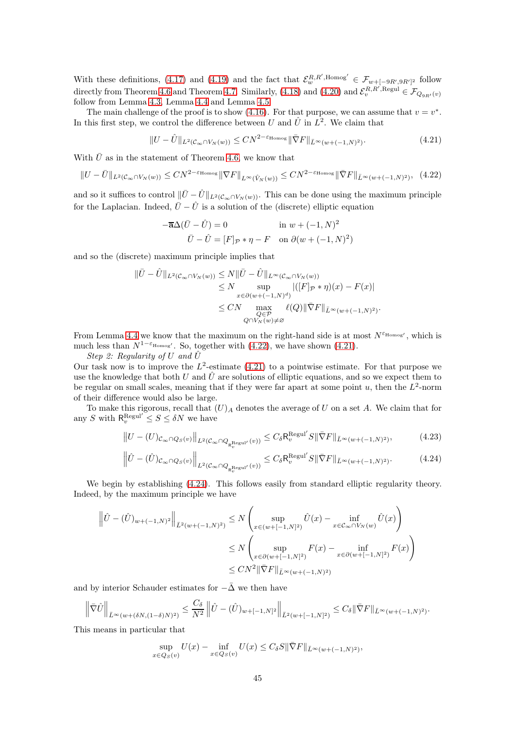With these definitions, (4.17) and (4.19) and the fact that $\mathcal{E}_w^{R,R',\mathrm{Homog}'} \in \mathcal{F}_{w+[-9R',9R']^2}$ follow directly from Theorem 4.6 and Theorem 4.7. Similarly, (4.18) and (4.20) and $\mathcal{E}_v^{R,R',\mathrm{Regul}} \in \mathcal{F}_{Q_{9R'}(v)}$ follow from Lemma 4.3, Lemma 4.4 and Lemma 4.5.

The main challenge of the proof is to show (4.16). For that purpose, we can assume that $v = v^*$. In this first step, we control the difference between $U$ and $\hat{U}$ in $L^2$. We claim that

$$\|U - \hat{U}\|_{L^2(\mathcal{C}_\infty \cap V_N(w))} \le C N^{2-\varepsilon_{\mathrm{Homog}}} \|\bar{\nabla} F\|_{\bar{L}^\infty(w+(-1,N)^2)}. \tag{4.21}$$

With $\bar{U}$ as in the statement of Theorem 4.6, we know that

$$\|U - \bar{U}\|_{L^2(\mathcal{C}_\infty \cap V_N(w))} \le C N^{2-\varepsilon_{\mathrm{Homog}}} \|\nabla F\|_{L^\infty(\hat{V}_N(w))} \le C N^{2-\varepsilon_{\mathrm{Homog}}} \|\bar{\nabla} F\|_{\bar{L}^\infty(w+(-1,N)^2)}, \tag{4.22}$$

and so it suffices to control $\|\bar{U} - \hat{U}\|_{L^2(\mathcal{C}_\infty \cap V_N(w))}$. This can be done using the maximum principle for the Laplacian. Indeed, $\bar{U} - \hat{U}$ is a solution of the (discrete) elliptic equation

$$\begin{aligned} -\bar{\mathbf{a}}\Delta(\bar{U} - \hat{U}) &= 0 && \text{in } w + (-1,N)^2 \\ \bar{U} - \hat{U} &= [F]_{\mathcal{P}} * \eta - F && \text{on } \partial(w + (-1,N)^2) \end{aligned}$$

and so the (discrete) maximum principle implies that

$$\begin{aligned} \|\bar{U} - \hat{U}\|_{L^2(\mathcal{C}_\infty \cap V_N(w))} &\le N \|\bar{U} - \hat{U}\|_{L^\infty(\mathcal{C}_\infty \cap V_N(w))} \\ &\le N \sup_{x \in \partial(w+(-1,N)^d)} |([F]_{\mathcal{P}} * \eta)(x) - F(x)| \\ &\le CN \max_{\substack{Q \in \mathcal{P} \\ Q \cap V_N(w) \neq \varnothing}} \ell(Q) \|\bar{\nabla} F\|_{\bar{L}^\infty(w+(-1,N)^2)}. \end{aligned}$$

From Lemma 4.4 we know that the maximum on the right-hand side is at most $N^{\varepsilon_{\mathrm{Homog}'}}$, which is much less than $N^{1-\varepsilon_{\mathrm{Homog}'}}$. So, together with (4.22), we have shown (4.21).

*Step 2: Regularity of $U$ and $\hat{U}$*

Our task now is to improve the $L^2$-estimate (4.21) to a pointwise estimate. For that purpose we use the knowledge that both $U$ and $\hat{U}$ are solutions of elliptic equations, and so we expect them to be regular on small scales, meaning that if they were far apart at some point $u$, then the $L^2$-norm of their difference would also be large.

To make this rigorous, recall that $(U)_A$ denotes the average of $U$ on a set $A$. We claim that for any $S$ with $\mathsf{R}_v^{\mathrm{Regul}'} \le S \le \delta N$ we have

$$\left\|U - (U)_{\mathcal{C}_\infty \cap Q_S(v)}\right\|_{L^2(\mathcal{C}_\infty \cap Q_{\mathsf{R}_v^{\mathrm{Regul}'}}(v))} \le C_\delta \mathsf{R}_v^{\mathrm{Regul}'} S \|\bar{\nabla} F\|_{\bar{L}^\infty(w+(-1,N)^2)}, \tag{4.23}$$

$$\left\|\hat{U} - (\hat{U})_{\mathcal{C}_\infty \cap Q_S(v)}\right\|_{L^2(\mathcal{C}_\infty \cap Q_{\mathsf{R}_v^{\mathrm{Regul}'}}(v))} \le C_\delta \mathsf{R}_v^{\mathrm{Regul}'} S \|\bar{\nabla} F\|_{\bar{L}^\infty(w+(-1,N)^2)}. \tag{4.24}$$

We begin by establishing (4.24). This follows easily from standard elliptic regularity theory. Indeed, by the maximum principle we have

$$\begin{aligned} \left\|\hat{U} - (\hat{U})_{w+(-1,N)^2}\right\|_{\bar{L}^2(w+(-1,N)^2)} &\le N \left( \sup_{x \in (w+[-1,N]^2)} \hat{U}(x) - \inf_{x \in \mathcal{C}_\infty \cap V_N(w)} \hat{U}(x) \right) \\ &\le N \left( \sup_{x \in \partial(w+[-1,N]^2)} F(x) - \inf_{x \in \partial(w+[-1,N]^2)} F(x) \right) \\ &\le CN^2 \|\bar{\nabla} F\|_{\bar{L}^\infty(w+(-1,N)^2)} \end{aligned}$$

and by interior Schauder estimates for $-\bar{\Delta}$ we then have

$$\left\|\bar{\nabla}\hat{U}\right\|_{\bar{L}^\infty(w+(\delta N,(1-\delta)N)^2)} \le \frac{C_\delta}{N^2} \left\|\hat{U} - (\hat{U})_{w+[-1,N]^2}\right\|_{\bar{L}^2(w+[-1,N]^2)} \le C_\delta \|\bar{\nabla} F\|_{\bar{L}^\infty(w+(-1,N)^2)}.$$

This means in particular that

$$\sup_{x \in Q_S(v)} U(x) - \inf_{x \in Q_S(v)} U(x) \le C_\delta S \|\bar{\nabla} F\|_{\bar{L}^\infty(w+(-1,N)^2)},$$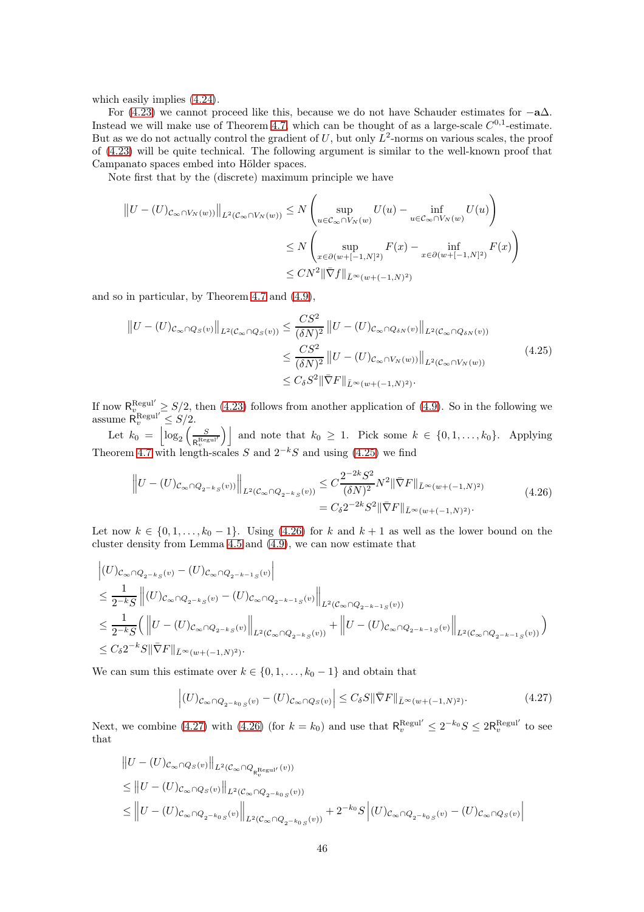which easily implies (4.24).

For (4.23) we cannot proceed like this, because we do not have Schauder estimates for $-\mathbf{a}\Delta$. Instead we will make use of Theorem 4.7, which can be thought of as a large-scale $C^{0,1}$-estimate. But as we do not actually control the gradient of $U$, but only $L^2$-norms on various scales, the proof of (4.23) will be quite technical. The following argument is similar to the well-known proof that Campanato spaces embed into Hölder spaces.

Note first that by the (discrete) maximum principle we have

$$
\begin{aligned}
\left\|U-(U)_{\mathcal{C}_\infty\cap V_N(w)}\right\|_{L^2(\mathcal{C}_\infty\cap V_N(w))} &\le N\left(\sup_{u\in\mathcal{C}_\infty\cap V_N(w)}U(u)-\inf_{u\in\mathcal{C}_\infty\cap V_N(w)}U(u)\right)\\
&\le N\left(\sup_{x\in\partial(w+[-1,N]^2)}F(x)-\inf_{x\in\partial(w+[-1,N]^2)}F(x)\right)\\
&\le CN^2\|\bar\nabla f\|_{\bar L^\infty(w+(-1,N)^2)}
\end{aligned}
$$

and so in particular, by Theorem 4.7 and (4.9),

$$
\begin{aligned}
\left\|U-(U)_{\mathcal{C}_\infty\cap Q_S(v)}\right\|_{L^2(\mathcal{C}_\infty\cap Q_S(v))} &\le \frac{CS^2}{(\delta N)^2}\left\|U-(U)_{\mathcal{C}_\infty\cap Q_{\delta N}(v)}\right\|_{L^2(\mathcal{C}_\infty\cap Q_{\delta N}(v))}\\
&\le \frac{CS^2}{(\delta N)^2}\left\|U-(U)_{\mathcal{C}_\infty\cap V_N(w)}\right\|_{L^2(\mathcal{C}_\infty\cap V_N(w))}\\
&\le C_\delta S^2\|\bar\nabla F\|_{\bar L^\infty(w+(-1,N)^2)}.
\end{aligned}
\tag{4.25}
$$

If now $\mathsf{R}_v^{\mathrm{Regul}'}\ge S/2$, then (4.23) follows from another application of (4.9). So in the following we assume $\mathsf{R}_v^{\mathrm{Regul}'}\le S/2$.

Let $k_0=\left\lfloor\log_2\left(\frac{S}{\mathsf{R}_v^{\mathrm{Regul}'}}\right)\right\rfloor$ and note that $k_0\ge 1$. Pick some $k\in\{0,1,\ldots,k_0\}$. Applying Theorem 4.7 with length-scales $S$ and $2^{-k}S$ and using (4.25) we find

$$
\begin{aligned}
\left\|U-(U)_{\mathcal{C}_\infty\cap Q_{2^{-k}S}(v)}\right\|_{L^2(\mathcal{C}_\infty\cap Q_{2^{-k}S}(v))} &\le C\frac{2^{-2k}S^2}{(\delta N)^2}N^2\|\bar\nabla F\|_{\bar L^\infty(w+(-1,N)^2)}\\
&= C_\delta 2^{-2k}S^2\|\bar\nabla F\|_{\bar L^\infty(w+(-1,N)^2)}.
\end{aligned}
\tag{4.26}
$$

Let now $k\in\{0,1,\ldots,k_0-1\}$. Using (4.26) for $k$ and $k+1$ as well as the lower bound on the cluster density from Lemma 4.5 and (4.9), we can now estimate that

$$
\begin{aligned}
&\left|(U)_{\mathcal{C}_\infty\cap Q_{2^{-k}S}(v)}-(U)_{\mathcal{C}_\infty\cap Q_{2^{-k-1}S}(v)}\right|\\
&\le\frac{1}{2^{-k}S}\left\|(U)_{\mathcal{C}_\infty\cap Q_{2^{-k}S}(v)}-(U)_{\mathcal{C}_\infty\cap Q_{2^{-k-1}S}(v)}\right\|_{L^2(\mathcal{C}_\infty\cap Q_{2^{-k-1}S}(v))}\\
&\le\frac{1}{2^{-k}S}\Big(\left\|U-(U)_{\mathcal{C}_\infty\cap Q_{2^{-k}S}(v)}\right\|_{L^2(\mathcal{C}_\infty\cap Q_{2^{-k}S}(v))}+\left\|U-(U)_{\mathcal{C}_\infty\cap Q_{2^{-k-1}S}(v)}\right\|_{L^2(\mathcal{C}_\infty\cap Q_{2^{-k-1}S}(v))}\Big)\\
&\le C_\delta 2^{-k}S\|\bar\nabla F\|_{\bar L^\infty(w+(-1,N)^2)}.
\end{aligned}
$$

We can sum this estimate over $k\in\{0,1,\ldots,k_0-1\}$ and obtain that

$$
\left|(U)_{\mathcal{C}_\infty\cap Q_{2^{-k_0}S}(v)}-(U)_{\mathcal{C}_\infty\cap Q_S(v)}\right|\le C_\delta S\|\bar\nabla F\|_{\bar L^\infty(w+(-1,N)^2)}.
\tag{4.27}
$$

Next, we combine (4.27) with (4.26) (for $k=k_0$) and use that $\mathsf{R}_v^{\mathrm{Regul}'}\le 2^{-k_0}S\le 2\mathsf{R}_v^{\mathrm{Regul}'}$ to see that

$$
\begin{aligned}
&\left\|U-(U)_{\mathcal{C}_\infty\cap Q_S(v)}\right\|_{L^2(\mathcal{C}_\infty\cap Q_{\mathsf{R}_v^{\mathrm{Regul}'}}(v))}\\
&\le\left\|U-(U)_{\mathcal{C}_\infty\cap Q_S(v)}\right\|_{L^2(\mathcal{C}_\infty\cap Q_{2^{-k_0}S}(v))}\\
&\le\left\|U-(U)_{\mathcal{C}_\infty\cap Q_{2^{-k_0}S}(v)}\right\|_{L^2(\mathcal{C}_\infty\cap Q_{2^{-k_0}S}(v))}+2^{-k_0}S\left|(U)_{\mathcal{C}_\infty\cap Q_{2^{-k_0}S}(v)}-(U)_{\mathcal{C}_\infty\cap Q_S(v)}\right|
\end{aligned}
$$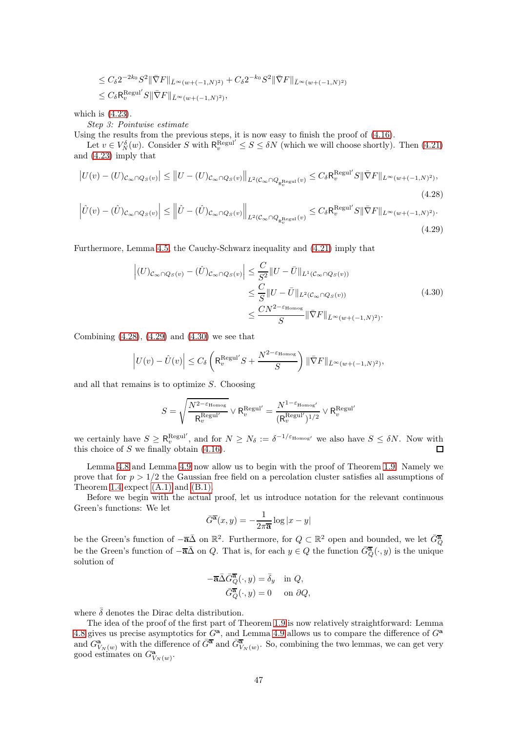$$
\begin{aligned}
&\leq C_\delta 2^{-2k_0} S^2 \|\bar\nabla F\|_{\bar L^\infty(w+(-1,N)^2)} + C_\delta 2^{-k_0} S^2 \|\bar\nabla F\|_{\bar L^\infty(w+(-1,N)^2)} \\
&\leq C_\delta \mathsf{R}_v^{\mathrm{Regul}'} S \|\bar\nabla F\|_{\bar L^\infty(w+(-1,N)^2)},
\end{aligned}
$$

which is (4.23).

*Step 3: Pointwise estimate*

Using the results from the previous steps, it is now easy to finish the proof of (4.16).

Let $v \in V_N^\delta(w)$. Consider $S$ with $\mathsf{R}_v^{\mathrm{Regul}'} \leq S \leq \delta N$ (which we will choose shortly). Then (4.21) and (4.23) imply that

$$
\left|U(v) - (U)_{\mathcal{C}_\infty \cap Q_S(v)}\right| \leq \left\|U - (U)_{\mathcal{C}_\infty \cap Q_S(v)}\right\|_{L^2(\mathcal{C}_\infty \cap Q_{\mathsf{R}_v^{\mathrm{Regul}}}(v))} \leq C_\delta \mathsf{R}_v^{\mathrm{Regul}'} S \|\bar\nabla F\|_{L^\infty(w+(-1,N)^2)}, \tag{4.28}
$$

$$
\left|\hat U(v) - (\hat U)_{\mathcal{C}_\infty \cap Q_S(v)}\right| \leq \left\|\hat U - (\hat U)_{\mathcal{C}_\infty \cap Q_S(v)}\right\|_{L^2(\mathcal{C}_\infty \cap Q_{\mathsf{R}_v^{\mathrm{Regul}}}(v))} \leq C_\delta \mathsf{R}_v^{\mathrm{Regul}'} S \|\bar\nabla F\|_{L^\infty(w+(-1,N)^2)}. \tag{4.29}
$$

Furthermore, Lemma 4.5, the Cauchy-Schwarz inequality and (4.21) imply that

$$
\begin{aligned}
\left|(U)_{\mathcal{C}_\infty \cap Q_S(v)} - (\hat U)_{\mathcal{C}_\infty \cap Q_S(v)}\right| &\leq \frac{C}{S^2} \|U - \bar U\|_{L^1(\mathcal{C}_\infty \cap Q_S(v))} \\
&\leq \frac{C}{S} \|U - \bar U\|_{L^2(\mathcal{C}_\infty \cap Q_S(v))} \\
&\leq \frac{C N^{2-\varepsilon_{\mathrm{Homog}}}}{S} \|\bar\nabla F\|_{\bar L^\infty(w+(-1,N)^2)}.
\end{aligned} \tag{4.30}
$$

Combining (4.28), (4.29) and (4.30) we see that

$$
\left|U(v) - \hat U(v)\right| \leq C_\delta \left(\mathsf{R}_v^{\mathrm{Regul}'} S + \frac{N^{2-\varepsilon_{\mathrm{Homog}}}}{S}\right) \|\bar\nabla F\|_{\bar L^\infty(w+(-1,N)^2)},
$$

and all that remains is to optimize $S$. Choosing

$$
S = \sqrt{\frac{N^{2-\varepsilon_{\mathrm{Homog}}}}{\mathsf{R}_v^{\mathrm{Regul}'}}} \vee \mathsf{R}_v^{\mathrm{Regul}'} = \frac{N^{1-\varepsilon_{\mathrm{Homog}'}}}{(\mathsf{R}_v^{\mathrm{Regul}'})^{1/2}} \vee \mathsf{R}_v^{\mathrm{Regul}'}
$$

we certainly have $S \geq \mathsf{R}_v^{\mathrm{Regul}'}$, and for $N \geq N_\delta := \delta^{-1/\varepsilon_{\mathrm{Homog}'}}$ we also have $S \leq \delta N$. Now with this choice of $S$ we finally obtain (4.16). □

Lemma 4.8 and Lemma 4.9 now allow us to begin with the proof of Theorem 1.9. Namely we prove that for $p > 1/2$ the Gaussian free field on a percolation cluster satisfies all assumptions of Theorem 1.4 expect (A.1) and (B.1).

Before we begin with the actual proof, let us introduce notation for the relevant continuous Green's functions: We let

$$
\bar G^{\bar{\mathbf{a}}}(x,y) = -\frac{1}{2\pi\bar{\mathbf{a}}} \log|x-y|
$$

be the Green's function of $-\bar{\mathbf{a}}\bar\Delta$ on $\mathbb{R}^2$. Furthermore, for $Q \subset \mathbb{R}^2$ open and bounded, we let $\bar G_Q^{\bar{\mathbf{a}}}$ be the Green's function of $-\bar{\mathbf{a}}\bar\Delta$ on $Q$. That is, for each $y \in Q$ the function $\bar G_Q^{\bar{\mathbf{a}}}(\cdot,y)$ is the unique solution of

$$
\begin{aligned}
-\bar{\mathbf{a}}\bar\Delta \bar G_Q^{\bar{\mathbf{a}}}(\cdot,y) &= \bar\delta_y \quad \text{in } Q, \\
\bar G_Q^{\bar{\mathbf{a}}}(\cdot,y) &= 0 \quad \text{on } \partial Q,
\end{aligned}
$$

where $\bar\delta$ denotes the Dirac delta distribution.

The idea of the proof of the first part of Theorem 1.9 is now relatively straightforward: Lemma 4.8 gives us precise asymptotics for $G^{\mathbf{a}}$, and Lemma 4.9 allows us to compare the difference of $G^{\mathbf{a}}$ and $G^{\mathbf{a}}_{V_N(w)}$ with the difference of $\bar G^{\bar{\mathbf{a}}}$ and $\bar G^{\bar{\mathbf{a}}}_{V_N(w)}$. So, combining the two lemmas, we can get very good estimates on $G^{\mathbf{a}}_{V_N(w)}$.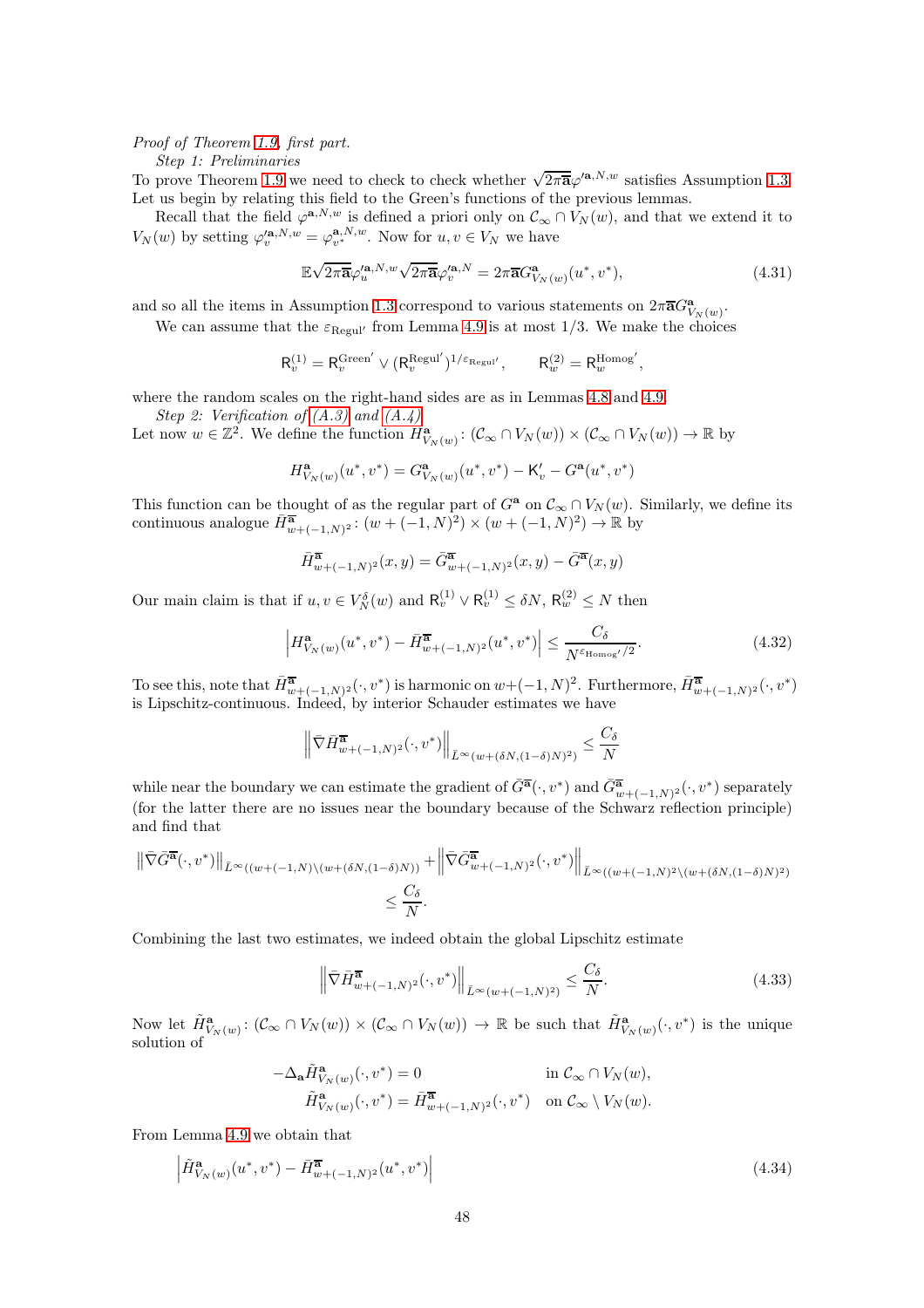*Proof of Theorem 1.9, first part.*

*Step 1: Preliminaries*

To prove Theorem 1.9 we need to check to check whether $\sqrt{2\pi\overline{\mathbf{a}}}\varphi'^{\mathbf{a},N,w}$ satisfies Assumption 1.3. Let us begin by relating this field to the Green's functions of the previous lemmas.

Recall that the field $\varphi^{\mathbf{a},N,w}$ is defined a priori only on $\mathcal{C}_\infty \cap V_N(w)$, and that we extend it to $V_N(w)$ by setting $\varphi'^{\mathbf{a},N,w}_v = \varphi^{\mathbf{a},N,w}_{v^*}$. Now for $u,v \in V_N$ we have

$$\mathbb{E}\sqrt{2\pi\overline{\mathbf{a}}}\varphi'^{\mathbf{a},N,w}_u\sqrt{2\pi\overline{\mathbf{a}}}\varphi'^{\mathbf{a},N}_v = 2\pi\overline{\mathbf{a}}G^{\mathbf{a}}_{V_N(w)}(u^*,v^*), \tag{4.31}$$

and so all the items in Assumption 1.3 correspond to various statements on $2\pi\overline{\mathbf{a}}G^{\mathbf{a}}_{V_N(w)}$.

We can assume that the $\varepsilon_{\mathrm{Regul}'}$ from Lemma 4.9 is at most 1/3. We make the choices

$$\mathsf{R}^{(1)}_v = \mathsf{R}^{\mathrm{Green}'}_v \vee (\mathsf{R}^{\mathrm{Regul}'}_v)^{1/\varepsilon_{\mathrm{Regul}'}}, \qquad \mathsf{R}^{(2)}_w = \mathsf{R}^{\mathrm{Homog}'}_w,$$

where the random scales on the right-hand sides are as in Lemmas 4.8 and 4.9.

*Step 2: Verification of (A.3) and (A.4)*

Let now $w \in \mathbb{Z}^2$. We define the function $H^{\mathbf{a}}_{V_N(w)} \colon (\mathcal{C}_\infty \cap V_N(w)) \times (\mathcal{C}_\infty \cap V_N(w)) \to \mathbb{R}$ by

$$H^{\mathbf{a}}_{V_N(w)}(u^*,v^*) = G^{\mathbf{a}}_{V_N(w)}(u^*,v^*) - \mathsf{K}'_v - G^{\mathbf{a}}(u^*,v^*)$$

This function can be thought of as the regular part of $G^{\mathbf{a}}$ on $\mathcal{C}_\infty \cap V_N(w)$. Similarly, we define its continuous analogue $\bar{H}^{\overline{\mathbf{a}}}_{w+(-1,N)^2} \colon (w+(-1,N)^2) \times (w+(-1,N)^2) \to \mathbb{R}$ by

$$\bar{H}^{\overline{\mathbf{a}}}_{w+(-1,N)^2}(x,y) = \bar{G}^{\overline{\mathbf{a}}}_{w+(-1,N)^2}(x,y) - \bar{G}^{\overline{\mathbf{a}}}(x,y)$$

Our main claim is that if $u,v \in V^\delta_N(w)$ and $\mathsf{R}^{(1)}_v \vee \mathsf{R}^{(1)}_v \le \delta N$, $\mathsf{R}^{(2)}_w \le N$ then

$$\left|H^{\mathbf{a}}_{V_N(w)}(u^*,v^*) - \bar{H}^{\overline{\mathbf{a}}}_{w+(-1,N)^2}(u^*,v^*)\right| \le \frac{C_\delta}{N^{\varepsilon_{\mathrm{Homog}'}/2}}. \tag{4.32}$$

To see this, note that $\bar{H}^{\overline{\mathbf{a}}}_{w+(-1,N)^2}(\cdot,v^*)$ is harmonic on $w+(-1,N)^2$. Furthermore, $\bar{H}^{\overline{\mathbf{a}}}_{w+(-1,N)^2}(\cdot,v^*)$ is Lipschitz-continuous. Indeed, by interior Schauder estimates we have

$$\left\|\bar{\nabla}\bar{H}^{\overline{\mathbf{a}}}_{w+(-1,N)^2}(\cdot,v^*)\right\|_{\bar{L}^\infty(w+(\delta N,(1-\delta)N)^2)} \le \frac{C_\delta}{N}$$

while near the boundary we can estimate the gradient of $\bar{G}^{\overline{\mathbf{a}}}(\cdot,v^*)$ and $\bar{G}^{\overline{\mathbf{a}}}_{w+(-1,N)^2}(\cdot,v^*)$ separately (for the latter there are no issues near the boundary because of the Schwarz reflection principle) and find that

$$\begin{aligned}\left\|\bar{\nabla}\bar{G}^{\overline{\mathbf{a}}}(\cdot,v^*)\right\|_{\bar{L}^\infty((w+(-1,N)\setminus(w+(\delta N,(1-\delta)N))} + \left\|\bar{\nabla}\bar{G}^{\overline{\mathbf{a}}}_{w+(-1,N)^2}(\cdot,v^*)\right\|_{\bar{L}^\infty((w+(-1,N)^2\setminus(w+(\delta N,(1-\delta)N)^2)} \\ \le \frac{C_\delta}{N}.\end{aligned}$$

Combining the last two estimates, we indeed obtain the global Lipschitz estimate

$$\left\|\bar{\nabla}\bar{H}^{\overline{\mathbf{a}}}_{w+(-1,N)^2}(\cdot,v^*)\right\|_{\bar{L}^\infty(w+(-1,N)^2)} \le \frac{C_\delta}{N}. \tag{4.33}$$

Now let $\tilde{H}^{\mathbf{a}}_{V_N(w)} \colon (\mathcal{C}_\infty \cap V_N(w)) \times (\mathcal{C}_\infty \cap V_N(w)) \to \mathbb{R}$ be such that $\tilde{H}^{\mathbf{a}}_{V_N(w)}(\cdot,v^*)$ is the unique solution of

$$\begin{aligned} -\Delta_{\mathbf{a}}\tilde{H}^{\mathbf{a}}_{V_N(w)}(\cdot,v^*) &= 0 && \text{in } \mathcal{C}_\infty \cap V_N(w), \\ \tilde{H}^{\mathbf{a}}_{V_N(w)}(\cdot,v^*) &= \bar{H}^{\overline{\mathbf{a}}}_{w+(-1,N)^2}(\cdot,v^*) && \text{on } \mathcal{C}_\infty \setminus V_N(w). \end{aligned}$$

From Lemma 4.9 we obtain that

$$\left|\tilde{H}^{\mathbf{a}}_{V_N(w)}(u^*,v^*) - \bar{H}^{\overline{\mathbf{a}}}_{w+(-1,N)^2}(u^*,v^*)\right| \tag{4.34}$$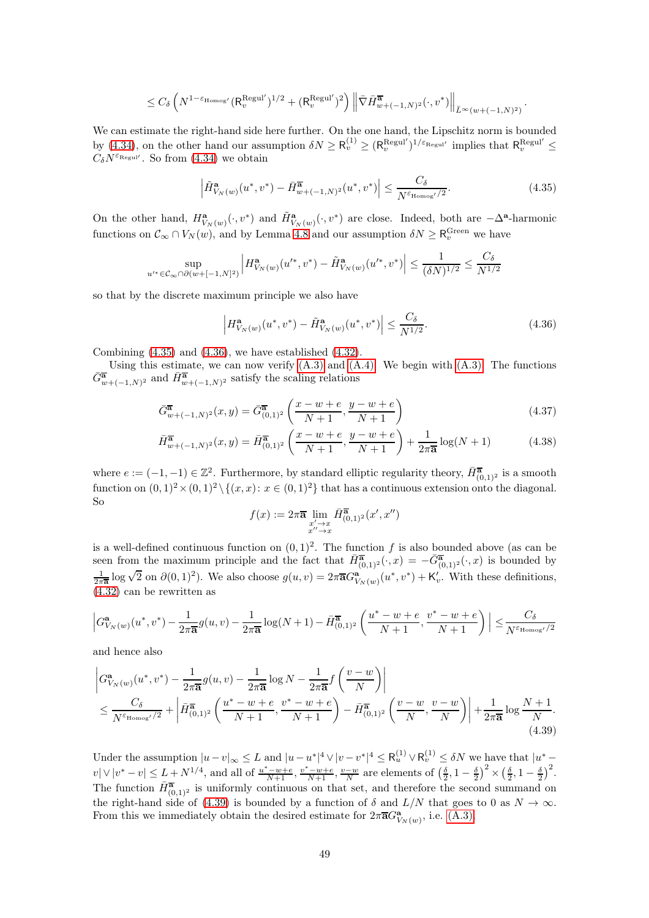$$\leq C_\delta \left( N^{1-\varepsilon_{\mathrm{Homog}'}} (\mathsf{R}_v^{\mathrm{Regul}'})^{1/2} + (\mathsf{R}_v^{\mathrm{Regul}'})^2 \right) \left\| \bar{\nabla} \bar{H}^{\overline{\mathbf{a}}}_{w+(-1,N)^2}(\cdot, v^*) \right\|_{\bar{L}^\infty(w+(-1,N)^2)}.$$

We can estimate the right-hand side here further. On the one hand, the Lipschitz norm is bounded by (4.34), on the other hand our assumption $\delta N \geq \mathsf{R}_v^{(1)} \geq (\mathsf{R}_v^{\mathrm{Regul}'})^{1/\varepsilon_{\mathrm{Regul}'}}$ implies that $\mathsf{R}_v^{\mathrm{Regul}'} \leq C_\delta N^{\varepsilon_{\mathrm{Regul}'}}$. So from (4.34) we obtain

$$\left| \tilde{H}^{\mathbf{a}}_{V_N(w)}(u^*, v^*) - \bar{H}^{\overline{\mathbf{a}}}_{w+(-1,N)^2}(u^*, v^*) \right| \leq \frac{C_\delta}{N^{\varepsilon_{\mathrm{Homog}'}/2}}. \tag{4.35}$$

On the other hand, $H^{\mathbf{a}}_{V_N(w)}(\cdot, v^*)$ and $\tilde{H}^{\mathbf{a}}_{V_N(w)}(\cdot, v^*)$ are close. Indeed, both are $-\Delta^{\mathbf{a}}$-harmonic functions on $\mathcal{C}_\infty \cap V_N(w)$, and by Lemma 4.8 and our assumption $\delta N \geq \mathsf{R}_v^{\mathrm{Green}}$ we have

$$\sup_{u'^* \in \mathcal{C}_\infty \cap \partial(w+[-1,N]^2)} \left| H^{\mathbf{a}}_{V_N(w)}(u'^*, v^*) - \tilde{H}^{\mathbf{a}}_{V_N(w)}(u'^*, v^*) \right| \leq \frac{1}{(\delta N)^{1/2}} \leq \frac{C_\delta}{N^{1/2}}$$

so that by the discrete maximum principle we also have

$$\left| H^{\mathbf{a}}_{V_N(w)}(u^*, v^*) - \tilde{H}^{\mathbf{a}}_{V_N(w)}(u^*, v^*) \right| \leq \frac{C_\delta}{N^{1/2}}. \tag{4.36}$$

Combining (4.35) and (4.36), we have established (4.32).

Using this estimate, we can now verify (A.3) and (A.4). We begin with (A.3). The functions $\bar{G}^{\overline{\mathbf{a}}}_{w+(-1,N)^2}$ and $\bar{H}^{\overline{\mathbf{a}}}_{w+(-1,N)^2}$ satisfy the scaling relations

$$\bar{G}^{\overline{\mathbf{a}}}_{w+(-1,N)^2}(x,y) = \bar{G}^{\overline{\mathbf{a}}}_{(0,1)^2}\left( \frac{x-w+e}{N+1}, \frac{y-w+e}{N+1} \right) \tag{4.37}$$

$$\bar{H}^{\overline{\mathbf{a}}}_{w+(-1,N)^2}(x,y) = \bar{H}^{\overline{\mathbf{a}}}_{(0,1)^2}\left( \frac{x-w+e}{N+1}, \frac{y-w+e}{N+1} \right) + \frac{1}{2\pi\overline{\mathbf{a}}} \log(N+1) \tag{4.38}$$

where $e := (-1,-1) \in \mathbb{Z}^2$. Furthermore, by standard elliptic regularity theory, $\bar{H}^{\overline{\mathbf{a}}}_{(0,1)^2}$ is a smooth function on $(0,1)^2 \times (0,1)^2 \setminus \{(x,x) : x \in (0,1)^2\}$ that has a continuous extension onto the diagonal. So

$$f(x) := 2\pi\overline{\mathbf{a}} \lim_{\substack{x' \to x \\ x'' \to x}} \bar{H}^{\overline{\mathbf{a}}}_{(0,1)^2}(x', x'')$$

is a well-defined continuous function on $(0,1)^2$. The function $f$ is also bounded above (as can be seen from the maximum principle and the fact that $\bar{H}^{\overline{\mathbf{a}}}_{(0,1)^2}(\cdot, x) = -\bar{G}^{\overline{\mathbf{a}}}_{(0,1)^2}(\cdot, x)$ is bounded by $\frac{1}{2\pi\overline{\mathbf{a}}} \log \sqrt{2}$ on $\partial(0,1)^2$). We also choose $g(u,v) = 2\pi\overline{\mathbf{a}} G^{\mathbf{a}}_{V_N(w)}(u^*, v^*) + \mathsf{K}'_v$. With these definitions, (4.32) can be rewritten as

$$\left| G^{\mathbf{a}}_{V_N(w)}(u^*, v^*) - \frac{1}{2\pi\overline{\mathbf{a}}} g(u,v) - \frac{1}{2\pi\overline{\mathbf{a}}} \log(N+1) - \bar{H}^{\overline{\mathbf{a}}}_{(0,1)^2}\left( \frac{u^*-w+e}{N+1}, \frac{v^*-w+e}{N+1} \right) \right| \leq \frac{C_\delta}{N^{\varepsilon_{\mathrm{Homog}'}/2}}$$

and hence also

$$\begin{aligned} &\left| G^{\mathbf{a}}_{V_N(w)}(u^*, v^*) - \frac{1}{2\pi\overline{\mathbf{a}}} g(u,v) - \frac{1}{2\pi\overline{\mathbf{a}}} \log N - \frac{1}{2\pi\overline{\mathbf{a}}} f\left( \frac{v-w}{N} \right) \right| \\ &\leq \frac{C_\delta}{N^{\varepsilon_{\mathrm{Homog}'}/2}} + \left| \bar{H}^{\overline{\mathbf{a}}}_{(0,1)^2}\left( \frac{u^*-w+e}{N+1}, \frac{v^*-w+e}{N+1} \right) - \bar{H}^{\overline{\mathbf{a}}}_{(0,1)^2}\left( \frac{v-w}{N}, \frac{v-w}{N} \right) \right| + \frac{1}{2\pi\overline{\mathbf{a}}} \log \frac{N+1}{N}. \end{aligned} \tag{4.39}$$

Under the assumption $|u-v|_\infty \leq L$ and $|u-u^*|^4 \vee |v-v^*|^4 \leq \mathsf{R}_u^{(1)} \vee \mathsf{R}_v^{(1)} \leq \delta N$ we have that $|u^*-v| \vee |v^*-v| \leq L + N^{1/4}$, and all of $\frac{u^*-w+e}{N+1}, \frac{v^*-w+e}{N+1}, \frac{v-w}{N}$ are elements of $\left(\frac{\delta}{2}, 1-\frac{\delta}{2}\right)^2 \times \left(\frac{\delta}{2}, 1-\frac{\delta}{2}\right)^2$. The function $\bar{H}^{\overline{\mathbf{a}}}_{(0,1)^2}$ is uniformly continuous on that set, and therefore the second summand on the right-hand side of (4.39) is bounded by a function of $\delta$ and $L/N$ that goes to 0 as $N \to \infty$. From this we immediately obtain the desired estimate for $2\pi\overline{\mathbf{a}} G^{\mathbf{a}}_{V_N(w)}$, i.e. (A.3).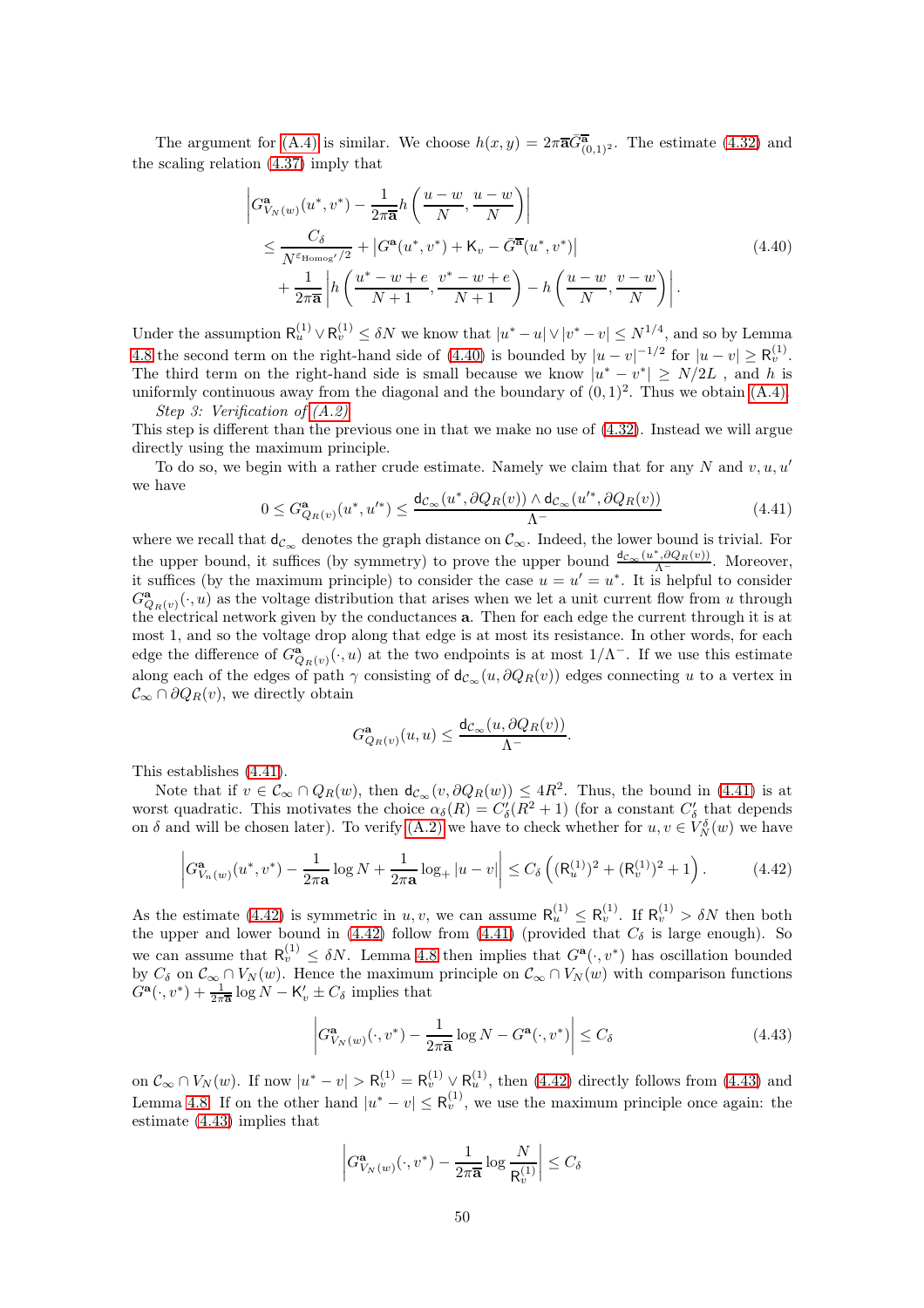The argument for (A.4) is similar. We choose $h(x,y) = 2\pi\overline{\mathbf{a}}\bar{G}^{\overline{\mathbf{a}}}_{(0,1)^2}$. The estimate (4.32) and the scaling relation (4.37) imply that

$$
\begin{aligned}
&\left| G^{\mathbf{a}}_{V_N(w)}(u^*,v^*) - \frac{1}{2\pi\overline{\mathbf{a}}} h\left(\frac{u-w}{N}, \frac{u-w}{N}\right)\right| \\
&\quad \le \frac{C_\delta}{N^{\varepsilon_{\mathrm{Homog}'}/2}} + \left|G^{\mathbf{a}}(u^*,v^*) + \mathsf{K}_v - \bar{G}^{\overline{\mathbf{a}}}(u^*,v^*)\right| \\
&\qquad + \frac{1}{2\pi\overline{\mathbf{a}}}\left| h\left(\frac{u^*-w+e}{N+1}, \frac{v^*-w+e}{N+1}\right) - h\left(\frac{u-w}{N}, \frac{v-w}{N}\right)\right|.
\end{aligned} \tag{4.40}
$$

Under the assumption $\mathsf{R}^{(1)}_u \vee \mathsf{R}^{(1)}_v \le \delta N$ we know that $|u^*-u| \vee |v^*-v| \le N^{1/4}$, and so by Lemma 4.8 the second term on the right-hand side of (4.40) is bounded by $|u-v|^{-1/2}$ for $|u-v| \ge \mathsf{R}^{(1)}_v$. The third term on the right-hand side is small because we know $|u^*-v^*| \ge N/2L$ , and $h$ is uniformly continuous away from the diagonal and the boundary of $(0,1)^2$. Thus we obtain (A.4).

*Step 3: Verification of (A.2)*

This step is different than the previous one in that we make no use of (4.32). Instead we will argue directly using the maximum principle.

To do so, we begin with a rather crude estimate. Namely we claim that for any $N$ and $v,u,u'$ we have

$$
0 \le G^{\mathbf{a}}_{Q_R(v)}(u^*,u'^*) \le \frac{\mathsf{d}_{\mathcal{C}_\infty}(u^*,\partial Q_R(v)) \wedge \mathsf{d}_{\mathcal{C}_\infty}(u'^*,\partial Q_R(v))}{\Lambda^-} \tag{4.41}
$$

where we recall that $\mathsf{d}_{\mathcal{C}_\infty}$ denotes the graph distance on $\mathcal{C}_\infty$. Indeed, the lower bound is trivial. For the upper bound, it suffices (by symmetry) to prove the upper bound $\frac{\mathsf{d}_{\mathcal{C}_\infty}(u^*,\partial Q_R(v))}{\Lambda^-}$. Moreover, it suffices (by the maximum principle) to consider the case $u = u' = u^*$. It is helpful to consider $G^{\mathbf{a}}_{Q_R(v)}(\cdot,u)$ as the voltage distribution that arises when we let a unit current flow from $u$ through the electrical network given by the conductances $\mathbf{a}$. Then for each edge the current through it is at most 1, and so the voltage drop along that edge is at most its resistance. In other words, for each edge the difference of $G^{\mathbf{a}}_{Q_R(v)}(\cdot,u)$ at the two endpoints is at most $1/\Lambda^-$. If we use this estimate along each of the edges of path $\gamma$ consisting of $\mathsf{d}_{\mathcal{C}_\infty}(u,\partial Q_R(v))$ edges connecting $u$ to a vertex in $\mathcal{C}_\infty \cap \partial Q_R(v)$, we directly obtain

$$
G^{\mathbf{a}}_{Q_R(v)}(u,u) \le \frac{\mathsf{d}_{\mathcal{C}_\infty}(u,\partial Q_R(v))}{\Lambda^-}.
$$

This establishes (4.41).

Note that if $v \in \mathcal{C}_\infty \cap Q_R(w)$, then $\mathsf{d}_{\mathcal{C}_\infty}(v,\partial Q_R(w)) \le 4R^2$. Thus, the bound in (4.41) is at worst quadratic. This motivates the choice $\alpha_\delta(R) = C'_\delta(R^2+1)$ (for a constant $C'_\delta$ that depends on $\delta$ and will be chosen later). To verify (A.2) we have to check whether for $u,v \in V^\delta_N(w)$ we have

$$
\left| G^{\mathbf{a}}_{V_n(w)}(u^*,v^*) - \frac{1}{2\pi\mathbf{a}}\log N + \frac{1}{2\pi\mathbf{a}}\log_+|u-v|\right| \le C_\delta\left((\mathsf{R}^{(1)}_u)^2 + (\mathsf{R}^{(1)}_v)^2 + 1\right). \tag{4.42}
$$

As the estimate (4.42) is symmetric in $u,v$, we can assume $\mathsf{R}^{(1)}_u \le \mathsf{R}^{(1)}_v$. If $\mathsf{R}^{(1)}_v > \delta N$ then both the upper and lower bound in (4.42) follow from (4.41) (provided that $C_\delta$ is large enough). So we can assume that $\mathsf{R}^{(1)}_v \le \delta N$. Lemma 4.8 then implies that $G^{\mathbf{a}}(\cdot,v^*)$ has oscillation bounded by $C_\delta$ on $\mathcal{C}_\infty \cap V_N(w)$. Hence the maximum principle on $\mathcal{C}_\infty \cap V_N(w)$ with comparison functions $G^{\mathbf{a}}(\cdot,v^*) + \frac{1}{2\pi\overline{\mathbf{a}}}\log N - \mathsf{K}'_v \pm C_\delta$ implies that

$$
\left| G^{\mathbf{a}}_{V_N(w)}(\cdot,v^*) - \frac{1}{2\pi\overline{\mathbf{a}}}\log N - G^{\mathbf{a}}(\cdot,v^*)\right| \le C_\delta \tag{4.43}
$$

on $\mathcal{C}_\infty \cap V_N(w)$. If now $|u^*-v| > \mathsf{R}^{(1)}_v = \mathsf{R}^{(1)}_v \vee \mathsf{R}^{(1)}_u$, then (4.42) directly follows from (4.43) and Lemma 4.8. If on the other hand $|u^*-v| \le \mathsf{R}^{(1)}_v$, we use the maximum principle once again: the estimate (4.43) implies that

$$
\left| G^{\mathbf{a}}_{V_N(w)}(\cdot,v^*) - \frac{1}{2\pi\overline{\mathbf{a}}}\log\frac{N}{\mathsf{R}^{(1)}_v}\right| \le C_\delta
$$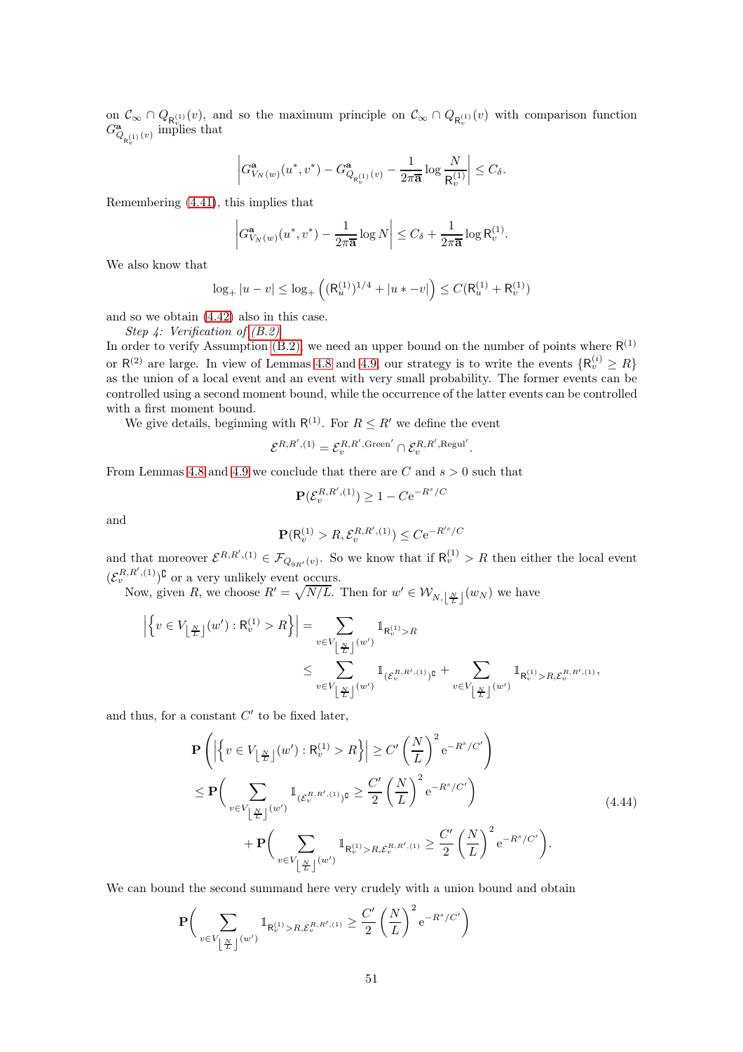on $\mathcal{C}_\infty \cap Q_{\mathsf{R}_v^{(1)}}(v)$, and so the maximum principle on $\mathcal{C}_\infty \cap Q_{\mathsf{R}_v^{(1)}}(v)$ with comparison function $G^{\mathbf{a}}_{Q_{\mathsf{R}_v^{(1)}}(v)}$ implies that

$$\left| G^{\mathbf{a}}_{V_N(w)}(u^*, v^*) - G^{\mathbf{a}}_{Q_{\mathsf{R}_v^{(1)}}(v)} - \frac{1}{2\pi \overline{\mathbf{a}}} \log \frac{N}{\mathsf{R}_v^{(1)}} \right| \leq C_\delta .$$

Remembering (4.41), this implies that

$$\left| G^{\mathbf{a}}_{V_N(w)}(u^*, v^*) - \frac{1}{2\pi \overline{\mathbf{a}}} \log N \right| \leq C_\delta + \frac{1}{2\pi \overline{\mathbf{a}}} \log \mathsf{R}_v^{(1)} .$$

We also know that

$$\log_+ |u - v| \leq \log_+ \left( (\mathsf{R}_u^{(1)})^{1/4} + |u * - v| \right) \leq C(\mathsf{R}_u^{(1)} + \mathsf{R}_v^{(1)})$$

and so we obtain (4.42) also in this case.

*Step 4: Verification of (B.2)*

In order to verify Assumption (B.2) we need an upper bound on the number of points where $\mathsf{R}^{(1)}$ or $\mathsf{R}^{(2)}$ are large. In view of Lemmas 4.8 and 4.9, our strategy is to write the events $\{\mathsf{R}_v^{(i)} \geq R\}$ as the union of a local event and an event with very small probability. The former events can be controlled using a second moment bound, while the occurrence of the latter events can be controlled with a first moment bound.

We give details, beginning with $\mathsf{R}^{(1)}$. For $R \leq R'$ we define the event

$$\mathcal{E}^{R,R',(1)} = \mathcal{E}_v^{R,R',\mathrm{Green}'} \cap \mathcal{E}_v^{R,R',\mathrm{Regul}'} .$$

From Lemmas 4.8 and 4.9 we conclude that there are $C$ and $s > 0$ such that

$$\mathbf{P}(\mathcal{E}_v^{R,R',(1)}) \geq 1 - C\mathrm{e}^{-R^s/C}$$

and

$$\mathbf{P}(\mathsf{R}_v^{(1)} > R, \mathcal{E}_v^{R,R',(1)}) \leq C\mathrm{e}^{-R'^s/C}$$

and that moreover $\mathcal{E}^{R,R',(1)} \in \mathcal{F}_{Q_{9R'}(v)}$. So we know that if $\mathsf{R}_v^{(1)} > R$ then either the local event $(\mathcal{E}_v^{R,R',(1)})^\complement$ or a very unlikely event occurs.

Now, given $R$, we choose $R' = \sqrt{N/L}$. Then for $w' \in \mathcal{W}_{N, \lfloor \frac{N}{L} \rfloor}(w_N)$ we have

$$\begin{aligned}
\left| \left\{ v \in V_{\lfloor \frac{N}{L} \rfloor}(w') : \mathsf{R}_v^{(1)} > R \right\} \right| &= \sum_{v \in V_{\lfloor \frac{N}{L} \rfloor}(w')} \mathbb{1}_{\mathsf{R}_v^{(1)} > R} \\
&\leq \sum_{v \in V_{\lfloor \frac{N}{L} \rfloor}(w')} \mathbb{1}_{(\mathcal{E}_v^{R,R',(1)})^\complement} + \sum_{v \in V_{\lfloor \frac{N}{L} \rfloor}(w')} \mathbb{1}_{\mathsf{R}_v^{(1)} > R, \mathcal{E}_v^{R,R',(1)}},
\end{aligned}$$

and thus, for a constant $C'$ to be fixed later,

$$\begin{aligned}
&\mathbf{P}\left( \left| \left\{ v \in V_{\lfloor \frac{N}{L} \rfloor}(w') : \mathsf{R}_v^{(1)} > R \right\} \right| \geq C' \left( \frac{N}{L} \right)^2 \mathrm{e}^{-R^s/C'} \right) \\
&\leq \mathbf{P}\bigg( \sum_{v \in V_{\lfloor \frac{N}{L} \rfloor}(w')} \mathbb{1}_{(\mathcal{E}_v^{R,R',(1)})^\complement} \geq \frac{C'}{2} \left( \frac{N}{L} \right)^2 \mathrm{e}^{-R^s/C'} \bigg) \\
&\qquad + \mathbf{P}\bigg( \sum_{v \in V_{\lfloor \frac{N}{L} \rfloor}(w')} \mathbb{1}_{\mathsf{R}_v^{(1)} > R, \mathcal{E}_v^{R,R',(1)}} \geq \frac{C'}{2} \left( \frac{N}{L} \right)^2 \mathrm{e}^{-R^s/C'} \bigg).
\end{aligned} \tag{4.44}$$

We can bound the second summand here very crudely with a union bound and obtain

$$\mathbf{P}\bigg( \sum_{v \in V_{\lfloor \frac{N}{L} \rfloor}(w')} \mathbb{1}_{\mathsf{R}_v^{(1)} > R, \mathcal{E}_v^{R,R',(1)}} \geq \frac{C'}{2} \left( \frac{N}{L} \right)^2 \mathrm{e}^{-R^s/C'} \bigg)$$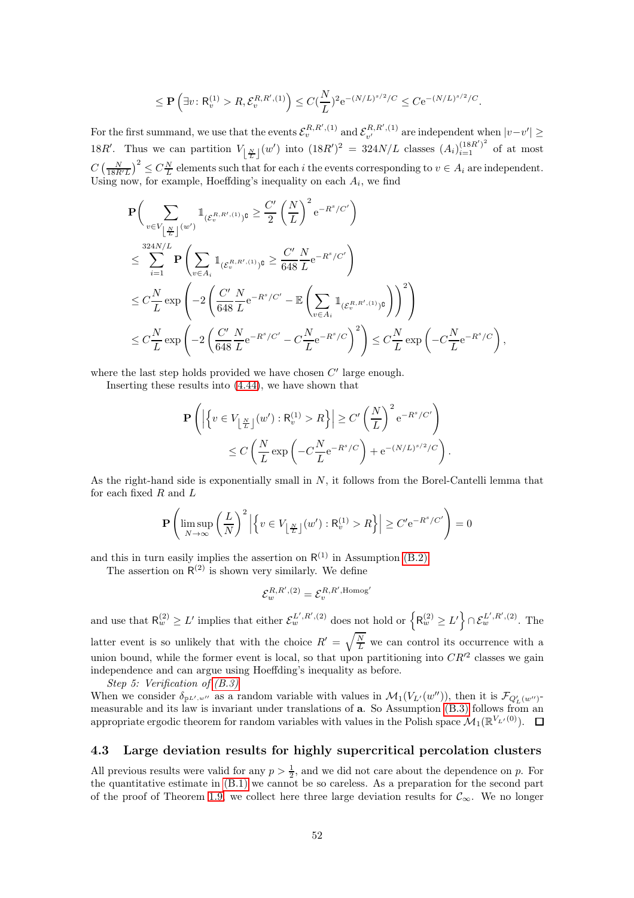$$\leq \mathbf{P}\left(\exists v\colon \mathsf{R}^{(1)}_v > R, \mathcal{E}^{R,R',(1)}_v\right) \leq C(\frac{N}{L})^2 \mathrm{e}^{-(N/L)^{s/2}/C} \leq C\mathrm{e}^{-(N/L)^{s/2}/C}.$$

For the first summand, we use that the events $\mathcal{E}^{R,R',(1)}_v$ and $\mathcal{E}^{R,R',(1)}_{v'}$ are independent when $|v-v'| \geq 18R'$. Thus we can partition $V_{\lfloor \frac{N}{L} \rfloor}(w')$ into $(18R')^2 = 324N/L$ classes $(A_i)_{i=1}^{(18R')^2}$ of at most $C\left(\frac{N}{18R'L}\right)^2 \leq C\frac{N}{L}$ elements such that for each $i$ the events corresponding to $v \in A_i$ are independent. Using now, for example, Hoeffding's inequality on each $A_i$, we find

$$\begin{aligned}
&\mathbf{P}\Bigg(\sum_{v\in V_{\lfloor \frac{N}{L}\rfloor}(w')} \mathbb{1}_{(\mathcal{E}^{R,R',(1)}_v)^\complement} \geq \frac{C'}{2}\left(\frac{N}{L}\right)^2 \mathrm{e}^{-R^s/C'}\Bigg) \\
&\leq \sum_{i=1}^{324N/L} \mathbf{P}\left(\sum_{v\in A_i} \mathbb{1}_{(\mathcal{E}^{R,R',(1)}_v)^\complement} \geq \frac{C'}{648}\frac{N}{L}\mathrm{e}^{-R^s/C'}\right) \\
&\leq C\frac{N}{L}\exp\left(-2\left(\frac{C'}{648}\frac{N}{L}\mathrm{e}^{-R^s/C'} - \mathbb{E}\left(\sum_{v\in A_i} \mathbb{1}_{(\mathcal{E}^{R,R',(1)}_v)^\complement}\right)\right)^2\right) \\
&\leq C\frac{N}{L}\exp\left(-2\left(\frac{C'}{648}\frac{N}{L}\mathrm{e}^{-R^s/C'} - C\frac{N}{L}\mathrm{e}^{-R^s/C}\right)^2\right) \leq C\frac{N}{L}\exp\left(-C\frac{N}{L}\mathrm{e}^{-R^s/C}\right),
\end{aligned}$$

where the last step holds provided we have chosen $C'$ large enough.

Inserting these results into (4.44), we have shown that

$$\begin{aligned}
\mathbf{P}&\left(\left|\left\{v \in V_{\lfloor \frac{N}{L}\rfloor}(w') : \mathsf{R}^{(1)}_v > R\right\}\right| \geq C'\left(\frac{N}{L}\right)^2 \mathrm{e}^{-R^s/C'}\right) \\
&\leq C\left(\frac{N}{L}\exp\left(-C\frac{N}{L}\mathrm{e}^{-R^s/C}\right) + \mathrm{e}^{-(N/L)^{s/2}/C}\right).
\end{aligned}$$

As the right-hand side is exponentially small in $N$, it follows from the Borel-Cantelli lemma that for each fixed $R$ and $L$

$$\mathbf{P}\left(\limsup_{N\to\infty}\left(\frac{L}{N}\right)^2\left|\left\{v\in V_{\lfloor \frac{N}{L}\rfloor}(w') : \mathsf{R}^{(1)}_v > R\right\}\right| \geq C'\mathrm{e}^{-R^s/C'}\right) = 0$$

and this in turn easily implies the assertion on $\mathsf{R}^{(1)}$ in Assumption (B.2).

The assertion on $\mathsf{R}^{(2)}$ is shown very similarly. We define

$$\mathcal{E}^{R,R',(2)}_w = \mathcal{E}^{R,R',\mathrm{Homog}'}_v$$

and use that $\mathsf{R}^{(2)}_w \geq L'$ implies that either $\mathcal{E}^{L',R',(2)}_w$ does not hold or $\left\{\mathsf{R}^{(2)}_w \geq L'\right\} \cap \mathcal{E}^{L',R',(2)}_w$. The latter event is so unlikely that with the choice $R' = \sqrt{\frac{N}{L}}$ we can control its occurrence with a union bound, while the former event is local, so that upon partitioning into $CR'^2$ classes we gain independence and can argue using Hoeffding's inequality as before.

*Step 5: Verification of (B.3)*

When we consider $\delta_{\mathbb{P}^{L'},w''}$ as a random variable with values in $\mathcal{M}_1(V_{L'}(w''))$, then it is $\mathcal{F}_{Q'_L(w'')}$-measurable and its law is invariant under translations of $\mathbf{a}$. So Assumption (B.3) follows from an appropriate ergodic theorem for random variables with values in the Polish space $\mathcal{M}_1(\mathbb{R}^{V_{L'}(0)})$. $\square$

## 4.3 Large deviation results for highly supercritical percolation clusters

All previous results were valid for any $p > \frac{1}{2}$, and we did not care about the dependence on $p$. For the quantitative estimate in (B.1) we cannot be so careless. As a preparation for the second part of the proof of Theorem 1.9, we collect here three large deviation results for $\mathcal{C}_\infty$. We no longer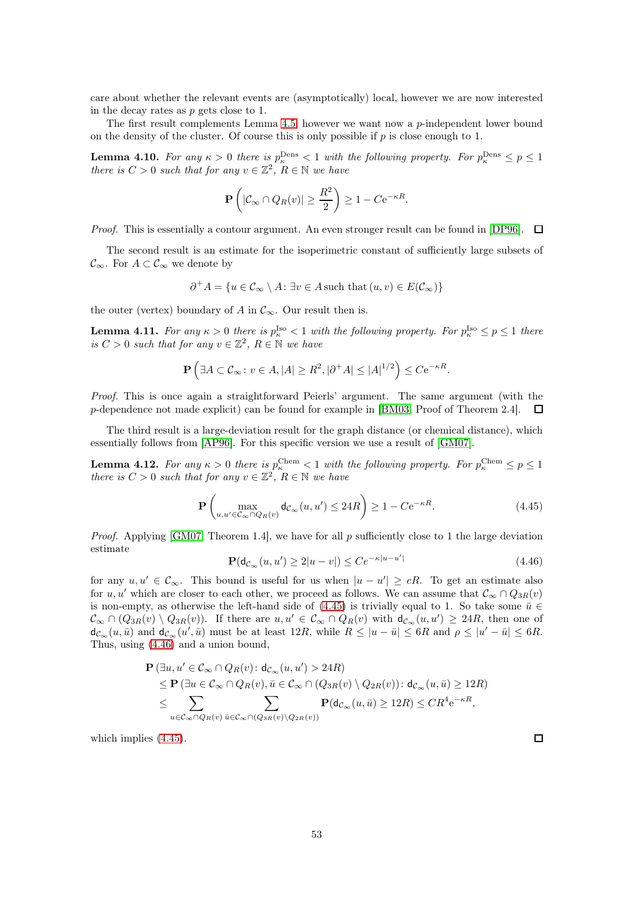care about whether the relevant events are (asymptotically) local, however we are now interested in the decay rates as $p$ gets close to 1.

The first result complements Lemma 4.5, however we want now a $p$-independent lower bound on the density of the cluster. Of course this is only possible if $p$ is close enough to 1.

**Lemma 4.10.** *For any $\kappa > 0$ there is $p_\kappa^{\mathrm{Dens}} < 1$ with the following property. For $p_\kappa^{\mathrm{Dens}} \le p \le 1$ there is $C > 0$ such that for any $v \in \mathbb{Z}^2$, $R \in \mathbb{N}$ we have*

$$\mathbf{P}\left( |\mathcal{C}_\infty \cap Q_R(v)| \ge \frac{R^2}{2} \right) \ge 1 - C\mathrm{e}^{-\kappa R}.$$

*Proof.* This is essentially a contour argument. An even stronger result can be found in [DP96]. $\square$

The second result is an estimate for the isoperimetric constant of sufficiently large subsets of $\mathcal{C}_\infty$. For $A \subset \mathcal{C}_\infty$ we denote by

$$\partial^+ A = \{u \in \mathcal{C}_\infty \setminus A \colon \exists v \in A \,\text{such that}\, (u,v) \in E(\mathcal{C}_\infty)\}$$

the outer (vertex) boundary of $A$ in $\mathcal{C}_\infty$. Our result then is.

**Lemma 4.11.** *For any $\kappa > 0$ there is $p_\kappa^{\mathrm{Iso}} < 1$ with the following property. For $p_\kappa^{\mathrm{Iso}} \le p \le 1$ there is $C > 0$ such that for any $v \in \mathbb{Z}^2$, $R \in \mathbb{N}$ we have*

$$\mathbf{P}\left( \exists A \subset \mathcal{C}_\infty \colon v \in A, |A| \ge R^2, |\partial^+ A| \le |A|^{1/2} \right) \le C\mathrm{e}^{-\kappa R}.$$

*Proof.* This is once again a straightforward Peierls' argument. The same argument (with the $p$-dependence not made explicit) can be found for example in [BM03, Proof of Theorem 2.4]. $\square$

The third result is a large-deviation result for the graph distance (or chemical distance), which essentially follows from [AP96]. For this specific version we use a result of [GM07].

**Lemma 4.12.** *For any $\kappa > 0$ there is $p_\kappa^{\mathrm{Chem}} < 1$ with the following property. For $p_\kappa^{\mathrm{Chem}} \le p \le 1$ there is $C > 0$ such that for any $v \in \mathbb{Z}^2$, $R \in \mathbb{N}$ we have*

$$\mathbf{P}\left( \max_{u,u' \in \mathcal{C}_\infty \cap Q_R(v)} \mathsf{d}_{\mathcal{C}_\infty}(u,u') \le 24R \right) \ge 1 - C\mathrm{e}^{-\kappa R}. \tag{4.45}$$

*Proof.* Applying [GM07, Theorem 1.4], we have for all $p$ sufficiently close to 1 the large deviation estimate

$$\mathbf{P}(\mathsf{d}_{\mathcal{C}_\infty}(u,u') \ge 2|u-v|) \le Ce^{-\kappa|u-u'|} \tag{4.46}$$

for any $u, u' \in \mathcal{C}_\infty$. This bound is useful for us when $|u - u'| \ge cR$. To get an estimate also for $u, u'$ which are closer to each other, we proceed as follows. We can assume that $\mathcal{C}_\infty \cap Q_{3R}(v)$ is non-empty, as otherwise the left-hand side of (4.45) is trivially equal to 1. So take some $\bar{u} \in \mathcal{C}_\infty \cap (Q_{3R}(v) \setminus Q_{3R}(v))$. If there are $u, u' \in \mathcal{C}_\infty \cap Q_R(v)$ with $\mathsf{d}_{\mathcal{C}_\infty}(u,u') \ge 24R$, then one of $\mathsf{d}_{\mathcal{C}_\infty}(u,\bar{u})$ and $\mathsf{d}_{\mathcal{C}_\infty}(u',\bar{u})$ must be at least $12R$, while $R \le |u - \bar{u}| \le 6R$ and $\rho \le |u' - \bar{u}| \le 6R$. Thus, using (4.46) and a union bound,

$$\begin{aligned}
&\mathbf{P}\left(\exists u, u' \in \mathcal{C}_\infty \cap Q_R(v) \colon \mathsf{d}_{\mathcal{C}_\infty}(u,u') > 24R\right) \\
&\le \mathbf{P}\left(\exists u \in \mathcal{C}_\infty \cap Q_R(v), \bar{u} \in \mathcal{C}_\infty \cap (Q_{3R}(v) \setminus Q_{2R}(v)) \colon \mathsf{d}_{\mathcal{C}_\infty}(u,\bar{u}) \ge 12R\right) \\
&\le \sum_{u \in \mathcal{C}_\infty \cap Q_R(v)} \sum_{\bar{u} \in \mathcal{C}_\infty \cap (Q_{3R}(v) \setminus Q_{2R}(v))} \mathbf{P}(\mathsf{d}_{\mathcal{C}_\infty}(u,\bar{u}) \ge 12R) \le CR^4 \mathrm{e}^{-\kappa R},
\end{aligned}$$

which implies (4.45). $\square$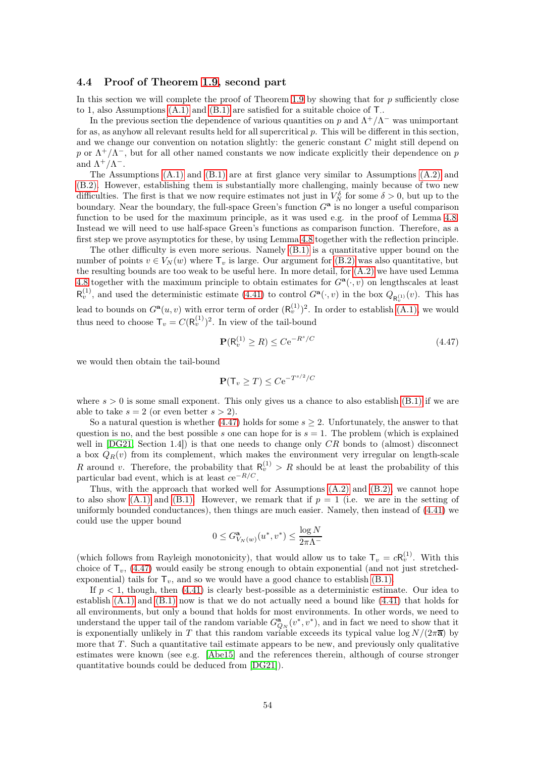### 4.4 Proof of Theorem 1.9, second part

In this section we will complete the proof of Theorem 1.9 by showing that for $p$ sufficiently close to 1, also Assumptions (A.1) and (B.1) are satisfied for a suitable choice of $\mathsf{T}_\cdot$.

In the previous section the dependence of various quantities on $p$ and $\Lambda^+/\Lambda^-$ was unimportant for as, as anyhow all relevant results held for all supercritical $p$. This will be different in this section, and we change our convention on notation slightly: the generic constant $C$ might still depend on $p$ or $\Lambda^+/\Lambda^-$, but for all other named constants we now indicate explicitly their dependence on $p$ and $\Lambda^+/\Lambda^-$.

The Assumptions (A.1) and (B.1) are at first glance very similar to Assumptions (A.2) and (B.2). However, establishing them is substantially more challenging, mainly because of two new difficulties. The first is that we now require estimates not just in $V_N^\delta$ for some $\delta>0$, but up to the boundary. Near the boundary, the full-space Green's function $G^{\mathbf{a}}$ is no longer a useful comparison function to be used for the maximum principle, as it was used e.g. in the proof of Lemma 4.8. Instead we will need to use half-space Green's functions as comparison function. Therefore, as a first step we prove asymptotics for these, by using Lemma 4.8 together with the reflection principle.

The other difficulty is even more serious. Namely (B.1) is a quantitative upper bound on the number of points $v\in V_N(w)$ where $\mathsf{T}_v$ is large. Our argument for (B.2) was also quantitative, but the resulting bounds are too weak to be useful here. In more detail, for (A.2) we have used Lemma 4.8 together with the maximum principle to obtain estimates for $G^{\mathbf{a}}(\cdot,v)$ on lengthscales at least $\mathsf{R}_v^{(1)}$, and used the deterministic estimate (4.41) to control $G^{\mathbf{a}}(\cdot,v)$ in the box $Q_{\mathsf{R}_v^{(1)}}(v)$. This has lead to bounds on $G^{\mathbf{a}}(u,v)$ with error term of order $(\mathsf{R}_v^{(1)})^2$. In order to establish (A.1), we would thus need to choose $\mathsf{T}_v=C(\mathsf{R}_v^{(1)})^2$. In view of the tail-bound

$$
\mathbf{P}(\mathsf{R}_v^{(1)}\geq R)\leq C\mathrm{e}^{-R^s/C} \tag{4.47}
$$

we would then obtain the tail-bound

$$
\mathbf{P}(\mathsf{T}_v\geq T)\leq C\mathrm{e}^{-T^{s/2}/C}
$$

where $s>0$ is some small exponent. This only gives us a chance to also establish (B.1) if we are able to take $s=2$ (or even better $s>2$).

So a natural question is whether (4.47) holds for some $s\geq 2$. Unfortunately, the answer to that question is no, and the best possible $s$ one can hope for is $s=1$. The problem (which is explained well in [DG21, Section 1.4]) is that one needs to change only $CR$ bonds to (almost) disconnect a box $Q_R(v)$ from its complement, which makes the environment very irregular on length-scale $R$ around $v$. Therefore, the probability that $\mathsf{R}_v^{(1)}>R$ should be at least the probability of this particular bad event, which is at least $c\mathrm{e}^{-R/C}$.

Thus, with the approach that worked well for Assumptions (A.2) and (B.2), we cannot hope to also show (A.1) and (B.1). However, we remark that if $p=1$ (i.e. we are in the setting of uniformly bounded conductances), then things are much easier. Namely, then instead of (4.41) we could use the upper bound

$$
0\leq G^{\mathbf{a}}_{V_N(w)}(u^*,v^*)\leq \frac{\log N}{2\pi\Lambda^-}
$$

(which follows from Rayleigh monotonicity), that would allow us to take $\mathsf{T}_v=c\mathsf{R}_v^{(1)}$. With this choice of $\mathsf{T}_v$, (4.47) would easily be strong enough to obtain exponential (and not just stretched-exponential) tails for $\mathsf{T}_v$, and so we would have a good chance to establish (B.1).

If $p<1$, though, then (4.41) is clearly best-possible as a deterministic estimate. Our idea to establish (A.1) and (B.1) now is that we do not actually need a bound like (4.41) that holds for all environments, but only a bound that holds for most environments. In other words, we need to understand the upper tail of the random variable $G^{\mathbf{a}}_{Q_N}(v^*,v^*)$, and in fact we need to show that it is exponentially unlikely in $T$ that this random variable exceeds its typical value $\log N/(2\pi\overline{\mathbf{a}})$ by more that $T$. Such a quantitative tail estimate appears to be new, and previously only qualitative estimates were known (see e.g. [Abe15] and the references therein, although of course stronger quantitative bounds could be deduced from [DG21]).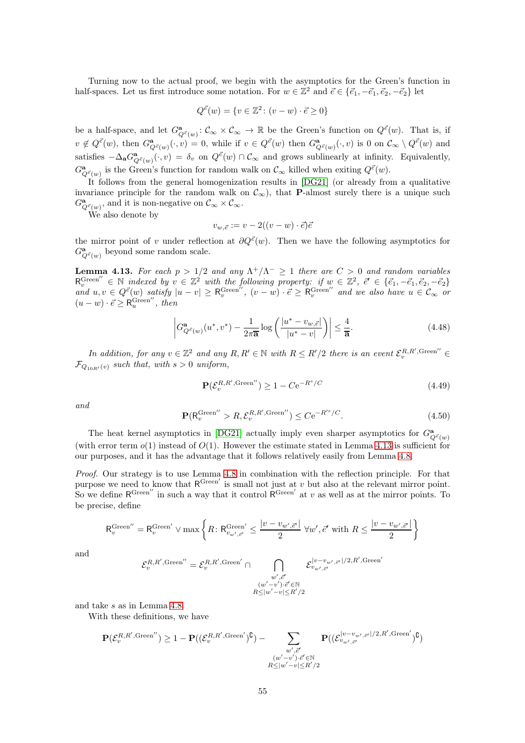Turning now to the actual proof, we begin with the asymptotics for the Green's function in half-spaces. Let us first introduce some notation. For $w \in \mathbb{Z}^2$ and $\vec{e} \in \{\vec{e}_1, -\vec{e}_1, \vec{e}_2, -\vec{e}_2\}$ let

$$Q^{\vec{e}}(w) = \{v \in \mathbb{Z}^2 \colon (v-w)\cdot\vec{e} \geq 0\}$$

be a half-space, and let $G^{\mathbf{a}}_{Q^{\vec{e}}(w)} \colon \mathcal{C}_\infty \times \mathcal{C}_\infty \to \mathbb{R}$ be the Green's function on $Q^{\vec{e}}(w)$. That is, if $v \notin Q^{\vec{e}}(w)$, then $G^{\mathbf{a}}_{Q^{\vec{e}}(w)}(\cdot, v) = 0$, while if $v \in Q^{\vec{e}}(w)$ then $G^{\mathbf{a}}_{Q^{\vec{e}}(w)}(\cdot, v)$ is 0 on $\mathcal{C}_\infty \setminus Q^{\vec{e}}(w)$ and satisfies $-\Delta_{\mathbf{a}} G^{\mathbf{a}}_{Q^{\vec{e}}(w)}(\cdot, v) = \delta_v$ on $Q^{\vec{e}}(w) \cap \mathcal{C}_\infty$ and grows sublinearly at infinity. Equivalently, $G^{\mathbf{a}}_{Q^{\vec{e}}(w)}$ is the Green's function for random walk on $\mathcal{C}_\infty$ killed when exiting $Q^{\vec{e}}(w)$.

It follows from the general homogenization results in [DG21] (or already from a qualitative invariance principle for the random walk on $\mathcal{C}_\infty$), that $\mathbf{P}$-almost surely there is a unique such $G^{\mathbf{a}}_{Q^{\vec{e}}(w)}$, and it is non-negative on $\mathcal{C}_\infty \times \mathcal{C}_\infty$.

We also denote by

$$v_{w,\vec{e}} := v - 2((v-w)\cdot\vec{e})\vec{e}$$

the mirror point of $v$ under reflection at $\partial Q^{\vec{e}}(w)$. Then we have the following asymptotics for $G^{\mathbf{a}}_{Q^{\vec{e}}(w)}$ beyond some random scale.

**Lemma 4.13.** *For each $p > 1/2$ and any $\Lambda^+/\Lambda^- \geq 1$ there are $C > 0$ and random variables $\mathsf{R}^{\mathrm{Green}''}_v \in \mathbb{N}$ indexed by $v \in \mathbb{Z}^2$ with the following property: if $w \in \mathbb{Z}^2$, $\vec{e} \in \{\vec{e}_1, -\vec{e}_1, \vec{e}_2, -\vec{e}_2\}$ and $u, v \in Q^{\vec{e}}(w)$ satisfy $|u - v| \geq \mathsf{R}^{\mathrm{Green}''}_v$, $(v-w)\cdot\vec{e} \geq \mathsf{R}^{\mathrm{Green}''}_v$ and we also have $u \in \mathcal{C}_\infty$ or $(u-w)\cdot\vec{e} \geq \mathsf{R}^{\mathrm{Green}''}_u$, then*

$$\left| G^{\mathbf{a}}_{Q^{\vec{e}}(w)}(u^*, v^*) - \frac{1}{2\pi\overline{\mathbf{a}}}\log\left(\frac{|u^* - v_{w,\vec{e}}|}{|u^* - v|}\right)\right| \leq \frac{4}{\overline{\mathbf{a}}}. \tag{4.48}$$

*In addition, for any $v \in \mathbb{Z}^2$ and any $R, R' \in \mathbb{N}$ with $R \leq R'/2$ there is an event $\mathcal{E}^{R,R',\mathrm{Green}''}_v \in \mathcal{F}_{Q_{10R'}(v)}$ such that, with $s > 0$ uniform,*

$$\mathbf{P}(\mathcal{E}^{R,R',\mathrm{Green}''}_v) \geq 1 - C\mathrm{e}^{-R^s/C} \tag{4.49}$$

*and*

$$\mathbf{P}(\mathsf{R}^{\mathrm{Green}''}_v > R, \mathcal{E}^{R,R',\mathrm{Green}''}_v) \leq C\mathrm{e}^{-R'^s/C}. \tag{4.50}$$

The heat kernel asymptotics in [DG21] actually imply even sharper asymptotics for $G^{\mathbf{a}}_{Q^{\vec{e}}(w)}$ (with error term $o(1)$ instead of $O(1)$. However the estimate stated in Lemma 4.13 is sufficient for our purposes, and it has the advantage that it follows relatively easily from Lemma 4.8.

*Proof.* Our strategy is to use Lemma 4.8 in combination with the reflection principle. For that purpose we need to know that $\mathsf{R}^{\mathrm{Green}'}$ is small not just at $v$ but also at the relevant mirror point. So we define $\mathsf{R}^{\mathrm{Green}''}$ in such a way that it control $\mathsf{R}^{\mathrm{Green}'}$ at $v$ as well as at the mirror points. To be precise, define

$$\mathsf{R}^{\mathrm{Green}''}_v = \mathsf{R}^{\mathrm{Green}'}_v \vee \max\left\{R \colon \mathsf{R}^{\mathrm{Green}'}_{v_{w',\vec{e}'}} \leq \frac{|v - v_{w',\vec{e}'}|}{2}\ \forall w', \vec{e}' \text{ with } R \leq \frac{|v - v_{w',\vec{e}'}|}{2}\right\}$$

and

$$\mathcal{E}^{R,R',\mathrm{Green}''}_v = \mathcal{E}^{R,R',\mathrm{Green}'}_v \cap \bigcap_{\substack{w',\vec{e}' \\ (w'-v')\cdot\vec{e}' \in \mathbb{N} \\ R \leq |w'-v| \leq R'/2}} \mathcal{E}^{|v - v_{w',\vec{e}'}|/2, R', \mathrm{Green}'}_{v_{w',\vec{e}'}}$$

and take $s$ as in Lemma 4.8.

With these definitions, we have

$$\mathbf{P}(\mathcal{E}^{R,R',\mathrm{Green}''}_v) \geq 1 - \mathbf{P}((\mathcal{E}^{R,R',\mathrm{Green}'}_v)^{\complement}) - \sum_{\substack{w',\vec{e}' \\ (w'-v')\cdot\vec{e}' \in \mathbb{N} \\ R \leq |w'-v| \leq R'/2}} \mathbf{P}((\mathcal{E}^{|v - v_{w',\vec{e}'}|/2, R', \mathrm{Green}'}_{v_{w',\vec{e}'}})^{\complement})$$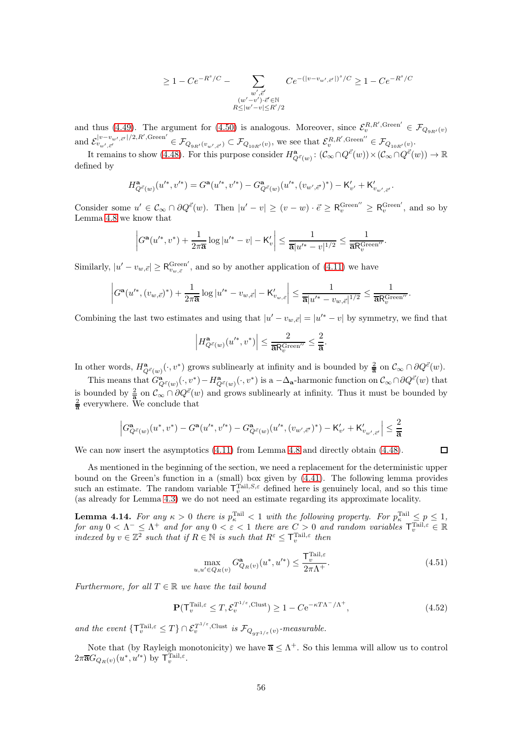$$\geq 1 - Ce^{-R^s/C} - \sum_{\substack{w',\vec{e}' \\ (w'-v')\cdot\vec{e}' \in \mathbb{N} \\ R \leq |w'-v| \leq R'/2}} Ce^{-(|v-v_{w',\vec{e}'}|)^s/C} \geq 1 - Ce^{-R^s/C}$$

and thus (4.49). The argument for (4.50) is analogous. Moreover, since $\mathcal{E}_v^{R,R',\mathrm{Green}'} \in \mathcal{F}_{Q_{9R'}(v)}$ and $\mathcal{E}_{v_{w',\vec{e}'}}^{|v-v_{w',\vec{e}'}|/2,R',\mathrm{Green}'} \in \mathcal{F}_{Q_{9R'}(v_{w',\vec{e}'})} \subset \mathcal{F}_{Q_{10R'}(v)}$, we see that $\mathcal{E}_v^{R,R',\mathrm{Green}''} \in \mathcal{F}_{Q_{10R'}(v)}$.

It remains to show (4.48). For this purpose consider $H^{\mathbf{a}}_{Q^{\vec{e}}(w)} \colon (\mathcal{C}_\infty \cap Q^{\vec{e}}(w)) \times (\mathcal{C}_\infty \cap Q^{\vec{e}}(w)) \to \mathbb{R}$ defined by

$$H^{\mathbf{a}}_{Q^{\vec{e}}(w)}(u'^*, v'^*) = G^{\mathbf{a}}(u'^*, v'^*) - G^{\mathbf{a}}_{Q^{\vec{e}}(w)}(u'^*, (v_{w',\vec{e}'})^*) - \mathsf{K}'_{v'} + \mathsf{K}'_{v_{w',\vec{e}'}}.$$

Consider some $u' \in \mathcal{C}_\infty \cap \partial Q^{\vec{e}}(w)$. Then $|u' - v| \geq (v - w) \cdot \vec{e} \geq \mathsf{R}_v^{\mathrm{Green}''} \geq \mathsf{R}_v^{\mathrm{Green}'}$, and so by Lemma 4.8 we know that

$$\left| G^{\mathbf{a}}(u'^*, v^*) + \frac{1}{2\pi\overline{\mathbf{a}}} \log |u'^* - v| - \mathsf{K}'_v \right| \leq \frac{1}{\overline{\mathbf{a}}|u'^* - v|^{1/2}} \leq \frac{1}{\overline{\mathbf{a}}\mathsf{R}_v^{\mathrm{Green}''}}.$$

Similarly, $|u' - v_{w,\vec{e}}| \geq \mathsf{R}_{v_{w,\vec{e}}}^{\mathrm{Green}'}$, and so by another application of (4.11) we have

$$\left| G^{\mathbf{a}}(u'^*, (v_{w,\vec{e}})^*) + \frac{1}{2\pi\overline{\mathbf{a}}} \log |u'^* - v_{w,\vec{e}}| - \mathsf{K}'_{v_{w,\vec{e}}} \right| \leq \frac{1}{\overline{\mathbf{a}}|u'^* - v_{w,\vec{e}}|^{1/2}} \leq \frac{1}{\overline{\mathbf{a}}\mathsf{R}_v^{\mathrm{Green}''}}.$$

Combining the last two estimates and using that $|u' - v_{w,\vec{e}}| = |u'^* - v|$ by symmetry, we find that

$$\left| H^{\mathbf{a}}_{Q^{\vec{e}}(w)}(u'^*, v^*) \right| \leq \frac{2}{\overline{\mathbf{a}}\mathsf{R}_v^{\mathrm{Green}''}} \leq \frac{2}{\overline{\mathbf{a}}}.$$

In other words, $H^{\mathbf{a}}_{Q^{\vec{e}}(w)}(\cdot, v^*)$ grows sublinearly at infinity and is bounded by $\frac{2}{\overline{\mathbf{a}}}$ on $\mathcal{C}_\infty \cap \partial Q^{\vec{e}}(w)$.

This means that $G^{\mathbf{a}}_{Q^{\vec{e}}(w)}(\cdot, v^*) - H^{\mathbf{a}}_{Q^{\vec{e}}(w)}(\cdot, v^*)$ is a $-\Delta_{\mathbf{a}}$-harmonic function on $\mathcal{C}_\infty \cap \partial Q^{\vec{e}}(w)$ that is bounded by $\frac{2}{\overline{\mathbf{a}}}$ on $\mathcal{C}_\infty \cap \partial Q^{\vec{e}}(w)$ and grows sublinearly at infinity. Thus it must be bounded by $\frac{2}{\overline{\mathbf{a}}}$ everywhere. We conclude that

$$\left| G^{\mathbf{a}}_{Q^{\vec{e}}(w)}(u^*, v^*) - G^{\mathbf{a}}(u'^*, v'^*) - G^{\mathbf{a}}_{Q^{\vec{e}}(w)}(u'^*, (v_{w',\vec{e}'})^*) - \mathsf{K}'_{v'} + \mathsf{K}'_{v_{w',\vec{e}'}} \right| \leq \frac{2}{\overline{\mathbf{a}}}$$

We can now insert the asymptotics (4.11) from Lemma 4.8 and directly obtain (4.48). □

As mentioned in the beginning of the section, we need a replacement for the deterministic upper bound on the Green's function in a (small) box given by (4.41). The following lemma provides such an estimate. The random variable $\mathsf{T}_v^{\mathrm{Tail},S,\varepsilon}$ defined here is genuinely local, and so this time (as already for Lemma 4.3) we do not need an estimate regarding its approximate locality.

**Lemma 4.14.** *For any $\kappa > 0$ there is $p_\kappa^{\mathrm{Tail}} < 1$ with the following property. For $p_\kappa^{\mathrm{Tail}} \leq p \leq 1$, for any $0 < \Lambda^- \leq \Lambda^+$ and for any $0 < \varepsilon < 1$ there are $C > 0$ and random variables $\mathsf{T}_v^{\mathrm{Tail},\varepsilon} \in \mathbb{R}$ indexed by $v \in \mathbb{Z}^2$ such that if $R \in \mathbb{N}$ is such that $R^\varepsilon \leq \mathsf{T}_v^{\mathrm{Tail},\varepsilon}$ then*

$$\max_{u,u' \in Q_R(v)} G^{\mathbf{a}}_{Q_R(v)}(u^*, u'^*) \leq \frac{\mathsf{T}_v^{\mathrm{Tail},\varepsilon}}{2\pi\Lambda^+}. \tag{4.51}$$

*Furthermore, for all $T \in \mathbb{R}$ we have the tail bound*

$$\mathbf{P}(\mathsf{T}_v^{\mathrm{Tail},\varepsilon} \leq T, \mathcal{E}_v^{T^{1/\varepsilon},\mathrm{Clust}}) \geq 1 - Ce^{-\kappa T\Lambda^-/\Lambda^+}, \tag{4.52}$$

*and the event $\{\mathsf{T}_v^{\mathrm{Tail},\varepsilon} \leq T\} \cap \mathcal{E}_v^{T^{1/\varepsilon},\mathrm{Clust}}$ is $\mathcal{F}_{Q_{9T^{1/\varepsilon}}(v)}$-measurable.*

Note that (by Rayleigh monotonicity) we have $\overline{\mathbf{a}} \leq \Lambda^+$. So this lemma will allow us to control $2\pi\overline{\mathbf{a}}G_{Q_R(v)}(u^*, u'^*)$ by $\mathsf{T}_v^{\mathrm{Tail},\varepsilon}$.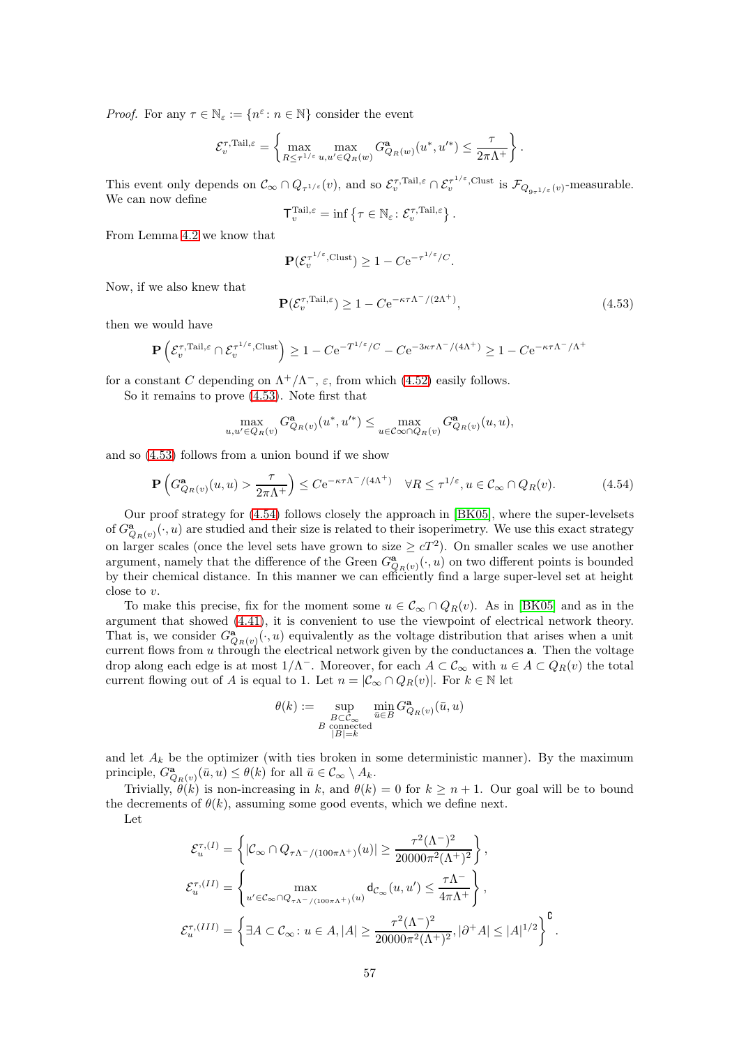*Proof.* For any $\tau \in \mathbb{N}_\varepsilon := \{n^\varepsilon : n \in \mathbb{N}\}$ consider the event

$$\mathcal{E}_v^{\tau,\mathrm{Tail},\varepsilon} = \left\{ \max_{R \le \tau^{1/\varepsilon}} \max_{u,u' \in Q_R(w)} G^{\mathbf{a}}_{Q_R(w)}(u^*, u'^*) \le \frac{\tau}{2\pi\Lambda^+} \right\}.$$

This event only depends on $\mathcal{C}_\infty \cap Q_{\tau^{1/\varepsilon}}(v)$, and so $\mathcal{E}_v^{\tau,\mathrm{Tail},\varepsilon} \cap \mathcal{E}_v^{\tau^{1/\varepsilon},\mathrm{Clust}}$ is $\mathcal{F}_{Q_{9\tau^{1/\varepsilon}}(v)}$-measurable. We can now define

$$\mathsf{T}_v^{\mathrm{Tail},\varepsilon} = \inf \left\{ \tau \in \mathbb{N}_\varepsilon : \mathcal{E}_v^{\tau,\mathrm{Tail},\varepsilon} \right\}.$$

From Lemma 4.2 we know that

$$\mathbf{P}(\mathcal{E}_v^{\tau^{1/\varepsilon},\mathrm{Clust}}) \ge 1 - C\mathrm{e}^{-\tau^{1/\varepsilon}/C}.$$

Now, if we also knew that

$$\mathbf{P}(\mathcal{E}_v^{\tau,\mathrm{Tail},\varepsilon}) \ge 1 - C\mathrm{e}^{-\kappa\tau\Lambda^-/(2\Lambda^+)}, \tag{4.53}$$

then we would have

$$\mathbf{P}\left(\mathcal{E}_v^{\tau,\mathrm{Tail},\varepsilon} \cap \mathcal{E}_v^{\tau^{1/\varepsilon},\mathrm{Clust}}\right) \ge 1 - C\mathrm{e}^{-T^{1/\varepsilon}/C} - C\mathrm{e}^{-3\kappa\tau\Lambda^-/(4\Lambda^+)} \ge 1 - C\mathrm{e}^{-\kappa\tau\Lambda^-/\Lambda^+}$$

for a constant $C$ depending on $\Lambda^+/\Lambda^-$, $\varepsilon$, from which (4.52) easily follows.

So it remains to prove (4.53). Note first that

$$\max_{u,u' \in Q_R(v)} G^{\mathbf{a}}_{Q_R(v)}(u^*, u'^*) \le \max_{u \in \mathcal{C}_\infty \cap Q_R(v)} G^{\mathbf{a}}_{Q_R(v)}(u, u),$$

and so (4.53) follows from a union bound if we show

$$\mathbf{P}\left(G^{\mathbf{a}}_{Q_R(v)}(u,u) > \frac{\tau}{2\pi\Lambda^+}\right) \le C\mathrm{e}^{-\kappa\tau\Lambda^-/(4\Lambda^+)} \quad \forall R \le \tau^{1/\varepsilon}, u \in \mathcal{C}_\infty \cap Q_R(v). \tag{4.54}$$

Our proof strategy for (4.54) follows closely the approach in [BK05], where the super-levelsets of $G^{\mathbf{a}}_{Q_R(v)}(\cdot, u)$ are studied and their size is related to their isoperimetry. We use this exact strategy on larger scales (once the level sets have grown to size $\ge cT^2$). On smaller scales we use another argument, namely that the difference of the Green $G^{\mathbf{a}}_{Q_R(v)}(\cdot, u)$ on two different points is bounded by their chemical distance. In this manner we can efficiently find a large super-level set at height close to $v$.

To make this precise, fix for the moment some $u \in \mathcal{C}_\infty \cap Q_R(v)$. As in [BK05] and as in the argument that showed (4.41), it is convenient to use the viewpoint of electrical network theory. That is, we consider $G^{\mathbf{a}}_{Q_R(v)}(\cdot, u)$ equivalently as the voltage distribution that arises when a unit current flows from $u$ through the electrical network given by the conductances $\mathbf{a}$. Then the voltage drop along each edge is at most $1/\Lambda^-$. Moreover, for each $A \subset \mathcal{C}_\infty$ with $u \in A \subset Q_R(v)$ the total current flowing out of $A$ is equal to 1. Let $n = |\mathcal{C}_\infty \cap Q_R(v)|$. For $k \in \mathbb{N}$ let

$$\theta(k) := \sup_{\substack{B \subset \mathcal{C}_\infty \\ B \text{ connected} \\ |B| = k}} \min_{\bar{u} \in B} G^{\mathbf{a}}_{Q_R(v)}(\bar{u}, u)$$

and let $A_k$ be the optimizer (with ties broken in some deterministic manner). By the maximum principle, $G^{\mathbf{a}}_{Q_R(v)}(\bar{u}, u) \le \theta(k)$ for all $\bar{u} \in \mathcal{C}_\infty \setminus A_k$.

Trivially, $\theta(k)$ is non-increasing in $k$, and $\theta(k) = 0$ for $k \ge n+1$. Our goal will be to bound the decrements of $\theta(k)$, assuming some good events, which we define next.

Let

$$\mathcal{E}_u^{\tau,(I)} = \left\{ |\mathcal{C}_\infty \cap Q_{\tau\Lambda^-/(100\pi\Lambda^+)}(u)| \ge \frac{\tau^2(\Lambda^-)^2}{20000\pi^2(\Lambda^+)^2} \right\},$$

$$\mathcal{E}_u^{\tau,(II)} = \left\{ \max_{u' \in \mathcal{C}_\infty \cap Q_{\tau\Lambda^-/(100\pi\Lambda^+)}(u)} \mathsf{d}_{\mathcal{C}_\infty}(u, u') \le \frac{\tau\Lambda^-}{4\pi\Lambda^+} \right\},$$

$$\mathcal{E}_u^{\tau,(III)} = \left\{ \exists A \subset \mathcal{C}_\infty : u \in A, |A| \ge \frac{\tau^2(\Lambda^-)^2}{20000\pi^2(\Lambda^+)^2}, |\partial^+ A| \le |A|^{1/2} \right\}^{\complement}.$$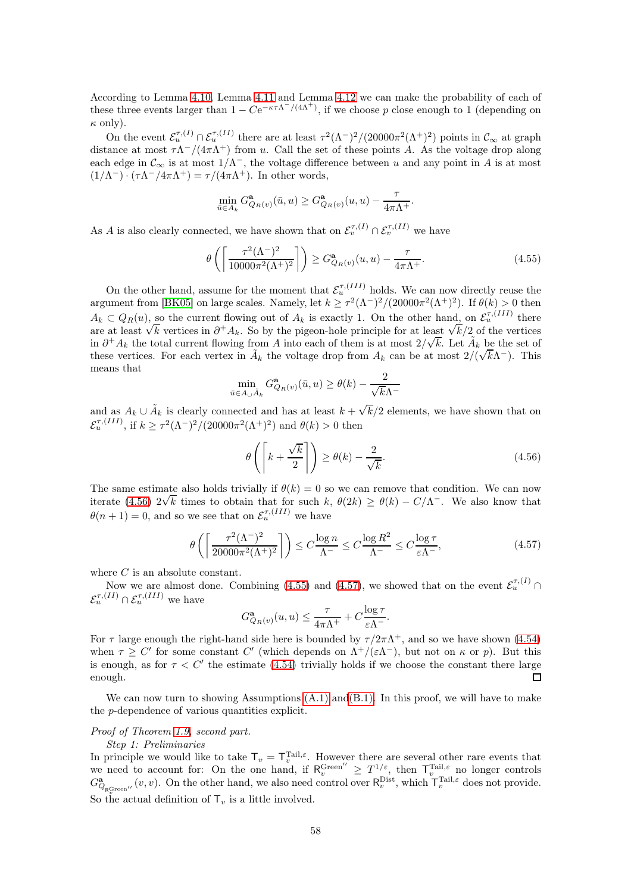According to Lemma 4.10, Lemma 4.11 and Lemma 4.12 we can make the probability of each of these three events larger than $1 - C\mathrm{e}^{-\kappa\tau\Lambda^-/(4\Lambda^+)}$, if we choose $p$ close enough to 1 (depending on $\kappa$ only).

On the event $\mathcal{E}_u^{\tau,(I)} \cap \mathcal{E}_u^{\tau,(II)}$ there are at least $\tau^2(\Lambda^-)^2/(20000\pi^2(\Lambda^+)^2)$ points in $\mathcal{C}_\infty$ at graph distance at most $\tau\Lambda^-/(4\pi\Lambda^+)$ from $u$. Call the set of these points $A$. As the voltage drop along each edge in $\mathcal{C}_\infty$ is at most $1/\Lambda^-$, the voltage difference between $u$ and any point in $A$ is at most $(1/\Lambda^-)\cdot(\tau\Lambda^-/4\pi\Lambda^+) = \tau/(4\pi\Lambda^+)$. In other words,

$$\min_{\bar{u}\in A_k} G^{\mathbf{a}}_{Q_R(v)}(\bar{u},u) \geq G^{\mathbf{a}}_{Q_R(v)}(u,u) - \frac{\tau}{4\pi\Lambda^+}.$$

As $A$ is also clearly connected, we have shown that on $\mathcal{E}_v^{\tau,(I)} \cap \mathcal{E}_v^{\tau,(II)}$ we have

$$\theta\left(\left\lceil \frac{\tau^2(\Lambda^-)^2}{10000\pi^2(\Lambda^+)^2}\right\rceil\right) \geq G^{\mathbf{a}}_{Q_R(v)}(u,u) - \frac{\tau}{4\pi\Lambda^+}. \tag{4.55}$$

On the other hand, assume for the moment that $\mathcal{E}_u^{\tau,(III)}$ holds. We can now directly reuse the argument from [BK05] on large scales. Namely, let $k \geq \tau^2(\Lambda^-)^2/(20000\pi^2(\Lambda^+)^2)$. If $\theta(k) > 0$ then $A_k \subset Q_R(u)$, so the current flowing out of $A_k$ is exactly 1. On the other hand, on $\mathcal{E}_u^{\tau,(III)}$ there are at least $\sqrt{k}$ vertices in $\partial^+ A_k$. So by the pigeon-hole principle for at least $\sqrt{k}/2$ of the vertices in $\partial^+ A_k$ the total current flowing from $A$ into each of them is at most $2/\sqrt{k}$. Let $\tilde{A}_k$ be the set of these vertices. For each vertex in $\tilde{A}_k$ the voltage drop from $A_k$ can be at most $2/(\sqrt{k}\Lambda^-)$. This means that

$$\min_{\bar{u}\in A_\cup \tilde{A}_k} G^{\mathbf{a}}_{Q_R(v)}(\bar{u},u) \geq \theta(k) - \frac{2}{\sqrt{k}\Lambda^-}$$

and as $A_k \cup \tilde{A}_k$ is clearly connected and has at least $k + \sqrt{k}/2$ elements, we have shown that on $\mathcal{E}_u^{\tau,(III)}$, if $k \geq \tau^2(\Lambda^-)^2/(20000\pi^2(\Lambda^+)^2)$ and $\theta(k) > 0$ then

$$\theta\left(\left\lceil k + \frac{\sqrt{k}}{2}\right\rceil\right) \geq \theta(k) - \frac{2}{\sqrt{k}}. \tag{4.56}$$

The same estimate also holds trivially if $\theta(k) = 0$ so we can remove that condition. We can now iterate (4.56) $2\sqrt{k}$ times to obtain that for such $k$, $\theta(2k) \geq \theta(k) - C/\Lambda^-$. We also know that $\theta(n+1) = 0$, and so we see that on $\mathcal{E}_u^{\tau,(III)}$ we have

$$\theta\left(\left\lceil \frac{\tau^2(\Lambda^-)^2}{20000\pi^2(\Lambda^+)^2}\right\rceil\right) \leq C\frac{\log n}{\Lambda^-} \leq C\frac{\log R^2}{\Lambda^-} \leq C\frac{\log \tau}{\varepsilon\Lambda^-}, \tag{4.57}$$

where $C$ is an absolute constant.

Now we are almost done. Combining (4.55) and (4.57), we showed that on the event $\mathcal{E}_u^{\tau,(I)} \cap \mathcal{E}_u^{\tau,(II)} \cap \mathcal{E}_u^{\tau,(III)}$ we have

$$G^{\mathbf{a}}_{Q_R(v)}(u,u) \leq \frac{\tau}{4\pi\Lambda^+} + C\frac{\log \tau}{\varepsilon\Lambda^-}.$$

For $\tau$ large enough the right-hand side here is bounded by $\tau/2\pi\Lambda^+$, and so we have shown (4.54) when $\tau \geq C'$ for some constant $C'$ (which depends on $\Lambda^+/(\varepsilon\Lambda^-)$, but not on $\kappa$ or $p$). But this is enough, as for $\tau < C'$ the estimate (4.54) trivially holds if we choose the constant there large enough. $\square$

We can now turn to showing Assumptions (A.1) and (B.1). In this proof, we will have to make the $p$-dependence of various quantities explicit.

*Proof of Theorem 1.9, second part.*

*Step 1: Preliminaries*

In principle we would like to take $\mathsf{T}_v = \mathsf{T}_v^{\mathrm{Tail},\varepsilon}$. However there are several other rare events that we need to account for: On the one hand, if $\mathsf{R}_v^{\mathrm{Green}''} \geq T^{1/\varepsilon}$, then $\mathsf{T}_v^{\mathrm{Tail},\varepsilon}$ no longer controls $G^{\mathbf{a}}_{Q_{\mathsf{R}_v^{\mathrm{Green}''}}}(v,v)$. On the other hand, we also need control over $\mathsf{R}_v^{\mathrm{Dist}}$, which $\mathsf{T}_v^{\mathrm{Tail},\varepsilon}$ does not provide. So the actual definition of $\mathsf{T}_v$ is a little involved.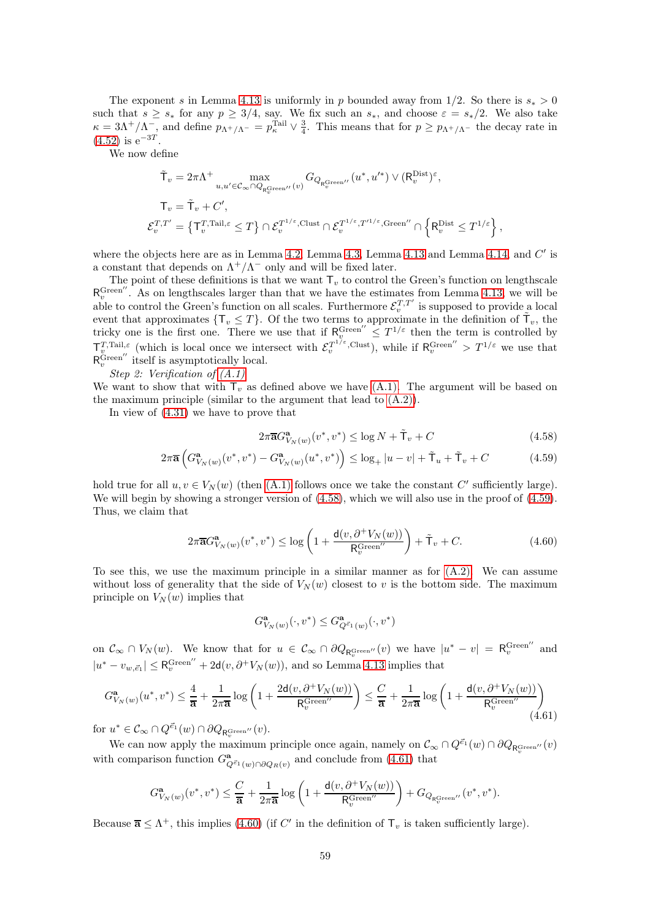The exponent $s$ in Lemma 4.13 is uniformly in $p$ bounded away from $1/2$. So there is $s_* > 0$ such that $s \geq s_*$ for any $p \geq 3/4$, say. We fix such an $s_*$, and choose $\varepsilon = s_*/2$. We also take $\kappa = 3\Lambda^+/\Lambda^-$, and define $p_{\Lambda^+/\Lambda^-} = p_\kappa^{\mathrm{Tail}} \vee \frac{3}{4}$. This means that for $p \geq p_{\Lambda^+/\Lambda^-}$ the decay rate in (4.52) is $\mathrm{e}^{-3T}$.

We now define

$$
\begin{aligned}
\tilde{\mathsf{T}}_v &= 2\pi\Lambda^+ \max_{u,u' \in \mathcal{C}_\infty \cap Q_{\mathsf{R}_v^{\mathrm{Green}''}}(v)} G_{Q_{\mathsf{R}_v^{\mathrm{Green}''}}}(u^*, u'^*) \vee (\mathsf{R}_v^{\mathrm{Dist}})^\varepsilon, \\
\mathsf{T}_v &= \tilde{\mathsf{T}}_v + C', \\
\mathcal{E}_v^{T,T'} &= \left\{\mathsf{T}_v^{T,\mathrm{Tail},\varepsilon} \leq T\right\} \cap \mathcal{E}_v^{T^{1/\varepsilon},\mathrm{Clust}} \cap \mathcal{E}_v^{T^{1/\varepsilon},T'^{1/\varepsilon},\mathrm{Green}''} \cap \left\{\mathsf{R}_v^{\mathrm{Dist}} \leq T^{1/\varepsilon}\right\},
\end{aligned}
$$

where the objects here are as in Lemma 4.2, Lemma 4.3, Lemma 4.13 and Lemma 4.14, and $C'$ is a constant that depends on $\Lambda^+/\Lambda^-$ only and will be fixed later.

The point of these definitions is that we want $\mathsf{T}_v$ to control the Green's function on lengthscale $\mathsf{R}_v^{\mathrm{Green}''}$. As on lengthscales larger than that we have the estimates from Lemma 4.13, we will be able to control the Green's function on all scales. Furthermore $\mathcal{E}_v^{T,T'}$ is supposed to provide a local event that approximates $\{\mathsf{T}_v \leq T\}$. Of the two terms to approximate in the definition of $\tilde{\mathsf{T}}_v$, the tricky one is the first one. There we use that if $\mathsf{R}_v^{\mathrm{Green}''} \leq T^{1/\varepsilon}$ then the term is controlled by $\mathsf{T}_v^{T,\mathrm{Tail},\varepsilon}$ (which is local once we intersect with $\mathcal{E}_v^{T^{1/\varepsilon},\mathrm{Clust}}$), while if $\mathsf{R}_v^{\mathrm{Green}''} > T^{1/\varepsilon}$ we use that $\mathsf{R}_v^{\mathrm{Green}''}$ itself is asymptotically local.

*Step 2: Verification of (A.1)*
We want to show that with $\mathsf{T}_v$ as defined above we have (A.1). The argument will be based on the maximum principle (similar to the argument that lead to (A.2)).

In view of (4.31) we have to prove that

$$
2\pi\bar{\mathbf{a}} G^{\mathbf{a}}_{V_N(w)}(v^*, v^*) \leq \log N + \tilde{\mathsf{T}}_v + C \tag{4.58}
$$

$$
2\pi\bar{\mathbf{a}} \left( G^{\mathbf{a}}_{V_N(w)}(v^*, v^*) - G^{\mathbf{a}}_{V_N(w)}(u^*, v^*) \right) \leq \log_+ |u - v| + \tilde{\mathsf{T}}_u + \tilde{\mathsf{T}}_v + C \tag{4.59}
$$

hold true for all $u, v \in V_N(w)$ (then (A.1) follows once we take the constant $C'$ sufficiently large). We will begin by showing a stronger version of (4.58), which we will also use in the proof of (4.59). Thus, we claim that

$$
2\pi\bar{\mathbf{a}} G^{\mathbf{a}}_{V_N(w)}(v^*, v^*) \leq \log\left(1 + \frac{\mathsf{d}(v, \partial^+ V_N(w))}{\mathsf{R}_v^{\mathrm{Green}''}}\right) + \tilde{\mathsf{T}}_v + C. \tag{4.60}
$$

To see this, we use the maximum principle in a similar manner as for (A.2). We can assume without loss of generality that the side of $V_N(w)$ closest to $v$ is the bottom side. The maximum principle on $V_N(w)$ implies that

$$
G^{\mathbf{a}}_{V_N(w)}(\cdot, v^*) \leq G^{\mathbf{a}}_{Q^{\vec{e}_1}(w)}(\cdot, v^*)
$$

on $\mathcal{C}_\infty \cap V_N(w)$. We know that for $u \in \mathcal{C}_\infty \cap \partial Q_{\mathsf{R}_v^{\mathrm{Green}''}}(v)$ we have $|u^* - v| = \mathsf{R}_v^{\mathrm{Green}''}$ and $|u^* - v_{w,\vec{e}_1}| \leq \mathsf{R}_v^{\mathrm{Green}''} + 2\mathsf{d}(v, \partial^+ V_N(w))$, and so Lemma 4.13 implies that

$$
G^{\mathbf{a}}_{V_N(w)}(u^*, v^*) \leq \frac{4}{\bar{\mathbf{a}}} + \frac{1}{2\pi\bar{\mathbf{a}}} \log\left(1 + \frac{2\mathsf{d}(v, \partial^+ V_N(w))}{\mathsf{R}_v^{\mathrm{Green}''}}\right) \leq \frac{C}{\bar{\mathbf{a}}} + \frac{1}{2\pi\bar{\mathbf{a}}} \log\left(1 + \frac{\mathsf{d}(v, \partial^+ V_N(w))}{\mathsf{R}_v^{\mathrm{Green}''}}\right) \tag{4.61}
$$

for $u^* \in \mathcal{C}_\infty \cap Q^{\vec{e}_1}(w) \cap \partial Q_{\mathsf{R}_v^{\mathrm{Green}''}}(v)$.

We can now apply the maximum principle once again, namely on $\mathcal{C}_\infty \cap Q^{\vec{e}_1}(w) \cap \partial Q_{\mathsf{R}_v^{\mathrm{Green}''}}(v)$ with comparison function $G^{\mathbf{a}}_{Q^{\vec{e}_1}(w) \cap \partial Q_R(v)}$ and conclude from (4.61) that

$$
G^{\mathbf{a}}_{V_N(w)}(v^*, v^*) \leq \frac{C}{\bar{\mathbf{a}}} + \frac{1}{2\pi\bar{\mathbf{a}}} \log\left(1 + \frac{\mathsf{d}(v, \partial^+ V_N(w))}{\mathsf{R}_v^{\mathrm{Green}''}}\right) + G_{Q_{\mathsf{R}_v^{\mathrm{Green}''}}}(v^*, v^*).
$$

Because $\bar{\mathbf{a}} \leq \Lambda^+$, this implies (4.60) (if $C'$ in the definition of $\mathsf{T}_v$ is taken sufficiently large).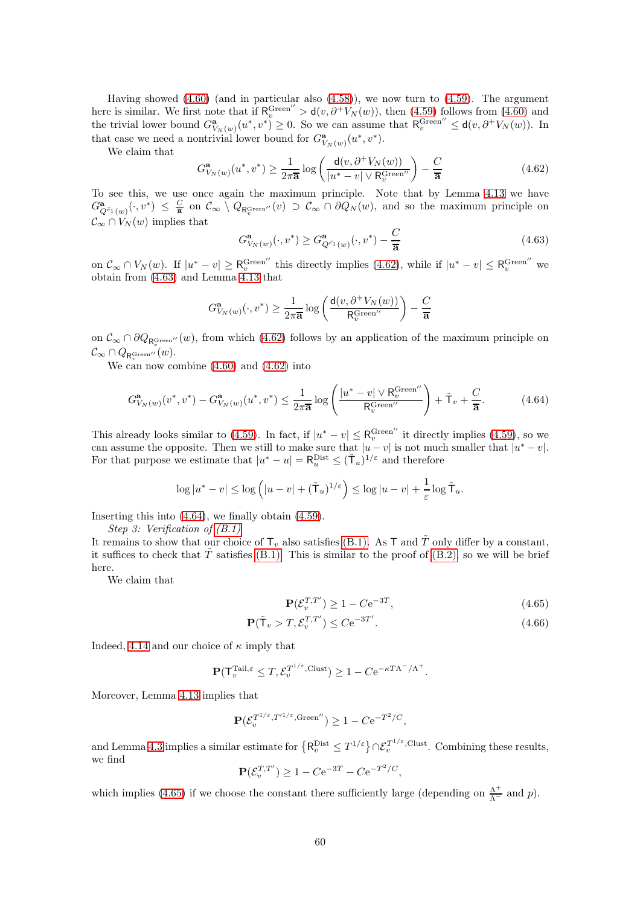Having showed (4.60) (and in particular also (4.58)), we now turn to (4.59). The argument here is similar. We first note that if $\mathsf{R}_v^{\mathrm{Green}''} > \mathsf{d}(v, \partial^+ V_N(w))$, then (4.59) follows from (4.60) and the trivial lower bound $G^{\mathbf{a}}_{V_N(w)}(u^*, v^*) \geq 0$. So we can assume that $\mathsf{R}_v^{\mathrm{Green}''} \leq \mathsf{d}(v, \partial^+ V_N(w))$. In that case we need a nontrivial lower bound for $G^{\mathbf{a}}_{V_N(w)}(u^*, v^*)$.

We claim that

$$
G^{\mathbf{a}}_{V_N(w)}(u^*, v^*) \geq \frac{1}{2\pi\overline{\mathbf{a}}} \log\left(\frac{\mathsf{d}(v, \partial^+ V_N(w))}{|u^* - v| \vee \mathsf{R}_v^{\mathrm{Green}''}}\right) - \frac{C}{\overline{\mathbf{a}}} \tag{4.62}
$$

To see this, we use once again the maximum principle. Note that by Lemma 4.13 we have $G^{\mathbf{a}}_{Q^{\varepsilon_1}(w)}(\cdot, v^*) \leq \frac{C}{\overline{\mathbf{a}}}$ on $\mathcal{C}_\infty \setminus Q_{\mathsf{R}_v^{\mathrm{Green}''}}(v) \supset \mathcal{C}_\infty \cap \partial Q_N(w)$, and so the maximum principle on $\mathcal{C}_\infty \cap V_N(w)$ implies that

$$
G^{\mathbf{a}}_{V_N(w)}(\cdot, v^*) \geq G^{\mathbf{a}}_{Q^{\varepsilon_1}(w)}(\cdot, v^*) - \frac{C}{\overline{\mathbf{a}}} \tag{4.63}
$$

on $\mathcal{C}_\infty \cap V_N(w)$. If $|u^* - v| \geq \mathsf{R}_v^{\mathrm{Green}''}$ this directly implies (4.62), while if $|u^* - v| \leq \mathsf{R}_v^{\mathrm{Green}''}$ we obtain from (4.63) and Lemma 4.13 that

$$
G^{\mathbf{a}}_{V_N(w)}(\cdot, v^*) \geq \frac{1}{2\pi\overline{\mathbf{a}}} \log\left(\frac{\mathsf{d}(v, \partial^+ V_N(w))}{\mathsf{R}_v^{\mathrm{Green}''}}\right) - \frac{C}{\overline{\mathbf{a}}}
$$

on $\mathcal{C}_\infty \cap \partial Q_{\mathsf{R}_v^{\mathrm{Green}''}}(w)$, from which (4.62) follows by an application of the maximum principle on $\mathcal{C}_\infty \cap Q_{\mathsf{R}_v^{\mathrm{Green}''}}(w)$.

We can now combine (4.60) and (4.62) into

$$
G^{\mathbf{a}}_{V_N(w)}(v^*, v^*) - G^{\mathbf{a}}_{V_N(w)}(u^*, v^*) \leq \frac{1}{2\pi\overline{\mathbf{a}}} \log\left(\frac{|u^* - v| \vee \mathsf{R}_v^{\mathrm{Green}''}}{\mathsf{R}_v^{\mathrm{Green}''}}\right) + \tilde{\mathsf{T}}_v + \frac{C}{\overline{\mathbf{a}}}. \tag{4.64}
$$

This already looks similar to (4.59). In fact, if $|u^* - v| \leq \mathsf{R}_v^{\mathrm{Green}''}$ it directly implies (4.59), so we can assume the opposite. Then we still to make sure that $|u - v|$ is not much smaller that $|u^* - v|$. For that purpose we estimate that $|u^* - u| = \mathsf{R}_u^{\mathrm{Dist}} \leq (\tilde{\mathsf{T}}_u)^{1/\varepsilon}$ and therefore

$$
\log|u^* - v| \leq \log\left(|u - v| + (\tilde{\mathsf{T}}_u)^{1/\varepsilon}\right) \leq \log|u - v| + \frac{1}{\varepsilon}\log\tilde{\mathsf{T}}_u.
$$

Inserting this into (4.64), we finally obtain (4.59).

*Step 3: Verification of (B.1)*
It remains to show that our choice of $\mathsf{T}_v$ also satisfies (B.1). As $\mathsf{T}$ and $\tilde{T}$ only differ by a constant, it suffices to check that $\tilde{T}$ satisfies (B.1). This is similar to the proof of (B.2), so we will be brief here.

We claim that

$$
\mathbf{P}(\mathcal{E}_v^{T,T'}) \geq 1 - C\mathrm{e}^{-3T}, \tag{4.65}
$$

$$
\mathbf{P}(\tilde{\mathsf{T}}_v > T, \mathcal{E}_v^{T,T'}) \leq C\mathrm{e}^{-3T'}. \tag{4.66}
$$

Indeed, 4.14 and our choice of $\kappa$ imply that

$$
\mathbf{P}(\mathsf{T}_v^{\mathrm{Tail},\varepsilon} \leq T, \mathcal{E}_v^{T^{1/\varepsilon},\mathrm{Clust}}) \geq 1 - C\mathrm{e}^{-\kappa T\Lambda^-/\Lambda^+}.
$$

Moreover, Lemma 4.13 implies that

$$
\mathbf{P}(\mathcal{E}_v^{T^{1/\varepsilon},T'^{1/\varepsilon},\mathrm{Green}''}) \geq 1 - C\mathrm{e}^{-T^2/C},
$$

and Lemma 4.3 implies a similar estimate for $\{\mathsf{R}_v^{\mathrm{Dist}} \leq T^{1/\varepsilon}\} \cap \mathcal{E}_v^{T^{1/\varepsilon},\mathrm{Clust}}$. Combining these results, we find

$$
\mathbf{P}(\mathcal{E}_v^{T,T'}) \geq 1 - C\mathrm{e}^{-3T} - C\mathrm{e}^{-T^2/C},
$$

which implies (4.65) if we choose the constant there sufficiently large (depending on $\frac{\Lambda^+}{\Lambda^-}$ and $p$).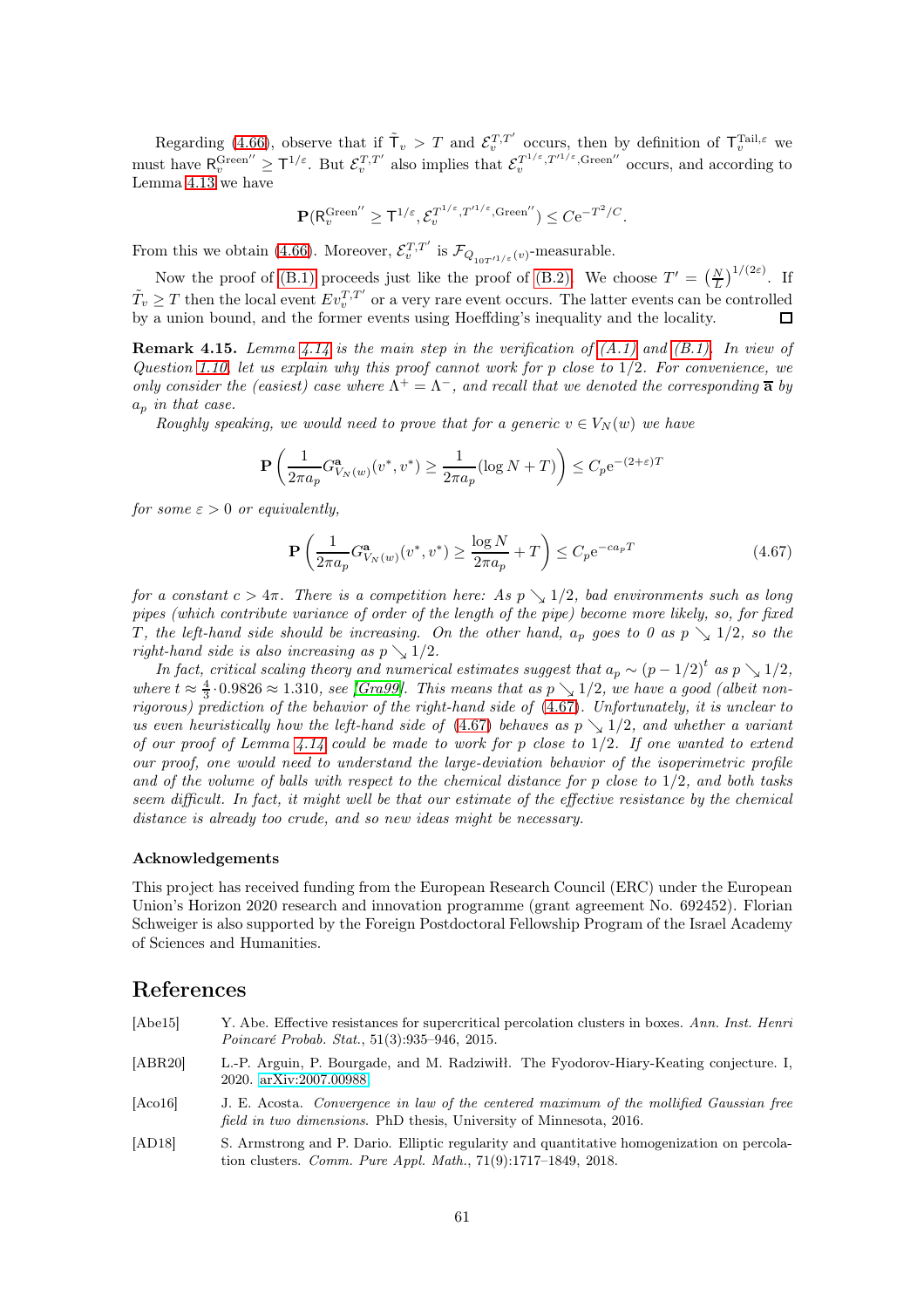Regarding (4.66), observe that if $\tilde{\mathsf{T}}_v > T$ and $\mathcal{E}_v^{T,T'}$ occurs, then by definition of $\mathsf{T}_v^{\mathrm{Tail},\varepsilon}$ we must have $\mathsf{R}_v^{\mathrm{Green}''} \geq \mathsf{T}^{1/\varepsilon}$. But $\mathcal{E}_v^{T,T'}$ also implies that $\mathcal{E}_v^{T^{1/\varepsilon},T'^{1/\varepsilon},\mathrm{Green}''}$ occurs, and according to Lemma 4.13 we have

$$\mathbf{P}(\mathsf{R}_v^{\mathrm{Green}''} \geq \mathsf{T}^{1/\varepsilon}, \mathcal{E}_v^{T^{1/\varepsilon},T'^{1/\varepsilon},\mathrm{Green}''}) \leq C\mathrm{e}^{-T^2/C}.$$

From this we obtain (4.66). Moreover, $\mathcal{E}_v^{T,T'}$ is $\mathcal{F}_{Q_{10T'^{1/\varepsilon}}(v)}$-measurable.

Now the proof of (B.1) proceeds just like the proof of (B.2). We choose $T' = \left(\frac{N}{L}\right)^{1/(2\varepsilon)}$. If $\tilde{T}_v \geq T$ then the local event $Ev_v^{T,T'}$ or a very rare event occurs. The latter events can be controlled by a union bound, and the former events using Hoeffding's inequality and the locality. □

**Remark 4.15.** *Lemma 4.14 is the main step in the verification of (A.1) and (B.1). In view of Question 1.10, let us explain why this proof cannot work for $p$ close to $1/2$. For convenience, we only consider the (easiest) case where $\Lambda^+ = \Lambda^-$, and recall that we denoted the corresponding $\overline{\mathbf{a}}$ by $a_p$ in that case.*

*Roughly speaking, we would need to prove that for a generic $v \in V_N(w)$ we have*

$$\mathbf{P}\left(\frac{1}{2\pi a_p} G^{\mathbf{a}}_{V_N(w)}(v^*, v^*) \geq \frac{1}{2\pi a_p}(\log N + T)\right) \leq C_p \mathrm{e}^{-(2+\varepsilon)T}$$

*for some $\varepsilon > 0$ or equivalently,*

$$\mathbf{P}\left(\frac{1}{2\pi a_p} G^{\mathbf{a}}_{V_N(w)}(v^*, v^*) \geq \frac{\log N}{2\pi a_p} + T\right) \leq C_p \mathrm{e}^{-c a_p T} \tag{4.67}$$

*for a constant $c > 4\pi$. There is a competition here: As $p \searrow 1/2$, bad environments such as long pipes (which contribute variance of order of the length of the pipe) become more likely, so, for fixed $T$, the left-hand side should be increasing. On the other hand, $a_p$ goes to 0 as $p \searrow 1/2$, so the right-hand side is also increasing as $p \searrow 1/2$.*

*In fact, critical scaling theory and numerical estimates suggest that $a_p \sim (p - 1/2)^t$ as $p \searrow 1/2$, where $t \approx \frac{4}{3} \cdot 0.9826 \approx 1.310$, see [Gra99]. This means that as $p \searrow 1/2$, we have a good (albeit non-rigorous) prediction of the behavior of the right-hand side of (4.67). Unfortunately, it is unclear to us even heuristically how the left-hand side of (4.67) behaves as $p \searrow 1/2$, and whether a variant of our proof of Lemma 4.14 could be made to work for $p$ close to $1/2$. If one wanted to extend our proof, one would need to understand the large-deviation behavior of the isoperimetric profile and of the volume of balls with respect to the chemical distance for $p$ close to $1/2$, and both tasks seem difficult. In fact, it might well be that our estimate of the effective resistance by the chemical distance is already too crude, and so new ideas might be necessary.*

### Acknowledgements

This project has received funding from the European Research Council (ERC) under the European Union's Horizon 2020 research and innovation programme (grant agreement No. 692452). Florian Schweiger is also supported by the Foreign Postdoctoral Fellowship Program of the Israel Academy of Sciences and Humanities.

## References

[Abe15] Y. Abe. Effective resistances for supercritical percolation clusters in boxes. *Ann. Inst. Henri Poincaré Probab. Stat.*, 51(3):935–946, 2015.

[ABR20] L.-P. Arguin, P. Bourgade, and M. Radziwiłł. The Fyodorov-Hiary-Keating conjecture. I, 2020. arXiv:2007.00988.

[Aco16] J. E. Acosta. *Convergence in law of the centered maximum of the mollified Gaussian free field in two dimensions*. PhD thesis, University of Minnesota, 2016.

[AD18] S. Armstrong and P. Dario. Elliptic regularity and quantitative homogenization on percolation clusters. *Comm. Pure Appl. Math.*, 71(9):1717–1849, 2018.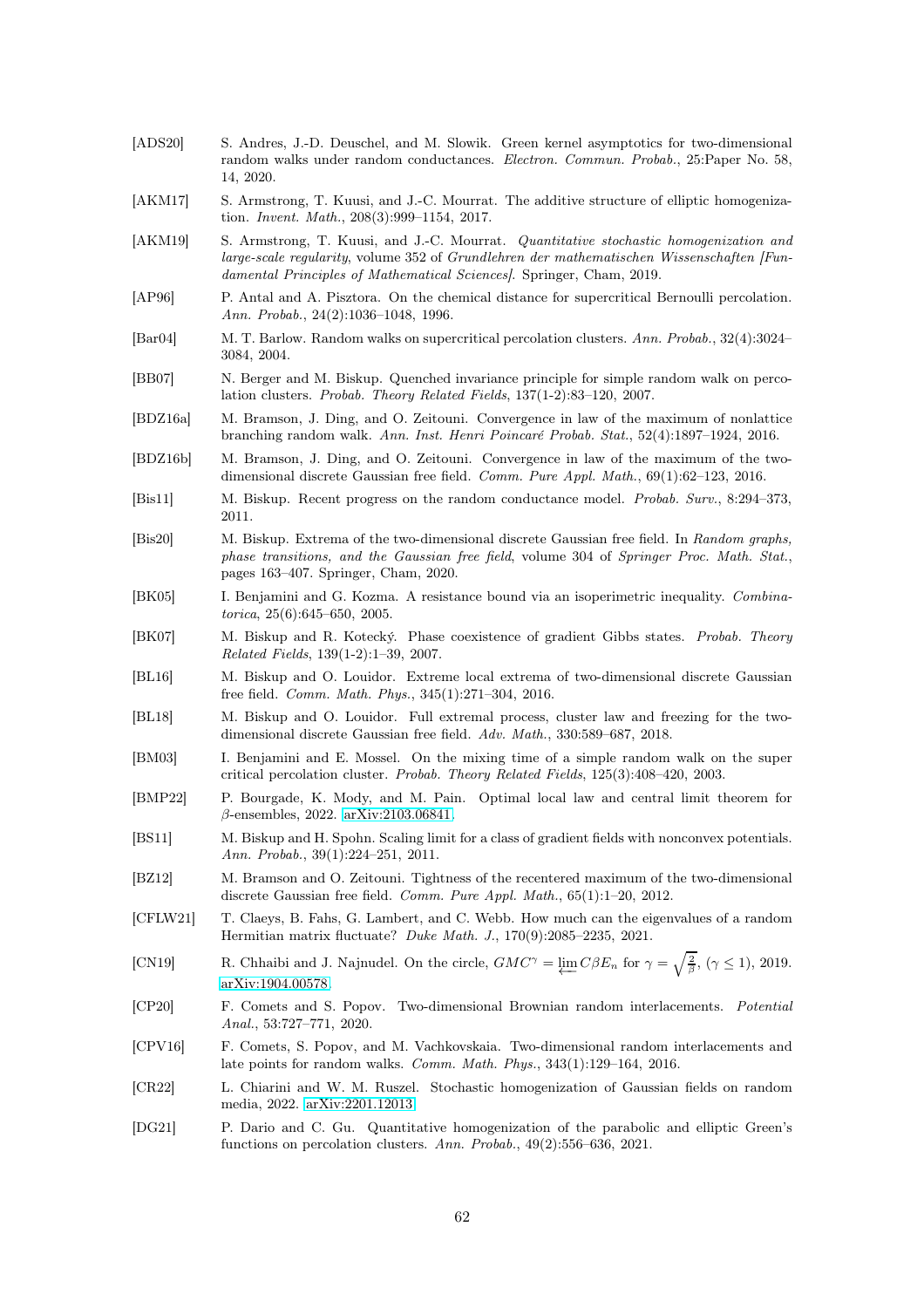[ADS20] S. Andres, J.-D. Deuschel, and M. Slowik. Green kernel asymptotics for two-dimensional random walks under random conductances. *Electron. Commun. Probab.*, 25:Paper No. 58, 14, 2020.

[AKM17] S. Armstrong, T. Kuusi, and J.-C. Mourrat. The additive structure of elliptic homogenization. *Invent. Math.*, 208(3):999–1154, 2017.

[AKM19] S. Armstrong, T. Kuusi, and J.-C. Mourrat. *Quantitative stochastic homogenization and large-scale regularity*, volume 352 of *Grundlehren der mathematischen Wissenschaften [Fundamental Principles of Mathematical Sciences]*. Springer, Cham, 2019.

[AP96] P. Antal and A. Pisztora. On the chemical distance for supercritical Bernoulli percolation. *Ann. Probab.*, 24(2):1036–1048, 1996.

[Bar04] M. T. Barlow. Random walks on supercritical percolation clusters. *Ann. Probab.*, 32(4):3024–3084, 2004.

[BB07] N. Berger and M. Biskup. Quenched invariance principle for simple random walk on percolation clusters. *Probab. Theory Related Fields*, 137(1-2):83–120, 2007.

[BDZ16a] M. Bramson, J. Ding, and O. Zeitouni. Convergence in law of the maximum of nonlattice branching random walk. *Ann. Inst. Henri Poincaré Probab. Stat.*, 52(4):1897–1924, 2016.

[BDZ16b] M. Bramson, J. Ding, and O. Zeitouni. Convergence in law of the maximum of the two-dimensional discrete Gaussian free field. *Comm. Pure Appl. Math.*, 69(1):62–123, 2016.

[Bis11] M. Biskup. Recent progress on the random conductance model. *Probab. Surv.*, 8:294–373, 2011.

[Bis20] M. Biskup. Extrema of the two-dimensional discrete Gaussian free field. In *Random graphs, phase transitions, and the Gaussian free field*, volume 304 of *Springer Proc. Math. Stat.*, pages 163–407. Springer, Cham, 2020.

[BK05] I. Benjamini and G. Kozma. A resistance bound via an isoperimetric inequality. *Combinatorica*, 25(6):645–650, 2005.

[BK07] M. Biskup and R. Kotecký. Phase coexistence of gradient Gibbs states. *Probab. Theory Related Fields*, 139(1-2):1–39, 2007.

[BL16] M. Biskup and O. Louidor. Extreme local extrema of two-dimensional discrete Gaussian free field. *Comm. Math. Phys.*, 345(1):271–304, 2016.

[BL18] M. Biskup and O. Louidor. Full extremal process, cluster law and freezing for the two-dimensional discrete Gaussian free field. *Adv. Math.*, 330:589–687, 2018.

[BM03] I. Benjamini and E. Mossel. On the mixing time of a simple random walk on the super critical percolation cluster. *Probab. Theory Related Fields*, 125(3):408–420, 2003.

[BMP22] P. Bourgade, K. Mody, and M. Pain. Optimal local law and central limit theorem for $\beta$-ensembles, 2022. arXiv:2103.06841.

[BS11] M. Biskup and H. Spohn. Scaling limit for a class of gradient fields with nonconvex potentials. *Ann. Probab.*, 39(1):224–251, 2011.

[BZ12] M. Bramson and O. Zeitouni. Tightness of the recentered maximum of the two-dimensional discrete Gaussian free field. *Comm. Pure Appl. Math.*, 65(1):1–20, 2012.

[CFLW21] T. Claeys, B. Fahs, G. Lambert, and C. Webb. How much can the eigenvalues of a random Hermitian matrix fluctuate? *Duke Math. J.*, 170(9):2085–2235, 2021.

[CN19] R. Chhaibi and J. Najnudel. On the circle, $GMC^\gamma = \varprojlim C\beta E_n$ for $\gamma = \sqrt{\frac{2}{\beta}}$, $(\gamma \leq 1)$, 2019. arXiv:1904.00578.

[CP20] F. Comets and S. Popov. Two-dimensional Brownian random interlacements. *Potential Anal.*, 53:727–771, 2020.

[CPV16] F. Comets, S. Popov, and M. Vachkovskaia. Two-dimensional random interlacements and late points for random walks. *Comm. Math. Phys.*, 343(1):129–164, 2016.

[CR22] L. Chiarini and W. M. Ruszel. Stochastic homogenization of Gaussian fields on random media, 2022. arXiv:2201.12013.

[DG21] P. Dario and C. Gu. Quantitative homogenization of the parabolic and elliptic Green's functions on percolation clusters. *Ann. Probab.*, 49(2):556–636, 2021.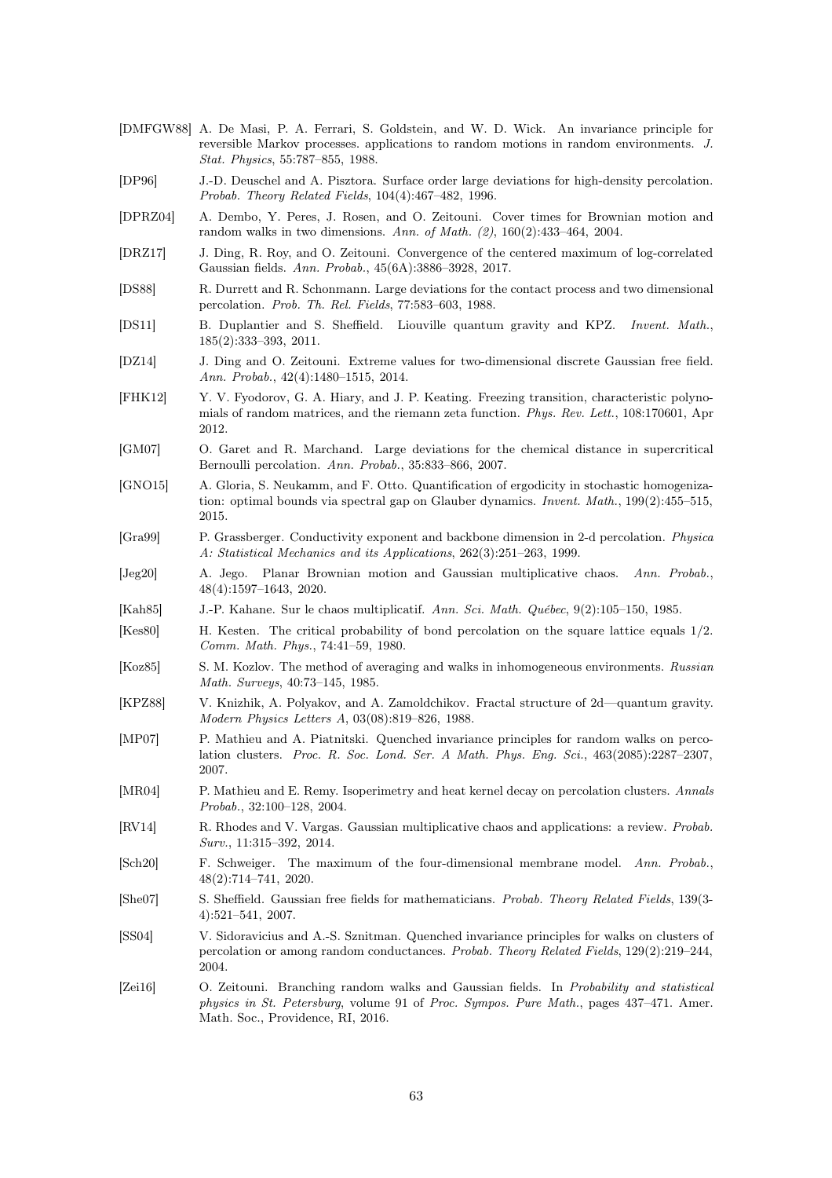[DMFGW88] A. De Masi, P. A. Ferrari, S. Goldstein, and W. D. Wick. An invariance principle for reversible Markov processes. applications to random motions in random environments. *J. Stat. Physics*, 55:787–855, 1988.

[DP96] J.-D. Deuschel and A. Pisztora. Surface order large deviations for high-density percolation. *Probab. Theory Related Fields*, 104(4):467–482, 1996.

[DPRZ04] A. Dembo, Y. Peres, J. Rosen, and O. Zeitouni. Cover times for Brownian motion and random walks in two dimensions. *Ann. of Math. (2)*, 160(2):433–464, 2004.

[DRZ17] J. Ding, R. Roy, and O. Zeitouni. Convergence of the centered maximum of log-correlated Gaussian fields. *Ann. Probab.*, 45(6A):3886–3928, 2017.

[DS88] R. Durrett and R. Schonmann. Large deviations for the contact process and two dimensional percolation. *Prob. Th. Rel. Fields*, 77:583–603, 1988.

[DS11] B. Duplantier and S. Sheffield. Liouville quantum gravity and KPZ. *Invent. Math.*, 185(2):333–393, 2011.

[DZ14] J. Ding and O. Zeitouni. Extreme values for two-dimensional discrete Gaussian free field. *Ann. Probab.*, 42(4):1480–1515, 2014.

[FHK12] Y. V. Fyodorov, G. A. Hiary, and J. P. Keating. Freezing transition, characteristic polynomials of random matrices, and the riemann zeta function. *Phys. Rev. Lett.*, 108:170601, Apr 2012.

[GM07] O. Garet and R. Marchand. Large deviations for the chemical distance in supercritical Bernoulli percolation. *Ann. Probab.*, 35:833–866, 2007.

[GNO15] A. Gloria, S. Neukamm, and F. Otto. Quantification of ergodicity in stochastic homogenization: optimal bounds via spectral gap on Glauber dynamics. *Invent. Math.*, 199(2):455–515, 2015.

[Gra99] P. Grassberger. Conductivity exponent and backbone dimension in 2-d percolation. *Physica A: Statistical Mechanics and its Applications*, 262(3):251–263, 1999.

[Jeg20] A. Jego. Planar Brownian motion and Gaussian multiplicative chaos. *Ann. Probab.*, 48(4):1597–1643, 2020.

[Kah85] J.-P. Kahane. Sur le chaos multiplicatif. *Ann. Sci. Math. Québec*, 9(2):105–150, 1985.

[Kes80] H. Kesten. The critical probability of bond percolation on the square lattice equals 1/2. *Comm. Math. Phys.*, 74:41–59, 1980.

[Koz85] S. M. Kozlov. The method of averaging and walks in inhomogeneous environments. *Russian Math. Surveys*, 40:73–145, 1985.

[KPZ88] V. Knizhik, A. Polyakov, and A. Zamoldchikov. Fractal structure of 2d—quantum gravity. *Modern Physics Letters A*, 03(08):819–826, 1988.

[MP07] P. Mathieu and A. Piatnitski. Quenched invariance principles for random walks on percolation clusters. *Proc. R. Soc. Lond. Ser. A Math. Phys. Eng. Sci.*, 463(2085):2287–2307, 2007.

[MR04] P. Mathieu and E. Remy. Isoperimetry and heat kernel decay on percolation clusters. *Annals Probab.*, 32:100–128, 2004.

[RV14] R. Rhodes and V. Vargas. Gaussian multiplicative chaos and applications: a review. *Probab. Surv.*, 11:315–392, 2014.

[Sch20] F. Schweiger. The maximum of the four-dimensional membrane model. *Ann. Probab.*, 48(2):714–741, 2020.

[She07] S. Sheffield. Gaussian free fields for mathematicians. *Probab. Theory Related Fields*, 139(3-4):521–541, 2007.

[SS04] V. Sidoravicius and A.-S. Sznitman. Quenched invariance principles for walks on clusters of percolation or among random conductances. *Probab. Theory Related Fields*, 129(2):219–244, 2004.

[Zei16] O. Zeitouni. Branching random walks and Gaussian fields. In *Probability and statistical physics in St. Petersburg*, volume 91 of *Proc. Sympos. Pure Math.*, pages 437–471. Amer. Math. Soc., Providence, RI, 2016.